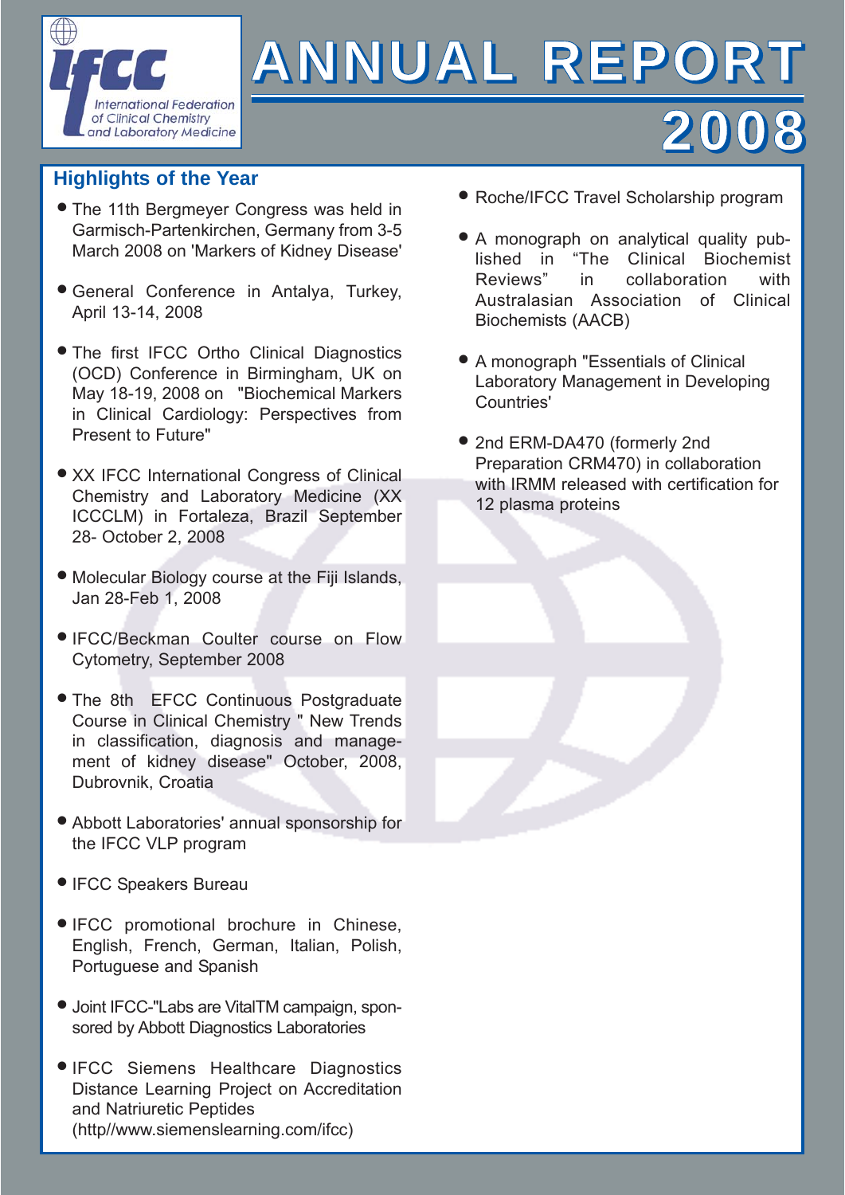IFCC
International Federation of Clinical Chemistry and Laboratory Medicine

# ANNUAL REPORT 2008

## Highlights of the Year

- The 11th Bergmeyer Congress was held in Garmisch-Partenkirchen, Germany from 3-5 March 2008 on 'Markers of Kidney Disease'
- General Conference in Antalya, Turkey, April 13-14, 2008
- The first IFCC Ortho Clinical Diagnostics (OCD) Conference in Birmingham, UK on May 18-19, 2008 on "Biochemical Markers in Clinical Cardiology: Perspectives from Present to Future"
- XX IFCC International Congress of Clinical Chemistry and Laboratory Medicine (XX ICCCLM) in Fortaleza, Brazil September 28- October 2, 2008
- Molecular Biology course at the Fiji Islands, Jan 28-Feb 1, 2008
- IFCC/Beckman Coulter course on Flow Cytometry, September 2008
- The 8th EFCC Continuous Postgraduate Course in Clinical Chemistry " New Trends in classification, diagnosis and management of kidney disease" October, 2008, Dubrovnik, Croatia
- Abbott Laboratories' annual sponsorship for the IFCC VLP program
- IFCC Speakers Bureau
- IFCC promotional brochure in Chinese, English, French, German, Italian, Polish, Portuguese and Spanish
- Joint IFCC-"Labs are VitalTM campaign, sponsored by Abbott Diagnostics Laboratories
- IFCC Siemens Healthcare Diagnostics Distance Learning Project on Accreditation and Natriuretic Peptides (http//www.siemenslearning.com/ifcc)
- Roche/IFCC Travel Scholarship program
- A monograph on analytical quality published in "The Clinical Biochemist Reviews" in collaboration with Australasian Association of Clinical Biochemists (AACB)
- A monograph "Essentials of Clinical Laboratory Management in Developing Countries'
- 2nd ERM-DA470 (formerly 2nd Preparation CRM470) in collaboration with IRMM released with certification for 12 plasma proteins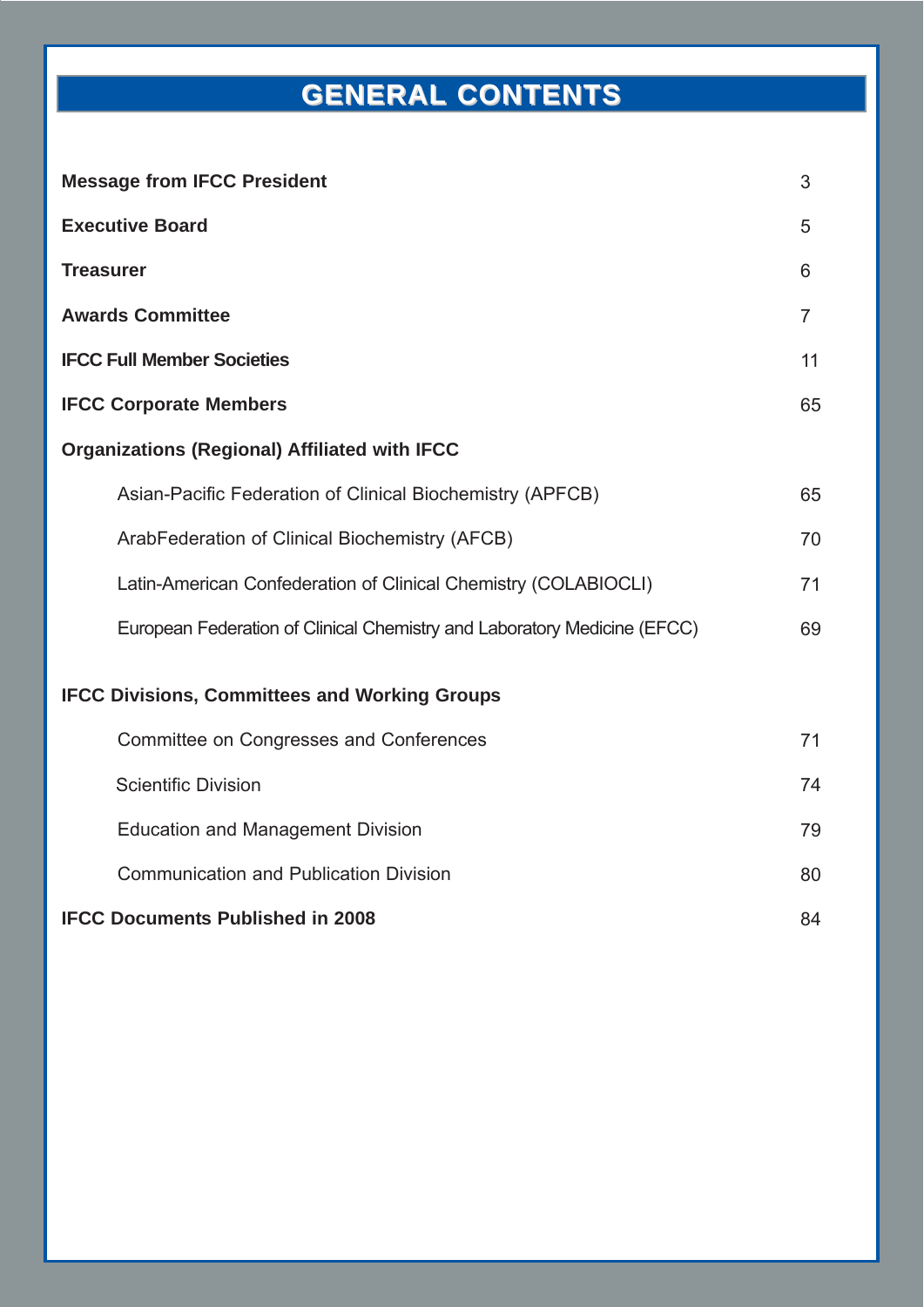# GENERAL CONTENTS

| | |
|---|---|
| **Message from IFCC President** | 3 |
| **Executive Board** | 5 |
| **Treasurer** | 6 |
| **Awards Committee** | 7 |
| **IFCC Full Member Societies** | 11 |
| **IFCC Corporate Members** | 65 |
| **Organizations (Regional) Affiliated with IFCC** | |
| Asian-Pacific Federation of Clinical Biochemistry (APFCB) | 65 |
| ArabFederation of Clinical Biochemistry (AFCB) | 70 |
| Latin-American Confederation of Clinical Chemistry (COLABIOCLI) | 71 |
| European Federation of Clinical Chemistry and Laboratory Medicine (EFCC) | 69 |
| **IFCC Divisions, Committees and Working Groups** | |
| Committee on Congresses and Conferences | 71 |
| Scientific Division | 74 |
| Education and Management Division | 79 |
| Communication and Publication Division | 80 |
| **IFCC Documents Published in 2008** | 84 |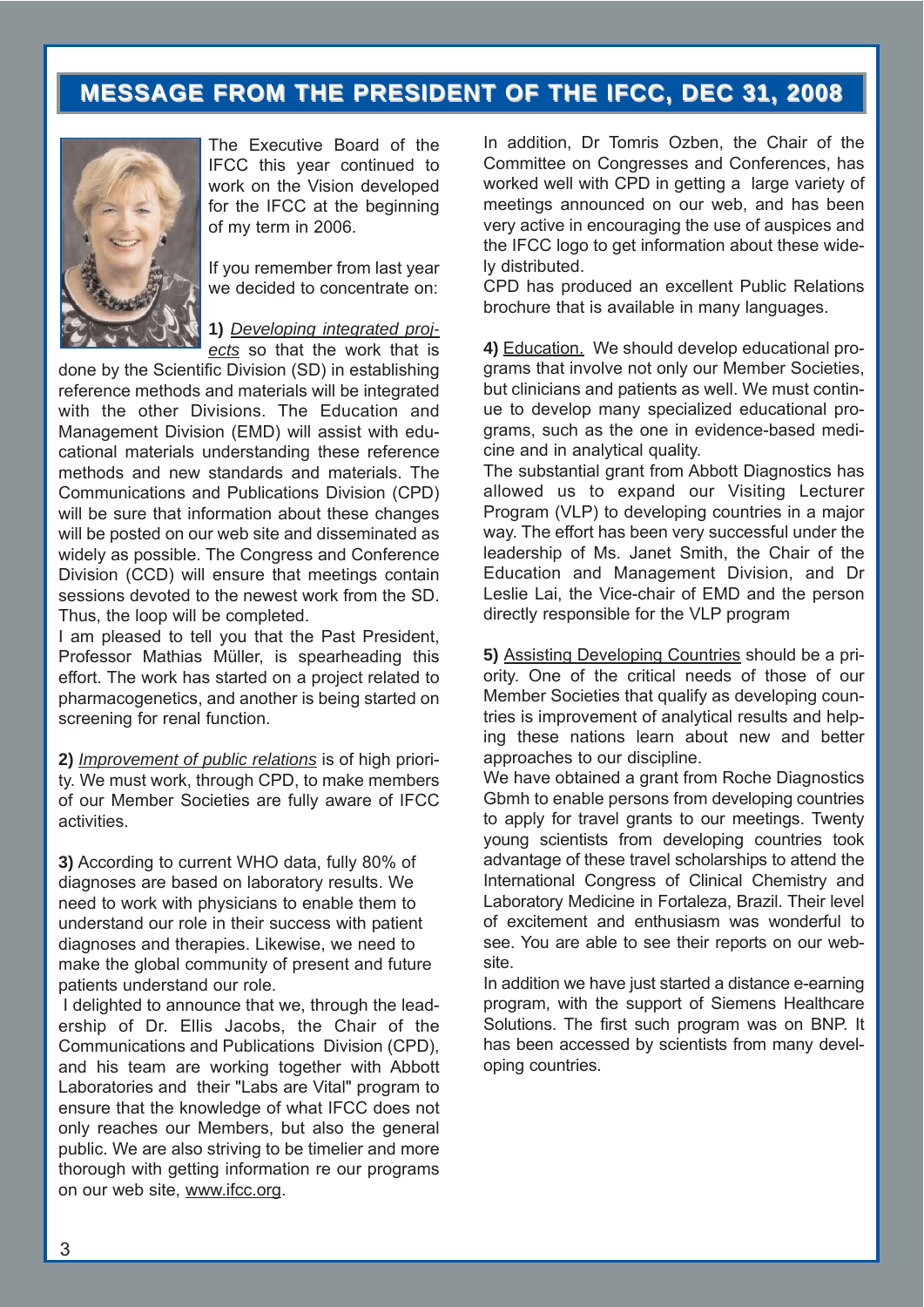## MESSAGE FROM THE PRESIDENT OF THE IFCC, DEC 31, 2008

The Executive Board of the IFCC this year continued to work on the Vision developed for the IFCC at the beginning of my term in 2006.

If you remember from last year we decided to concentrate on:

**1)** *Developing integrated projects* so that the work that is done by the Scientific Division (SD) in establishing reference methods and materials will be integrated with the other Divisions. The Education and Management Division (EMD) will assist with educational materials understanding these reference methods and new standards and materials. The Communications and Publications Division (CPD) will be sure that information about these changes will be posted on our web site and disseminated as widely as possible. The Congress and Conference Division (CCD) will ensure that meetings contain sessions devoted to the newest work from the SD. Thus, the loop will be completed.

I am pleased to tell you that the Past President, Professor Mathias Müller, is spearheading this effort. The work has started on a project related to pharmacogenetics, and another is being started on screening for renal function.

**2)** *Improvement of public relations* is of high priority. We must work, through CPD, to make members of our Member Societies are fully aware of IFCC activities.

**3)** According to current WHO data, fully 80% of diagnoses are based on laboratory results. We need to work with physicians to enable them to understand our role in their success with patient diagnoses and therapies. Likewise, we need to make the global community of present and future patients understand our role.

I delighted to announce that we, through the leadership of Dr. Ellis Jacobs, the Chair of the Communications and Publications Division (CPD), and his team are working together with Abbott Laboratories and their "Labs are Vital" program to ensure that the knowledge of what IFCC does not only reaches our Members, but also the general public. We are also striving to be timelier and more thorough with getting information re our programs on our web site, www.ifcc.org.

In addition, Dr Tomris Ozben, the Chair of the Committee on Congresses and Conferences, has worked well with CPD in getting a large variety of meetings announced on our web, and has been very active in encouraging the use of auspices and the IFCC logo to get information about these widely distributed.

CPD has produced an excellent Public Relations brochure that is available in many languages.

**4)** Education. We should develop educational programs that involve not only our Member Societies, but clinicians and patients as well. We must continue to develop many specialized educational programs, such as the one in evidence-based medicine and in analytical quality.

The substantial grant from Abbott Diagnostics has allowed us to expand our Visiting Lecturer Program (VLP) to developing countries in a major way. The effort has been very successful under the leadership of Ms. Janet Smith, the Chair of the Education and Management Division, and Dr Leslie Lai, the Vice-chair of EMD and the person directly responsible for the VLP program

**5)** Assisting Developing Countries should be a priority. One of the critical needs of those of our Member Societies that qualify as developing countries is improvement of analytical results and helping these nations learn about new and better approaches to our discipline.

We have obtained a grant from Roche Diagnostics Gbmh to enable persons from developing countries to apply for travel grants to our meetings. Twenty young scientists from developing countries took advantage of these travel scholarships to attend the International Congress of Clinical Chemistry and Laboratory Medicine in Fortaleza, Brazil. Their level of excitement and enthusiasm was wonderful to see. You are able to see their reports on our website.

In addition we have just started a distance e-earning program, with the support of Siemens Healthcare Solutions. The first such program was on BNP. It has been accessed by scientists from many developing countries.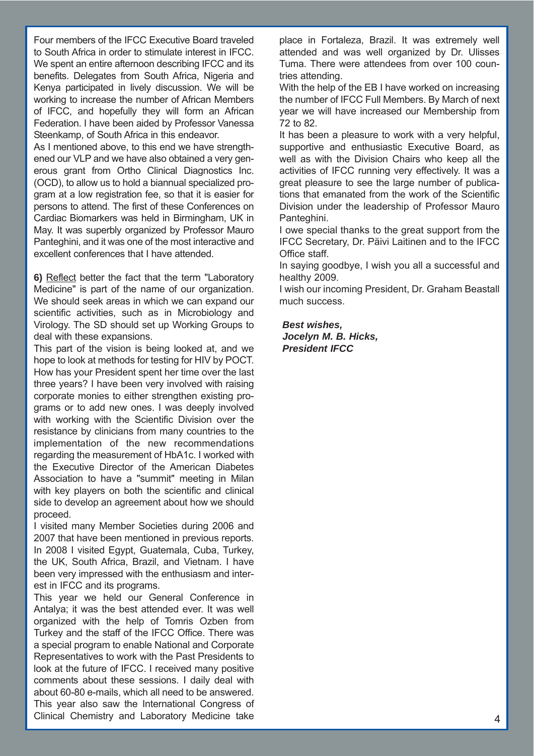Four members of the IFCC Executive Board traveled to South Africa in order to stimulate interest in IFCC. We spent an entire afternoon describing IFCC and its benefits. Delegates from South Africa, Nigeria and Kenya participated in lively discussion. We will be working to increase the number of African Members of IFCC, and hopefully they will form an African Federation. I have been aided by Professor Vanessa Steenkamp, of South Africa in this endeavor.

As I mentioned above, to this end we have strengthened our VLP and we have also obtained a very generous grant from Ortho Clinical Diagnostics Inc. (OCD), to allow us to hold a biannual specialized program at a low registration fee, so that it is easier for persons to attend. The first of these Conferences on Cardiac Biomarkers was held in Birmingham, UK in May. It was superbly organized by Professor Mauro Panteghini, and it was one of the most interactive and excellent conferences that I have attended.

**6)** Reflect better the fact that the term "Laboratory Medicine" is part of the name of our organization. We should seek areas in which we can expand our scientific activities, such as in Microbiology and Virology. The SD should set up Working Groups to deal with these expansions.

This part of the vision is being looked at, and we hope to look at methods for testing for HIV by POCT. How has your President spent her time over the last three years? I have been very involved with raising corporate monies to either strengthen existing programs or to add new ones. I was deeply involved with working with the Scientific Division over the resistance by clinicians from many countries to the implementation of the new recommendations regarding the measurement of HbA1c. I worked with the Executive Director of the American Diabetes Association to have a "summit" meeting in Milan with key players on both the scientific and clinical side to develop an agreement about how we should proceed.

I visited many Member Societies during 2006 and 2007 that have been mentioned in previous reports. In 2008 I visited Egypt, Guatemala, Cuba, Turkey, the UK, South Africa, Brazil, and Vietnam. I have been very impressed with the enthusiasm and interest in IFCC and its programs.

This year we held our General Conference in Antalya; it was the best attended ever. It was well organized with the help of Tomris Ozben from Turkey and the staff of the IFCC Office. There was a special program to enable National and Corporate Representatives to work with the Past Presidents to look at the future of IFCC. I received many positive comments about these sessions. I daily deal with about 60-80 e-mails, which all need to be answered. This year also saw the International Congress of Clinical Chemistry and Laboratory Medicine take place in Fortaleza, Brazil. It was extremely well attended and was well organized by Dr. Ulisses Tuma. There were attendees from over 100 countries attending.

With the help of the EB I have worked on increasing the number of IFCC Full Members. By March of next year we will have increased our Membership from 72 to 82.

It has been a pleasure to work with a very helpful, supportive and enthusiastic Executive Board, as well as with the Division Chairs who keep all the activities of IFCC running very effectively. It was a great pleasure to see the large number of publications that emanated from the work of the Scientific Division under the leadership of Professor Mauro Panteghini.

I owe special thanks to the great support from the IFCC Secretary, Dr. Päivi Laitinen and to the IFCC Office staff.

In saying goodbye, I wish you all a successful and healthy 2009.

I wish our incoming President, Dr. Graham Beastall much success.

***Best wishes,***
***Jocelyn M. B. Hicks,***
***President IFCC***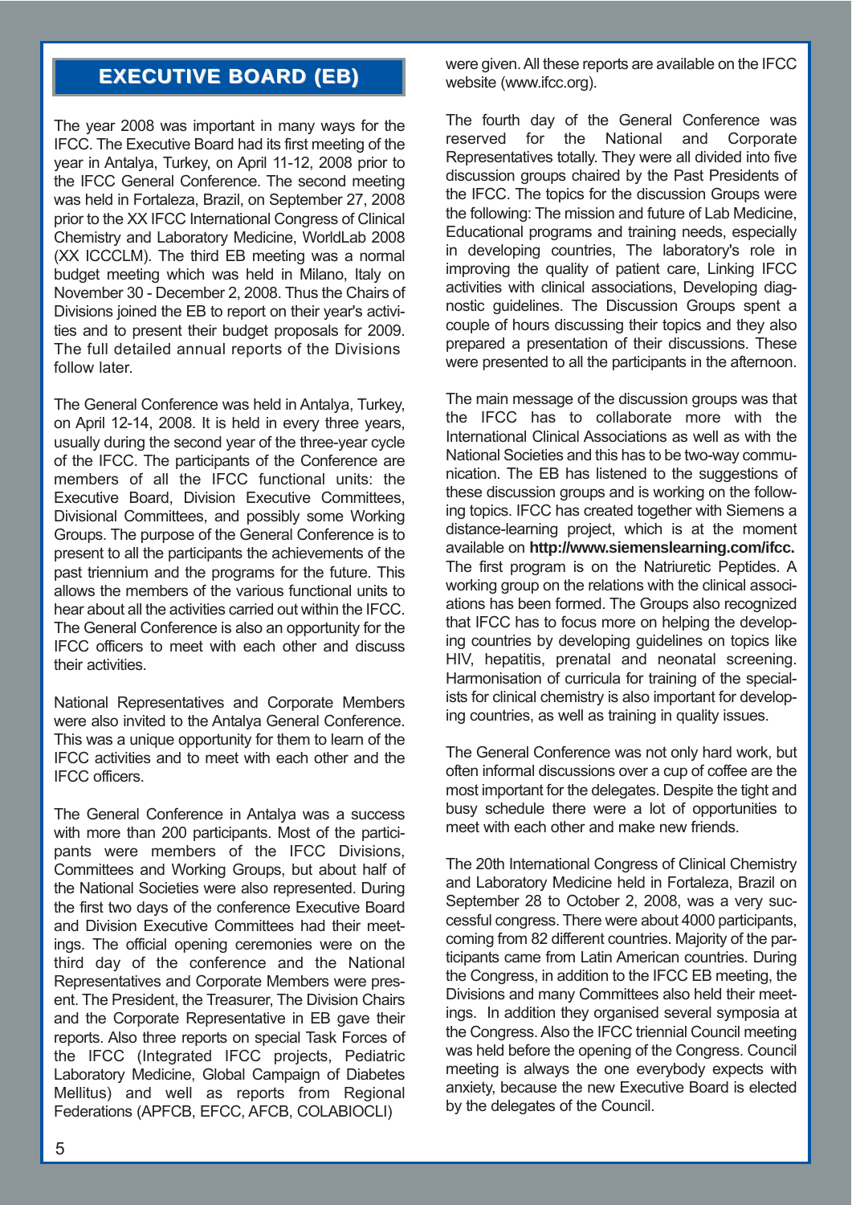## EXECUTIVE BOARD (EB)

The year 2008 was important in many ways for the IFCC. The Executive Board had its first meeting of the year in Antalya, Turkey, on April 11-12, 2008 prior to the IFCC General Conference. The second meeting was held in Fortaleza, Brazil, on September 27, 2008 prior to the XX IFCC International Congress of Clinical Chemistry and Laboratory Medicine, WorldLab 2008 (XX ICCCLM). The third EB meeting was a normal budget meeting which was held in Milano, Italy on November 30 - December 2, 2008. Thus the Chairs of Divisions joined the EB to report on their year's activities and to present their budget proposals for 2009. The full detailed annual reports of the Divisions follow later.

The General Conference was held in Antalya, Turkey, on April 12-14, 2008. It is held in every three years, usually during the second year of the three-year cycle of the IFCC. The participants of the Conference are members of all the IFCC functional units: the Executive Board, Division Executive Committees, Divisional Committees, and possibly some Working Groups. The purpose of the General Conference is to present to all the participants the achievements of the past triennium and the programs for the future. This allows the members of the various functional units to hear about all the activities carried out within the IFCC. The General Conference is also an opportunity for the IFCC officers to meet with each other and discuss their activities.

National Representatives and Corporate Members were also invited to the Antalya General Conference. This was a unique opportunity for them to learn of the IFCC activities and to meet with each other and the IFCC officers.

The General Conference in Antalya was a success with more than 200 participants. Most of the participants were members of the IFCC Divisions, Committees and Working Groups, but about half of the National Societies were also represented. During the first two days of the conference Executive Board and Division Executive Committees had their meetings. The official opening ceremonies were on the third day of the conference and the National Representatives and Corporate Members were present. The President, the Treasurer, The Division Chairs and the Corporate Representative in EB gave their reports. Also three reports on special Task Forces of the IFCC (Integrated IFCC projects, Pediatric Laboratory Medicine, Global Campaign of Diabetes Mellitus) and well as reports from Regional Federations (APFCB, EFCC, AFCB, COLABIOCLI) were given. All these reports are available on the IFCC website (www.ifcc.org).

The fourth day of the General Conference was reserved for the National and Corporate Representatives totally. They were all divided into five discussion groups chaired by the Past Presidents of the IFCC. The topics for the discussion Groups were the following: The mission and future of Lab Medicine, Educational programs and training needs, especially in developing countries, The laboratory's role in improving the quality of patient care, Linking IFCC activities with clinical associations, Developing diagnostic guidelines. The Discussion Groups spent a couple of hours discussing their topics and they also prepared a presentation of their discussions. These were presented to all the participants in the afternoon.

The main message of the discussion groups was that the IFCC has to collaborate more with the International Clinical Associations as well as with the National Societies and this has to be two-way communication. The EB has listened to the suggestions of these discussion groups and is working on the following topics. IFCC has created together with Siemens a distance-learning project, which is at the moment available on **http://www.siemenslearning.com/ifcc.** The first program is on the Natriuretic Peptides. A working group on the relations with the clinical associations has been formed. The Groups also recognized that IFCC has to focus more on helping the developing countries by developing guidelines on topics like HIV, hepatitis, prenatal and neonatal screening. Harmonisation of curricula for training of the specialists for clinical chemistry is also important for developing countries, as well as training in quality issues.

The General Conference was not only hard work, but often informal discussions over a cup of coffee are the most important for the delegates. Despite the tight and busy schedule there were a lot of opportunities to meet with each other and make new friends.

The 20th International Congress of Clinical Chemistry and Laboratory Medicine held in Fortaleza, Brazil on September 28 to October 2, 2008, was a very successful congress. There were about 4000 participants, coming from 82 different countries. Majority of the participants came from Latin American countries. During the Congress, in addition to the IFCC EB meeting, the Divisions and many Committees also held their meetings. In addition they organised several symposia at the Congress. Also the IFCC triennial Council meeting was held before the opening of the Congress. Council meeting is always the one everybody expects with anxiety, because the new Executive Board is elected by the delegates of the Council.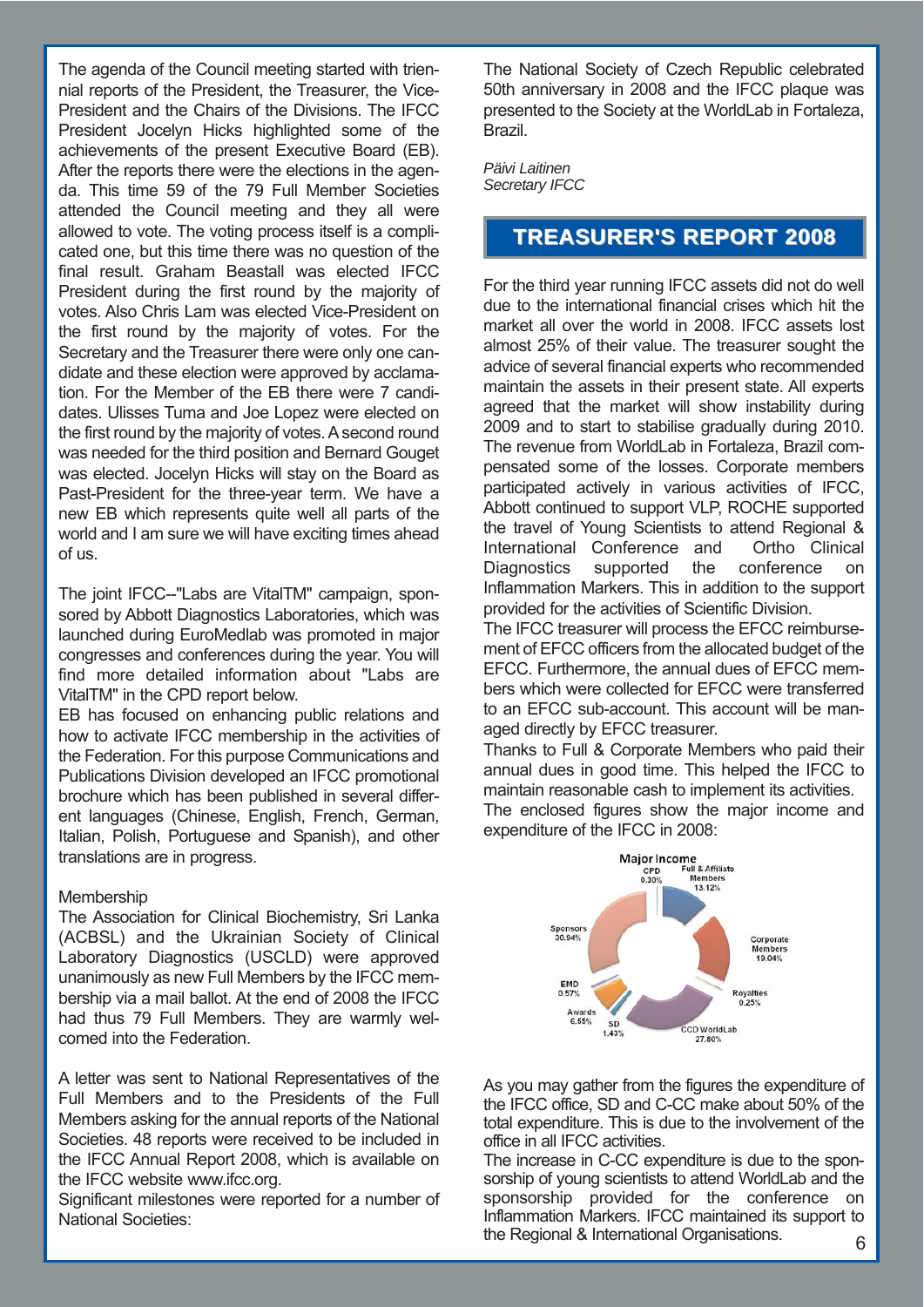The agenda of the Council meeting started with triennial reports of the President, the Treasurer, the Vice-President and the Chairs of the Divisions. The IFCC President Jocelyn Hicks highlighted some of the achievements of the present Executive Board (EB). After the reports there were the elections in the agenda. This time 59 of the 79 Full Member Societies attended the Council meeting and they all were allowed to vote. The voting process itself is a complicated one, but this time there was no question of the final result. Graham Beastall was elected IFCC President during the first round by the majority of votes. Also Chris Lam was elected Vice-President on the first round by the majority of votes. For the Secretary and the Treasurer there were only one candidate and these election were approved by acclamation. For the Member of the EB there were 7 candidates. Ulisses Tuma and Joe Lopez were elected on the first round by the majority of votes. A second round was needed for the third position and Bernard Gouget was elected. Jocelyn Hicks will stay on the Board as Past-President for the three-year term. We have a new EB which represents quite well all parts of the world and I am sure we will have exciting times ahead of us.

The joint IFCC--"Labs are VitalTM" campaign, sponsored by Abbott Diagnostics Laboratories, which was launched during EuroMedlab was promoted in major congresses and conferences during the year. You will find more detailed information about "Labs are VitalTM" in the CPD report below.

EB has focused on enhancing public relations and how to activate IFCC membership in the activities of the Federation. For this purpose Communications and Publications Division developed an IFCC promotional brochure which has been published in several different languages (Chinese, English, French, German, Italian, Polish, Portuguese and Spanish), and other translations are in progress.

Membership

The Association for Clinical Biochemistry, Sri Lanka (ACBSL) and the Ukrainian Society of Clinical Laboratory Diagnostics (USCLD) were approved unanimously as new Full Members by the IFCC membership via a mail ballot. At the end of 2008 the IFCC had thus 79 Full Members. They are warmly welcomed into the Federation.

A letter was sent to National Representatives of the Full Members and to the Presidents of the Full Members asking for the annual reports of the National Societies. 48 reports were received to be included in the IFCC Annual Report 2008, which is available on the IFCC website www.ifcc.org.

Significant milestones were reported for a number of National Societies:

The National Society of Czech Republic celebrated 50th anniversary in 2008 and the IFCC plaque was presented to the Society at the WorldLab in Fortaleza, Brazil.

*Päivi Laitinen*
*Secretary IFCC*

## TREASURER'S REPORT 2008

For the third year running IFCC assets did not do well due to the international financial crises which hit the market all over the world in 2008. IFCC assets lost almost 25% of their value. The treasurer sought the advice of several financial experts who recommended maintain the assets in their present state. All experts agreed that the market will show instability during 2009 and to start to stabilise gradually during 2010. The revenue from WorldLab in Fortaleza, Brazil compensated some of the losses. Corporate members participated actively in various activities of IFCC, Abbott continued to support VLP, ROCHE supported the travel of Young Scientists to attend Regional & International Conference and Ortho Clinical Diagnostics supported the conference on Inflammation Markers. This in addition to the support provided for the activities of Scientific Division.

The IFCC treasurer will process the EFCC reimbursement of EFCC officers from the allocated budget of the EFCC. Furthermore, the annual dues of EFCC members which were collected for EFCC were transferred to an EFCC sub-account. This account will be managed directly by EFCC treasurer.

Thanks to Full & Corporate Members who paid their annual dues in good time. This helped the IFCC to maintain reasonable cash to implement its activities.

The enclosed figures show the major income and expenditure of the IFCC in 2008:

**Major Income**

| Source | Share |
|---|---|
| CPD | 0.30% |
| Full & Affiliate Members | 13.12% |
| Corporate Members | 19.04% |
| Royalties | 0.25% |
| CCD WorldLab | 27.80% |
| SD | 1.43% |
| Awards | 6.55% |
| EMD | 0.57% |
| Sponsors | 30.94% |

As you may gather from the figures the expenditure of the IFCC office, SD and C-CC make about 50% of the total expenditure. This is due to the involvement of the office in all IFCC activities.

The increase in C-CC expenditure is due to the sponsorship of young scientists to attend WorldLab and the sponsorship provided for the conference on Inflammation Markers. IFCC maintained its support to the Regional & International Organisations.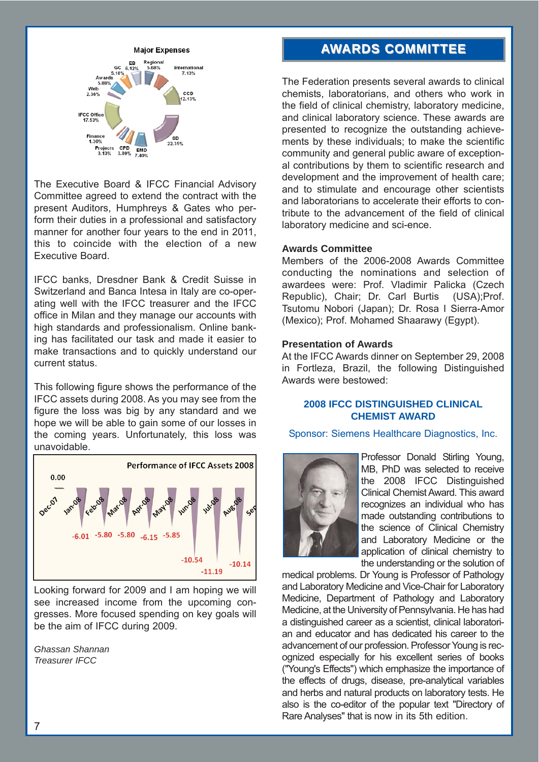Major Expenses

The Executive Board & IFCC Financial Advisory Committee agreed to extend the contract with the present Auditors, Humphreys & Gates who perform their duties in a professional and satisfactory manner for another four years to the end in 2011, this to coincide with the election of a new Executive Board.

IFCC banks, Dresdner Bank & Credit Suisse in Switzerland and Banca Intesa in Italy are co-operating well with the IFCC treasurer and the IFCC office in Milan and they manage our accounts with high standards and professionalism. Online banking has facilitated our task and made it easier to make transactions and to quickly understand our current status.

This following figure shows the performance of the IFCC assets during 2008. As you may see from the figure the loss was big by any standard and we hope we will be able to gain some of our losses in the coming years. Unfortunately, this loss was unavoidable.

Performance of IFCC Assets 2008

Looking forward for 2009 and I am hoping we will see increased income from the upcoming congresses. More focused spending on key goals will be the aim of IFCC during 2009.

*Ghassan Shannan*
*Treasurer IFCC*

## AWARDS COMMITTEE

The Federation presents several awards to clinical chemists, laboratorians, and others who work in the field of clinical chemistry, laboratory medicine, and clinical laboratory science. These awards are presented to recognize the outstanding achievements by these individuals; to make the scientific community and general public aware of exceptional contributions by them to scientific research and development and the improvement of health care; and to stimulate and encourage other scientists and laboratorians to accelerate their efforts to contribute to the advancement of the field of clinical laboratory medicine and sci-ence.

**Awards Committee**
Members of the 2006-2008 Awards Committee conducting the nominations and selection of awardees were: Prof. Vladimir Palicka (Czech Republic), Chair; Dr. Carl Burtis (USA);Prof. Tsutomu Nobori (Japan); Dr. Rosa I Sierra-Amor (Mexico); Prof. Mohamed Shaarawy (Egypt).

**Presentation of Awards**
At the IFCC Awards dinner on September 29, 2008 in Fortleza, Brazil, the following Distinguished Awards were bestowed:

### 2008 IFCC DISTINGUISHED CLINICAL CHEMIST AWARD

Sponsor: Siemens Healthcare Diagnostics, Inc.

Professor Donald Stirling Young, MB, PhD was selected to receive the 2008 IFCC Distinguished Clinical Chemist Award. This award recognizes an individual who has made outstanding contributions to the science of Clinical Chemistry and Laboratory Medicine or the application of clinical chemistry to the understanding or the solution of medical problems. Dr Young is Professor of Pathology and Laboratory Medicine and Vice-Chair for Laboratory Medicine, Department of Pathology and Laboratory Medicine, at the University of Pennsylvania. He has had a distinguished career as a scientist, clinical laboratorian and educator and has dedicated his career to the advancement of our profession. Professor Young is recognized especially for his excellent series of books ("Young's Effects") which emphasize the importance of the effects of drugs, disease, pre-analytical variables and herbs and natural products on laboratory tests. He also is the co-editor of the popular text "Directory of Rare Analyses" that is now in its 5th edition.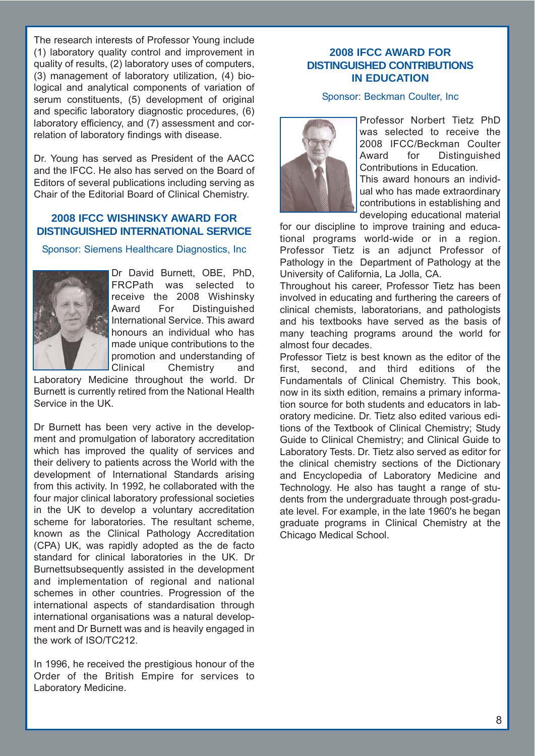The research interests of Professor Young include (1) laboratory quality control and improvement in quality of results, (2) laboratory uses of computers, (3) management of laboratory utilization, (4) biological and analytical components of variation of serum constituents, (5) development of original and specific laboratory diagnostic procedures, (6) laboratory efficiency, and (7) assessment and correlation of laboratory findings with disease.

Dr. Young has served as President of the AACC and the IFCC. He also has served on the Board of Editors of several publications including serving as Chair of the Editorial Board of Clinical Chemistry.

## 2008 IFCC WISHINSKY AWARD FOR DISTINGUISHED INTERNATIONAL SERVICE

Sponsor: Siemens Healthcare Diagnostics, Inc

Dr David Burnett, OBE, PhD, FRCPath was selected to receive the 2008 Wishinsky Award For Distinguished International Service. This award honours an individual who has made unique contributions to the promotion and understanding of Clinical Chemistry and Laboratory Medicine throughout the world. Dr Burnett is currently retired from the National Health Service in the UK.

Dr Burnett has been very active in the development and promulgation of laboratory accreditation which has improved the quality of services and their delivery to patients across the World with the development of International Standards arising from this activity. In 1992, he collaborated with the four major clinical laboratory professional societies in the UK to develop a voluntary accreditation scheme for laboratories. The resultant scheme, known as the Clinical Pathology Accreditation (CPA) UK, was rapidly adopted as the de facto standard for clinical laboratories in the UK. Dr Burnettsubsequently assisted in the development and implementation of regional and national schemes in other countries. Progression of the international aspects of standardisation through international organisations was a natural development and Dr Burnett was and is heavily engaged in the work of ISO/TC212.

In 1996, he received the prestigious honour of the Order of the British Empire for services to Laboratory Medicine.

## 2008 IFCC AWARD FOR DISTINGUISHED CONTRIBUTIONS IN EDUCATION

Sponsor: Beckman Coulter, Inc

Professor Norbert Tietz PhD was selected to receive the 2008 IFCC/Beckman Coulter Award for Distinguished Contributions in Education.
This award honours an individual who has made extraordinary contributions in establishing and developing educational material for our discipline to improve training and educational programs world-wide or in a region. Professor Tietz is an adjunct Professor of Pathology in the Department of Pathology at the University of California, La Jolla, CA.
Throughout his career, Professor Tietz has been involved in educating and furthering the careers of clinical chemists, laboratorians, and pathologists and his textbooks have served as the basis of many teaching programs around the world for almost four decades.
Professor Tietz is best known as the editor of the first, second, and third editions of the Fundamentals of Clinical Chemistry. This book, now in its sixth edition, remains a primary information source for both students and educators in laboratory medicine. Dr. Tietz also edited various editions of the Textbook of Clinical Chemistry; Study Guide to Clinical Chemistry; and Clinical Guide to Laboratory Tests. Dr. Tietz also served as editor for the clinical chemistry sections of the Dictionary and Encyclopedia of Laboratory Medicine and Technology. He also has taught a range of students from the undergraduate through post-graduate level. For example, in the late 1960's he began graduate programs in Clinical Chemistry at the Chicago Medical School.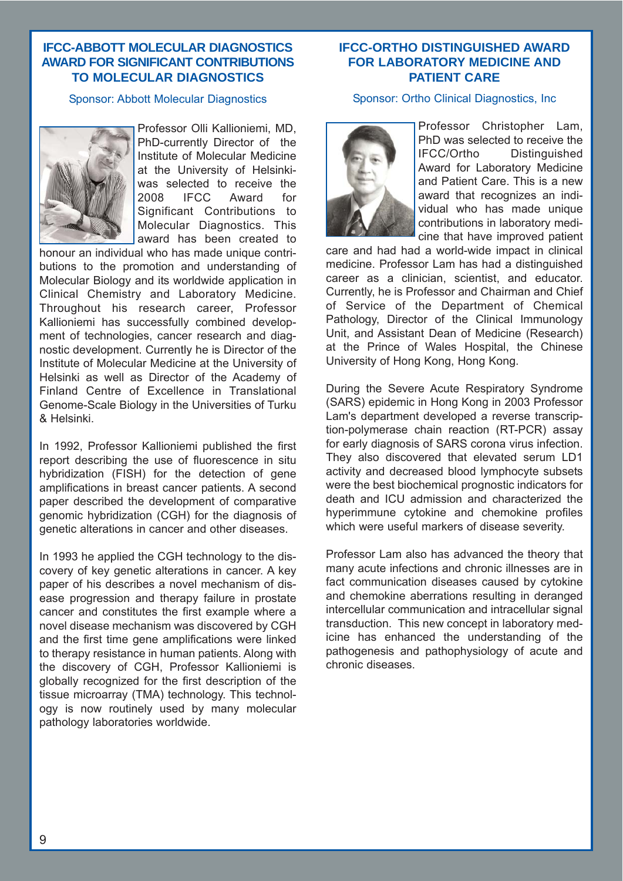## IFCC-ABBOTT MOLECULAR DIAGNOSTICS AWARD FOR SIGNIFICANT CONTRIBUTIONS TO MOLECULAR DIAGNOSTICS

Sponsor: Abbott Molecular Diagnostics

Professor Olli Kallioniemi, MD, PhD-currently Director of the Institute of Molecular Medicine at the University of Helsinki-was selected to receive the 2008 IFCC Award for Significant Contributions to Molecular Diagnostics. This award has been created to honour an individual who has made unique contributions to the promotion and understanding of Molecular Biology and its worldwide application in Clinical Chemistry and Laboratory Medicine. Throughout his research career, Professor Kallioniemi has successfully combined development of technologies, cancer research and diagnostic development. Currently he is Director of the Institute of Molecular Medicine at the University of Helsinki as well as Director of the Academy of Finland Centre of Excellence in Translational Genome-Scale Biology in the Universities of Turku & Helsinki.

In 1992, Professor Kallioniemi published the first report describing the use of fluorescence in situ hybridization (FISH) for the detection of gene amplifications in breast cancer patients. A second paper described the development of comparative genomic hybridization (CGH) for the diagnosis of genetic alterations in cancer and other diseases.

In 1993 he applied the CGH technology to the discovery of key genetic alterations in cancer. A key paper of his describes a novel mechanism of disease progression and therapy failure in prostate cancer and constitutes the first example where a novel disease mechanism was discovered by CGH and the first time gene amplifications were linked to therapy resistance in human patients. Along with the discovery of CGH, Professor Kallioniemi is globally recognized for the first description of the tissue microarray (TMA) technology. This technology is now routinely used by many molecular pathology laboratories worldwide.

## IFCC-ORTHO DISTINGUISHED AWARD FOR LABORATORY MEDICINE AND PATIENT CARE

Sponsor: Ortho Clinical Diagnostics, Inc

Professor Christopher Lam, PhD was selected to receive the IFCC/Ortho Distinguished Award for Laboratory Medicine and Patient Care. This is a new award that recognizes an individual who has made unique contributions in laboratory medicine that have improved patient care and had had a world-wide impact in clinical medicine. Professor Lam has had a distinguished career as a clinician, scientist, and educator. Currently, he is Professor and Chairman and Chief of Service of the Department of Chemical Pathology, Director of the Clinical Immunology Unit, and Assistant Dean of Medicine (Research) at the Prince of Wales Hospital, the Chinese University of Hong Kong, Hong Kong.

During the Severe Acute Respiratory Syndrome (SARS) epidemic in Hong Kong in 2003 Professor Lam's department developed a reverse transcription-polymerase chain reaction (RT-PCR) assay for early diagnosis of SARS corona virus infection. They also discovered that elevated serum LD1 activity and decreased blood lymphocyte subsets were the best biochemical prognostic indicators for death and ICU admission and characterized the hyperimmune cytokine and chemokine profiles which were useful markers of disease severity.

Professor Lam also has advanced the theory that many acute infections and chronic illnesses are in fact communication diseases caused by cytokine and chemokine aberrations resulting in deranged intercellular communication and intracellular signal transduction. This new concept in laboratory medicine has enhanced the understanding of the pathogenesis and pathophysiology of acute and chronic diseases.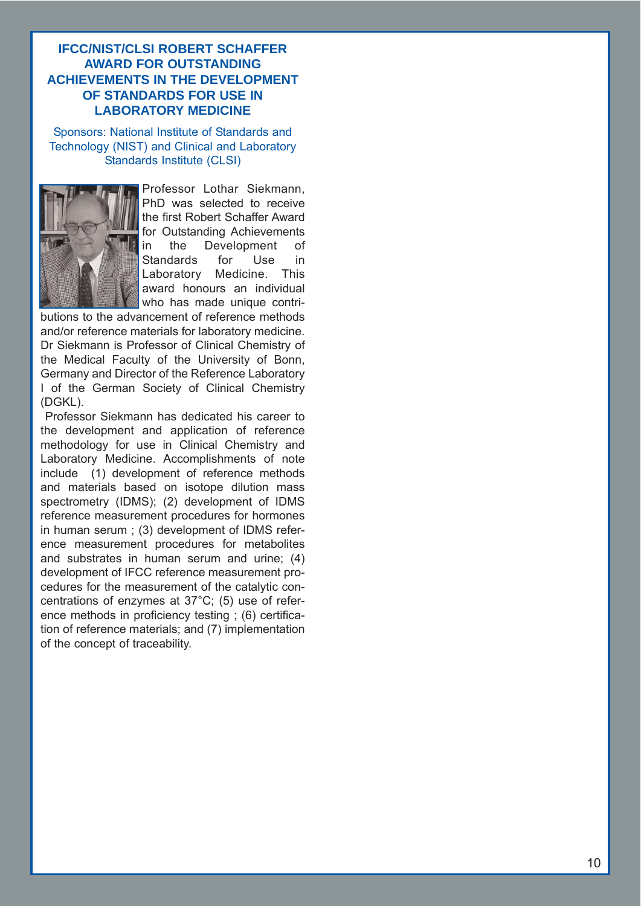## IFCC/NIST/CLSI ROBERT SCHAFFER AWARD FOR OUTSTANDING ACHIEVEMENTS IN THE DEVELOPMENT OF STANDARDS FOR USE IN LABORATORY MEDICINE

Sponsors: National Institute of Standards and Technology (NIST) and Clinical and Laboratory Standards Institute (CLSI)

Professor Lothar Siekmann, PhD was selected to receive the first Robert Schaffer Award for Outstanding Achievements in the Development of Standards for Use in Laboratory Medicine. This award honours an individual who has made unique contributions to the advancement of reference methods and/or reference materials for laboratory medicine. Dr Siekmann is Professor of Clinical Chemistry of the Medical Faculty of the University of Bonn, Germany and Director of the Reference Laboratory I of the German Society of Clinical Chemistry (DGKL).

Professor Siekmann has dedicated his career to the development and application of reference methodology for use in Clinical Chemistry and Laboratory Medicine. Accomplishments of note include (1) development of reference methods and materials based on isotope dilution mass spectrometry (IDMS); (2) development of IDMS reference measurement procedures for hormones in human serum ; (3) development of IDMS reference measurement procedures for metabolites and substrates in human serum and urine; (4) development of IFCC reference measurement procedures for the measurement of the catalytic concentrations of enzymes at 37°C; (5) use of reference methods in proficiency testing ; (6) certification of reference materials; and (7) implementation of the concept of traceability.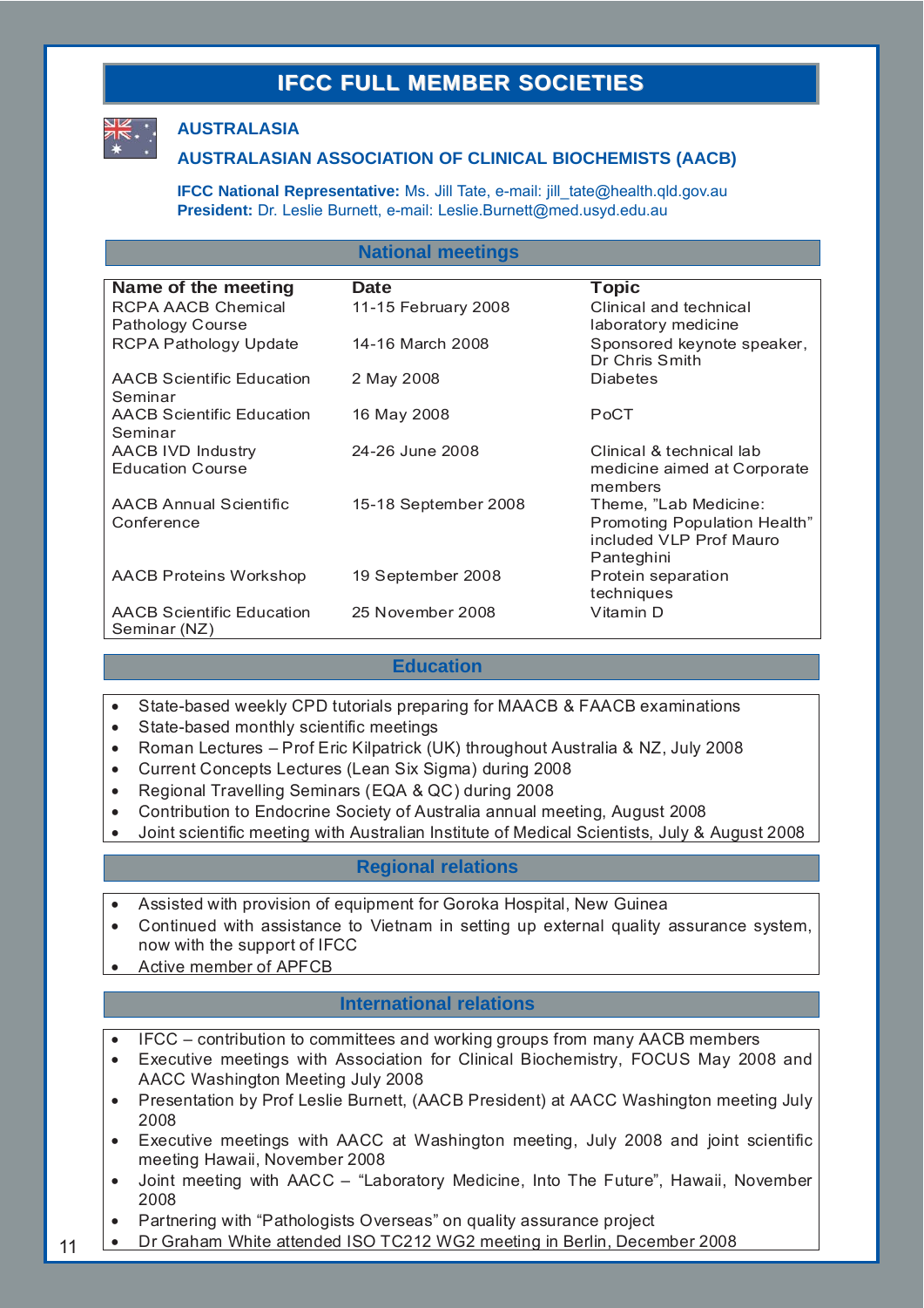# IFCC FULL MEMBER SOCIETIES

## AUSTRALASIA

### AUSTRALASIAN ASSOCIATION OF CLINICAL BIOCHEMISTS (AACB)

**IFCC National Representative:** Ms. Jill Tate, e-mail: jill_tate@health.qld.gov.au
**President:** Dr. Leslie Burnett, e-mail: Leslie.Burnett@med.usyd.edu.au

#### National meetings

| Name of the meeting | Date | Topic |
|---|---|---|
| RCPA AACB Chemical Pathology Course | 11-15 February 2008 | Clinical and technical laboratory medicine |
| RCPA Pathology Update | 14-16 March 2008 | Sponsored keynote speaker, Dr Chris Smith |
| AACB Scientific Education Seminar | 2 May 2008 | Diabetes |
| AACB Scientific Education Seminar | 16 May 2008 | PoCT |
| AACB IVD Industry Education Course | 24-26 June 2008 | Clinical & technical lab medicine aimed at Corporate members |
| AACB Annual Scientific Conference | 15-18 September 2008 | Theme, "Lab Medicine: Promoting Population Health" included VLP Prof Mauro Panteghini |
| AACB Proteins Workshop | 19 September 2008 | Protein separation techniques |
| AACB Scientific Education Seminar (NZ) | 25 November 2008 | Vitamin D |

#### Education

- State-based weekly CPD tutorials preparing for MAACB & FAACB examinations
- State-based monthly scientific meetings
- Roman Lectures – Prof Eric Kilpatrick (UK) throughout Australia & NZ, July 2008
- Current Concepts Lectures (Lean Six Sigma) during 2008
- Regional Travelling Seminars (EQA & QC) during 2008
- Contribution to Endocrine Society of Australia annual meeting, August 2008
- Joint scientific meeting with Australian Institute of Medical Scientists, July & August 2008

#### Regional relations

- Assisted with provision of equipment for Goroka Hospital, New Guinea
- Continued with assistance to Vietnam in setting up external quality assurance system, now with the support of IFCC
- Active member of APFCB

#### International relations

- IFCC – contribution to committees and working groups from many AACB members
- Executive meetings with Association for Clinical Biochemistry, FOCUS May 2008 and AACC Washington Meeting July 2008
- Presentation by Prof Leslie Burnett, (AACB President) at AACC Washington meeting July 2008
- Executive meetings with AACC at Washington meeting, July 2008 and joint scientific meeting Hawaii, November 2008
- Joint meeting with AACC – "Laboratory Medicine, Into The Future", Hawaii, November 2008
- Partnering with "Pathologists Overseas" on quality assurance project
- Dr Graham White attended ISO TC212 WG2 meeting in Berlin, December 2008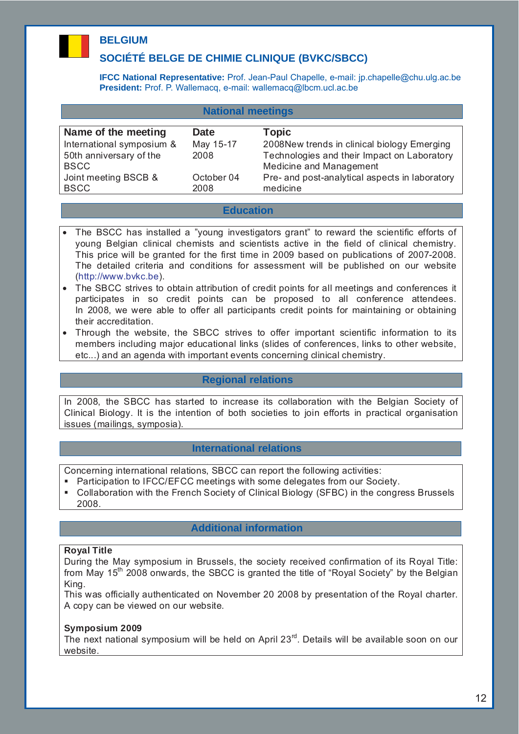# BELGIUM

## SOCIÉTÉ BELGE DE CHIMIE CLINIQUE (BVKC/SBCC)

**IFCC National Representative:** Prof. Jean-Paul Chapelle, e-mail: jp.chapelle@chu.ulg.ac.be
**President:** Prof. P. Wallemacq, e-mail: wallemacq@lbcm.ucl.ac.be

### National meetings

| Name of the meeting | Date | Topic |
|---|---|---|
| International symposium & 50th anniversary of the BSCC | May 15-17 2008 | 2008New trends in clinical biology Emerging Technologies and their Impact on Laboratory Medicine and Management |
| Joint meeting BSCB & BSCC | October 04 2008 | Pre- and post-analytical aspects in laboratory medicine |

### Education

- The BSCC has installed a "young investigators grant" to reward the scientific efforts of young Belgian clinical chemists and scientists active in the field of clinical chemistry. This price will be granted for the first time in 2009 based on publications of 2007-2008. The detailed criteria and conditions for assessment will be published on our website (http://www.bvkc.be).
- The SBCC strives to obtain attribution of credit points for all meetings and conferences it participates in so credit points can be proposed to all conference attendees. In 2008, we were able to offer all participants credit points for maintaining or obtaining their accreditation.
- Through the website, the SBCC strives to offer important scientific information to its members including major educational links (slides of conferences, links to other website, etc...) and an agenda with important events concerning clinical chemistry.

### Regional relations

In 2008, the SBCC has started to increase its collaboration with the Belgian Society of Clinical Biology. It is the intention of both societies to join efforts in practical organisation issues (mailings, symposia).

### International relations

Concerning international relations, SBCC can report the following activities:

- Participation to IFCC/EFCC meetings with some delegates from our Society.
- Collaboration with the French Society of Clinical Biology (SFBC) in the congress Brussels 2008.

### Additional information

**Royal Title**
During the May symposium in Brussels, the society received confirmation of its Royal Title: from May 15th 2008 onwards, the SBCC is granted the title of "Royal Society" by the Belgian King.
This was officially authenticated on November 20 2008 by presentation of the Royal charter. A copy can be viewed on our website.

**Symposium 2009**
The next national symposium will be held on April 23rd. Details will be available soon on our website.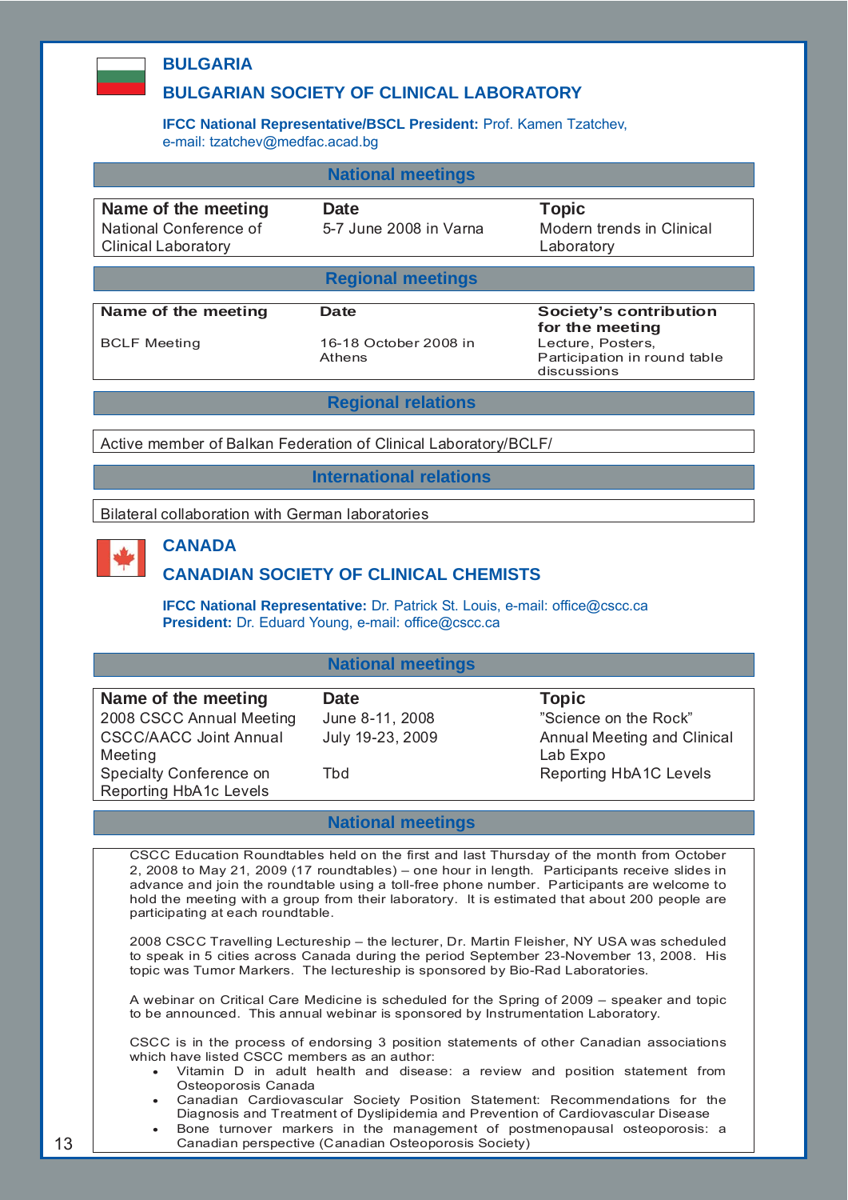## BULGARIA

## BULGARIAN SOCIETY OF CLINICAL LABORATORY

**IFCC National Representative/BSCL President:** Prof. Kamen Tzatchev, e-mail: tzatchev@medfac.acad.bg

### National meetings

| Name of the meeting | Date | Topic |
|---|---|---|
| National Conference of Clinical Laboratory | 5-7 June 2008 in Varna | Modern trends in Clinical Laboratory |

### Regional meetings

| Name of the meeting | Date | Society's contribution for the meeting |
|---|---|---|
| BCLF Meeting | 16-18 October 2008 in Athens | Lecture, Posters, Participation in round table discussions |

### Regional relations

Active member of Balkan Federation of Clinical Laboratory/BCLF/

### International relations

Bilateral collaboration with German laboratories

## CANADA

## CANADIAN SOCIETY OF CLINICAL CHEMISTS

**IFCC National Representative:** Dr. Patrick St. Louis, e-mail: office@cscc.ca
**President:** Dr. Eduard Young, e-mail: office@cscc.ca

### National meetings

| Name of the meeting | Date | Topic |
|---|---|---|
| 2008 CSCC Annual Meeting | June 8-11, 2008 | "Science on the Rock" |
| CSCC/AACC Joint Annual Meeting | July 19-23, 2009 | Annual Meeting and Clinical Lab Expo |
| Specialty Conference on Reporting HbA1c Levels | Tbd | Reporting HbA1C Levels |

### National meetings

CSCC Education Roundtables held on the first and last Thursday of the month from October 2, 2008 to May 21, 2009 (17 roundtables) – one hour in length. Participants receive slides in advance and join the roundtable using a toll-free phone number. Participants are welcome to hold the meeting with a group from their laboratory. It is estimated that about 200 people are participating at each roundtable.

2008 CSCC Travelling Lectureship – the lecturer, Dr. Martin Fleisher, NY USA was scheduled to speak in 5 cities across Canada during the period September 23-November 13, 2008. His topic was Tumor Markers. The lectureship is sponsored by Bio-Rad Laboratories.

A webinar on Critical Care Medicine is scheduled for the Spring of 2009 – speaker and topic to be announced. This annual webinar is sponsored by Instrumentation Laboratory.

CSCC is in the process of endorsing 3 position statements of other Canadian associations which have listed CSCC members as an author:

- Vitamin D in adult health and disease: a review and position statement from Osteoporosis Canada
- Canadian Cardiovascular Society Position Statement: Recommendations for the Diagnosis and Treatment of Dyslipidemia and Prevention of Cardiovascular Disease
- Bone turnover markers in the management of postmenopausal osteoporosis: a Canadian perspective (Canadian Osteoporosis Society)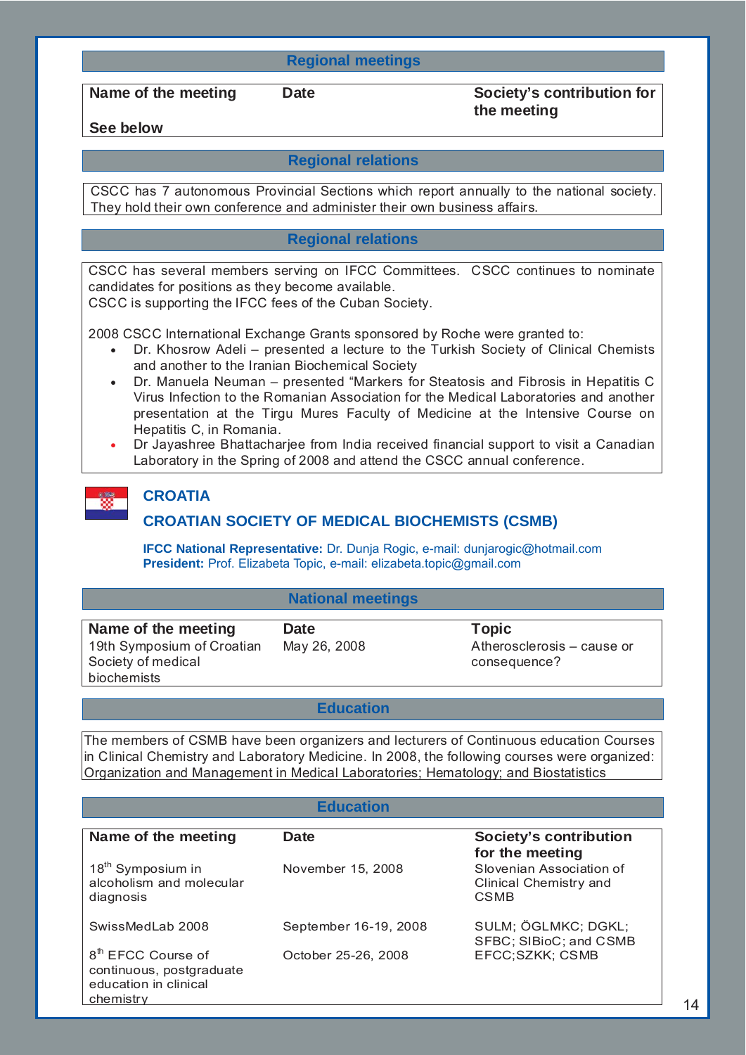## Regional meetings

| Name of the meeting | Date | Society's contribution for the meeting |
|---|---|---|
| See below | | |

## Regional relations

CSCC has 7 autonomous Provincial Sections which report annually to the national society. They hold their own conference and administer their own business affairs.

## Regional relations

CSCC has several members serving on IFCC Committees. CSCC continues to nominate candidates for positions as they become available.
CSCC is supporting the IFCC fees of the Cuban Society.

2008 CSCC International Exchange Grants sponsored by Roche were granted to:

- Dr. Khosrow Adeli – presented a lecture to the Turkish Society of Clinical Chemists and another to the Iranian Biochemical Society
- Dr. Manuela Neuman – presented "Markers for Steatosis and Fibrosis in Hepatitis C Virus Infection to the Romanian Association for the Medical Laboratories and another presentation at the Tirgu Mures Faculty of Medicine at the Intensive Course on Hepatitis C, in Romania.
- Dr Jayashree Bhattacharjee from India received financial support to visit a Canadian Laboratory in the Spring of 2008 and attend the CSCC annual conference.

# CROATIA

## CROATIAN SOCIETY OF MEDICAL BIOCHEMISTS (CSMB)

**IFCC National Representative:** Dr. Dunja Rogic, e-mail: dunjarogic@hotmail.com
**President:** Prof. Elizabeta Topic, e-mail: elizabeta.topic@gmail.com

## National meetings

| Name of the meeting | Date | Topic |
|---|---|---|
| 19th Symposium of Croatian Society of medical biochemists | May 26, 2008 | Atherosclerosis – cause or consequence? |

## Education

The members of CSMB have been organizers and lecturers of Continuous education Courses in Clinical Chemistry and Laboratory Medicine. In 2008, the following courses were organized: Organization and Management in Medical Laboratories; Hematology; and Biostatistics

## Education

| Name of the meeting | Date | Society's contribution for the meeting |
|---|---|---|
| 18th Symposium in alcoholism and molecular diagnosis | November 15, 2008 | Slovenian Association of Clinical Chemistry and CSMB |
| SwissMedLab 2008 | September 16-19, 2008 | SULM; ÖGLMKC; DGKL; SFBC; SIBioC; and CSMB |
| 8th EFCC Course of continuous, postgraduate education in clinical chemistry | October 25-26, 2008 | EFCC;SZKK; CSMB |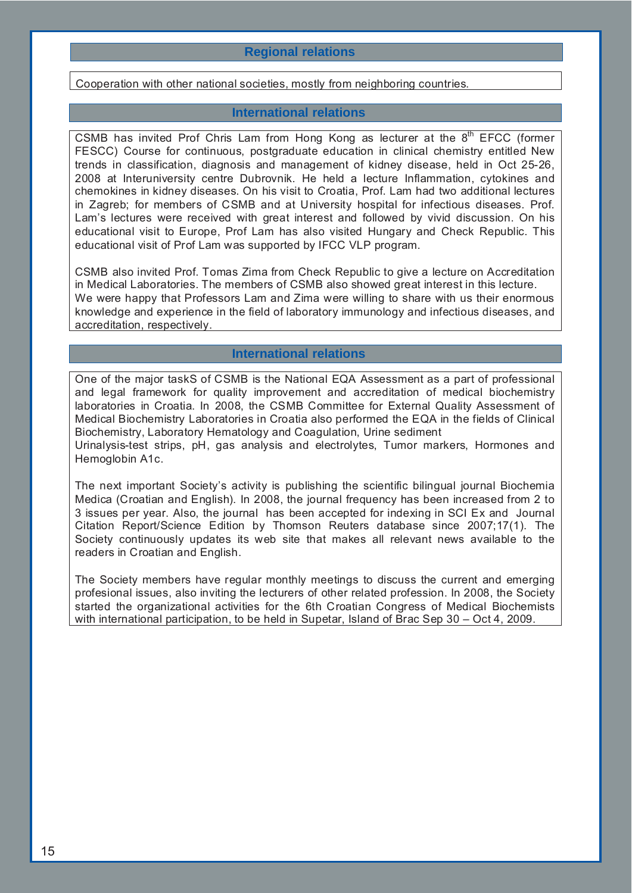## Regional relations

Cooperation with other national societies, mostly from neighboring countries.

## International relations

CSMB has invited Prof Chris Lam from Hong Kong as lecturer at the 8th EFCC (former FESCC) Course for continuous, postgraduate education in clinical chemistry entitled New trends in classification, diagnosis and management of kidney disease, held in Oct 25-26, 2008 at Interuniversity centre Dubrovnik. He held a lecture Inflammation, cytokines and chemokines in kidney diseases. On his visit to Croatia, Prof. Lam had two additional lectures in Zagreb; for members of CSMB and at University hospital for infectious diseases. Prof. Lam's lectures were received with great interest and followed by vivid discussion. On his educational visit to Europe, Prof Lam has also visited Hungary and Check Republic. This educational visit of Prof Lam was supported by IFCC VLP program.

CSMB also invited Prof. Tomas Zima from Check Republic to give a lecture on Accreditation in Medical Laboratories. The members of CSMB also showed great interest in this lecture. We were happy that Professors Lam and Zima were willing to share with us their enormous knowledge and experience in the field of laboratory immunology and infectious diseases, and accreditation, respectively.

## International relations

One of the major taskS of CSMB is the National EQA Assessment as a part of professional and legal framework for quality improvement and accreditation of medical biochemistry laboratories in Croatia. In 2008, the CSMB Committee for External Quality Assessment of Medical Biochemistry Laboratories in Croatia also performed the EQA in the fields of Clinical Biochemistry, Laboratory Hematology and Coagulation, Urine sediment
Urinalysis-test strips, pH, gas analysis and electrolytes, Tumor markers, Hormones and Hemoglobin A1c.

The next important Society's activity is publishing the scientific bilingual journal Biochemia Medica (Croatian and English). In 2008, the journal frequency has been increased from 2 to 3 issues per year. Also, the journal has been accepted for indexing in SCI Ex and Journal Citation Report/Science Edition by Thomson Reuters database since 2007;17(1). The Society continuously updates its web site that makes all relevant news available to the readers in Croatian and English.

The Society members have regular monthly meetings to discuss the current and emerging profesional issues, also inviting the lecturers of other related profession. In 2008, the Society started the organizational activities for the 6th Croatian Congress of Medical Biochemists with international participation, to be held in Supetar, Island of Brac Sep 30 – Oct 4, 2009.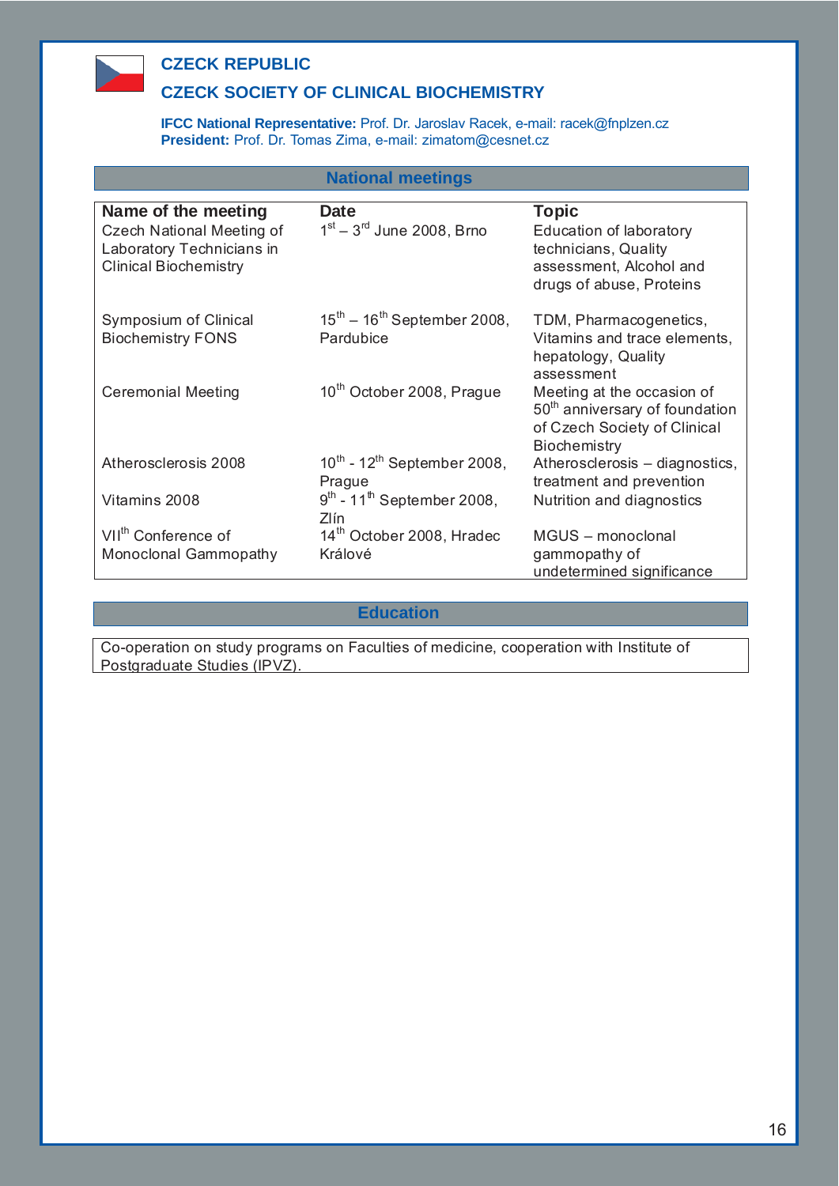# CZECK REPUBLIC

## CZECK SOCIETY OF CLINICAL BIOCHEMISTRY

**IFCC National Representative:** Prof. Dr. Jaroslav Racek, e-mail: racek@fnplzen.cz
**President:** Prof. Dr. Tomas Zima, e-mail: zimatom@cesnet.cz

### National meetings

| Name of the meeting | Date | Topic |
|---|---|---|
| Czech National Meeting of Laboratory Technicians in Clinical Biochemistry | 1st – 3rd June 2008, Brno | Education of laboratory technicians, Quality assessment, Alcohol and drugs of abuse, Proteins |
| Symposium of Clinical Biochemistry FONS | 15th – 16th September 2008, Pardubice | TDM, Pharmacogenetics, Vitamins and trace elements, hepatology, Quality assessment |
| Ceremonial Meeting | 10th October 2008, Prague | Meeting at the occasion of 50th anniversary of foundation of Czech Society of Clinical Biochemistry |
| Atherosclerosis 2008 | 10th - 12th September 2008, Prague | Atherosclerosis – diagnostics, treatment and prevention |
| Vitamins 2008 | 9th - 11th September 2008, Zlín | Nutrition and diagnostics |
| VIIth Conference of Monoclonal Gammopathy | 14th October 2008, Hradec Králové | MGUS – monoclonal gammopathy of undetermined significance |

### Education

Co-operation on study programs on Faculties of medicine, cooperation with Institute of Postgraduate Studies (IPVZ).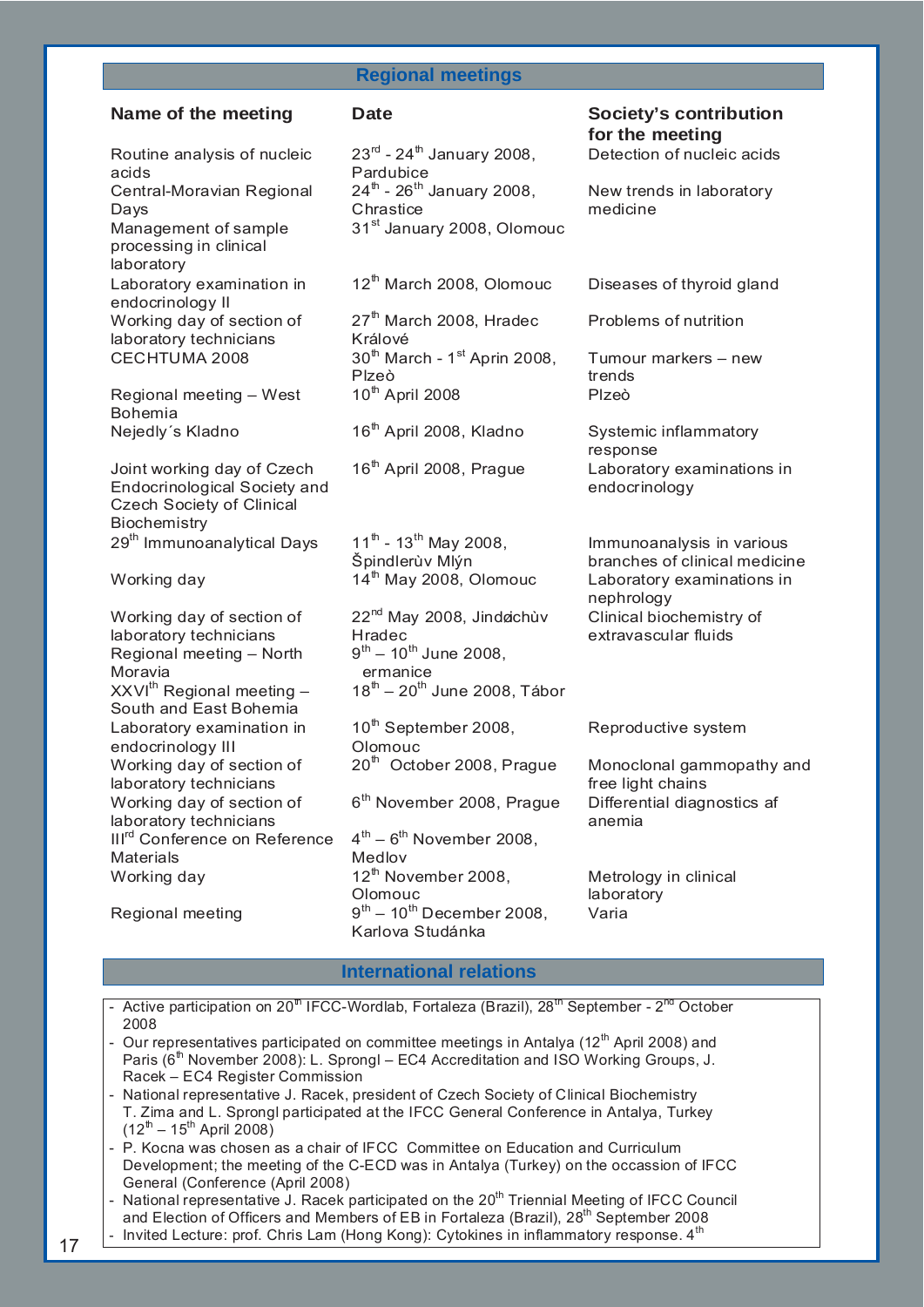## Regional meetings

| Name of the meeting | Date | Society's contribution for the meeting |
| --- | --- | --- |
| Routine analysis of nucleic acids | 23rd - 24th January 2008, Pardubice | Detection of nucleic acids |
| Central-Moravian Regional Days | 24th - 26th January 2008, Chrastice | New trends in laboratory medicine |
| Management of sample processing in clinical laboratory | 31st January 2008, Olomouc | |
| Laboratory examination in endocrinology II | 12th March 2008, Olomouc | Diseases of thyroid gland |
| Working day of section of laboratory technicians | 27th March 2008, Hradec Králové | Problems of nutrition |
| CECHTUMA 2008 | 30th March - 1st Aprin 2008, Plzeò | Tumour markers – new trends |
| Regional meeting – West Bohemia | 10th April 2008 | Plzeò |
| Nejedly´s Kladno | 16th April 2008, Kladno | Systemic inflammatory response |
| Joint working day of Czech Endocrinological Society and Czech Society of Clinical Biochemistry | 16th April 2008, Prague | Laboratory examinations in endocrinology |
| 29th Immunoanalytical Days | 11th - 13th May 2008, Špindlerùv Mlýn | Immunoanalysis in various branches of clinical medicine |
| Working day | 14th May 2008, Olomouc | Laboratory examinations in nephrology |
| Working day of section of laboratory technicians | 22nd May 2008, Jindøichùv Hradec | Clinical biochemistry of extravascular fluids |
| Regional meeting – North Moravia | 9th – 10th June 2008, ermanice | |
| XXVIth Regional meeting – South and East Bohemia | 18th – 20th June 2008, Tábor | |
| Laboratory examination in endocrinology III | 10th September 2008, Olomouc | Reproductive system |
| Working day of section of laboratory technicians | 20th October 2008, Prague | Monoclonal gammopathy and free light chains |
| Working day of section of laboratory technicians | 6th November 2008, Prague | Differential diagnostics af anemia |
| IIIrd Conference on Reference Materials | 4th – 6th November 2008, Medlov | |
| Working day | 12th November 2008, Olomouc | Metrology in clinical laboratory |
| Regional meeting | 9th – 10th December 2008, Karlova Studánka | Varia |

## International relations

- Active participation on 20th IFCC-Wordlab, Fortaleza (Brazil), 28th September - 2nd October 2008
- Our representatives participated on committee meetings in Antalya (12th April 2008) and Paris (6th November 2008): L. Sprongl – EC4 Accreditation and ISO Working Groups, J. Racek – EC4 Register Commission
- National representative J. Racek, president of Czech Society of Clinical Biochemistry T. Zima and L. Sprongl participated at the IFCC General Conference in Antalya, Turkey (12th – 15th April 2008)
- P. Kocna was chosen as a chair of IFCC Committee on Education and Curriculum Development; the meeting of the C-ECD was in Antalya (Turkey) on the occassion of IFCC General (Conference (April 2008)
- National representative J. Racek participated on the 20th Triennial Meeting of IFCC Council and Election of Officers and Members of EB in Fortaleza (Brazil), 28th September 2008
- Invited Lecture: prof. Chris Lam (Hong Kong): Cytokines in inflammatory response. 4th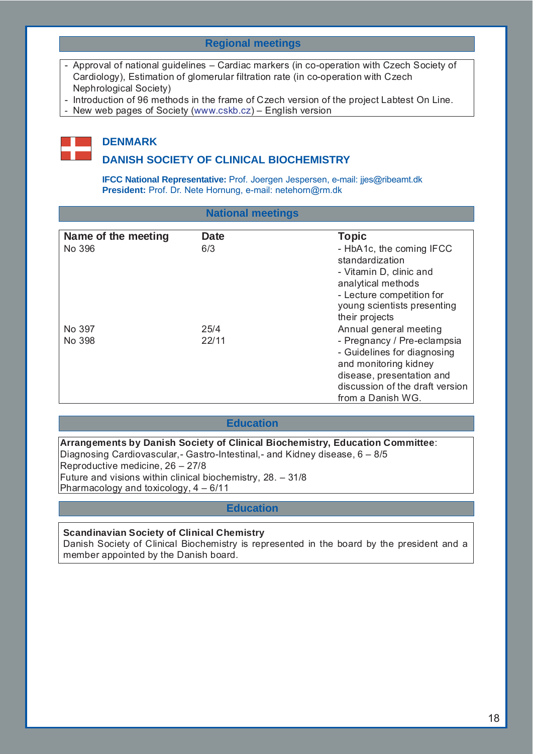### Regional meetings

- Approval of national guidelines – Cardiac markers (in co-operation with Czech Society of Cardiology), Estimation of glomerular filtration rate (in co-operation with Czech Nephrological Society)
- Introduction of 96 methods in the frame of Czech version of the project Labtest On Line.
- New web pages of Society (www.cskb.cz) – English version

## DENMARK

## DANISH SOCIETY OF CLINICAL BIOCHEMISTRY

**IFCC National Representative:** Prof. Joergen Jespersen, e-mail: jjes@ribeamt.dk
**President:** Prof. Dr. Nete Hornung, e-mail: netehorn@rm.dk

### National meetings

| Name of the meeting | Date | Topic |
|---|---|---|
| No 396 | 6/3 | - HbA1c, the coming IFCC standardization<br>- Vitamin D, clinic and analytical methods<br>- Lecture competition for young scientists presenting their projects |
| No 397 | 25/4 | Annual general meeting |
| No 398 | 22/11 | - Pregnancy / Pre-eclampsia<br>- Guidelines for diagnosing and monitoring kidney disease, presentation and discussion of the draft version from a Danish WG. |

### Education

**Arrangements by Danish Society of Clinical Biochemistry, Education Committee**:
Diagnosing Cardiovascular,- Gastro-Intestinal,- and Kidney disease, 6 – 8/5
Reproductive medicine, 26 – 27/8
Future and visions within clinical biochemistry, 28. – 31/8
Pharmacology and toxicology, 4 – 6/11

### Education

**Scandinavian Society of Clinical Chemistry**
Danish Society of Clinical Biochemistry is represented in the board by the president and a member appointed by the Danish board.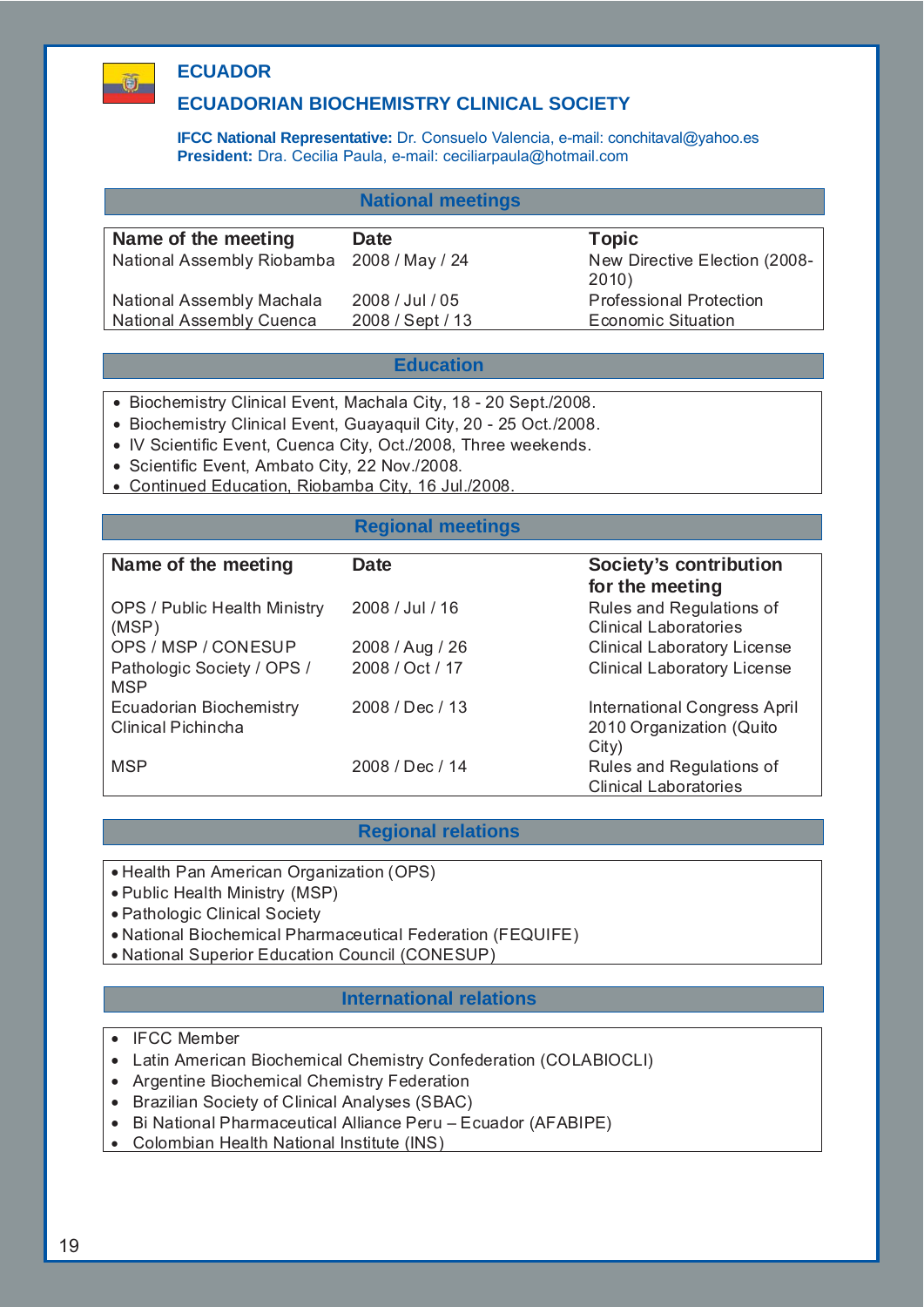# ECUADOR

## ECUADORIAN BIOCHEMISTRY CLINICAL SOCIETY

**IFCC National Representative:** Dr. Consuelo Valencia, e-mail: conchitaval@yahoo.es
**President:** Dra. Cecilia Paula, e-mail: ceciliarpaula@hotmail.com

### National meetings

| Name of the meeting | Date | Topic |
|---|---|---|
| National Assembly Riobamba | 2008 / May / 24 | New Directive Election (2008-2010) |
| National Assembly Machala | 2008 / Jul / 05 | Professional Protection |
| National Assembly Cuenca | 2008 / Sept / 13 | Economic Situation |

### Education

- Biochemistry Clinical Event, Machala City, 18 - 20 Sept./2008.
- Biochemistry Clinical Event, Guayaquil City, 20 - 25 Oct./2008.
- IV Scientific Event, Cuenca City, Oct./2008, Three weekends.
- Scientific Event, Ambato City, 22 Nov./2008.
- Continued Education, Riobamba City, 16 Jul./2008.

### Regional meetings

| Name of the meeting | Date | Society's contribution for the meeting |
|---|---|---|
| OPS / Public Health Ministry (MSP) | 2008 / Jul / 16 | Rules and Regulations of Clinical Laboratories |
| OPS / MSP / CONESUP | 2008 / Aug / 26 | Clinical Laboratory License |
| Pathologic Society / OPS / MSP | 2008 / Oct / 17 | Clinical Laboratory License |
| Ecuadorian Biochemistry Clinical Pichincha | 2008 / Dec / 13 | International Congress April 2010 Organization (Quito City) |
| MSP | 2008 / Dec / 14 | Rules and Regulations of Clinical Laboratories |

### Regional relations

- Health Pan American Organization (OPS)
- Public Health Ministry (MSP)
- Pathologic Clinical Society
- National Biochemical Pharmaceutical Federation (FEQUIFE)
- National Superior Education Council (CONESUP)

### International relations

- IFCC Member
- Latin American Biochemical Chemistry Confederation (COLABIOCLI)
- Argentine Biochemical Chemistry Federation
- Brazilian Society of Clinical Analyses (SBAC)
- Bi National Pharmaceutical Alliance Peru – Ecuador (AFABIPE)
- Colombian Health National Institute (INS)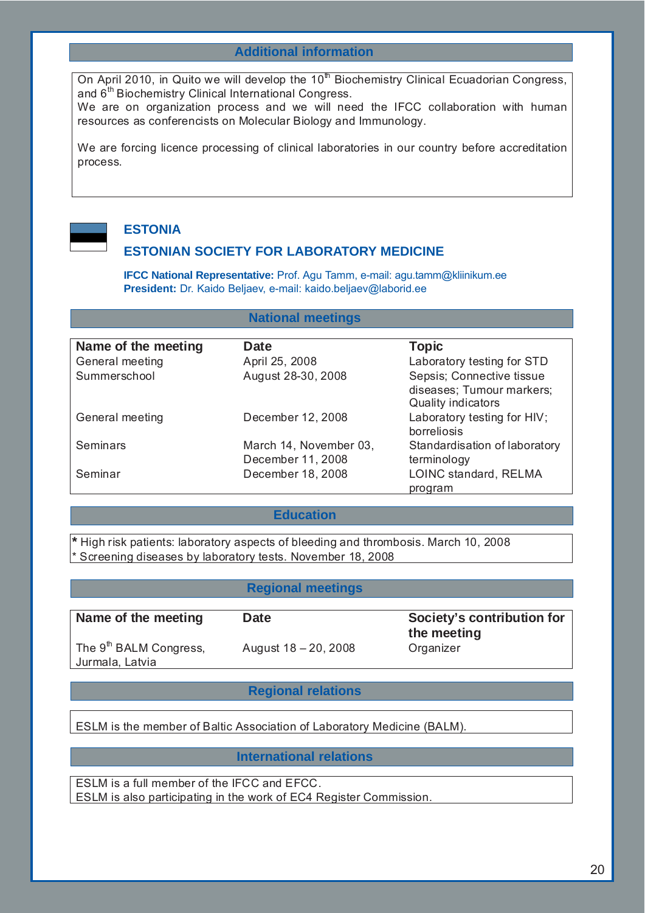## Additional information

On April 2010, in Quito we will develop the 10th Biochemistry Clinical Ecuadorian Congress, and 6th Biochemistry Clinical International Congress.
We are on organization process and we will need the IFCC collaboration with human resources as conferencists on Molecular Biology and Immunology.

We are forcing licence processing of clinical laboratories in our country before accreditation process.

# ESTONIA

## ESTONIAN SOCIETY FOR LABORATORY MEDICINE

**IFCC National Representative:** Prof. Agu Tamm, e-mail: agu.tamm@kliinikum.ee
**President:** Dr. Kaido Beljaev, e-mail: kaido.beljaev@laborid.ee

### National meetings

| Name of the meeting | Date | Topic |
|---|---|---|
| General meeting | April 25, 2008 | Laboratory testing for STD |
| Summerschool | August 28-30, 2008 | Sepsis; Connective tissue diseases; Tumour markers; Quality indicators |
| General meeting | December 12, 2008 | Laboratory testing for HIV; borreliosis |
| Seminars | March 14, November 03, December 11, 2008 | Standardisation of laboratory terminology |
| Seminar | December 18, 2008 | LOINC standard, RELMA program |

### Education

* High risk patients: laboratory aspects of bleeding and thrombosis. March 10, 2008
* Screening diseases by laboratory tests. November 18, 2008

### Regional meetings

| Name of the meeting | Date | Society's contribution for the meeting |
|---|---|---|
| The 9th BALM Congress, Jurmala, Latvia | August 18 – 20, 2008 | Organizer |

### Regional relations

ESLM is the member of Baltic Association of Laboratory Medicine (BALM).

### International relations

ESLM is a full member of the IFCC and EFCC.
ESLM is also participating in the work of EC4 Register Commission.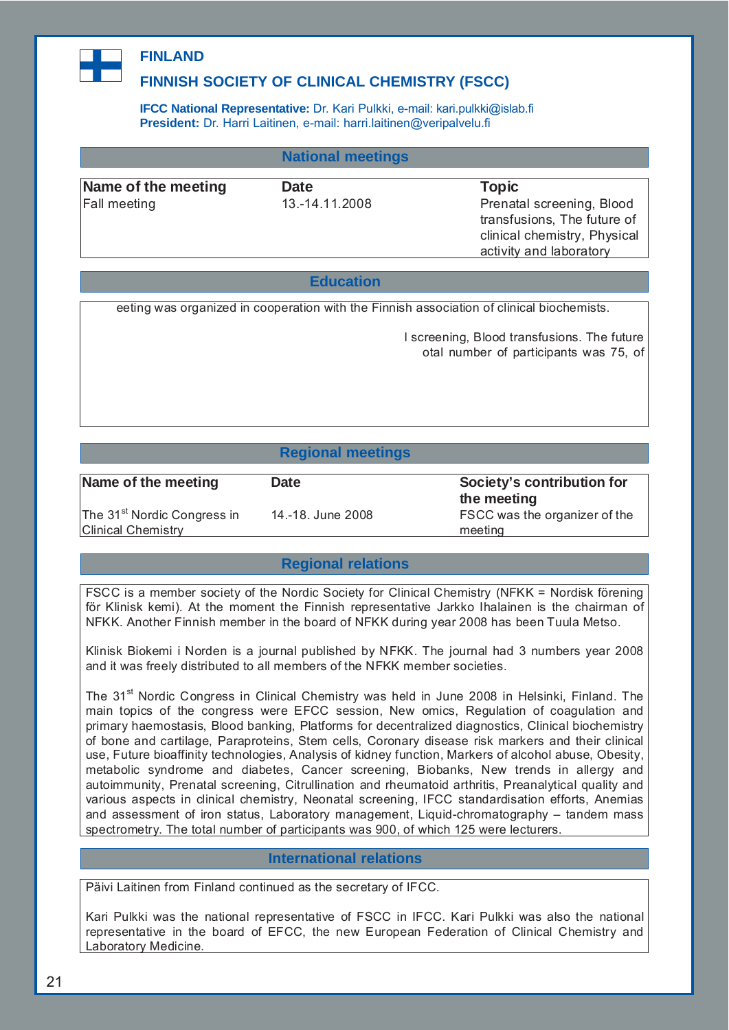# FINLAND

## FINNISH SOCIETY OF CLINICAL CHEMISTRY (FSCC)

**IFCC National Representative:** Dr. Kari Pulkki, e-mail: kari.pulkki@islab.fi
**President:** Dr. Harri Laitinen, e-mail: harri.laitinen@veripalvelu.fi

### National meetings

| Name of the meeting | Date | Topic |
|---|---|---|
| Fall meeting | 13.-14.11.2008 | Prenatal screening, Blood transfusions, The future of clinical chemistry, Physical activity and laboratory |

### Education

eeting was organized in cooperation with the Finnish association of clinical biochemists.

l screening, Blood transfusions. The future otal number of participants was 75, of

### Regional meetings

| Name of the meeting | Date | Society's contribution for the meeting |
|---|---|---|
| The 31st Nordic Congress in Clinical Chemistry | 14.-18. June 2008 | FSCC was the organizer of the meeting |

### Regional relations

FSCC is a member society of the Nordic Society for Clinical Chemistry (NFKK = Nordisk förening för Klinisk kemi). At the moment the Finnish representative Jarkko Ihalainen is the chairman of NFKK. Another Finnish member in the board of NFKK during year 2008 has been Tuula Metso.

Klinisk Biokemi i Norden is a journal published by NFKK. The journal had 3 numbers year 2008 and it was freely distributed to all members of the NFKK member societies.

The 31st Nordic Congress in Clinical Chemistry was held in June 2008 in Helsinki, Finland. The main topics of the congress were EFCC session, New omics, Regulation of coagulation and primary haemostasis, Blood banking, Platforms for decentralized diagnostics, Clinical biochemistry of bone and cartilage, Paraproteins, Stem cells, Coronary disease risk markers and their clinical use, Future bioaffinity technologies, Analysis of kidney function, Markers of alcohol abuse, Obesity, metabolic syndrome and diabetes, Cancer screening, Biobanks, New trends in allergy and autoimmunity, Prenatal screening, Citrullination and rheumatoid arthritis, Preanalytical quality and various aspects in clinical chemistry, Neonatal screening, IFCC standardisation efforts, Anemias and assessment of iron status, Laboratory management, Liquid-chromatography – tandem mass spectrometry. The total number of participants was 900, of which 125 were lecturers.

### International relations

Päivi Laitinen from Finland continued as the secretary of IFCC.

Kari Pulkki was the national representative of FSCC in IFCC. Kari Pulkki was also the national representative in the board of EFCC, the new European Federation of Clinical Chemistry and Laboratory Medicine.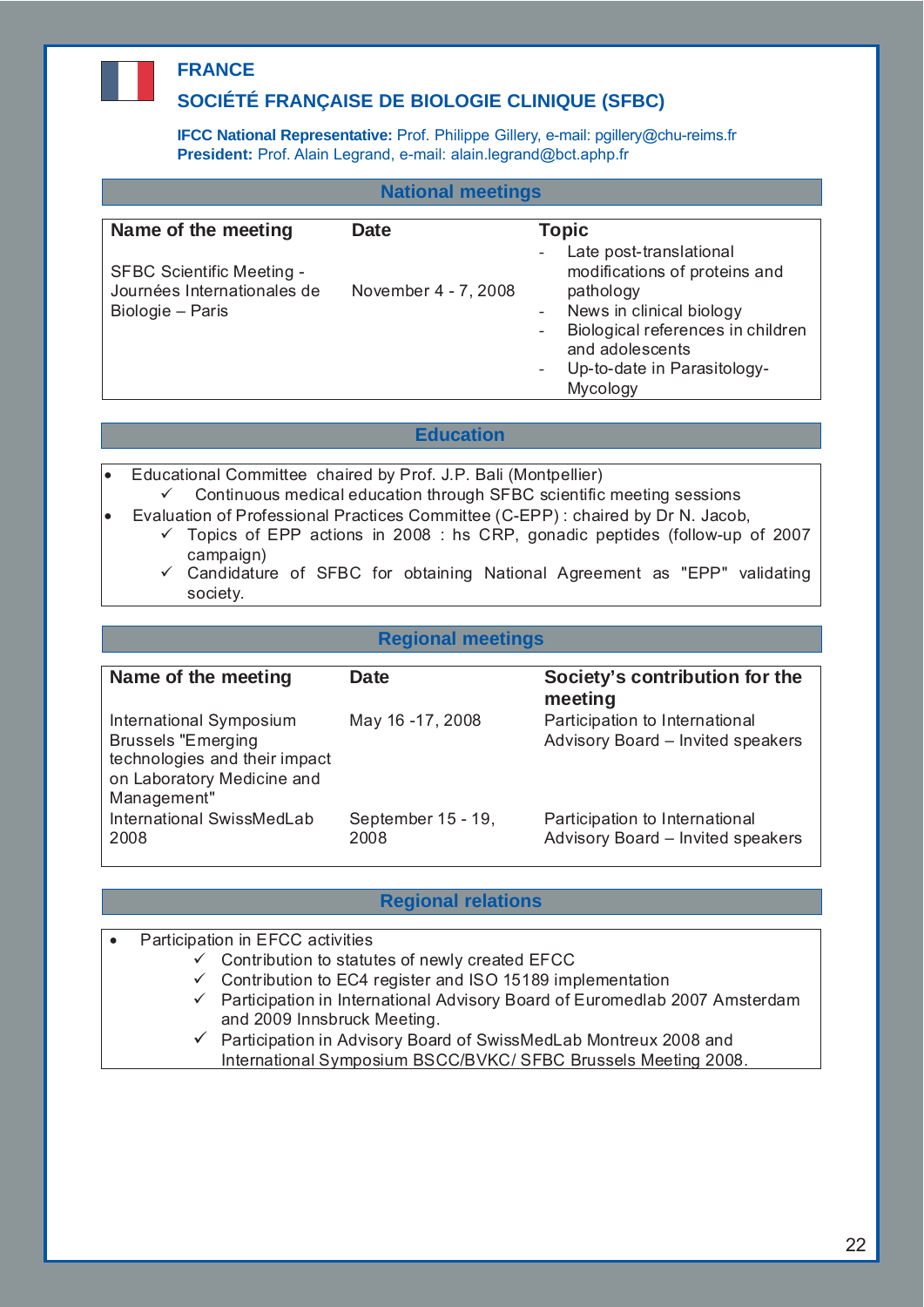# FRANCE

## SOCIÉTÉ FRANÇAISE DE BIOLOGIE CLINIQUE (SFBC)

**IFCC National Representative:** Prof. Philippe Gillery, e-mail: pgillery@chu-reims.fr
**President:** Prof. Alain Legrand, e-mail: alain.legrand@bct.aphp.fr

### National meetings

| Name of the meeting | Date | Topic |
|---|---|---|
| SFBC Scientific Meeting - Journées Internationales de Biologie – Paris | November 4 - 7, 2008 | - Late post-translational modifications of proteins and pathology<br>- News in clinical biology<br>- Biological references in children and adolescents<br>- Up-to-date in Parasitology-Mycology |

### Education

- Educational Committee chaired by Prof. J.P. Bali (Montpellier)
  - ✓ Continuous medical education through SFBC scientific meeting sessions
- Evaluation of Professional Practices Committee (C-EPP) : chaired by Dr N. Jacob,
  - ✓ Topics of EPP actions in 2008 : hs CRP, gonadic peptides (follow-up of 2007 campaign)
  - ✓ Candidature of SFBC for obtaining National Agreement as "EPP" validating society.

### Regional meetings

| Name of the meeting | Date | Society's contribution for the meeting |
|---|---|---|
| International Symposium Brussels "Emerging technologies and their impact on Laboratory Medicine and Management" | May 16 -17, 2008 | Participation to International Advisory Board – Invited speakers |
| International SwissMedLab 2008 | September 15 - 19, 2008 | Participation to International Advisory Board – Invited speakers |

### Regional relations

- Participation in EFCC activities
  - ✓ Contribution to statutes of newly created EFCC
  - ✓ Contribution to EC4 register and ISO 15189 implementation
  - ✓ Participation in International Advisory Board of Euromedlab 2007 Amsterdam and 2009 Innsbruck Meeting.
  - ✓ Participation in Advisory Board of SwissMedLab Montreux 2008 and International Symposium BSCC/BVKC/ SFBC Brussels Meeting 2008.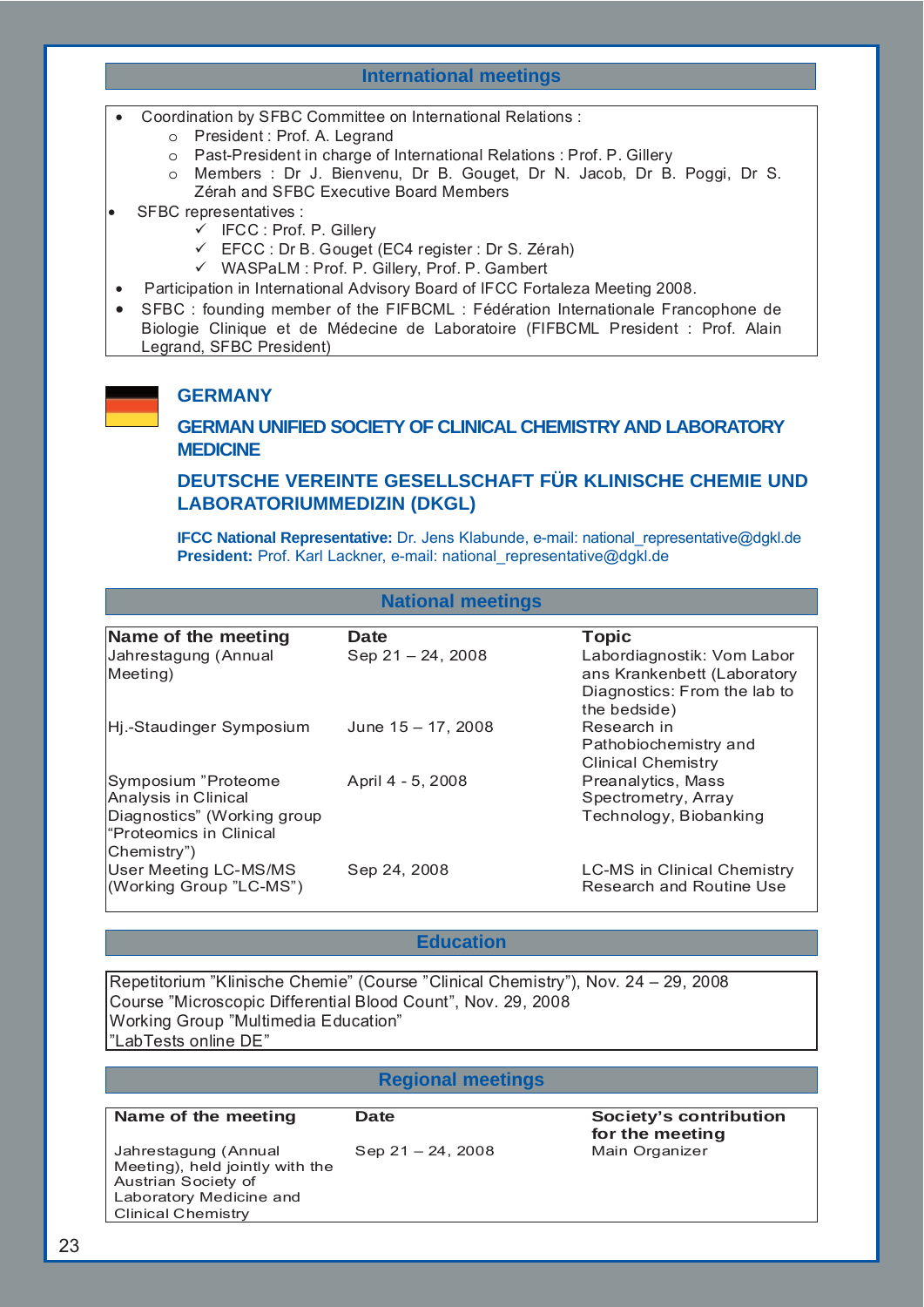## International meetings

- Coordination by SFBC Committee on International Relations :
  - President : Prof. A. Legrand
  - Past-President in charge of International Relations : Prof. P. Gillery
  - Members : Dr J. Bienvenu, Dr B. Gouget, Dr N. Jacob, Dr B. Poggi, Dr S. Zérah and SFBC Executive Board Members
- SFBC representatives :
  - ✓ IFCC : Prof. P. Gillery
  - ✓ EFCC : Dr B. Gouget (EC4 register : Dr S. Zérah)
  - ✓ WASPaLM : Prof. P. Gillery, Prof. P. Gambert
- Participation in International Advisory Board of IFCC Fortaleza Meeting 2008.
- SFBC : founding member of the FIFBCML : Fédération Internationale Francophone de Biologie Clinique et de Médecine de Laboratoire (FIFBCML President : Prof. Alain Legrand, SFBC President)

# GERMANY

## GERMAN UNIFIED SOCIETY OF CLINICAL CHEMISTRY AND LABORATORY MEDICINE

## DEUTSCHE VEREINTE GESELLSCHAFT FÜR KLINISCHE CHEMIE UND LABORATORIUMMEDIZIN (DKGL)

**IFCC National Representative:** Dr. Jens Klabunde, e-mail: national_representative@dgkl.de
**President:** Prof. Karl Lackner, e-mail: national_representative@dgkl.de

## National meetings

| Name of the meeting | Date | Topic |
|---|---|---|
| Jahrestagung (Annual Meeting) | Sep 21 – 24, 2008 | Labordiagnostik: Vom Labor ans Krankenbett (Laboratory Diagnostics: From the lab to the bedside) |
| Hj.-Staudinger Symposium | June 15 – 17, 2008 | Research in Pathobiochemistry and Clinical Chemistry |
| Symposium "Proteome Analysis in Clinical Diagnostics" (Working group "Proteomics in Clinical Chemistry") | April 4 - 5, 2008 | Preanalytics, Mass Spectrometry, Array Technology, Biobanking |
| User Meeting LC-MS/MS (Working Group "LC-MS") | Sep 24, 2008 | LC-MS in Clinical Chemistry Research and Routine Use |

## Education

Repetitorium "Klinische Chemie" (Course "Clinical Chemistry"), Nov. 24 – 29, 2008
Course "Microscopic Differential Blood Count", Nov. 29, 2008
Working Group "Multimedia Education"
"LabTests online DE"

## Regional meetings

| Name of the meeting | Date | Society's contribution for the meeting |
|---|---|---|
| Jahrestagung (Annual Meeting), held jointly with the Austrian Society of Laboratory Medicine and Clinical Chemistry | Sep 21 – 24, 2008 | Main Organizer |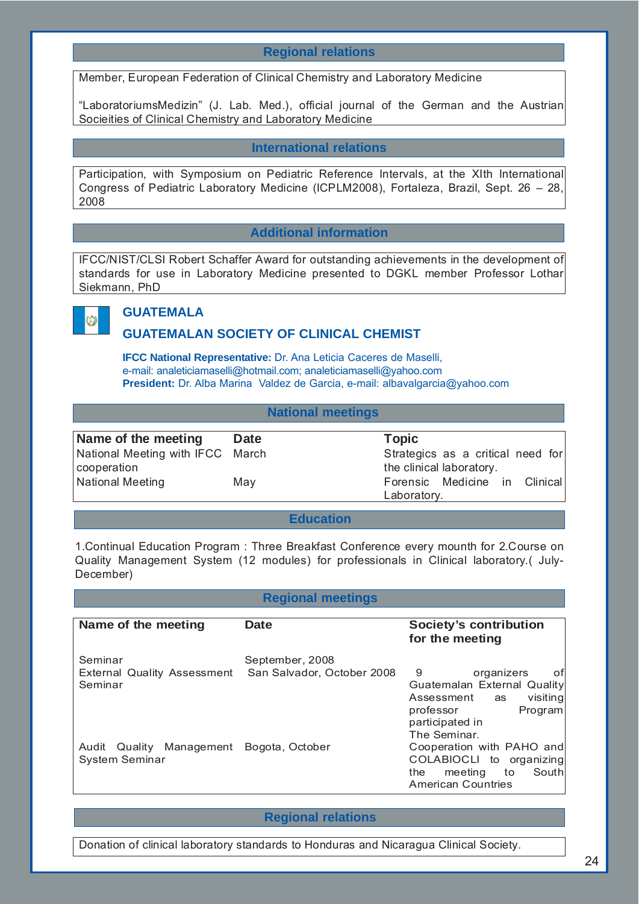### Regional relations

Member, European Federation of Clinical Chemistry and Laboratory Medicine

"LaboratoriumsMedizin" (J. Lab. Med.), official journal of the German and the Austrian Socieities of Clinical Chemistry and Laboratory Medicine

### International relations

Participation, with Symposium on Pediatric Reference Intervals, at the XIth International Congress of Pediatric Laboratory Medicine (ICPLM2008), Fortaleza, Brazil, Sept. 26 – 28, 2008

### Additional information

IFCC/NIST/CLSI Robert Schaffer Award for outstanding achievements in the development of standards for use in Laboratory Medicine presented to DGKL member Professor Lothar Siekmann, PhD

## GUATEMALA

## GUATEMALAN SOCIETY OF CLINICAL CHEMIST

**IFCC National Representative:** Dr. Ana Leticia Caceres de Maselli, e-mail: analeticiamaselli@hotmail.com; analeticiamaselli@yahoo.com
**President:** Dr. Alba Marina Valdez de Garcia, e-mail: albavalgarcia@yahoo.com

### National meetings

| Name of the meeting | Date | Topic |
|---|---|---|
| National Meeting with IFCC cooperation | March | Strategics as a critical need for the clinical laboratory. |
| National Meeting | May | Forensic Medicine in Clinical Laboratory. |

### Education

1.Continual Education Program : Three Breakfast Conference every mounth for 2.Course on Quality Management System (12 modules) for professionals in Clinical laboratory.( July-December)

### Regional meetings

| Name of the meeting | Date | Society's contribution for the meeting |
|---|---|---|
| Seminar | September, 2008 | |
| External Quality Assessment Seminar | San Salvador, October 2008 | 9 organizers of Guatemalan External Quality Assessment as visiting professor Program participated in The Seminar. |
| Audit Quality Management System Seminar | Bogota, October | Cooperation with PAHO and COLABIOCLI to organizing the meeting to South American Countries |

### Regional relations

Donation of clinical laboratory standards to Honduras and Nicaragua Clinical Society.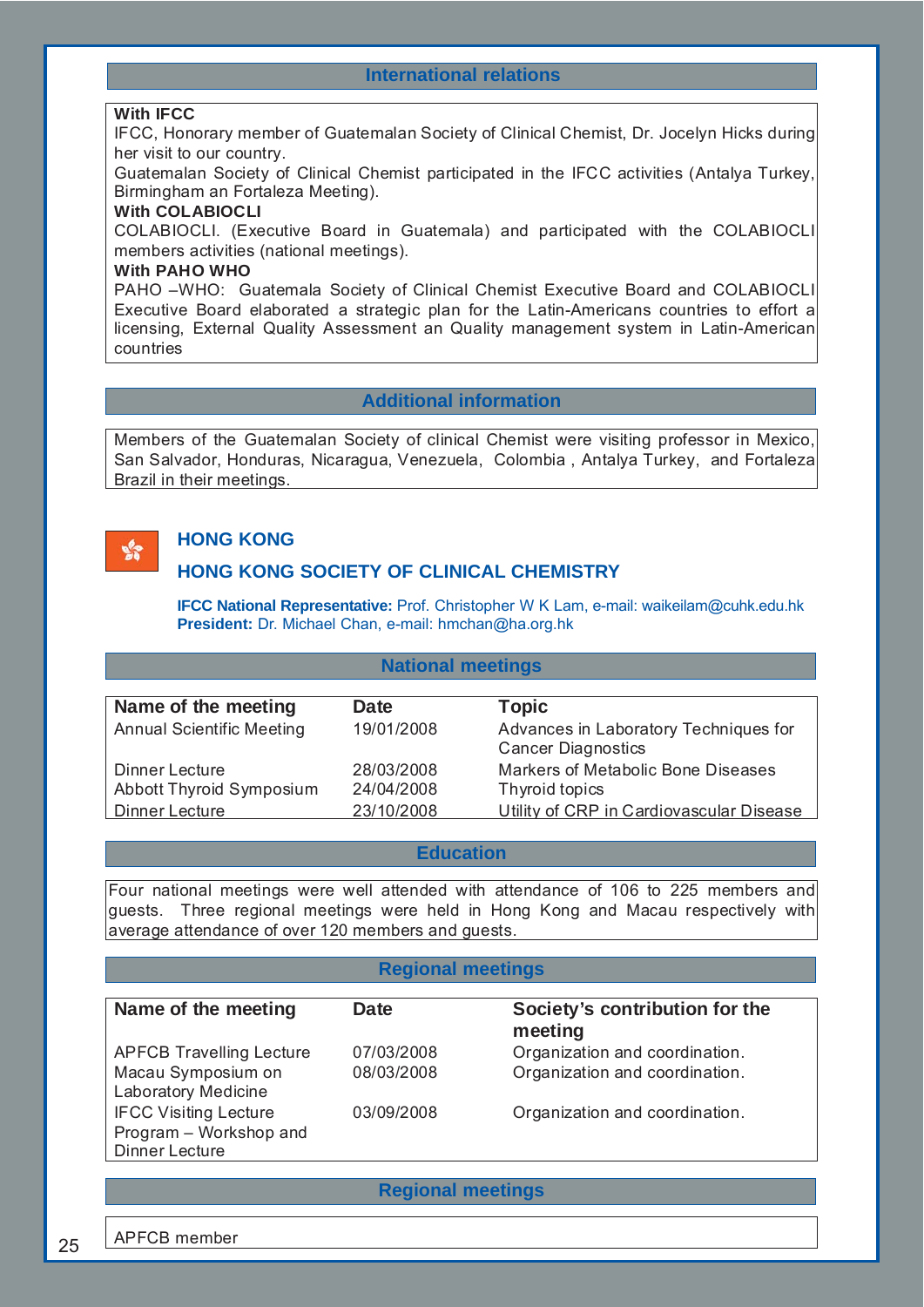## International relations

**With IFCC**

IFCC, Honorary member of Guatemalan Society of Clinical Chemist, Dr. Jocelyn Hicks during her visit to our country.

Guatemalan Society of Clinical Chemist participated in the IFCC activities (Antalya Turkey, Birmingham an Fortaleza Meeting).

**With COLABIOCLI**

COLABIOCLI. (Executive Board in Guatemala) and participated with the COLABIOCLI members activities (national meetings).

**With PAHO WHO**

PAHO –WHO: Guatemala Society of Clinical Chemist Executive Board and COLABIOCLI Executive Board elaborated a strategic plan for the Latin-Americans countries to effort a licensing, External Quality Assessment an Quality management system in Latin-American countries

## Additional information

Members of the Guatemalan Society of clinical Chemist were visiting professor in Mexico, San Salvador, Honduras, Nicaragua, Venezuela, Colombia , Antalya Turkey, and Fortaleza Brazil in their meetings.

# HONG KONG

## HONG KONG SOCIETY OF CLINICAL CHEMISTRY

**IFCC National Representative:** Prof. Christopher W K Lam, e-mail: waikeilam@cuhk.edu.hk
**President:** Dr. Michael Chan, e-mail: hmchan@ha.org.hk

## National meetings

| Name of the meeting | Date | Topic |
|---|---|---|
| Annual Scientific Meeting | 19/01/2008 | Advances in Laboratory Techniques for Cancer Diagnostics |
| Dinner Lecture | 28/03/2008 | Markers of Metabolic Bone Diseases |
| Abbott Thyroid Symposium | 24/04/2008 | Thyroid topics |
| Dinner Lecture | 23/10/2008 | Utility of CRP in Cardiovascular Disease |

## Education

Four national meetings were well attended with attendance of 106 to 225 members and guests. Three regional meetings were held in Hong Kong and Macau respectively with average attendance of over 120 members and guests.

## Regional meetings

| Name of the meeting | Date | Society's contribution for the meeting |
|---|---|---|
| APFCB Travelling Lecture | 07/03/2008 | Organization and coordination. |
| Macau Symposium on Laboratory Medicine | 08/03/2008 | Organization and coordination. |
| IFCC Visiting Lecture Program – Workshop and Dinner Lecture | 03/09/2008 | Organization and coordination. |

## Regional meetings

APFCB member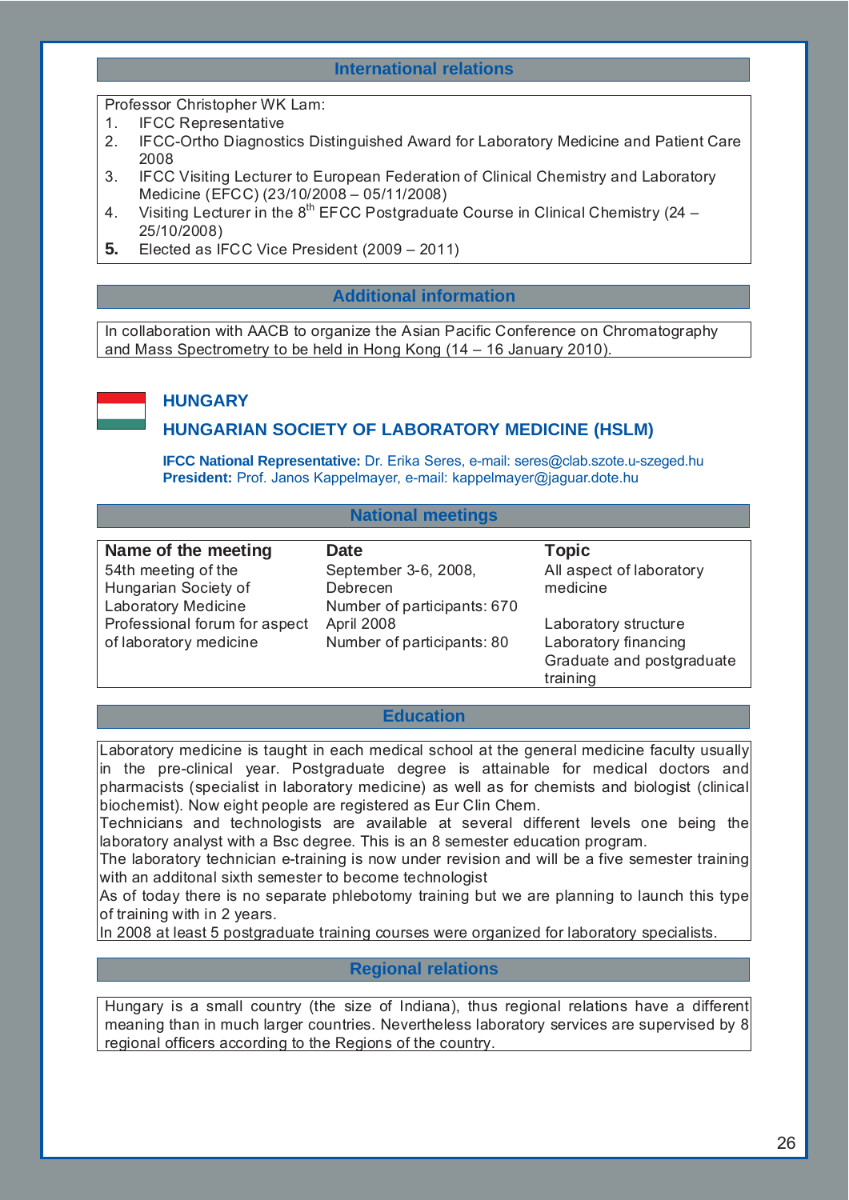## International relations

Professor Christopher WK Lam:

1. IFCC Representative
2. IFCC-Ortho Diagnostics Distinguished Award for Laboratory Medicine and Patient Care 2008
3. IFCC Visiting Lecturer to European Federation of Clinical Chemistry and Laboratory Medicine (EFCC) (23/10/2008 – 05/11/2008)
4. Visiting Lecturer in the 8th EFCC Postgraduate Course in Clinical Chemistry (24 – 25/10/2008)
5. Elected as IFCC Vice President (2009 – 2011)

## Additional information

In collaboration with AACB to organize the Asian Pacific Conference on Chromatography and Mass Spectrometry to be held in Hong Kong (14 – 16 January 2010).

# HUNGARY

## HUNGARIAN SOCIETY OF LABORATORY MEDICINE (HSLM)

**IFCC National Representative:** Dr. Erika Seres, e-mail: seres@clab.szote.u-szeged.hu
**President:** Prof. Janos Kappelmayer, e-mail: kappelmayer@jaguar.dote.hu

## National meetings

| Name of the meeting | Date | Topic |
|---|---|---|
| 54th meeting of the Hungarian Society of Laboratory Medicine | September 3-6, 2008, Debrecen<br>Number of participants: 670 | All aspect of laboratory medicine |
| Professional forum for aspect of laboratory medicine | April 2008<br>Number of participants: 80 | Laboratory structure<br>Laboratory financing<br>Graduate and postgraduate training |

## Education

Laboratory medicine is taught in each medical school at the general medicine faculty usually in the pre-clinical year. Postgraduate degree is attainable for medical doctors and pharmacists (specialist in laboratory medicine) as well as for chemists and biologist (clinical biochemist). Now eight people are registered as Eur Clin Chem.

Technicians and technologists are available at several different levels one being the laboratory analyst with a Bsc degree. This is an 8 semester education program.

The laboratory technician e-training is now under revision and will be a five semester training with an additonal sixth semester to become technologist

As of today there is no separate phlebotomy training but we are planning to launch this type of training with in 2 years.

In 2008 at least 5 postgraduate training courses were organized for laboratory specialists.

## Regional relations

Hungary is a small country (the size of Indiana), thus regional relations have a different meaning than in much larger countries. Nevertheless laboratory services are supervised by 8 regional officers according to the Regions of the country.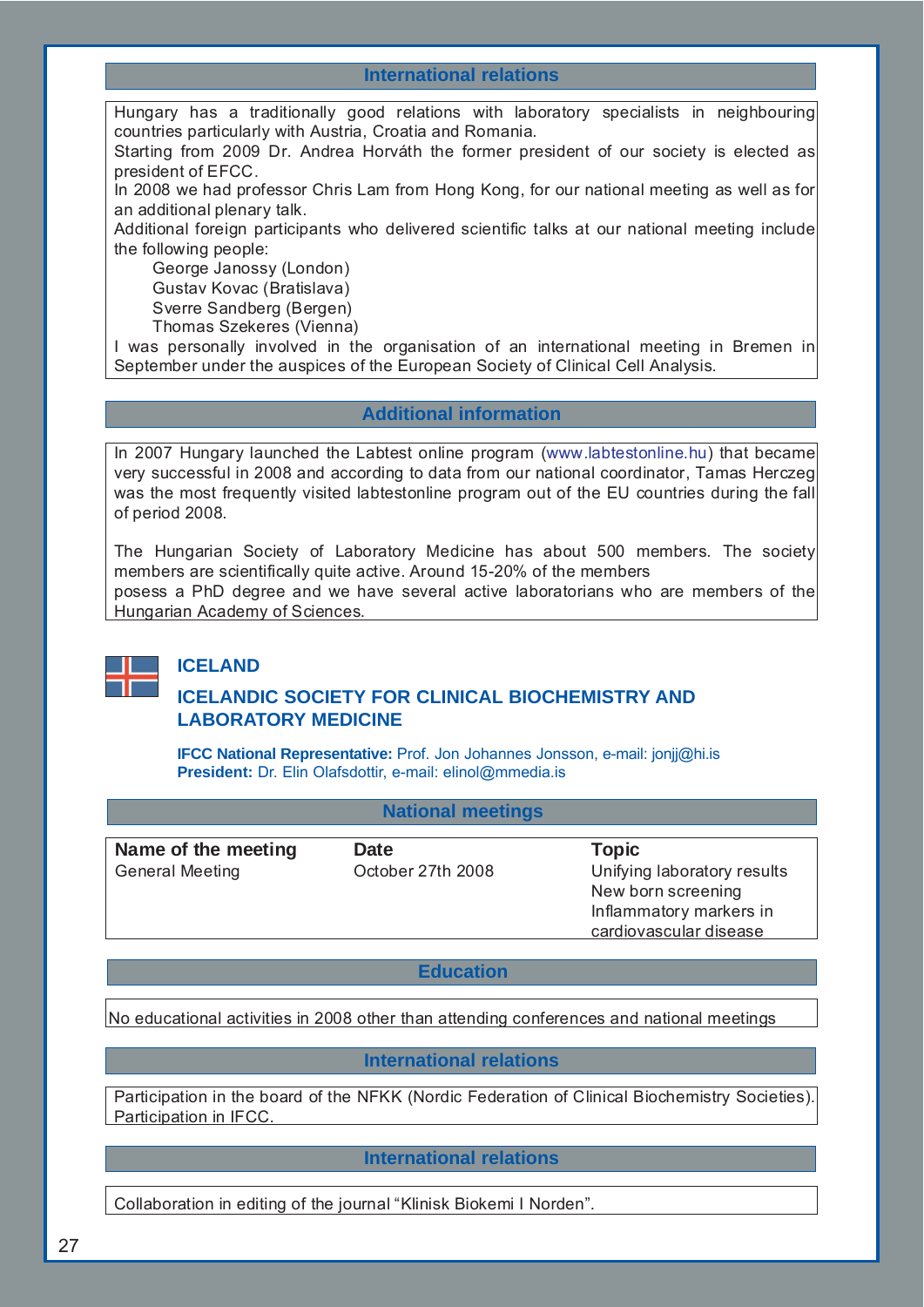### International relations

Hungary has a traditionally good relations with laboratory specialists in neighbouring countries particularly with Austria, Croatia and Romania.
Starting from 2009 Dr. Andrea Horváth the former president of our society is elected as president of EFCC.
In 2008 we had professor Chris Lam from Hong Kong, for our national meeting as well as for an additional plenary talk.
Additional foreign participants who delivered scientific talks at our national meeting include the following people:

George Janossy (London)
Gustav Kovac (Bratislava)
Sverre Sandberg (Bergen)
Thomas Szekeres (Vienna)

I was personally involved in the organisation of an international meeting in Bremen in September under the auspices of the European Society of Clinical Cell Analysis.

### Additional information

In 2007 Hungary launched the Labtest online program (www.labtestonline.hu) that became very successful in 2008 and according to data from our national coordinator, Tamas Herczeg was the most frequently visited labtestonline program out of the EU countries during the fall of period 2008.

The Hungarian Society of Laboratory Medicine has about 500 members. The society members are scientifically quite active. Around 15-20% of the members
posess a PhD degree and we have several active laboratorians who are members of the Hungarian Academy of Sciences.

## ICELAND

## ICELANDIC SOCIETY FOR CLINICAL BIOCHEMISTRY AND LABORATORY MEDICINE

**IFCC National Representative:** Prof. Jon Johannes Jonsson, e-mail: jonjj@hi.is
**President:** Dr. Elin Olafsdottir, e-mail: elinol@mmedia.is

### National meetings

| Name of the meeting | Date | Topic |
|---|---|---|
| General Meeting | October 27th 2008 | Unifying laboratory results<br>New born screening<br>Inflammatory markers in cardiovascular disease |

### Education

No educational activities in 2008 other than attending conferences and national meetings

### International relations

Participation in the board of the NFKK (Nordic Federation of Clinical Biochemistry Societies).
Participation in IFCC.

### International relations

Collaboration in editing of the journal "Klinisk Biokemi I Norden".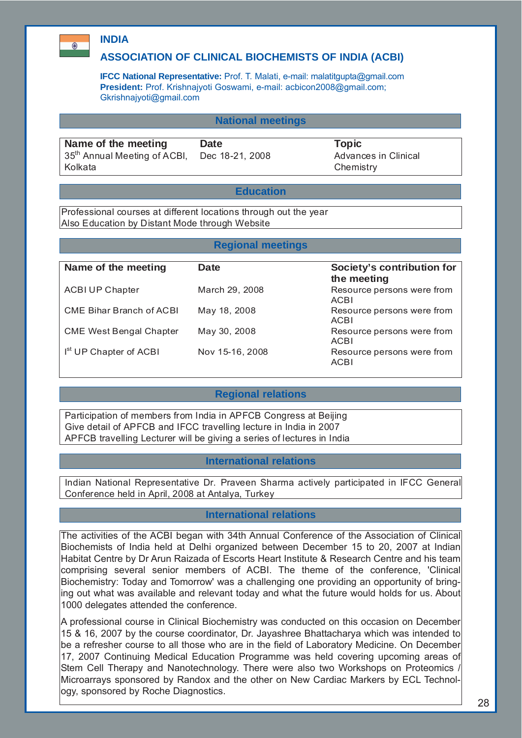# INDIA

## ASSOCIATION OF CLINICAL BIOCHEMISTS OF INDIA (ACBI)

**IFCC National Representative:** Prof. T. Malati, e-mail: malatitgupta@gmail.com
**President:** Prof. Krishnajyoti Goswami, e-mail: acbicon2008@gmail.com; Gkrishnajyoti@gmail.com

### National meetings

| Name of the meeting | Date | Topic |
|---|---|---|
| 35th Annual Meeting of ACBI, Kolkata | Dec 18-21, 2008 | Advances in Clinical Chemistry |

### Education

Professional courses at different locations through out the year
Also Education by Distant Mode through Website

### Regional meetings

| Name of the meeting | Date | Society's contribution for the meeting |
|---|---|---|
| ACBI UP Chapter | March 29, 2008 | Resource persons were from ACBI |
| CME Bihar Branch of ACBI | May 18, 2008 | Resource persons were from ACBI |
| CME West Bengal Chapter | May 30, 2008 | Resource persons were from ACBI |
| Ist UP Chapter of ACBI | Nov 15-16, 2008 | Resource persons were from ACBI |

### Regional relations

Participation of members from India in APFCB Congress at Beijing
Give detail of APFCB and IFCC travelling lecture in India in 2007
APFCB travelling Lecturer will be giving a series of lectures in India

### International relations

Indian National Representative Dr. Praveen Sharma actively participated in IFCC General Conference held in April, 2008 at Antalya, Turkey

### International relations

The activities of the ACBI began with 34th Annual Conference of the Association of Clinical Biochemists of India held at Delhi organized between December 15 to 20, 2007 at Indian Habitat Centre by Dr Arun Raizada of Escorts Heart Institute & Research Centre and his team comprising several senior members of ACBI. The theme of the conference, 'Clinical Biochemistry: Today and Tomorrow' was a challenging one providing an opportunity of bringing out what was available and relevant today and what the future would holds for us. About 1000 delegates attended the conference.

A professional course in Clinical Biochemistry was conducted on this occasion on December 15 & 16, 2007 by the course coordinator, Dr. Jayashree Bhattacharya which was intended to be a refresher course to all those who are in the field of Laboratory Medicine. On December 17, 2007 Continuing Medical Education Programme was held covering upcoming areas of Stem Cell Therapy and Nanotechnology. There were also two Workshops on Proteomics / Microarrays sponsored by Randox and the other on New Cardiac Markers by ECL Technology, sponsored by Roche Diagnostics.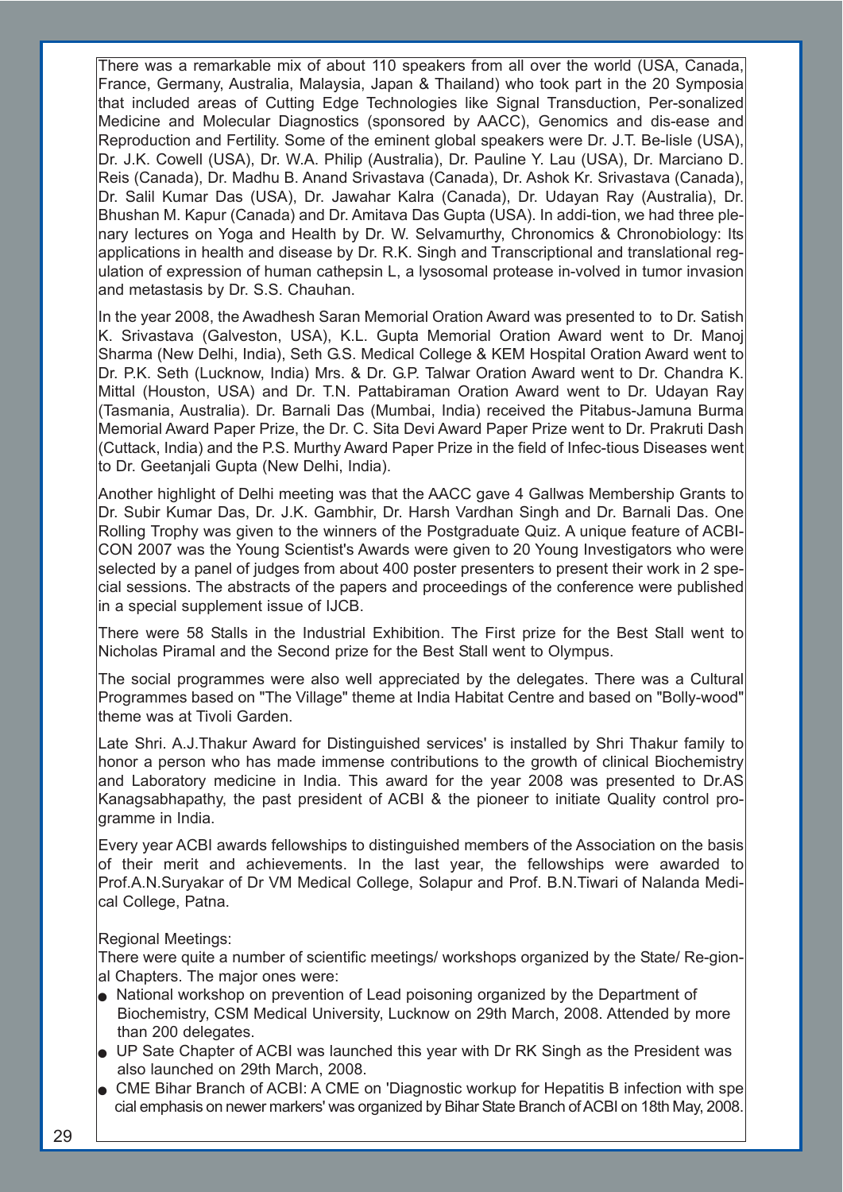There was a remarkable mix of about 110 speakers from all over the world (USA, Canada, France, Germany, Australia, Malaysia, Japan & Thailand) who took part in the 20 Symposia that included areas of Cutting Edge Technologies like Signal Transduction, Per-sonalized Medicine and Molecular Diagnostics (sponsored by AACC), Genomics and dis-ease and Reproduction and Fertility. Some of the eminent global speakers were Dr. J.T. Be-lisle (USA), Dr. J.K. Cowell (USA), Dr. W.A. Philip (Australia), Dr. Pauline Y. Lau (USA), Dr. Marciano D. Reis (Canada), Dr. Madhu B. Anand Srivastava (Canada), Dr. Ashok Kr. Srivastava (Canada), Dr. Salil Kumar Das (USA), Dr. Jawahar Kalra (Canada), Dr. Udayan Ray (Australia), Dr. Bhushan M. Kapur (Canada) and Dr. Amitava Das Gupta (USA). In addi-tion, we had three ple-nary lectures on Yoga and Health by Dr. W. Selvamurthy, Chronomics & Chronobiology: Its applications in health and disease by Dr. R.K. Singh and Transcriptional and translational reg-ulation of expression of human cathepsin L, a lysosomal protease in-volved in tumor invasion and metastasis by Dr. S.S. Chauhan.

In the year 2008, the Awadhesh Saran Memorial Oration Award was presented to to Dr. Satish K. Srivastava (Galveston, USA), K.L. Gupta Memorial Oration Award went to Dr. Manoj Sharma (New Delhi, India), Seth G.S. Medical College & KEM Hospital Oration Award went to Dr. P.K. Seth (Lucknow, India) Mrs. & Dr. G.P. Talwar Oration Award went to Dr. Chandra K. Mittal (Houston, USA) and Dr. T.N. Pattabiraman Oration Award went to Dr. Udayan Ray (Tasmania, Australia). Dr. Barnali Das (Mumbai, India) received the Pitabus-Jamuna Burma Memorial Award Paper Prize, the Dr. C. Sita Devi Award Paper Prize went to Dr. Prakruti Dash (Cuttack, India) and the P.S. Murthy Award Paper Prize in the field of Infec-tious Diseases went to Dr. Geetanjali Gupta (New Delhi, India).

Another highlight of Delhi meeting was that the AACC gave 4 Gallwas Membership Grants to Dr. Subir Kumar Das, Dr. J.K. Gambhir, Dr. Harsh Vardhan Singh and Dr. Barnali Das. One Rolling Trophy was given to the winners of the Postgraduate Quiz. A unique feature of ACBI-CON 2007 was the Young Scientist's Awards were given to 20 Young Investigators who were selected by a panel of judges from about 400 poster presenters to present their work in 2 spe-cial sessions. The abstracts of the papers and proceedings of the conference were published in a special supplement issue of IJCB.

There were 58 Stalls in the Industrial Exhibition. The First prize for the Best Stall went to Nicholas Piramal and the Second prize for the Best Stall went to Olympus.

The social programmes were also well appreciated by the delegates. There was a Cultural Programmes based on "The Village" theme at India Habitat Centre and based on "Bolly-wood" theme was at Tivoli Garden.

Late Shri. A.J.Thakur Award for Distinguished services' is installed by Shri Thakur family to honor a person who has made immense contributions to the growth of clinical Biochemistry and Laboratory medicine in India. This award for the year 2008 was presented to Dr.AS Kanagsabhapathy, the past president of ACBI & the pioneer to initiate Quality control pro-gramme in India.

Every year ACBI awards fellowships to distinguished members of the Association on the basis of their merit and achievements. In the last year, the fellowships were awarded to Prof.A.N.Suryakar of Dr VM Medical College, Solapur and Prof. B.N.Tiwari of Nalanda Medi-cal College, Patna.

Regional Meetings:

There were quite a number of scientific meetings/ workshops organized by the State/ Re-gion-al Chapters. The major ones were:

- National workshop on prevention of Lead poisoning organized by the Department of Biochemistry, CSM Medical University, Lucknow on 29th March, 2008. Attended by more than 200 delegates.
- UP Sate Chapter of ACBI was launched this year with Dr RK Singh as the President was also launched on 29th March, 2008.
- CME Bihar Branch of ACBI: A CME on 'Diagnostic workup for Hepatitis B infection with special emphasis on newer markers' was organized by Bihar State Branch of ACBI on 18th May, 2008.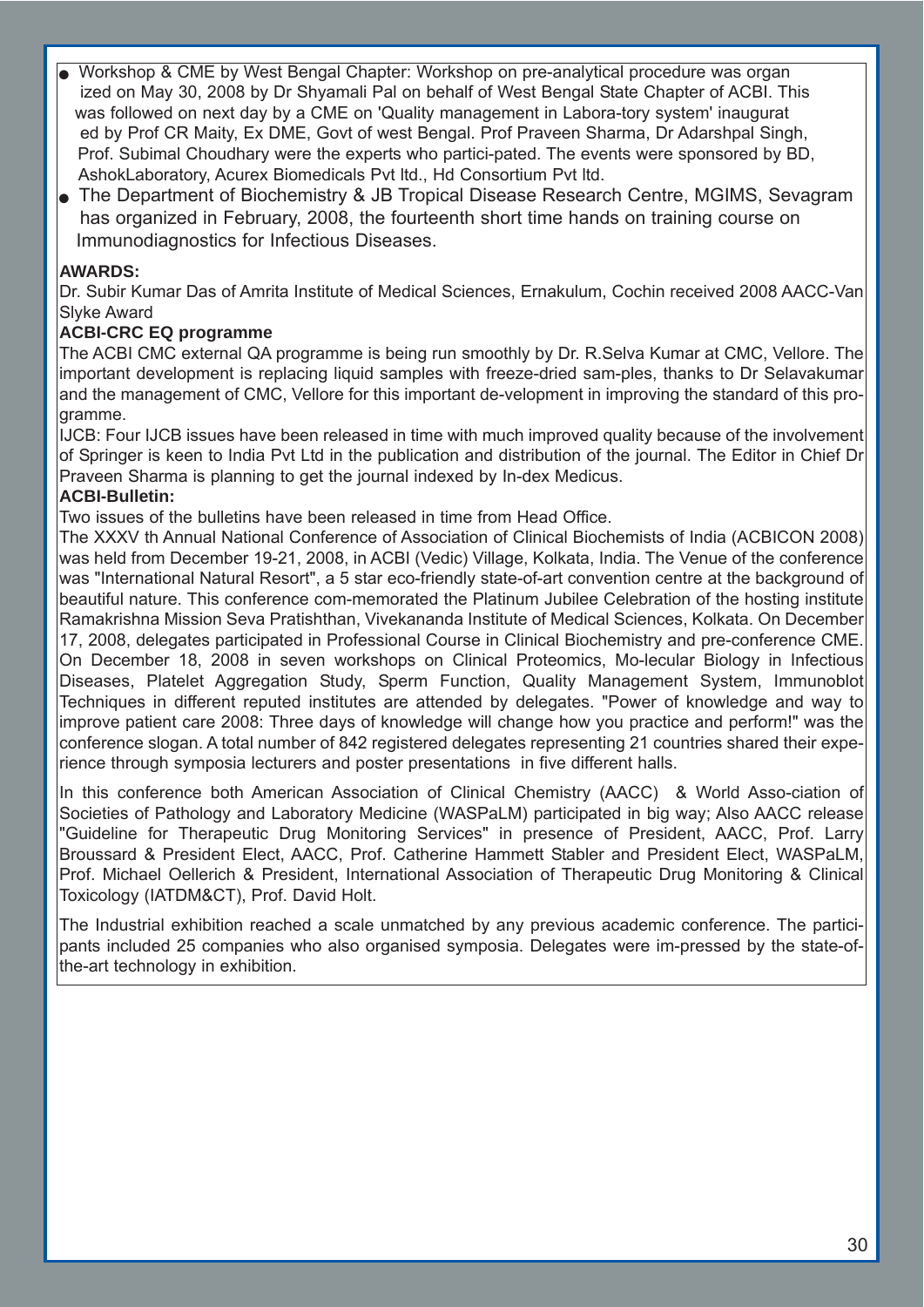- Workshop & CME by West Bengal Chapter: Workshop on pre-analytical procedure was organ ized on May 30, 2008 by Dr Shyamali Pal on behalf of West Bengal State Chapter of ACBI. This was followed on next day by a CME on 'Quality management in Labora-tory system' inaugurat ed by Prof CR Maity, Ex DME, Govt of west Bengal. Prof Praveen Sharma, Dr Adarshpal Singh, Prof. Subimal Choudhary were the experts who partici-pated. The events were sponsored by BD, AshokLaboratory, Acurex Biomedicals Pvt ltd., Hd Consortium Pvt ltd.
- The Department of Biochemistry & JB Tropical Disease Research Centre, MGIMS, Sevagram has organized in February, 2008, the fourteenth short time hands on training course on Immunodiagnostics for Infectious Diseases.

**AWARDS:**

Dr. Subir Kumar Das of Amrita Institute of Medical Sciences, Ernakulum, Cochin received 2008 AACC-Van Slyke Award

**ACBI-CRC EQ programme**

The ACBI CMC external QA programme is being run smoothly by Dr. R.Selva Kumar at CMC, Vellore. The important development is replacing liquid samples with freeze-dried sam-ples, thanks to Dr Selavakumar and the management of CMC, Vellore for this important de-velopment in improving the standard of this pro-gramme.

IJCB: Four IJCB issues have been released in time with much improved quality because of the involvement of Springer is keen to India Pvt Ltd in the publication and distribution of the journal. The Editor in Chief Dr Praveen Sharma is planning to get the journal indexed by In-dex Medicus.

**ACBI-Bulletin:**

Two issues of the bulletins have been released in time from Head Office.

The XXXV th Annual National Conference of Association of Clinical Biochemists of India (ACBICON 2008) was held from December 19-21, 2008, in ACBI (Vedic) Village, Kolkata, India. The Venue of the conference was "International Natural Resort", a 5 star eco-friendly state-of-art convention centre at the background of beautiful nature. This conference com-memorated the Platinum Jubilee Celebration of the hosting institute Ramakrishna Mission Seva Pratishthan, Vivekananda Institute of Medical Sciences, Kolkata. On December 17, 2008, delegates participated in Professional Course in Clinical Biochemistry and pre-conference CME. On December 18, 2008 in seven workshops on Clinical Proteomics, Mo-lecular Biology in Infectious Diseases, Platelet Aggregation Study, Sperm Function, Quality Management System, Immunoblot Techniques in different reputed institutes are attended by delegates. "Power of knowledge and way to improve patient care 2008: Three days of knowledge will change how you practice and perform!" was the conference slogan. A total number of 842 registered delegates representing 21 countries shared their expe-rience through symposia lecturers and poster presentations in five different halls.

In this conference both American Association of Clinical Chemistry (AACC) & World Asso-ciation of Societies of Pathology and Laboratory Medicine (WASPaLM) participated in big way; Also AACC release "Guideline for Therapeutic Drug Monitoring Services" in presence of President, AACC, Prof. Larry Broussard & President Elect, AACC, Prof. Catherine Hammett Stabler and President Elect, WASPaLM, Prof. Michael Oellerich & President, International Association of Therapeutic Drug Monitoring & Clinical Toxicology (IATDM&CT), Prof. David Holt.

The Industrial exhibition reached a scale unmatched by any previous academic conference. The partici-pants included 25 companies who also organised symposia. Delegates were im-pressed by the state-of-the-art technology in exhibition.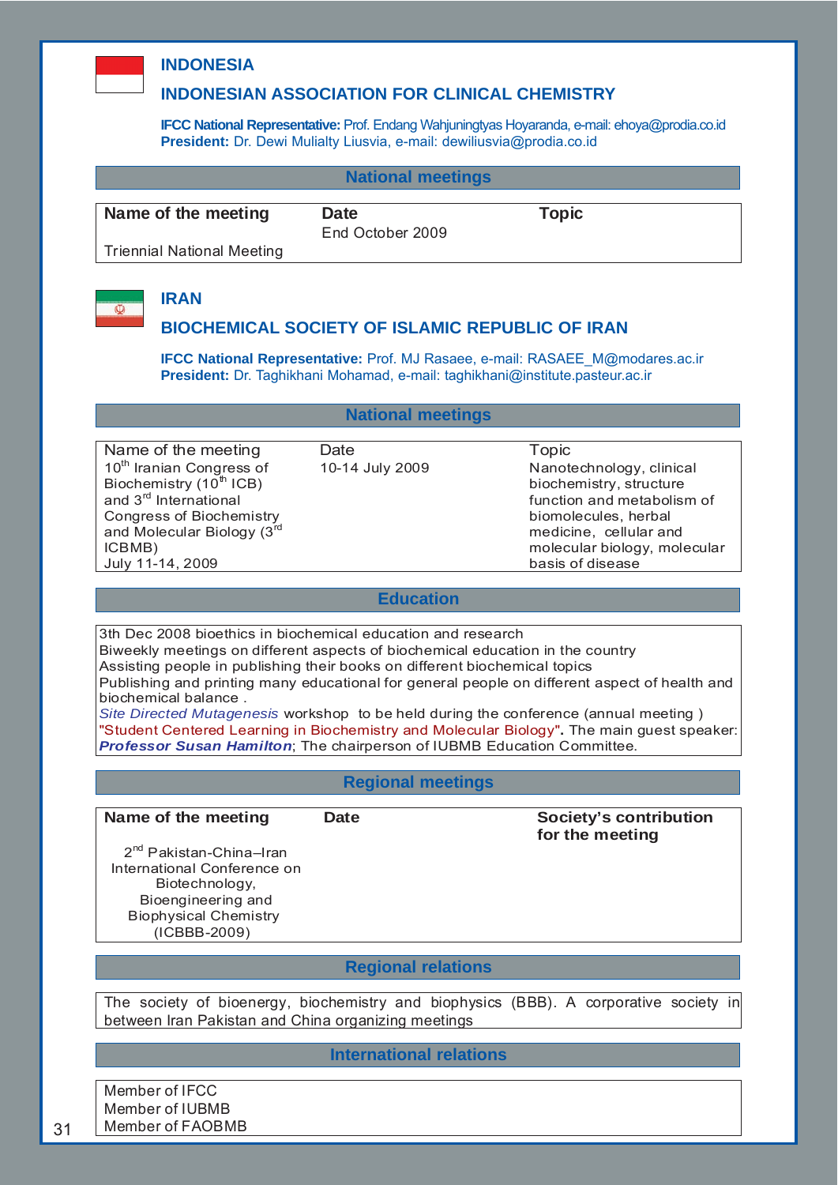## INDONESIA

### INDONESIAN ASSOCIATION FOR CLINICAL CHEMISTRY

**IFCC National Representative:** Prof. Endang Wahjuningtyas Hoyaranda, e-mail: ehoya@prodia.co.id
**President:** Dr. Dewi Mulialty Liusvia, e-mail: dewiliusvia@prodia.co.id

#### National meetings

| Name of the meeting | Date | Topic |
|---|---|---|
| Triennial National Meeting | End October 2009 | |

## IRAN

### BIOCHEMICAL SOCIETY OF ISLAMIC REPUBLIC OF IRAN

**IFCC National Representative:** Prof. MJ Rasaee, e-mail: RASAEE_M@modares.ac.ir
**President:** Dr. Taghikhani Mohamad, e-mail: taghikhani@institute.pasteur.ac.ir

#### National meetings

| Name of the meeting | Date | Topic |
|---|---|---|
| 10th Iranian Congress of Biochemistry (10th ICB) and 3rd International Congress of Biochemistry and Molecular Biology (3rd ICBMB) July 11-14, 2009 | 10-14 July 2009 | Nanotechnology, clinical biochemistry, structure function and metabolism of biomolecules, herbal medicine, cellular and molecular biology, molecular basis of disease |

#### Education

3th Dec 2008 bioethics in biochemical education and research
Biweekly meetings on different aspects of biochemical education in the country
Assisting people in publishing their books on different biochemical topics
Publishing and printing many educational for general people on different aspect of health and biochemical balance .
*Site Directed Mutagenesis* workshop to be held during the conference (annual meeting )
"Student Centered Learning in Biochemistry and Molecular Biology". The main guest speaker: ***Professor Susan Hamilton***; The chairperson of IUBMB Education Committee.

#### Regional meetings

| Name of the meeting | Date | Society's contribution for the meeting |
|---|---|---|
| 2nd Pakistan-China–Iran International Conference on Biotechnology, Bioengineering and Biophysical Chemistry (ICBBB-2009) | | |

#### Regional relations

The society of bioenergy, biochemistry and biophysics (BBB). A corporative society in between Iran Pakistan and China organizing meetings

#### International relations

Member of IFCC
Member of IUBMB
Member of FAOBMB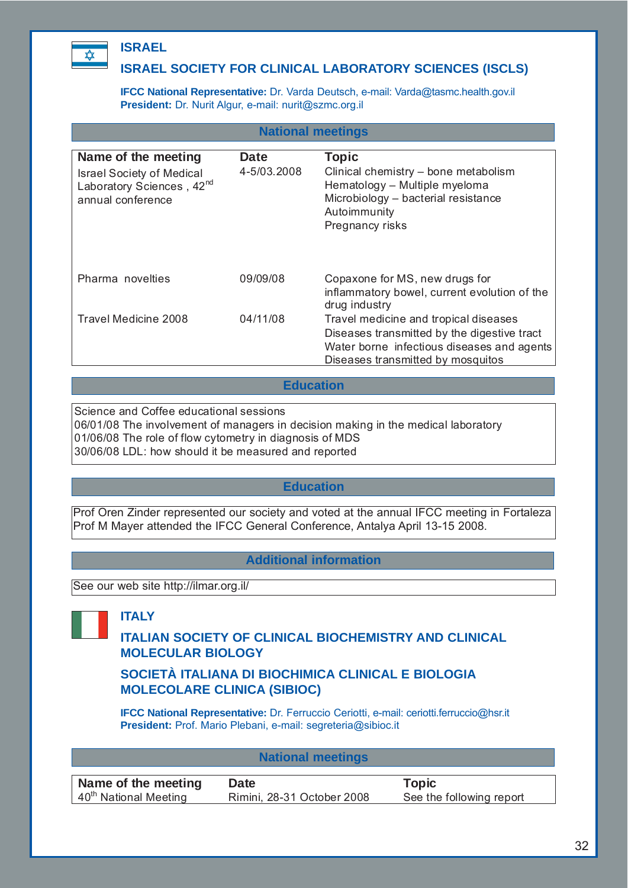## ISRAEL

## ISRAEL SOCIETY FOR CLINICAL LABORATORY SCIENCES (ISCLS)

**IFCC National Representative:** Dr. Varda Deutsch, e-mail: Varda@tasmc.health.gov.il
**President:** Dr. Nurit Algur, e-mail: nurit@szmc.org.il

### National meetings

| Name of the meeting | Date | Topic |
|---|---|---|
| Israel Society of Medical Laboratory Sciences , 42nd annual conference | 4-5/03.2008 | Clinical chemistry – bone metabolism<br>Hematology – Multiple myeloma<br>Microbiology – bacterial resistance<br>Autoimmunity<br>Pregnancy risks |
| Pharma novelties | 09/09/08 | Copaxone for MS, new drugs for inflammatory bowel, current evolution of the drug industry |
| Travel Medicine 2008 | 04/11/08 | Travel medicine and tropical diseases<br>Diseases transmitted by the digestive tract<br>Water borne infectious diseases and agents<br>Diseases transmitted by mosquitos |

### Education

Science and Coffee educational sessions
06/01/08 The involvement of managers in decision making in the medical laboratory
01/06/08 The role of flow cytometry in diagnosis of MDS
30/06/08 LDL: how should it be measured and reported

### Education

Prof Oren Zinder represented our society and voted at the annual IFCC meeting in Fortaleza
Prof M Mayer attended the IFCC General Conference, Antalya April 13-15 2008.

### Additional information

See our web site http://ilmar.org.il/

## ITALY

## ITALIAN SOCIETY OF CLINICAL BIOCHEMISTRY AND CLINICAL MOLECULAR BIOLOGY

## SOCIETÀ ITALIANA DI BIOCHIMICA CLINICAL E BIOLOGIA MOLECOLARE CLINICA (SIBIOC)

**IFCC National Representative:** Dr. Ferruccio Ceriotti, e-mail: ceriotti.ferruccio@hsr.it
**President:** Prof. Mario Plebani, e-mail: segreteria@sibioc.it

### National meetings

| Name of the meeting | Date | Topic |
|---|---|---|
| 40th National Meeting | Rimini, 28-31 October 2008 | See the following report |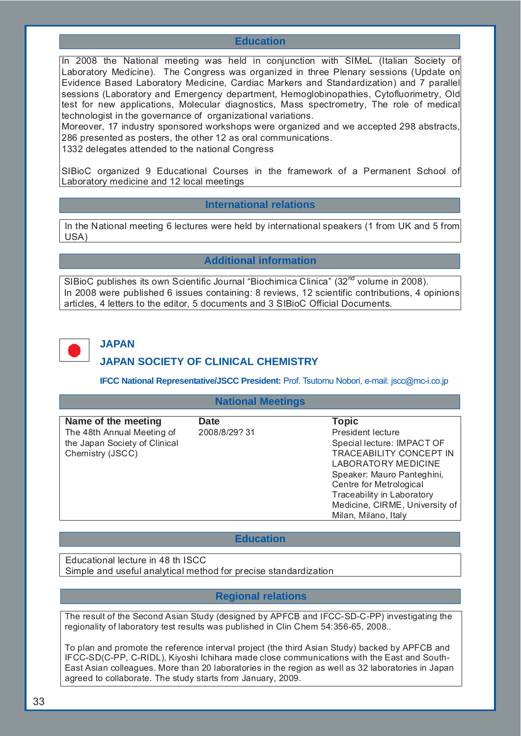## Education

In 2008 the National meeting was held in conjunction with SIMeL (Italian Society of Laboratory Medicine). The Congress was organized in three Plenary sessions (Update on Evidence Based Laboratory Medicine, Cardiac Markers and Standardization) and 7 parallel sessions (Laboratory and Emergency department, Hemoglobinopathies, Cytofluorimetry, Old test for new applications, Molecular diagnostics, Mass spectrometry, The role of medical technologist in the governance of organizational variations.
Moreover, 17 industry sponsored workshops were organized and we accepted 298 abstracts, 286 presented as posters, the other 12 as oral communications.
1332 delegates attended to the national Congress

SIBioC organized 9 Educational Courses in the framework of a Permanent School of Laboratory medicine and 12 local meetings

## International relations

In the National meeting 6 lectures were held by international speakers (1 from UK and 5 from USA)

## Additional information

SIBioC publishes its own Scientific Journal "Biochimica Clinica" (32nd volume in 2008).
In 2008 were published 6 issues containing: 8 reviews, 12 scientific contributions, 4 opinions articles, 4 letters to the editor, 5 documents and 3 SIBioC Official Documents.

# JAPAN

## JAPAN SOCIETY OF CLINICAL CHEMISTRY

**IFCC National Representative/JSCC President:** Prof. Tsutomu Nobori, e-mail: jscc@mc-i.co.jp

## National Meetings

| Name of the meeting | Date | Topic |
|---|---|---|
| The 48th Annual Meeting of the Japan Society of Clinical Chemistry (JSCC) | 2008/8/29? 31 | President lecture<br>Special lecture: IMPACT OF TRACEABILITY CONCEPT IN LABORATORY MEDICINE<br>Speaker: Mauro Panteghini, Centre for Metrological Traceability in Laboratory Medicine, CIRME, University of Milan, Milano, Italy |

## Education

Educational lecture in 48 th ISCC
Simple and useful analytical method for precise standardization

## Regional relations

The result of the Second Asian Study (designed by APFCB and IFCC-SD-C-PP) investigating the regionality of laboratory test results was published in Clin Chem 54:356-65, 2008..

To plan and promote the reference interval project (the third Asian Study) backed by APFCB and IFCC-SD(C-PP, C-RIDL), Kiyoshi Ichihara made close communications with the East and South-East Asian colleagues. More than 20 laboratories in the region as well as 32 laboratories in Japan agreed to collaborate. The study starts from January, 2009.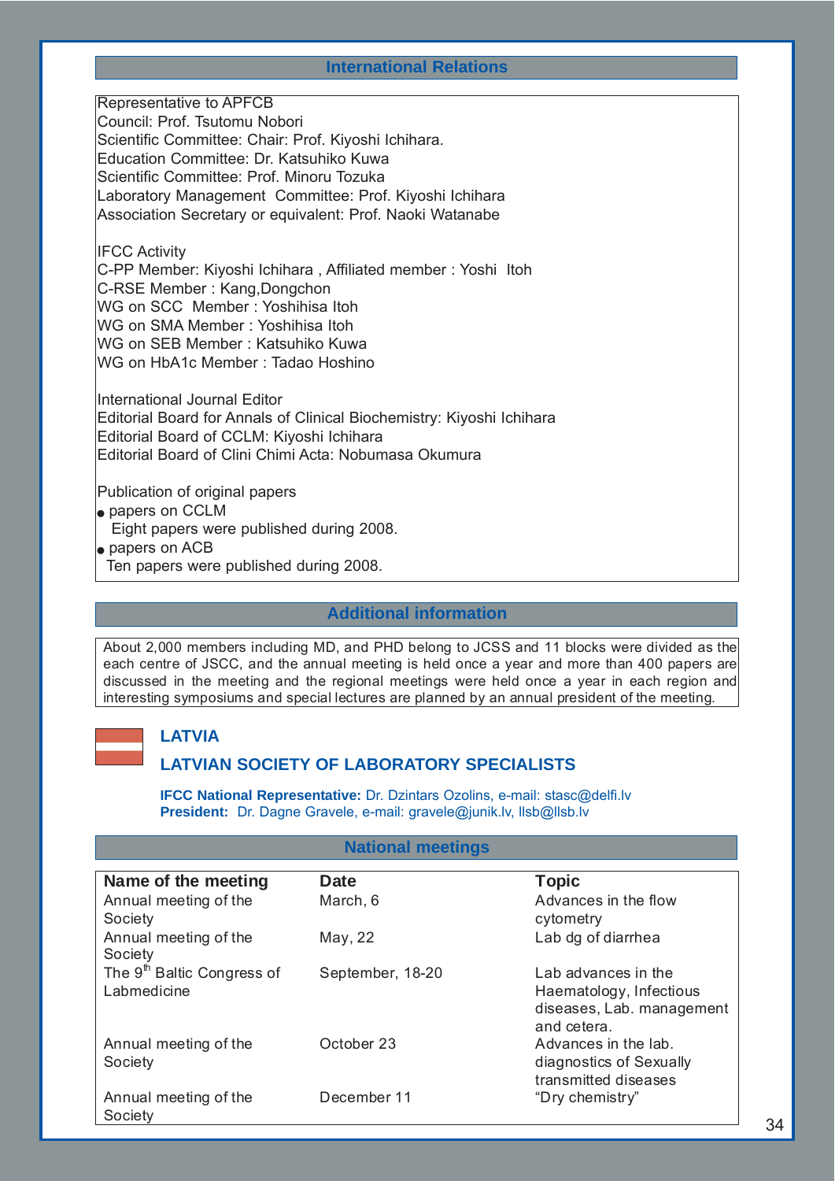## International Relations

Representative to APFCB
Council: Prof. Tsutomu Nobori
Scientific Committee: Chair: Prof. Kiyoshi Ichihara.
Education Committee: Dr. Katsuhiko Kuwa
Scientific Committee: Prof. Minoru Tozuka
Laboratory Management Committee: Prof. Kiyoshi Ichihara
Association Secretary or equivalent: Prof. Naoki Watanabe

IFCC Activity
C-PP Member: Kiyoshi Ichihara , Affiliated member : Yoshi Itoh
C-RSE Member : Kang,Dongchon
WG on SCC Member : Yoshihisa Itoh
WG on SMA Member : Yoshihisa Itoh
WG on SEB Member : Katsuhiko Kuwa
WG on HbA1c Member : Tadao Hoshino

International Journal Editor
Editorial Board for Annals of Clinical Biochemistry: Kiyoshi Ichihara
Editorial Board of CCLM: Kiyoshi Ichihara
Editorial Board of Clini Chimi Acta: Nobumasa Okumura

Publication of original papers

- papers on CCLM
  Eight papers were published during 2008.
- papers on ACB
  Ten papers were published during 2008.

## Additional information

About 2,000 members including MD, and PHD belong to JCSS and 11 blocks were divided as the each centre of JSCC, and the annual meeting is held once a year and more than 400 papers are discussed in the meeting and the regional meetings were held once a year in each region and interesting symposiums and special lectures are planned by an annual president of the meeting.

# LATVIA

## LATVIAN SOCIETY OF LABORATORY SPECIALISTS

**IFCC National Representative:** Dr. Dzintars Ozolins, e-mail: stasc@delfi.lv
**President:** Dr. Dagne Gravele, e-mail: gravele@junik.lv, llsb@llsb.lv

## National meetings

| Name of the meeting | Date | Topic |
|---|---|---|
| Annual meeting of the Society | March, 6 | Advances in the flow cytometry |
| Annual meeting of the Society | May, 22 | Lab dg of diarrhea |
| The 9th Baltic Congress of Labmedicine | September, 18-20 | Lab advances in the Haematology, Infectious diseases, Lab. management and cetera. |
| Annual meeting of the Society | October 23 | Advances in the lab. diagnostics of Sexually transmitted diseases |
| Annual meeting of the Society | December 11 | “Dry chemistry” |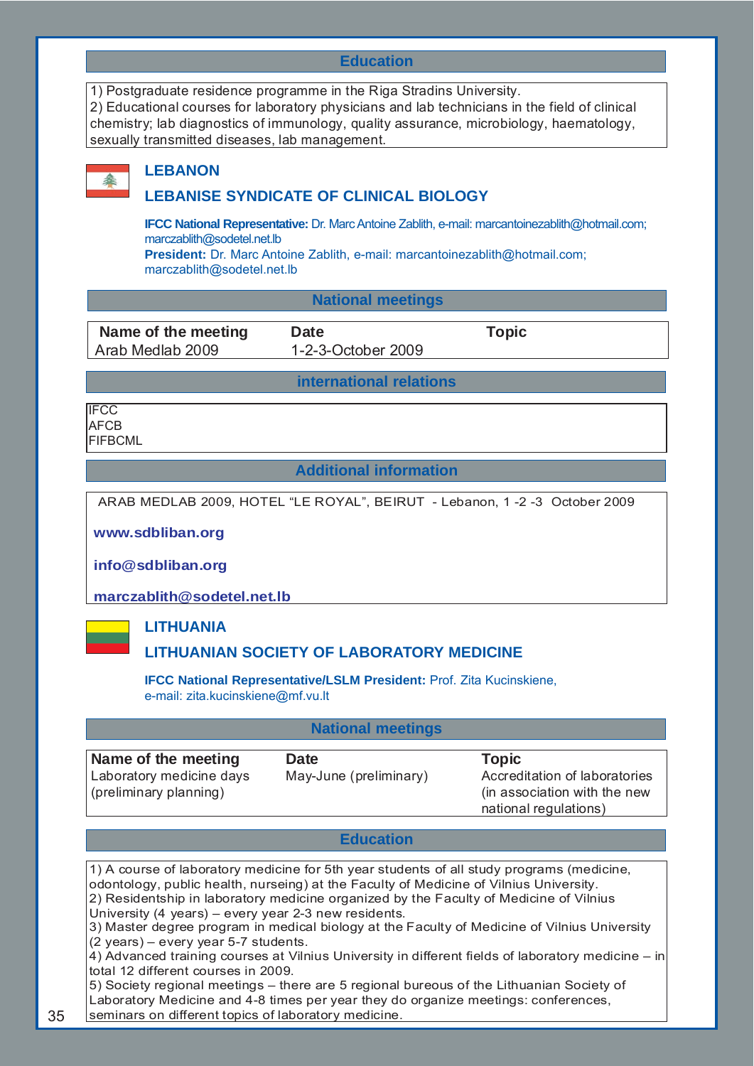### Education

1) Postgraduate residence programme in the Riga Stradins University.
2) Educational courses for laboratory physicians and lab technicians in the field of clinical chemistry; lab diagnostics of immunology, quality assurance, microbiology, haematology, sexually transmitted diseases, lab management.

## LEBANON

## LEBANISE SYNDICATE OF CLINICAL BIOLOGY

**IFCC National Representative:** Dr. Marc Antoine Zablith, e-mail: marcantoinezablith@hotmail.com; marczablith@sodetel.net.lb
**President:** Dr. Marc Antoine Zablith, e-mail: marcantoinezablith@hotmail.com; marczablith@sodetel.net.lb

### National meetings

| Name of the meeting | Date | Topic |
|---|---|---|
| Arab Medlab 2009 | 1-2-3-October 2009 | |

### international relations

IFCC
AFCB
FIFBCML

### Additional information

ARAB MEDLAB 2009, HOTEL "LE ROYAL", BEIRUT - Lebanon, 1 -2 -3 October 2009

**www.sdbliban.org**

**info@sdbliban.org**

**marczablith@sodetel.net.lb**

## LITHUANIA

## LITHUANIAN SOCIETY OF LABORATORY MEDICINE

**IFCC National Representative/LSLM President:** Prof. Zita Kucinskiene, e-mail: zita.kucinskiene@mf.vu.lt

### National meetings

| Name of the meeting | Date | Topic |
|---|---|---|
| Laboratory medicine days (preliminary planning) | May-June (preliminary) | Accreditation of laboratories (in association with the new national regulations) |

### Education

1) A course of laboratory medicine for 5th year students of all study programs (medicine, odontology, public health, nurseing) at the Faculty of Medicine of Vilnius University.
2) Residentship in laboratory medicine organized by the Faculty of Medicine of Vilnius University (4 years) – every year 2-3 new residents.
3) Master degree program in medical biology at the Faculty of Medicine of Vilnius University (2 years) – every year 5-7 students.
4) Advanced training courses at Vilnius University in different fields of laboratory medicine – in total 12 different courses in 2009.
5) Society regional meetings – there are 5 regional bureous of the Lithuanian Society of Laboratory Medicine and 4-8 times per year they do organize meetings: conferences, seminars on different topics of laboratory medicine.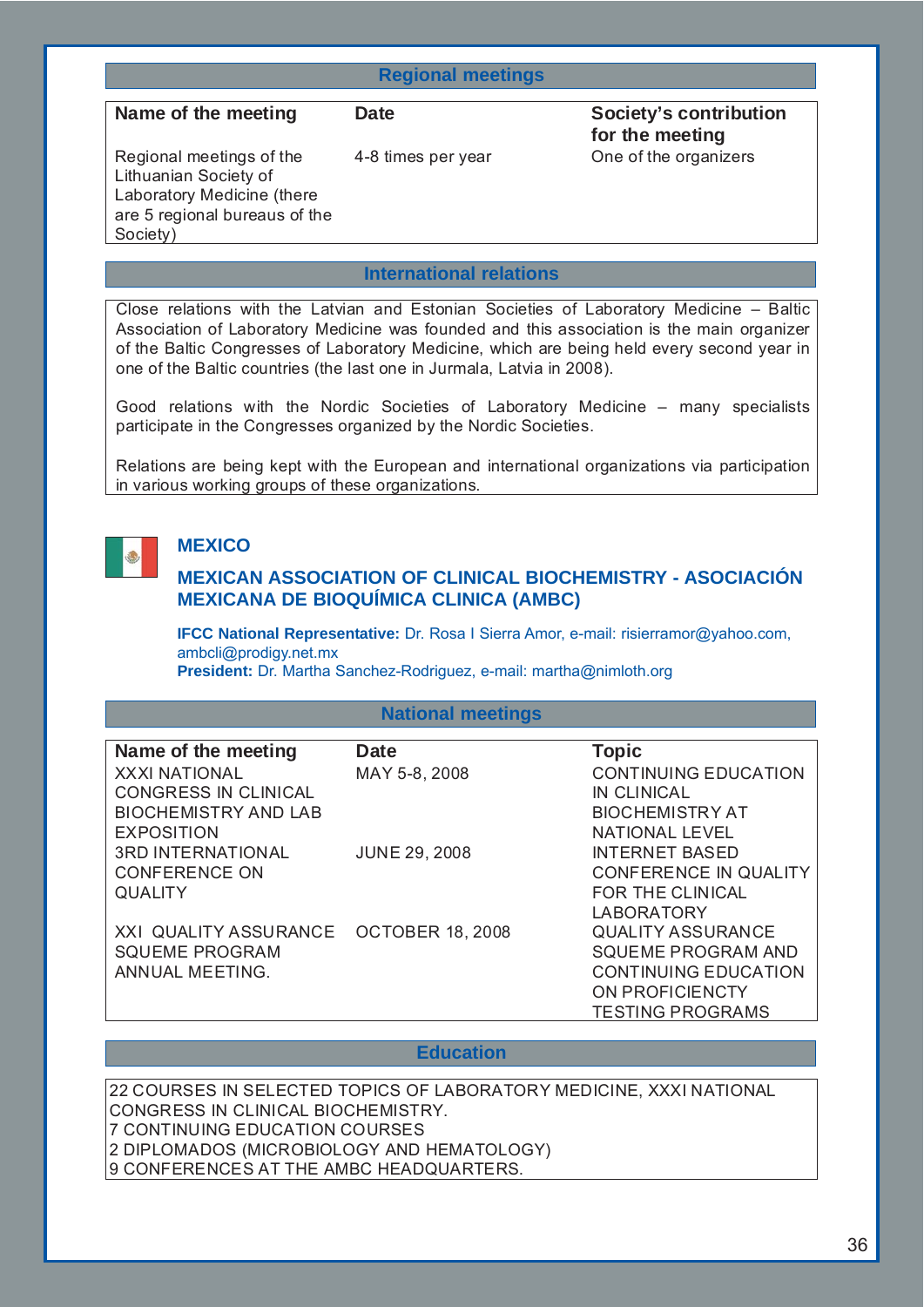## Regional meetings

| Name of the meeting | Date | Society's contribution for the meeting |
|---|---|---|
| Regional meetings of the Lithuanian Society of Laboratory Medicine (there are 5 regional bureaus of the Society) | 4-8 times per year | One of the organizers |

## International relations

Close relations with the Latvian and Estonian Societies of Laboratory Medicine – Baltic Association of Laboratory Medicine was founded and this association is the main organizer of the Baltic Congresses of Laboratory Medicine, which are being held every second year in one of the Baltic countries (the last one in Jurmala, Latvia in 2008).

Good relations with the Nordic Societies of Laboratory Medicine – many specialists participate in the Congresses organized by the Nordic Societies.

Relations are being kept with the European and international organizations via participation in various working groups of these organizations.

# MEXICO

## MEXICAN ASSOCIATION OF CLINICAL BIOCHEMISTRY - ASOCIACIÓN MEXICANA DE BIOQUÍMICA CLINICA (AMBC)

**IFCC National Representative:** Dr. Rosa I Sierra Amor, e-mail: risierramor@yahoo.com, ambcli@prodigy.net.mx
**President:** Dr. Martha Sanchez-Rodriguez, e-mail: martha@nimloth.org

## National meetings

| Name of the meeting | Date | Topic |
|---|---|---|
| XXXI NATIONAL CONGRESS IN CLINICAL BIOCHEMISTRY AND LAB EXPOSITION | MAY 5-8, 2008 | CONTINUING EDUCATION IN CLINICAL BIOCHEMISTRY AT NATIONAL LEVEL |
| 3RD INTERNATIONAL CONFERENCE ON QUALITY | JUNE 29, 2008 | INTERNET BASED CONFERENCE IN QUALITY FOR THE CLINICAL LABORATORY |
| XXI QUALITY ASSURANCE SQUEME PROGRAM ANNUAL MEETING. | OCTOBER 18, 2008 | QUALITY ASSURANCE SQUEME PROGRAM AND CONTINUING EDUCATION ON PROFICIENCTY TESTING PROGRAMS |

## Education

22 COURSES IN SELECTED TOPICS OF LABORATORY MEDICINE, XXXI NATIONAL CONGRESS IN CLINICAL BIOCHEMISTRY.
7 CONTINUING EDUCATION COURSES
2 DIPLOMADOS (MICROBIOLOGY AND HEMATOLOGY)
9 CONFERENCES AT THE AMBC HEADQUARTERS.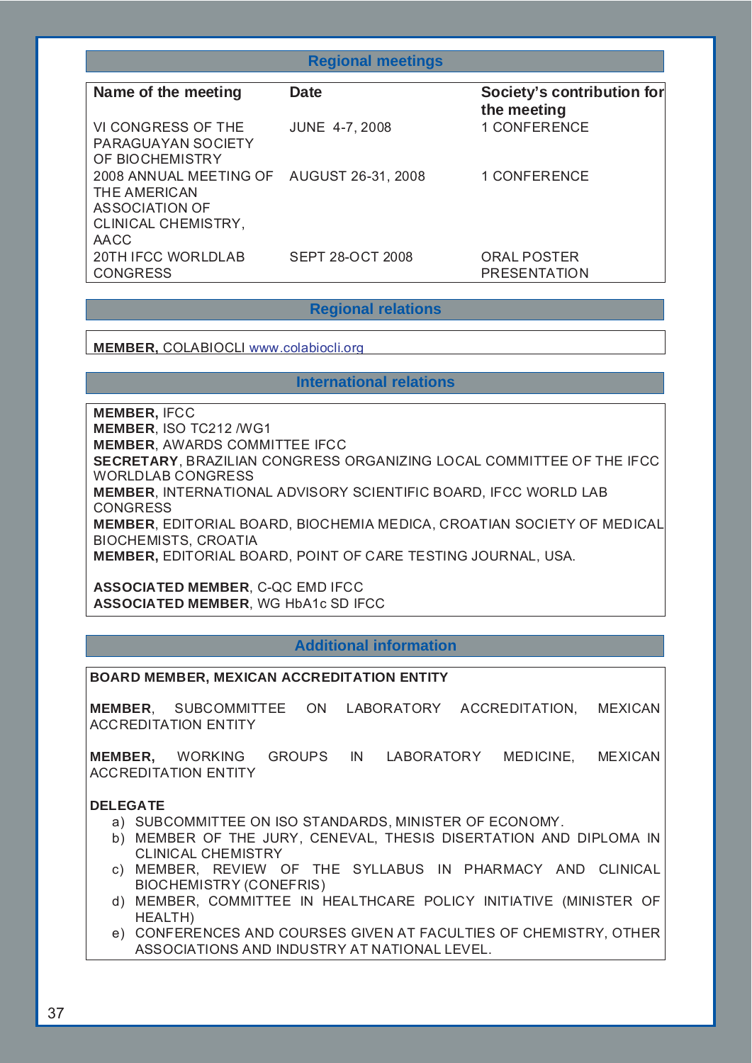## Regional meetings

| Name of the meeting | Date | Society's contribution for the meeting |
|---|---|---|
| VI CONGRESS OF THE PARAGUAYAN SOCIETY OF BIOCHEMISTRY | JUNE 4-7, 2008 | 1 CONFERENCE |
| 2008 ANNUAL MEETING OF THE AMERICAN ASSOCIATION OF CLINICAL CHEMISTRY, AACC | AUGUST 26-31, 2008 | 1 CONFERENCE |
| 20TH IFCC WORLDLAB CONGRESS | SEPT 28-OCT 2008 | ORAL POSTER PRESENTATION |

## Regional relations

**MEMBER,** COLABIOCLI www.colabiocli.org

## International relations

**MEMBER,** IFCC
**MEMBER**, ISO TC212 /WG1
**MEMBER**, AWARDS COMMITTEE IFCC
**SECRETARY**, BRAZILIAN CONGRESS ORGANIZING LOCAL COMMITTEE OF THE IFCC WORLDLAB CONGRESS
**MEMBER**, INTERNATIONAL ADVISORY SCIENTIFIC BOARD, IFCC WORLD LAB CONGRESS
**MEMBER**, EDITORIAL BOARD, BIOCHEMIA MEDICA, CROATIAN SOCIETY OF MEDICAL BIOCHEMISTS, CROATIA
**MEMBER,** EDITORIAL BOARD, POINT OF CARE TESTING JOURNAL, USA.

**ASSOCIATED MEMBER**, C-QC EMD IFCC
**ASSOCIATED MEMBER**, WG HbA1c SD IFCC

## Additional information

**BOARD MEMBER, MEXICAN ACCREDITATION ENTITY**

**MEMBER**, SUBCOMMITTEE ON LABORATORY ACCREDITATION, MEXICAN ACCREDITATION ENTITY

**MEMBER,** WORKING GROUPS IN LABORATORY MEDICINE, MEXICAN ACCREDITATION ENTITY

**DELEGATE**

a) SUBCOMMITTEE ON ISO STANDARDS, MINISTER OF ECONOMY.
b) MEMBER OF THE JURY, CENEVAL, THESIS DISERTATION AND DIPLOMA IN CLINICAL CHEMISTRY
c) MEMBER, REVIEW OF THE SYLLABUS IN PHARMACY AND CLINICAL BIOCHEMISTRY (CONEFRIS)
d) MEMBER, COMMITTEE IN HEALTHCARE POLICY INITIATIVE (MINISTER OF HEALTH)
e) CONFERENCES AND COURSES GIVEN AT FACULTIES OF CHEMISTRY, OTHER ASSOCIATIONS AND INDUSTRY AT NATIONAL LEVEL.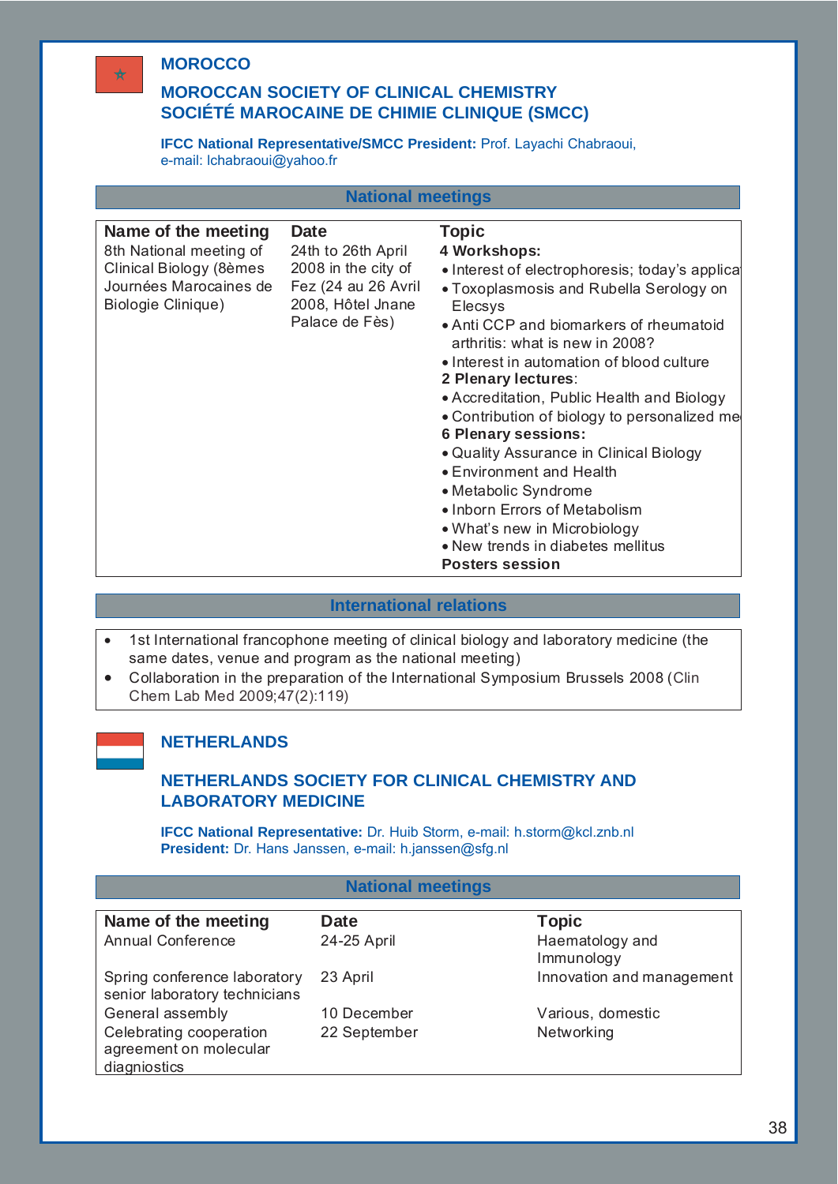## MOROCCO

## MOROCCAN SOCIETY OF CLINICAL CHEMISTRY
## SOCIÉTÉ MAROCAINE DE CHIMIE CLINIQUE (SMCC)

**IFCC National Representative/SMCC President:** Prof. Layachi Chabraoui, e-mail: lchabraoui@yahoo.fr

### National meetings

| Name of the meeting | Date | Topic |
|---|---|---|
| 8th National meeting of Clinical Biology (8èmes Journées Marocaines de Biologie Clinique) | 24th to 26th April 2008 in the city of Fez (24 au 26 Avril 2008, Hôtel Jnane Palace de Fès) | **4 Workshops:**<br>• Interest of electrophoresis; today's applica<br>• Toxoplasmosis and Rubella Serology on Elecsys<br>• Anti CCP and biomarkers of rheumatoid arthritis: what is new in 2008?<br>• Interest in automation of blood culture<br>**2 Plenary lectures**:<br>• Accreditation, Public Health and Biology<br>• Contribution of biology to personalized me<br>**6 Plenary sessions:**<br>• Quality Assurance in Clinical Biology<br>• Environment and Health<br>• Metabolic Syndrome<br>• Inborn Errors of Metabolism<br>• What's new in Microbiology<br>• New trends in diabetes mellitus<br>**Posters session** |

### International relations

- 1st International francophone meeting of clinical biology and laboratory medicine (the same dates, venue and program as the national meeting)
- Collaboration in the preparation of the International Symposium Brussels 2008 (Clin Chem Lab Med 2009;47(2):119)

## NETHERLANDS

## NETHERLANDS SOCIETY FOR CLINICAL CHEMISTRY AND LABORATORY MEDICINE

**IFCC National Representative:** Dr. Huib Storm, e-mail: h.storm@kcl.znb.nl
**President:** Dr. Hans Janssen, e-mail: h.janssen@sfg.nl

### National meetings

| Name of the meeting | Date | Topic |
|---|---|---|
| Annual Conference | 24-25 April | Haematology and Immunology |
| Spring conference laboratory senior laboratory technicians | 23 April | Innovation and management |
| General assembly | 10 December | Various, domestic |
| Celebrating cooperation agreement on molecular diagniostics | 22 September | Networking |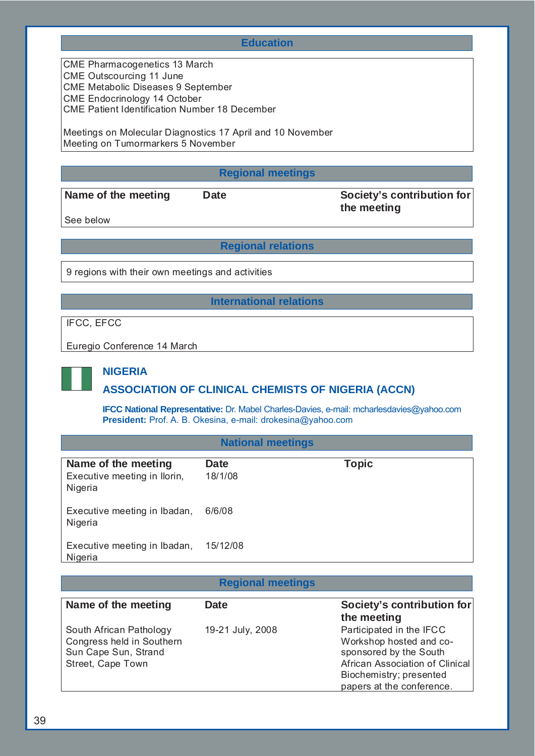### Education

CME Pharmacogenetics 13 March
CME Outscouring 11 June
CME Metabolic Diseases 9 September
CME Endocrinology 14 October
CME Patient Identification Number 18 December

Meetings on Molecular Diagnostics 17 April and 10 November
Meeting on Tumormarkers 5 November

### Regional meetings

| Name of the meeting | Date | Society's contribution for the meeting |
|---|---|---|
| See below | | |

### Regional relations

9 regions with their own meetings and activities

### International relations

IFCC, EFCC

Euregio Conference 14 March

## NIGERIA

## ASSOCIATION OF CLINICAL CHEMISTS OF NIGERIA (ACCN)

**IFCC National Representative:** Dr. Mabel Charles-Davies, e-mail: mcharlesdavies@yahoo.com
**President:** Prof. A. B. Okesina, e-mail: drokesina@yahoo.com

### National meetings

| Name of the meeting | Date | Topic |
|---|---|---|
| Executive meeting in Ilorin, Nigeria | 18/1/08 | |
| Executive meeting in Ibadan, Nigeria | 6/6/08 | |
| Executive meeting in Ibadan, Nigeria | 15/12/08 | |

### Regional meetings

| Name of the meeting | Date | Society's contribution for the meeting |
|---|---|---|
| South African Pathology Congress held in Southern Sun Cape Sun, Strand Street, Cape Town | 19-21 July, 2008 | Participated in the IFCC Workshop hosted and co-sponsored by the South African Association of Clinical Biochemistry; presented papers at the conference. |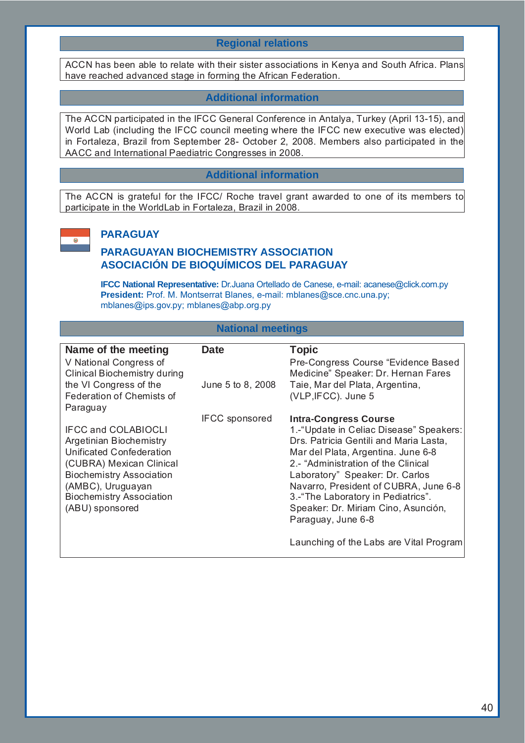### Regional relations

ACCN has been able to relate with their sister associations in Kenya and South Africa. Plans have reached advanced stage in forming the African Federation.

### Additional information

The ACCN participated in the IFCC General Conference in Antalya, Turkey (April 13-15), and World Lab (including the IFCC council meeting where the IFCC new executive was elected) in Fortaleza, Brazil from September 28- October 2, 2008. Members also participated in the AACC and International Paediatric Congresses in 2008.

### Additional information

The ACCN is grateful for the IFCC/ Roche travel grant awarded to one of its members to participate in the WorldLab in Fortaleza, Brazil in 2008.

## PARAGUAY

## PARAGUAYAN BIOCHEMISTRY ASSOCIATION
## ASOCIACIÓN DE BIOQUÍMICOS DEL PARAGUAY

**IFCC National Representative:** Dr.Juana Ortellado de Canese, e-mail: acanese@click.com.py
**President:** Prof. M. Montserrat Blanes, e-mail: mblanes@sce.cnc.una.py; mblanes@ips.gov.py; mblanes@abp.org.py

### National meetings

| Name of the meeting | Date | Topic |
|---|---|---|
| V National Congress of Clinical Biochemistry during the VI Congress of the Federation of Chemists of Paraguay | June 5 to 8, 2008 | Pre-Congress Course "Evidence Based Medicine" Speaker: Dr. Hernan Fares Taie, Mar del Plata, Argentina, (VLP,IFCC). June 5 |
| IFCC and COLABIOCLI Argetinian Biochemistry Unificated Confederation (CUBRA) Mexican Clinical Biochemistry Association (AMBC), Uruguayan Biochemistry Association (ABU) sponsored | IFCC sponsored | **Intra-Congress Course** 1.-"Update in Celiac Disease" Speakers: Drs. Patricia Gentili and Maria Lasta, Mar del Plata, Argentina. June 6-8 2.- "Administration of the Clinical Laboratory" Speaker: Dr. Carlos Navarro, President of CUBRA, June 6-8 3.-"The Laboratory in Pediatrics". Speaker: Dr. Miriam Cino, Asunción, Paraguay, June 6-8<br><br>Launching of the Labs are Vital Program |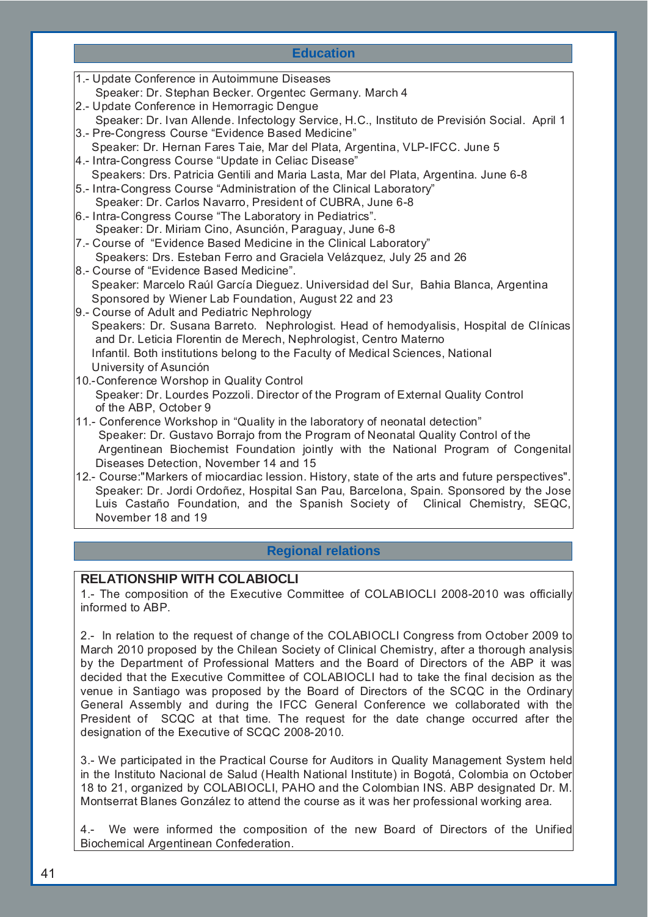## Education

1.- Update Conference in Autoimmune Diseases
Speaker: Dr. Stephan Becker. Orgentec Germany. March 4

2.- Update Conference in Hemorragic Dengue
Speaker: Dr. Ivan Allende. Infectology Service, H.C., Instituto de Previsión Social. April 1

3.- Pre-Congress Course "Evidence Based Medicine"
Speaker: Dr. Hernan Fares Taie, Mar del Plata, Argentina, VLP-IFCC. June 5

4.- Intra-Congress Course "Update in Celiac Disease"
Speakers: Drs. Patricia Gentili and Maria Lasta, Mar del Plata, Argentina. June 6-8

5.- Intra-Congress Course "Administration of the Clinical Laboratory"
Speaker: Dr. Carlos Navarro, President of CUBRA, June 6-8

6.- Intra-Congress Course "The Laboratory in Pediatrics".
Speaker: Dr. Miriam Cino, Asunción, Paraguay, June 6-8

7.- Course of "Evidence Based Medicine in the Clinical Laboratory"
Speakers: Drs. Esteban Ferro and Graciela Velázquez, July 25 and 26

8.- Course of "Evidence Based Medicine".
Speaker: Marcelo Raúl García Dieguez. Universidad del Sur, Bahia Blanca, Argentina
Sponsored by Wiener Lab Foundation, August 22 and 23

9.- Course of Adult and Pediatric Nephrology
Speakers: Dr. Susana Barreto. Nephrologist. Head of hemodyalisis, Hospital de Clínicas and Dr. Leticia Florentin de Merech, Nephrologist, Centro Materno Infantil. Both institutions belong to the Faculty of Medical Sciences, National University of Asunción

10.-Conference Worshop in Quality Control
Speaker: Dr. Lourdes Pozzoli. Director of the Program of External Quality Control of the ABP, October 9

11.- Conference Workshop in "Quality in the laboratory of neonatal detection"
Speaker: Dr. Gustavo Borrajo from the Program of Neonatal Quality Control of the Argentinean Biochemist Foundation jointly with the National Program of Congenital Diseases Detection, November 14 and 15

12.- Course:"Markers of miocardiac lession. History, state of the arts and future perspectives".
Speaker: Dr. Jordi Ordoñez, Hospital San Pau, Barcelona, Spain. Sponsored by the Jose Luis Castaño Foundation, and the Spanish Society of Clinical Chemistry, SEQC, November 18 and 19

## Regional relations

### RELATIONSHIP WITH COLABIOCLI

1.- The composition of the Executive Committee of COLABIOCLI 2008-2010 was officially informed to ABP.

2.- In relation to the request of change of the COLABIOCLI Congress from October 2009 to March 2010 proposed by the Chilean Society of Clinical Chemistry, after a thorough analysis by the Department of Professional Matters and the Board of Directors of the ABP it was decided that the Executive Committee of COLABIOCLI had to take the final decision as the venue in Santiago was proposed by the Board of Directors of the SCQC in the Ordinary General Assembly and during the IFCC General Conference we collaborated with the President of SCQC at that time. The request for the date change occurred after the designation of the Executive of SCQC 2008-2010.

3.- We participated in the Practical Course for Auditors in Quality Management System held in the Instituto Nacional de Salud (Health National Institute) in Bogotá, Colombia on October 18 to 21, organized by COLABIOCLI, PAHO and the Colombian INS. ABP designated Dr. M. Montserrat Blanes González to attend the course as it was her professional working area.

4.- We were informed the composition of the new Board of Directors of the Unified Biochemical Argentinean Confederation.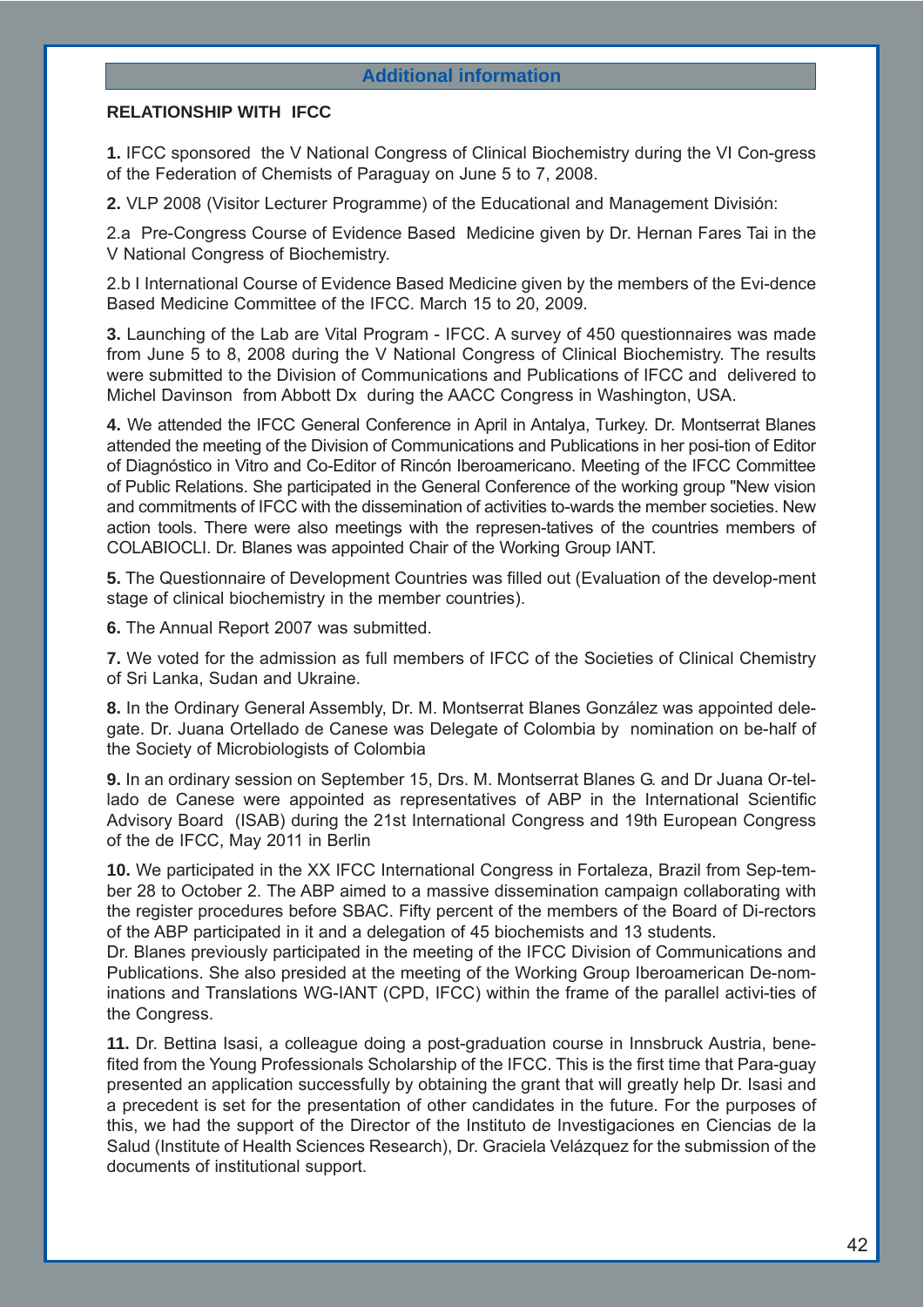## Additional information

### RELATIONSHIP WITH IFCC

**1.** IFCC sponsored the V National Congress of Clinical Biochemistry during the VI Con-gress of the Federation of Chemists of Paraguay on June 5 to 7, 2008.

**2.** VLP 2008 (Visitor Lecturer Programme) of the Educational and Management División:

2.a Pre-Congress Course of Evidence Based Medicine given by Dr. Hernan Fares Tai in the V National Congress of Biochemistry.

2.b I International Course of Evidence Based Medicine given by the members of the Evi-dence Based Medicine Committee of the IFCC. March 15 to 20, 2009.

**3.** Launching of the Lab are Vital Program - IFCC. A survey of 450 questionnaires was made from June 5 to 8, 2008 during the V National Congress of Clinical Biochemistry. The results were submitted to the Division of Communications and Publications of IFCC and delivered to Michel Davinson from Abbott Dx during the AACC Congress in Washington, USA.

**4.** We attended the IFCC General Conference in April in Antalya, Turkey. Dr. Montserrat Blanes attended the meeting of the Division of Communications and Publications in her posi-tion of Editor of Diagnóstico in Vitro and Co-Editor of Rincón Iberoamericano. Meeting of the IFCC Committee of Public Relations. She participated in the General Conference of the working group "New vision and commitments of IFCC with the dissemination of activities to-wards the member societies. New action tools. There were also meetings with the represen-tatives of the countries members of COLABIOCLI. Dr. Blanes was appointed Chair of the Working Group IANT.

**5.** The Questionnaire of Development Countries was filled out (Evaluation of the develop-ment stage of clinical biochemistry in the member countries).

**6.** The Annual Report 2007 was submitted.

**7.** We voted for the admission as full members of IFCC of the Societies of Clinical Chemistry of Sri Lanka, Sudan and Ukraine.

**8.** In the Ordinary General Assembly, Dr. M. Montserrat Blanes González was appointed dele-gate. Dr. Juana Ortellado de Canese was Delegate of Colombia by nomination on be-half of the Society of Microbiologists of Colombia

**9.** In an ordinary session on September 15, Drs. M. Montserrat Blanes G. and Dr Juana Or-tel-lado de Canese were appointed as representatives of ABP in the International Scientific Advisory Board (ISAB) during the 21st International Congress and 19th European Congress of the de IFCC, May 2011 in Berlin

**10.** We participated in the XX IFCC International Congress in Fortaleza, Brazil from Sep-tem-ber 28 to October 2. The ABP aimed to a massive dissemination campaign collaborating with the register procedures before SBAC. Fifty percent of the members of the Board of Di-rectors of the ABP participated in it and a delegation of 45 biochemists and 13 students.
Dr. Blanes previously participated in the meeting of the IFCC Division of Communications and Publications. She also presided at the meeting of the Working Group Iberoamerican De-nom-inations and Translations WG-IANT (CPD, IFCC) within the frame of the parallel activi-ties of the Congress.

**11.** Dr. Bettina Isasi, a colleague doing a post-graduation course in Innsbruck Austria, bene-fited from the Young Professionals Scholarship of the IFCC. This is the first time that Para-guay presented an application successfully by obtaining the grant that will greatly help Dr. Isasi and a precedent is set for the presentation of other candidates in the future. For the purposes of this, we had the support of the Director of the Instituto de Investigaciones en Ciencias de la Salud (Institute of Health Sciences Research), Dr. Graciela Velázquez for the submission of the documents of institutional support.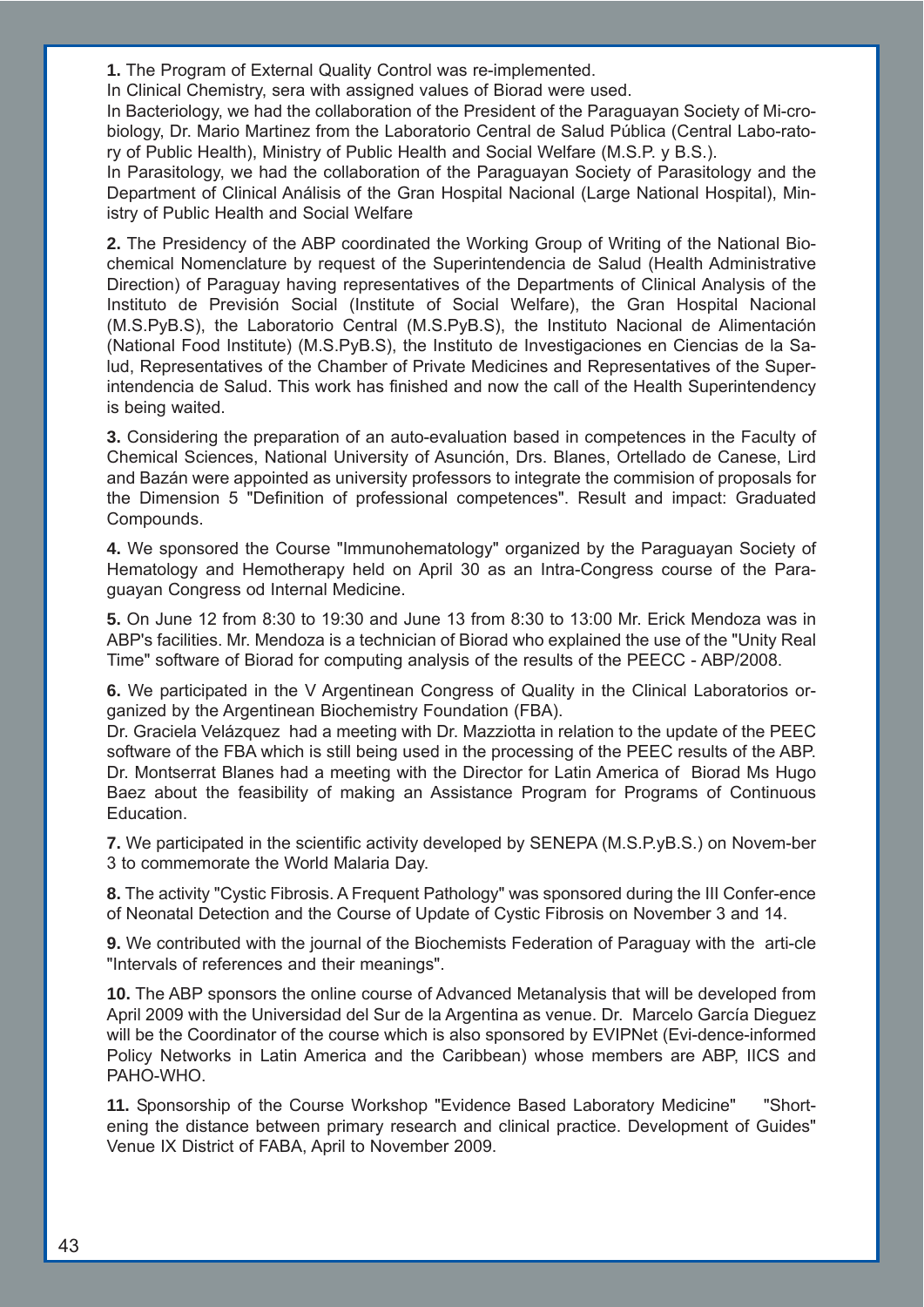**1.** The Program of External Quality Control was re-implemented.
In Clinical Chemistry, sera with assigned values of Biorad were used.
In Bacteriology, we had the collaboration of the President of the Paraguayan Society of Mi-crobiology, Dr. Mario Martinez from the Laboratorio Central de Salud Pública (Central Labo-ratory of Public Health), Ministry of Public Health and Social Welfare (M.S.P. y B.S.).
In Parasitology, we had the collaboration of the Paraguayan Society of Parasitology and the Department of Clinical Análisis of the Gran Hospital Nacional (Large National Hospital), Ministry of Public Health and Social Welfare

**2.** The Presidency of the ABP coordinated the Working Group of Writing of the National Biochemical Nomenclature by request of the Superintendencia de Salud (Health Administrative Direction) of Paraguay having representatives of the Departments of Clinical Analysis of the Instituto de Previsión Social (Institute of Social Welfare), the Gran Hospital Nacional (M.S.PyB.S), the Laboratorio Central (M.S.PyB.S), the Instituto Nacional de Alimentación (National Food Institute) (M.S.PyB.S), the Instituto de Investigaciones en Ciencias de la Salud, Representatives of the Chamber of Private Medicines and Representatives of the Superintendencia de Salud. This work has finished and now the call of the Health Superintendency is being waited.

**3.** Considering the preparation of an auto-evaluation based in competences in the Faculty of Chemical Sciences, National University of Asunción, Drs. Blanes, Ortellado de Canese, Lird and Bazán were appointed as university professors to integrate the commision of proposals for the Dimension 5 "Definition of professional competences". Result and impact: Graduated Compounds.

**4.** We sponsored the Course "Immunohematology" organized by the Paraguayan Society of Hematology and Hemotherapy held on April 30 as an Intra-Congress course of the Paraguayan Congress od Internal Medicine.

**5.** On June 12 from 8:30 to 19:30 and June 13 from 8:30 to 13:00 Mr. Erick Mendoza was in ABP's facilities. Mr. Mendoza is a technician of Biorad who explained the use of the "Unity Real Time" software of Biorad for computing analysis of the results of the PEECC - ABP/2008.

**6.** We participated in the V Argentinean Congress of Quality in the Clinical Laboratorios organized by the Argentinean Biochemistry Foundation (FBA).
Dr. Graciela Velázquez had a meeting with Dr. Mazziotta in relation to the update of the PEEC software of the FBA which is still being used in the processing of the PEEC results of the ABP. Dr. Montserrat Blanes had a meeting with the Director for Latin America of Biorad Ms Hugo Baez about the feasibility of making an Assistance Program for Programs of Continuous Education.

**7.** We participated in the scientific activity developed by SENEPA (M.S.P.yB.S.) on Novem-ber 3 to commemorate the World Malaria Day.

**8.** The activity "Cystic Fibrosis. A Frequent Pathology" was sponsored during the III Confer-ence of Neonatal Detection and the Course of Update of Cystic Fibrosis on November 3 and 14.

**9.** We contributed with the journal of the Biochemists Federation of Paraguay with the arti-cle "Intervals of references and their meanings".

**10.** The ABP sponsors the online course of Advanced Metanalysis that will be developed from April 2009 with the Universidad del Sur de la Argentina as venue. Dr. Marcelo García Dieguez will be the Coordinator of the course which is also sponsored by EVIPNet (Evi-dence-informed Policy Networks in Latin America and the Caribbean) whose members are ABP, IICS and PAHO-WHO.

**11.** Sponsorship of the Course Workshop "Evidence Based Laboratory Medicine" "Shortening the distance between primary research and clinical practice. Development of Guides" Venue IX District of FABA, April to November 2009.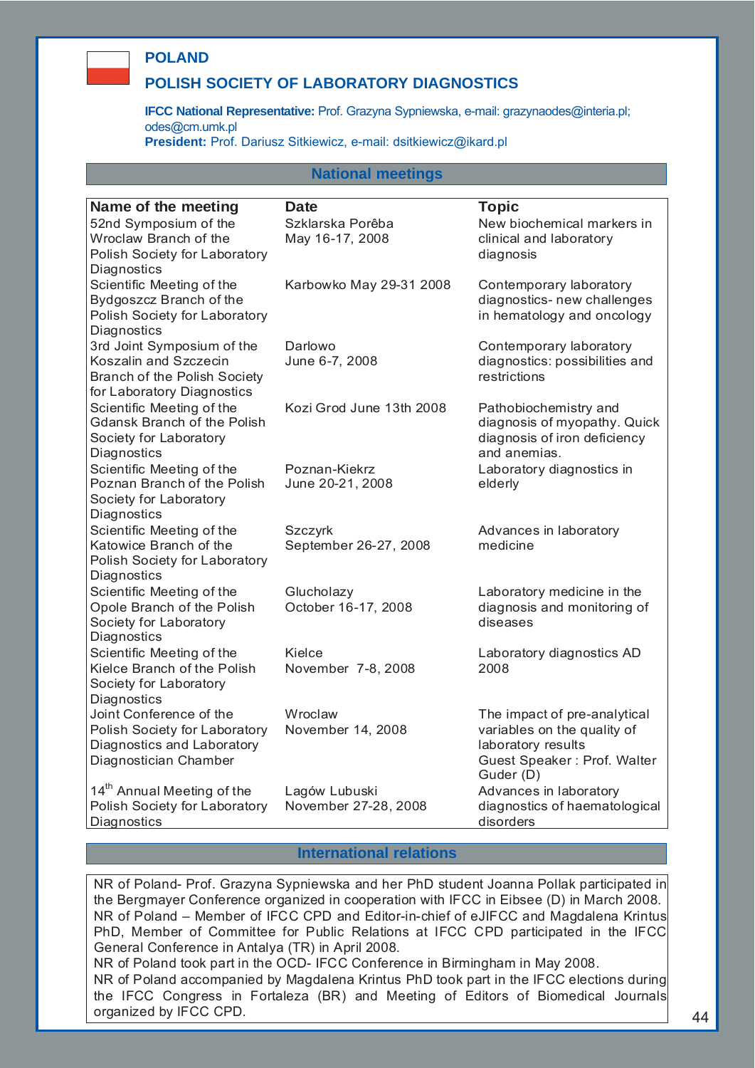# POLAND

## POLISH SOCIETY OF LABORATORY DIAGNOSTICS

**IFCC National Representative:** Prof. Grazyna Sypniewska, e-mail: grazynaodes@interia.pl; odes@cm.umk.pl
**President:** Prof. Dariusz Sitkiewicz, e-mail: dsitkiewicz@ikard.pl

### National meetings

| Name of the meeting | Date | Topic |
|---|---|---|
| 52nd Symposium of the Wroclaw Branch of the Polish Society for Laboratory Diagnostics | Szklarska Porêba May 16-17, 2008 | New biochemical markers in clinical and laboratory diagnosis |
| Scientific Meeting of the Bydgoszcz Branch of the Polish Society for Laboratory Diagnostics | Karbowko May 29-31 2008 | Contemporary laboratory diagnostics- new challenges in hematology and oncology |
| 3rd Joint Symposium of the Koszalin and Szczecin Branch of the Polish Society for Laboratory Diagnostics | Darlowo June 6-7, 2008 | Contemporary laboratory diagnostics: possibilities and restrictions |
| Scientific Meeting of the Gdansk Branch of the Polish Society for Laboratory Diagnostics | Kozi Grod June 13th 2008 | Pathobiochemistry and diagnosis of myopathy. Quick diagnosis of iron deficiency and anemias. |
| Scientific Meeting of the Poznan Branch of the Polish Society for Laboratory Diagnostics | Poznan-Kiekrz June 20-21, 2008 | Laboratory diagnostics in elderly |
| Scientific Meeting of the Katowice Branch of the Polish Society for Laboratory Diagnostics | Szczyrk September 26-27, 2008 | Advances in laboratory medicine |
| Scientific Meeting of the Opole Branch of the Polish Society for Laboratory Diagnostics | Glucholazy October 16-17, 2008 | Laboratory medicine in the diagnosis and monitoring of diseases |
| Scientific Meeting of the Kielce Branch of the Polish Society for Laboratory Diagnostics | Kielce November 7-8, 2008 | Laboratory diagnostics AD 2008 |
| Joint Conference of the Polish Society for Laboratory Diagnostics and Laboratory Diagnostician Chamber | Wroclaw November 14, 2008 | The impact of pre-analytical variables on the quality of laboratory results Guest Speaker : Prof. Walter Guder (D) |
| 14th Annual Meeting of the Polish Society for Laboratory Diagnostics | Lagów Lubuski November 27-28, 2008 | Advances in laboratory diagnostics of haematological disorders |

### International relations

NR of Poland- Prof. Grazyna Sypniewska and her PhD student Joanna Pollak participated in the Bergmayer Conference organized in cooperation with IFCC in Eibsee (D) in March 2008.
NR of Poland – Member of IFCC CPD and Editor-in-chief of eJIFCC and Magdalena Krintus PhD, Member of Committee for Public Relations at IFCC CPD participated in the IFCC General Conference in Antalya (TR) in April 2008.
NR of Poland took part in the OCD- IFCC Conference in Birmingham in May 2008.
NR of Poland accompanied by Magdalena Krintus PhD took part in the IFCC elections during the IFCC Congress in Fortaleza (BR) and Meeting of Editors of Biomedical Journals organized by IFCC CPD.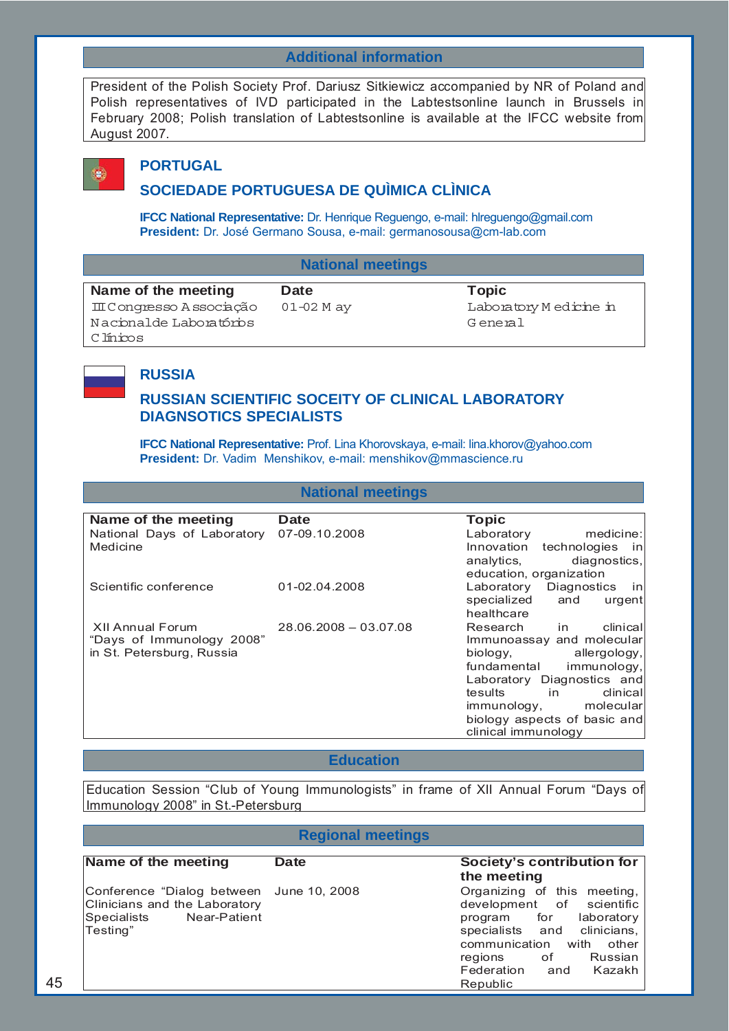## Additional information

President of the Polish Society Prof. Dariusz Sitkiewicz accompanied by NR of Poland and Polish representatives of IVD participated in the Labtestsonline launch in Brussels in February 2008; Polish translation of Labtestsonline is available at the IFCC website from August 2007.

## PORTUGAL

### SOCIEDADE PORTUGUESA DE QUÌMICA CLÌNICA

**IFCC National Representative:** Dr. Henrique Reguengo, e-mail: hlreguengo@gmail.com
**President:** Dr. José Germano Sousa, e-mail: germanosousa@cm-lab.com

#### National meetings

| Name of the meeting | Date | Topic |
|---|---|---|
| III Congresso Associação Nacional de Laboratórios Clínicos | 01-02 May | Laboratory Medicine in General |

## RUSSIA

### RUSSIAN SCIENTIFIC SOCEITY OF CLINICAL LABORATORY DIAGNSOTICS SPECIALISTS

**IFCC National Representative:** Prof. Lina Khorovskaya, e-mail: lina.khorov@yahoo.com
**President:** Dr. Vadim Menshikov, e-mail: menshikov@mmascience.ru

#### National meetings

| Name of the meeting | Date | Topic |
|---|---|---|
| National Days of Laboratory Medicine | 07-09.10.2008 | Laboratory medicine: Innovation technologies in analytics, diagnostics, education, organization |
| Scientific conference | 01-02.04.2008 | Laboratory Diagnostics in specialized and urgent healthcare |
| XII Annual Forum "Days of Immunology 2008" in St. Petersburg, Russia | 28.06.2008 – 03.07.08 | Research in clinical Immunoassay and molecular biology, allergology, fundamental immunology, Laboratory Diagnostics and tesults in clinical immunology, molecular biology aspects of basic and clinical immunology |

#### Education

Education Session "Club of Young Immunologists" in frame of XII Annual Forum "Days of Immunology 2008" in St.-Petersburg

#### Regional meetings

| Name of the meeting | Date | Society's contribution for the meeting |
|---|---|---|
| Conference "Dialog between Clinicians and the Laboratory Specialists Near-Patient Testing" | June 10, 2008 | Organizing of this meeting, development of scientific program for laboratory specialists and clinicians, communication with other regions of Russian Federation and Kazakh Republic |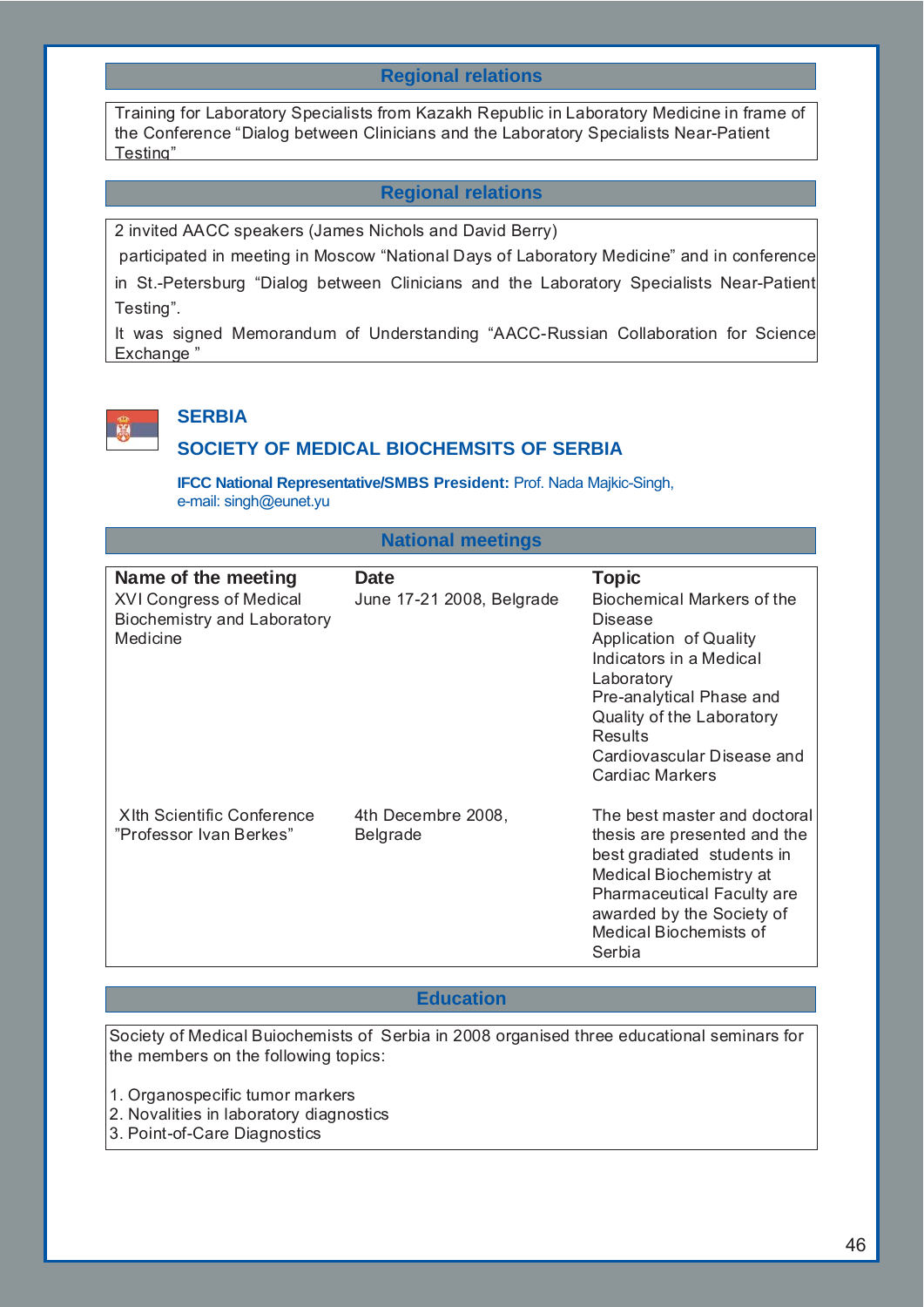### Regional relations

Training for Laboratory Specialists from Kazakh Republic in Laboratory Medicine in frame of the Conference "Dialog between Clinicians and the Laboratory Specialists Near-Patient Testing"

### Regional relations

2 invited AACC speakers (James Nichols and David Berry)

participated in meeting in Moscow "National Days of Laboratory Medicine" and in conference in St.-Petersburg "Dialog between Clinicians and the Laboratory Specialists Near-Patient Testing".

It was signed Memorandum of Understanding "AACC-Russian Collaboration for Science Exchange "

## SERBIA

## SOCIETY OF MEDICAL BIOCHEMSITS OF SERBIA

**IFCC National Representative/SMBS President:** Prof. Nada Majkic-Singh, e-mail: singh@eunet.yu

### National meetings

| Name of the meeting | Date | Topic |
|---|---|---|
| XVI Congress of Medical Biochemistry and Laboratory Medicine | June 17-21 2008, Belgrade | Biochemical Markers of the Disease<br>Application of Quality Indicators in a Medical Laboratory<br>Pre-analytical Phase and Quality of the Laboratory Results<br>Cardiovascular Disease and Cardiac Markers |
| XIth Scientific Conference "Professor Ivan Berkes" | 4th Decembre 2008, Belgrade | The best master and doctoral thesis are presented and the best gradiated students in Medical Biochemistry at Pharmaceutical Faculty are awarded by the Society of Medical Biochemists of Serbia |

### Education

Society of Medical Buiochemists of Serbia in 2008 organised three educational seminars for the members on the following topics:

1. Organospecific tumor markers
2. Novalities in laboratory diagnostics
3. Point-of-Care Diagnostics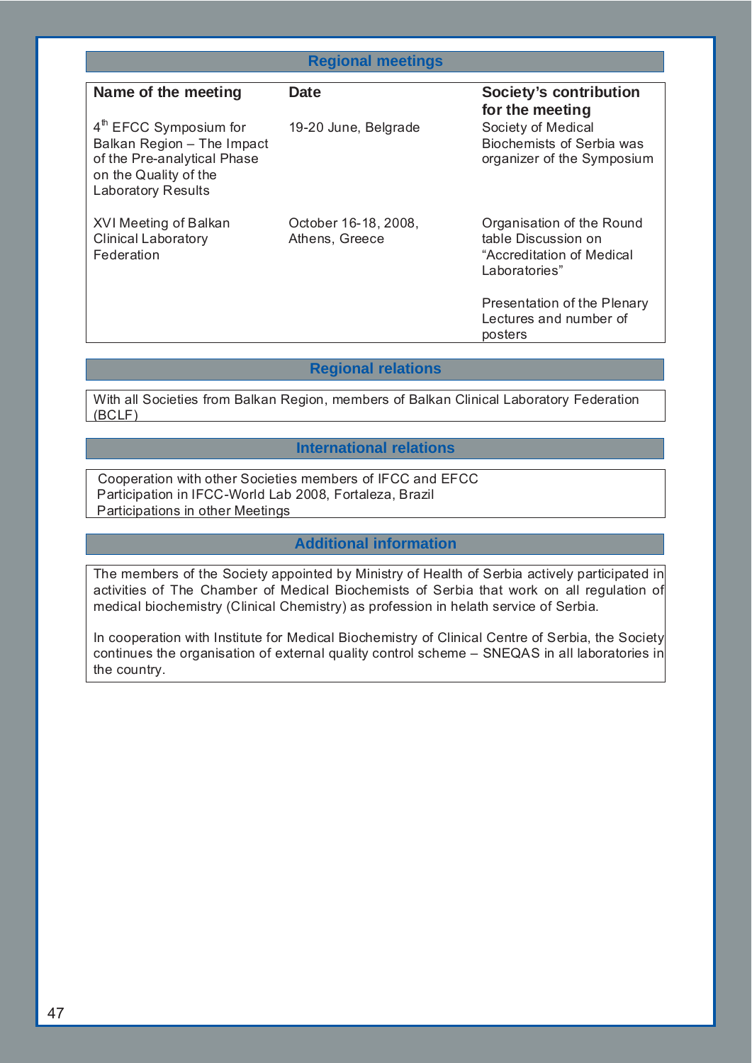## Regional meetings

| Name of the meeting | Date | Society's contribution for the meeting |
|---|---|---|
| 4th EFCC Symposium for Balkan Region – The Impact of the Pre-analytical Phase on the Quality of the Laboratory Results | 19-20 June, Belgrade | Society of Medical Biochemists of Serbia was organizer of the Symposium |
| XVI Meeting of Balkan Clinical Laboratory Federation | October 16-18, 2008, Athens, Greece | Organisation of the Round table Discussion on "Accreditation of Medical Laboratories"<br><br>Presentation of the Plenary Lectures and number of posters |

## Regional relations

With all Societies from Balkan Region, members of Balkan Clinical Laboratory Federation (BCLF)

## International relations

Cooperation with other Societies members of IFCC and EFCC
Participation in IFCC-World Lab 2008, Fortaleza, Brazil
Participations in other Meetings

## Additional information

The members of the Society appointed by Ministry of Health of Serbia actively participated in activities of The Chamber of Medical Biochemists of Serbia that work on all regulation of medical biochemistry (Clinical Chemistry) as profession in helath service of Serbia.

In cooperation with Institute for Medical Biochemistry of Clinical Centre of Serbia, the Society continues the organisation of external quality control scheme – SNEQAS in all laboratories in the country.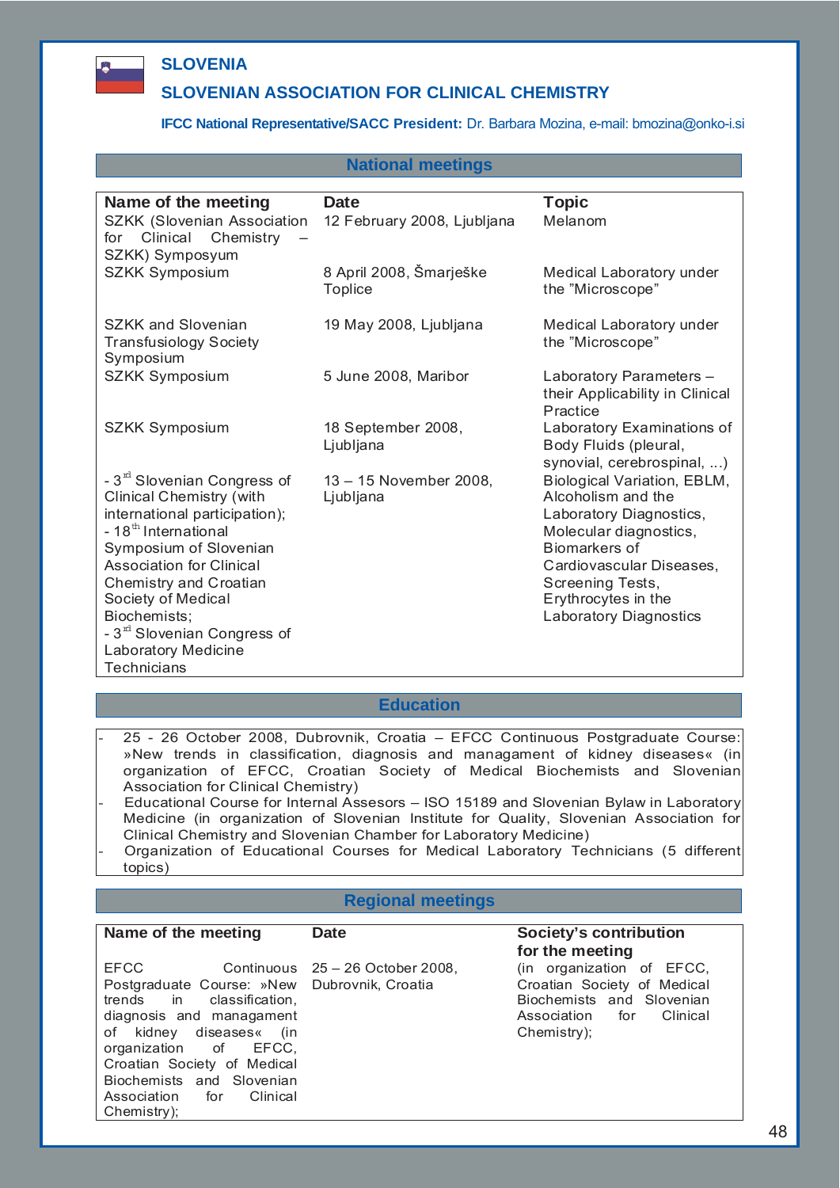# SLOVENIA

## SLOVENIAN ASSOCIATION FOR CLINICAL CHEMISTRY

**IFCC National Representative/SACC President:** Dr. Barbara Mozina, e-mail: bmozina@onko-i.si

### National meetings

| Name of the meeting | Date | Topic |
|---|---|---|
| SZKK (Slovenian Association for Clinical Chemistry – SZKK) Symposyum | 12 February 2008, Ljubljana | Melanom |
| SZKK Symposium | 8 April 2008, Šmarješke Toplice | Medical Laboratory under the "Microscope" |
| SZKK and Slovenian Transfusiology Society Symposium | 19 May 2008, Ljubljana | Medical Laboratory under the "Microscope" |
| SZKK Symposium | 5 June 2008, Maribor | Laboratory Parameters – their Applicability in Clinical Practice |
| SZKK Symposium | 18 September 2008, Ljubljana | Laboratory Examinations of Body Fluids (pleural, synovial, cerebrospinal, ...) |
| - 3rd Slovenian Congress of Clinical Chemistry (with international participation); - 18th International Symposium of Slovenian Association for Clinical Chemistry and Croatian Society of Medical Biochemists; - 3rd Slovenian Congress of Laboratory Medicine Technicians | 13 – 15 November 2008, Ljubljana | Biological Variation, EBLM, Alcoholism and the Laboratory Diagnostics, Molecular diagnostics, Biomarkers of Cardiovascular Diseases, Screening Tests, Erythrocytes in the Laboratory Diagnostics |

### Education

- 25 - 26 October 2008, Dubrovnik, Croatia – EFCC Continuous Postgraduate Course: »New trends in classification, diagnosis and managament of kidney diseases« (in organization of EFCC, Croatian Society of Medical Biochemists and Slovenian Association for Clinical Chemistry)
- Educational Course for Internal Assesors – ISO 15189 and Slovenian Bylaw in Laboratory Medicine (in organization of Slovenian Institute for Quality, Slovenian Association for Clinical Chemistry and Slovenian Chamber for Laboratory Medicine)
- Organization of Educational Courses for Medical Laboratory Technicians (5 different topics)

### Regional meetings

| Name of the meeting | Date | Society's contribution for the meeting |
|---|---|---|
| EFCC Continuous Postgraduate Course: »New trends in classification, diagnosis and managament of kidney diseases« (in organization of EFCC, Croatian Society of Medical Biochemists and Slovenian Association for Clinical Chemistry); | 25 – 26 October 2008, Dubrovnik, Croatia | (in organization of EFCC, Croatian Society of Medical Biochemists and Slovenian Association for Clinical Chemistry); |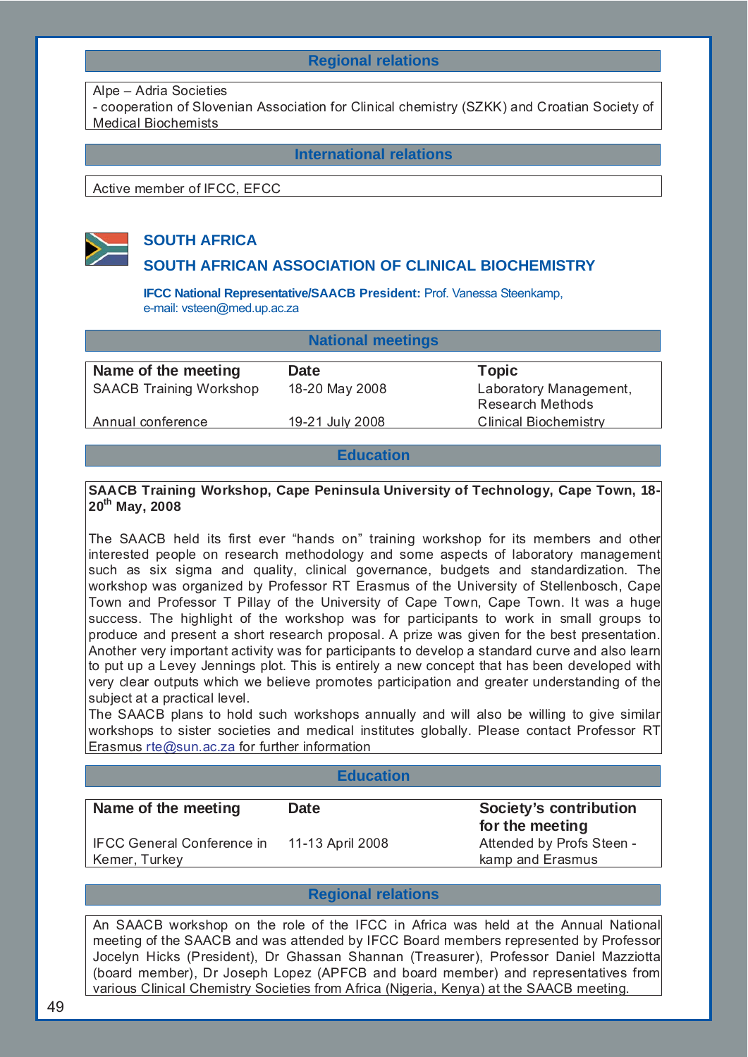### Regional relations

Alpe – Adria Societies
- cooperation of Slovenian Association for Clinical chemistry (SZKK) and Croatian Society of Medical Biochemists

### International relations

Active member of IFCC, EFCC

## SOUTH AFRICA

## SOUTH AFRICAN ASSOCIATION OF CLINICAL BIOCHEMISTRY

**IFCC National Representative/SAACB President:** Prof. Vanessa Steenkamp, e-mail: vsteen@med.up.ac.za

### National meetings

| Name of the meeting | Date | Topic |
|---|---|---|
| SAACB Training Workshop | 18-20 May 2008 | Laboratory Management, Research Methods |
| Annual conference | 19-21 July 2008 | Clinical Biochemistry |

### Education

**SAACB Training Workshop, Cape Peninsula University of Technology, Cape Town, 18-20th May, 2008**

The SAACB held its first ever "hands on" training workshop for its members and other interested people on research methodology and some aspects of laboratory management such as six sigma and quality, clinical governance, budgets and standardization. The workshop was organized by Professor RT Erasmus of the University of Stellenbosch, Cape Town and Professor T Pillay of the University of Cape Town, Cape Town. It was a huge success. The highlight of the workshop was for participants to work in small groups to produce and present a short research proposal. A prize was given for the best presentation. Another very important activity was for participants to develop a standard curve and also learn to put up a Levey Jennings plot. This is entirely a new concept that has been developed with very clear outputs which we believe promotes participation and greater understanding of the subject at a practical level.
The SAACB plans to hold such workshops annually and will also be willing to give similar workshops to sister societies and medical institutes globally. Please contact Professor RT Erasmus rte@sun.ac.za for further information

### Education

| Name of the meeting | Date | Society's contribution for the meeting |
|---|---|---|
| IFCC General Conference in Kemer, Turkey | 11-13 April 2008 | Attended by Profs Steen - kamp and Erasmus |

### Regional relations

An SAACB workshop on the role of the IFCC in Africa was held at the Annual National meeting of the SAACB and was attended by IFCC Board members represented by Professor Jocelyn Hicks (President), Dr Ghassan Shannan (Treasurer), Professor Daniel Mazziotta (board member), Dr Joseph Lopez (APFCB and board member) and representatives from various Clinical Chemistry Societies from Africa (Nigeria, Kenya) at the SAACB meeting.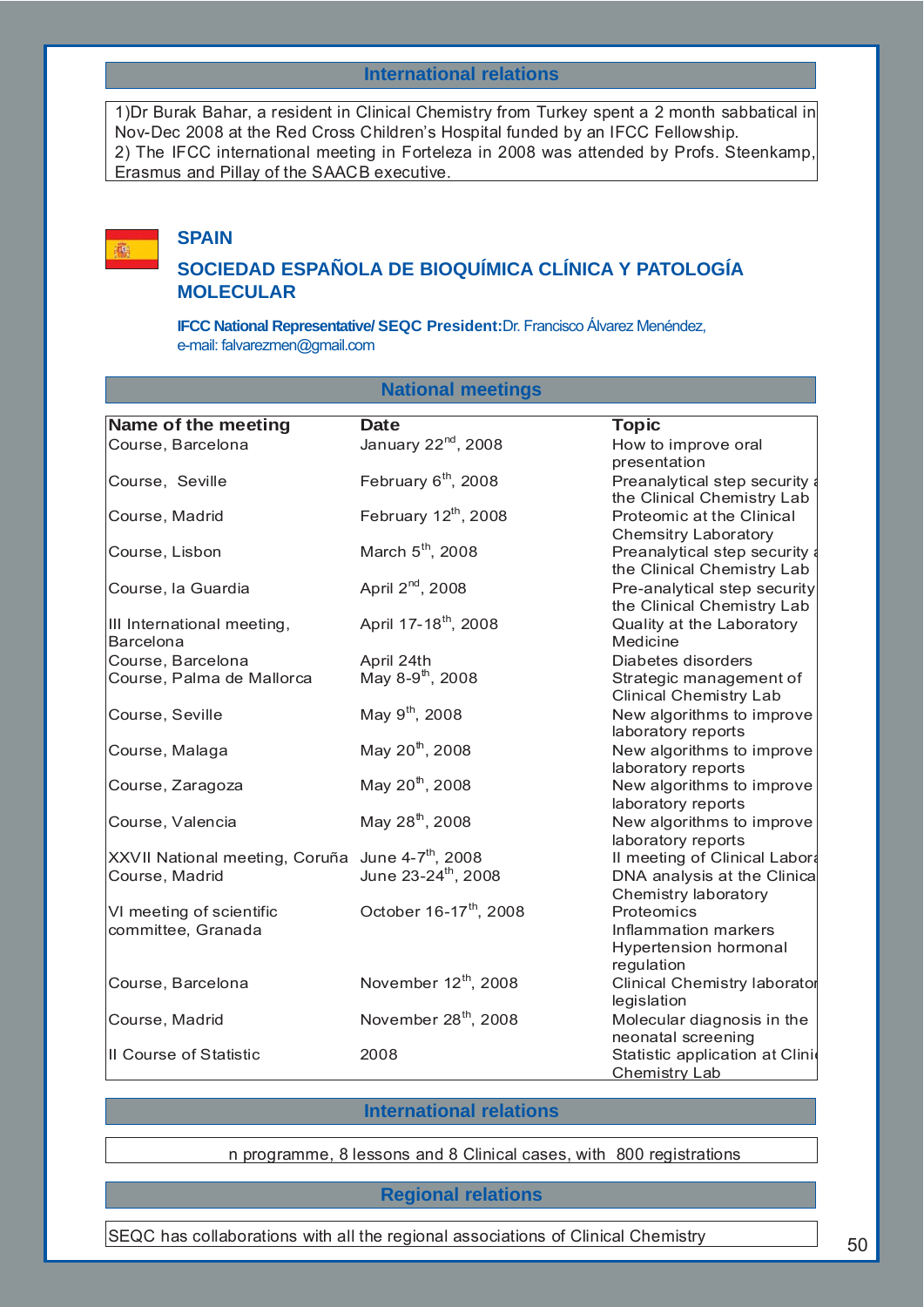## International relations

1)Dr Burak Bahar, a resident in Clinical Chemistry from Turkey spent a 2 month sabbatical in Nov-Dec 2008 at the Red Cross Children's Hospital funded by an IFCC Fellowship.
2) The IFCC international meeting in Forteleza in 2008 was attended by Profs. Steenkamp, Erasmus and Pillay of the SAACB executive.

# SPAIN

## SOCIEDAD ESPAÑOLA DE BIOQUÍMICA CLÍNICA Y PATOLOGÍA MOLECULAR

**IFCC National Representative/ SEQC President:** Dr. Francisco Álvarez Menéndez, e-mail: falvarezmen@gmail.com

## National meetings

| Name of the meeting | Date | Topic |
|---|---|---|
| Course, Barcelona | January 22nd, 2008 | How to improve oral presentation |
| Course, Seville | February 6th, 2008 | Preanalytical step security a the Clinical Chemistry Lab |
| Course, Madrid | February 12th, 2008 | Proteomic at the Clinical Chemsitry Laboratory |
| Course, Lisbon | March 5th, 2008 | Preanalytical step security a the Clinical Chemistry Lab |
| Course, la Guardia | April 2nd, 2008 | Pre-analytical step security the Clinical Chemistry Lab |
| III International meeting, Barcelona | April 17-18th, 2008 | Quality at the Laboratory Medicine |
| Course, Barcelona | April 24th | Diabetes disorders |
| Course, Palma de Mallorca | May 8-9th, 2008 | Strategic management of Clinical Chemistry Lab |
| Course, Seville | May 9th, 2008 | New algorithms to improve laboratory reports |
| Course, Malaga | May 20th, 2008 | New algorithms to improve laboratory reports |
| Course, Zaragoza | May 20th, 2008 | New algorithms to improve laboratory reports |
| Course, Valencia | May 28th, 2008 | New algorithms to improve laboratory reports |
| XXVII National meeting, Coruña | June 4-7th, 2008 | II meeting of Clinical Labora |
| Course, Madrid | June 23-24th, 2008 | DNA analysis at the Clinica Chemistry laboratory |
| VI meeting of scientific committee, Granada | October 16-17th, 2008 | Proteomics<br>Inflammation markers<br>Hypertension hormonal regulation |
| Course, Barcelona | November 12th, 2008 | Clinical Chemistry laborator legislation |
| Course, Madrid | November 28th, 2008 | Molecular diagnosis in the neonatal screening |
| II Course of Statistic | 2008 | Statistic application at Clini Chemistry Lab |

## International relations

n programme, 8 lessons and 8 Clinical cases, with 800 registrations

## Regional relations

SEQC has collaborations with all the regional associations of Clinical Chemistry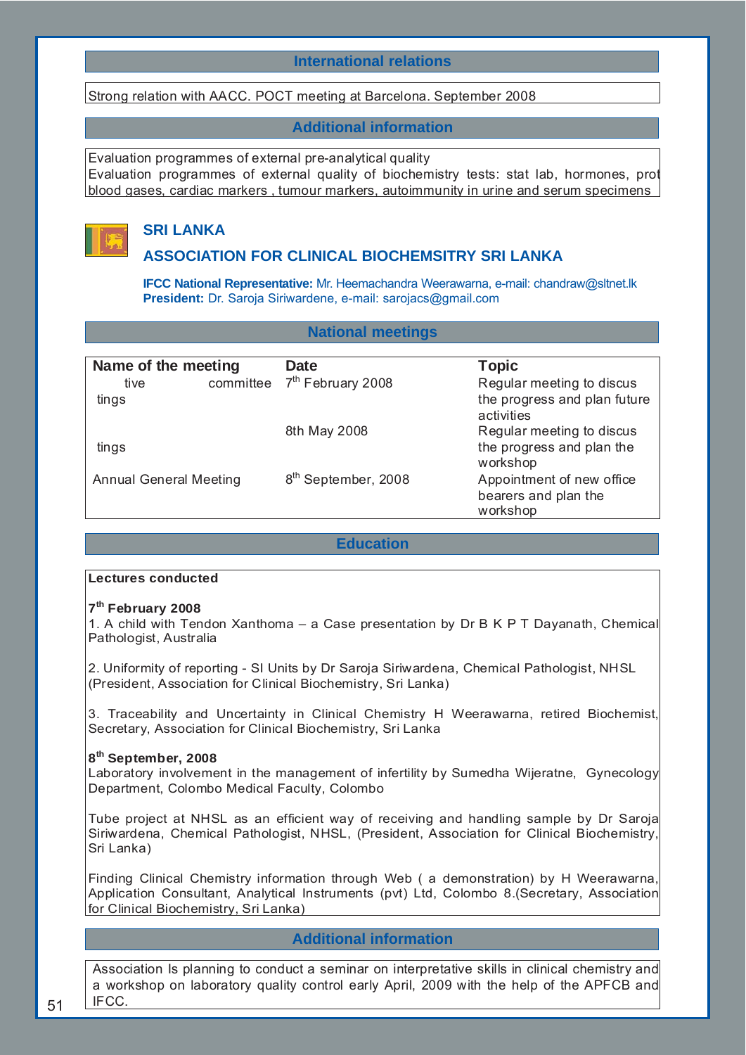## International relations

Strong relation with AACC. POCT meeting at Barcelona. September 2008

## Additional information

Evaluation programmes of external pre-analytical quality
Evaluation programmes of external quality of biochemistry tests: stat lab, hormones, prot
blood gases, cardiac markers , tumour markers, autoimmunity in urine and serum specimens

# SRI LANKA

## ASSOCIATION FOR CLINICAL BIOCHEMSITRY SRI LANKA

**IFCC National Representative:** Mr. Heemachandra Weerawarna, e-mail: chandraw@sltnet.lk
**President:** Dr. Saroja Siriwardene, e-mail: sarojacs@gmail.com

## National meetings

| Name of the meeting | Date | Topic |
|---|---|---|
| tive committee tings | 7th February 2008 | Regular meeting to discus the progress and plan future activities |
| tings | 8th May 2008 | Regular meeting to discus the progress and plan the workshop |
| Annual General Meeting | 8th September, 2008 | Appointment of new office bearers and plan the workshop |

## Education

**Lectures conducted**

**7th February 2008**

1. A child with Tendon Xanthoma – a Case presentation by Dr B K P T Dayanath, Chemical Pathologist, Australia

2. Uniformity of reporting - SI Units by Dr Saroja Siriwardena, Chemical Pathologist, NHSL (President, Association for Clinical Biochemistry, Sri Lanka)

3. Traceability and Uncertainty in Clinical Chemistry H Weerawarna, retired Biochemist, Secretary, Association for Clinical Biochemistry, Sri Lanka

**8th September, 2008**

Laboratory involvement in the management of infertility by Sumedha Wijeratne, Gynecology Department, Colombo Medical Faculty, Colombo

Tube project at NHSL as an efficient way of receiving and handling sample by Dr Saroja Siriwardena, Chemical Pathologist, NHSL, (President, Association for Clinical Biochemistry, Sri Lanka)

Finding Clinical Chemistry information through Web ( a demonstration) by H Weerawarna, Application Consultant, Analytical Instruments (pvt) Ltd, Colombo 8.(Secretary, Association for Clinical Biochemistry, Sri Lanka)

## Additional information

Association Is planning to conduct a seminar on interpretative skills in clinical chemistry and a workshop on laboratory quality control early April, 2009 with the help of the APFCB and IFCC.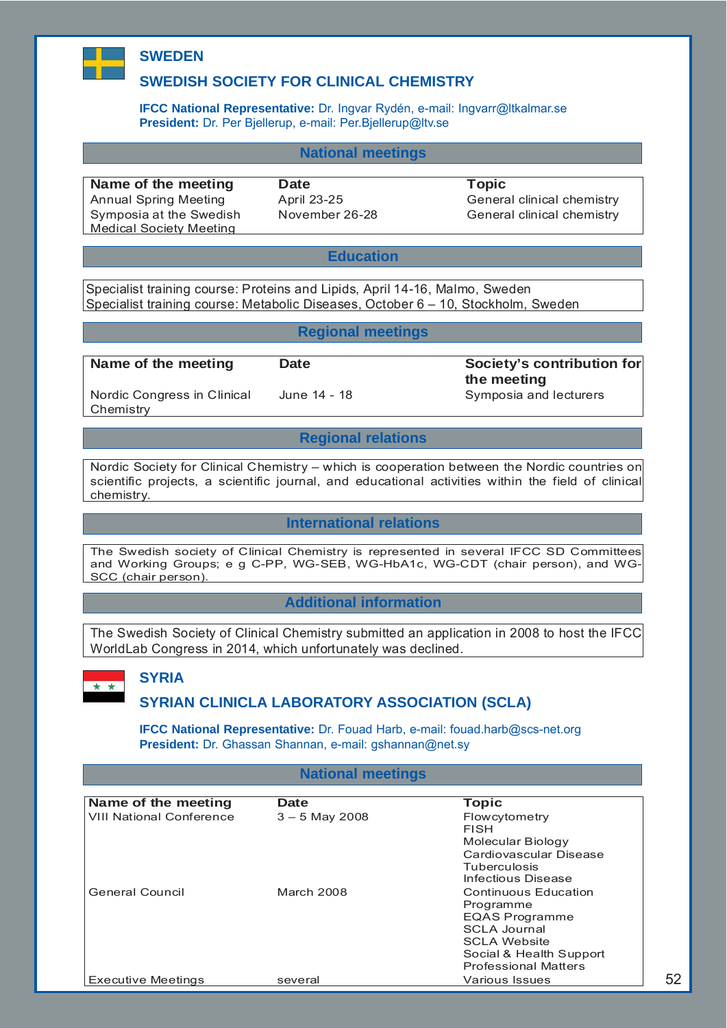# SWEDEN

## SWEDISH SOCIETY FOR CLINICAL CHEMISTRY

**IFCC National Representative:** Dr. Ingvar Rydén, e-mail: Ingvarr@ltkalmar.se
**President:** Dr. Per Bjellerup, e-mail: Per.Bjellerup@ltv.se

### National meetings

| Name of the meeting | Date | Topic |
|---|---|---|
| Annual Spring Meeting | April 23-25 | General clinical chemistry |
| Symposia at the Swedish Medical Society Meeting | November 26-28 | General clinical chemistry |

### Education

Specialist training course: Proteins and Lipids, April 14-16, Malmo, Sweden
Specialist training course: Metabolic Diseases, October 6 – 10, Stockholm, Sweden

### Regional meetings

| Name of the meeting | Date | Society's contribution for the meeting |
|---|---|---|
| Nordic Congress in Clinical Chemistry | June 14 - 18 | Symposia and lecturers |

### Regional relations

Nordic Society for Clinical Chemistry – which is cooperation between the Nordic countries on scientific projects, a scientific journal, and educational activities within the field of clinical chemistry.

### International relations

The Swedish society of Clinical Chemistry is represented in several IFCC SD Committees and Working Groups; e g C-PP, WG-SEB, WG-HbA1c, WG-CDT (chair person), and WG-SCC (chair person).

### Additional information

The Swedish Society of Clinical Chemistry submitted an application in 2008 to host the IFCC WorldLab Congress in 2014, which unfortunately was declined.

# SYRIA

## SYRIAN CLINICLA LABORATORY ASSOCIATION (SCLA)

**IFCC National Representative:** Dr. Fouad Harb, e-mail: fouad.harb@scs-net.org
**President:** Dr. Ghassan Shannan, e-mail: gshannan@net.sy

### National meetings

| Name of the meeting | Date | Topic |
|---|---|---|
| VIII National Conference | 3 – 5 May 2008 | Flowcytometry<br>FISH<br>Molecular Biology<br>Cardiovascular Disease<br>Tuberculosis<br>Infectious Disease |
| General Council | March 2008 | Continuous Education Programme<br>EQAS Programme<br>SCLA Journal<br>SCLA Website<br>Social & Health Support<br>Professional Matters |
| Executive Meetings | several | Various Issues |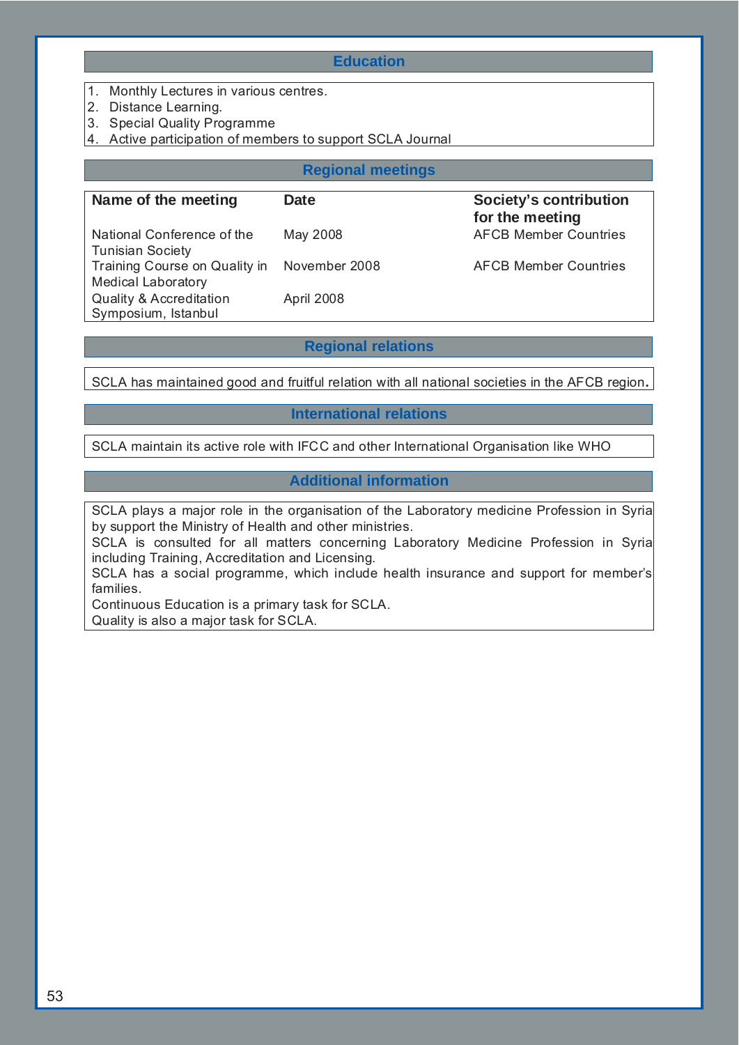## Education

1. Monthly Lectures in various centres.
2. Distance Learning.
3. Special Quality Programme
4. Active participation of members to support SCLA Journal

## Regional meetings

| Name of the meeting | Date | Society's contribution for the meeting |
|---|---|---|
| National Conference of the Tunisian Society | May 2008 | AFCB Member Countries |
| Training Course on Quality in Medical Laboratory | November 2008 | AFCB Member Countries |
| Quality & Accreditation Symposium, Istanbul | April 2008 | |

## Regional relations

SCLA has maintained good and fruitful relation with all national societies in the AFCB region.

## International relations

SCLA maintain its active role with IFCC and other International Organisation like WHO

## Additional information

SCLA plays a major role in the organisation of the Laboratory medicine Profession in Syria by support the Ministry of Health and other ministries.
SCLA is consulted for all matters concerning Laboratory Medicine Profession in Syria including Training, Accreditation and Licensing.
SCLA has a social programme, which include health insurance and support for member's families.
Continuous Education is a primary task for SCLA.
Quality is also a major task for SCLA.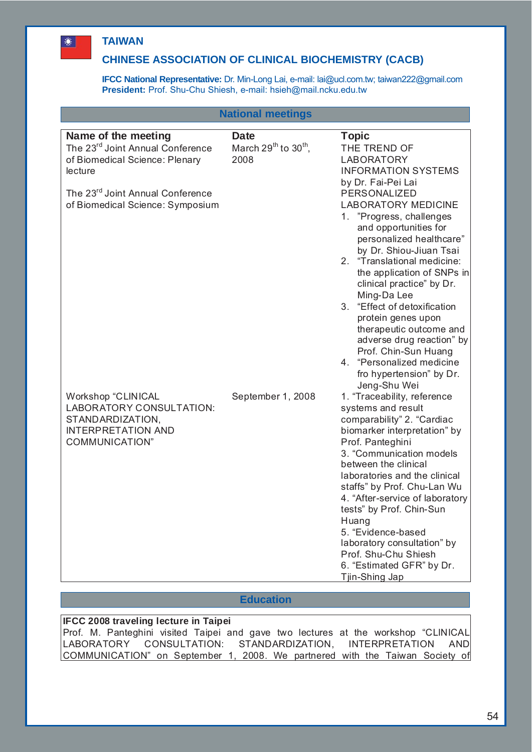## TAIWAN

## CHINESE ASSOCIATION OF CLINICAL BIOCHEMISTRY (CACB)

**IFCC National Representative:** Dr. Min-Long Lai, e-mail: lai@ucl.com.tw; taiwan222@gmail.com
**President:** Prof. Shu-Chu Shiesh, e-mail: hsieh@mail.ncku.edu.tw

### National meetings

| Name of the meeting | Date | Topic |
|---|---|---|
| The 23rd Joint Annual Conference of Biomedical Science: Plenary lecture | March 29th to 30th, 2008 | THE TREND OF LABORATORY INFORMATION SYSTEMS by Dr. Fai-Pei Lai |
| The 23rd Joint Annual Conference of Biomedical Science: Symposium | | PERSONALIZED LABORATORY MEDICINE<br>1. "Progress, challenges and opportunities for personalized healthcare" by Dr. Shiou-Jiuan Tsai<br>2. "Translational medicine: the application of SNPs in clinical practice" by Dr. Ming-Da Lee<br>3. "Effect of detoxification protein genes upon therapeutic outcome and adverse drug reaction" by Prof. Chin-Sun Huang<br>4. "Personalized medicine fro hypertension" by Dr. Jeng-Shu Wei |
| Workshop "CLINICAL LABORATORY CONSULTATION: STANDARDIZATION, INTERPRETATION AND COMMUNICATION" | September 1, 2008 | 1. "Traceability, reference systems and result comparability" 2. "Cardiac biomarker interpretation" by Prof. Panteghini<br>3. "Communication models between the clinical laboratories and the clinical staffs" by Prof. Chu-Lan Wu<br>4. "After-service of laboratory tests" by Prof. Chin-Sun Huang<br>5. "Evidence-based laboratory consultation" by Prof. Shu-Chu Shiesh<br>6. "Estimated GFR" by Dr. Tjin-Shing Jap |

### Education

**IFCC 2008 traveling lecture in Taipei**

Prof. M. Panteghini visited Taipei and gave two lectures at the workshop "CLINICAL LABORATORY CONSULTATION: STANDARDIZATION, INTERPRETATION AND COMMUNICATION" on September 1, 2008. We partnered with the Taiwan Society of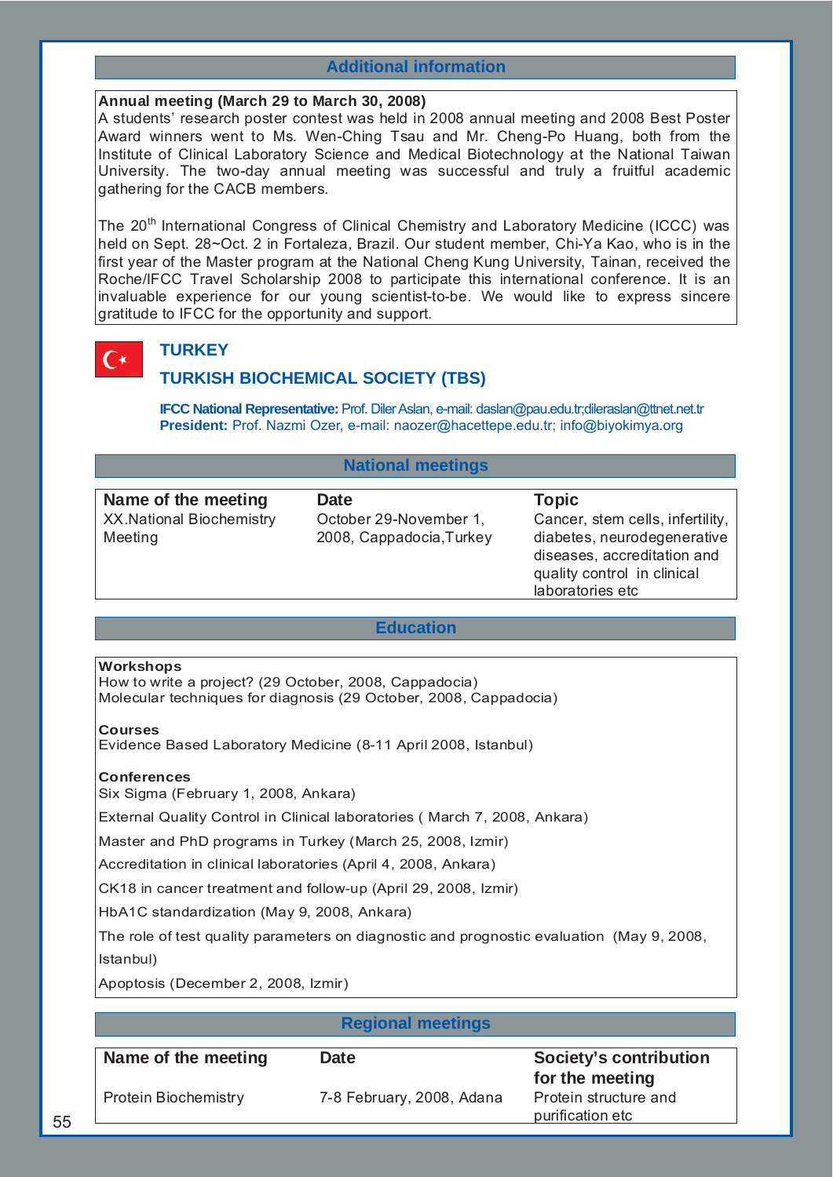## Additional information

**Annual meeting (March 29 to March 30, 2008)**
A students' research poster contest was held in 2008 annual meeting and 2008 Best Poster Award winners went to Ms. Wen-Ching Tsau and Mr. Cheng-Po Huang, both from the Institute of Clinical Laboratory Science and Medical Biotechnology at the National Taiwan University. The two-day annual meeting was successful and truly a fruitful academic gathering for the CACB members.

The 20th International Congress of Clinical Chemistry and Laboratory Medicine (ICCC) was held on Sept. 28~Oct. 2 in Fortaleza, Brazil. Our student member, Chi-Ya Kao, who is in the first year of the Master program at the National Cheng Kung University, Tainan, received the Roche/IFCC Travel Scholarship 2008 to participate this international conference. It is an invaluable experience for our young scientist-to-be. We would like to express sincere gratitude to IFCC for the opportunity and support.

# TURKEY

## TURKISH BIOCHEMICAL SOCIETY (TBS)

**IFCC National Representative:** Prof. Diler Aslan, e-mail: daslan@pau.edu.tr;dileraslan@ttnet.net.tr
**President:** Prof. Nazmi Ozer, e-mail: naozer@hacettepe.edu.tr; info@biyokimya.org

## National meetings

| Name of the meeting | Date | Topic |
|---|---|---|
| XX.National Biochemistry Meeting | October 29-November 1, 2008, Cappadocia,Turkey | Cancer, stem cells, infertility, diabetes, neurodegenerative diseases, accreditation and quality control in clinical laboratories etc |

## Education

**Workshops**
How to write a project? (29 October, 2008, Cappadocia)
Molecular techniques for diagnosis (29 October, 2008, Cappadocia)

**Courses**
Evidence Based Laboratory Medicine (8-11 April 2008, Istanbul)

**Conferences**
Six Sigma (February 1, 2008, Ankara)

External Quality Control in Clinical laboratories ( March 7, 2008, Ankara)

Master and PhD programs in Turkey (March 25, 2008, Izmir)

Accreditation in clinical laboratories (April 4, 2008, Ankara)

CK18 in cancer treatment and follow-up (April 29, 2008, Izmir)

HbA1C standardization (May 9, 2008, Ankara)

The role of test quality parameters on diagnostic and prognostic evaluation (May 9, 2008, Istanbul)

Apoptosis (December 2, 2008, Izmir)

## Regional meetings

| Name of the meeting | Date | Society's contribution for the meeting |
|---|---|---|
| Protein Biochemistry | 7-8 February, 2008, Adana | Protein structure and purification etc |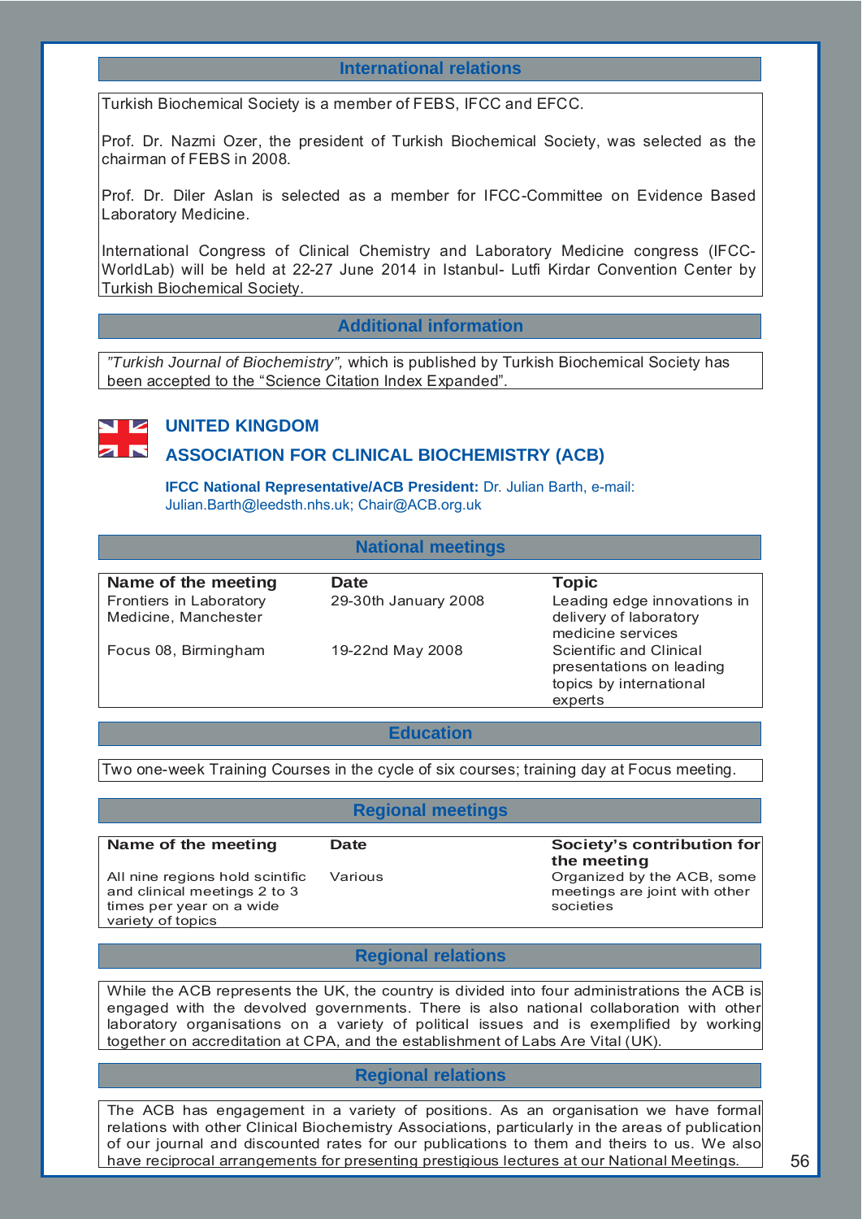### International relations

Turkish Biochemical Society is a member of FEBS, IFCC and EFCC.

Prof. Dr. Nazmi Ozer, the president of Turkish Biochemical Society, was selected as the chairman of FEBS in 2008.

Prof. Dr. Diler Aslan is selected as a member for IFCC-Committee on Evidence Based Laboratory Medicine.

International Congress of Clinical Chemistry and Laboratory Medicine congress (IFCC-WorldLab) will be held at 22-27 June 2014 in Istanbul- Lutfi Kirdar Convention Center by Turkish Biochemical Society.

### Additional information

*"Turkish Journal of Biochemistry",* which is published by Turkish Biochemical Society has been accepted to the "Science Citation Index Expanded".

## UNITED KINGDOM

## ASSOCIATION FOR CLINICAL BIOCHEMISTRY (ACB)

**IFCC National Representative/ACB President:** Dr. Julian Barth, e-mail: Julian.Barth@leedsth.nhs.uk; Chair@ACB.org.uk

### National meetings

| Name of the meeting | Date | Topic |
|---|---|---|
| Frontiers in Laboratory Medicine, Manchester | 29-30th January 2008 | Leading edge innovations in delivery of laboratory medicine services |
| Focus 08, Birmingham | 19-22nd May 2008 | Scientific and Clinical presentations on leading topics by international experts |

### Education

Two one-week Training Courses in the cycle of six courses; training day at Focus meeting.

### Regional meetings

| Name of the meeting | Date | Society's contribution for the meeting |
|---|---|---|
| All nine regions hold scintific and clinical meetings 2 to 3 times per year on a wide variety of topics | Various | Organized by the ACB, some meetings are joint with other societies |

### Regional relations

While the ACB represents the UK, the country is divided into four administrations the ACB is engaged with the devolved governments. There is also national collaboration with other laboratory organisations on a variety of political issues and is exemplified by working together on accreditation at CPA, and the establishment of Labs Are Vital (UK).

### Regional relations

The ACB has engagement in a variety of positions. As an organisation we have formal relations with other Clinical Biochemistry Associations, particularly in the areas of publication of our journal and discounted rates for our publications to them and theirs to us. We also have reciprocal arrangements for presenting prestigious lectures at our National Meetings.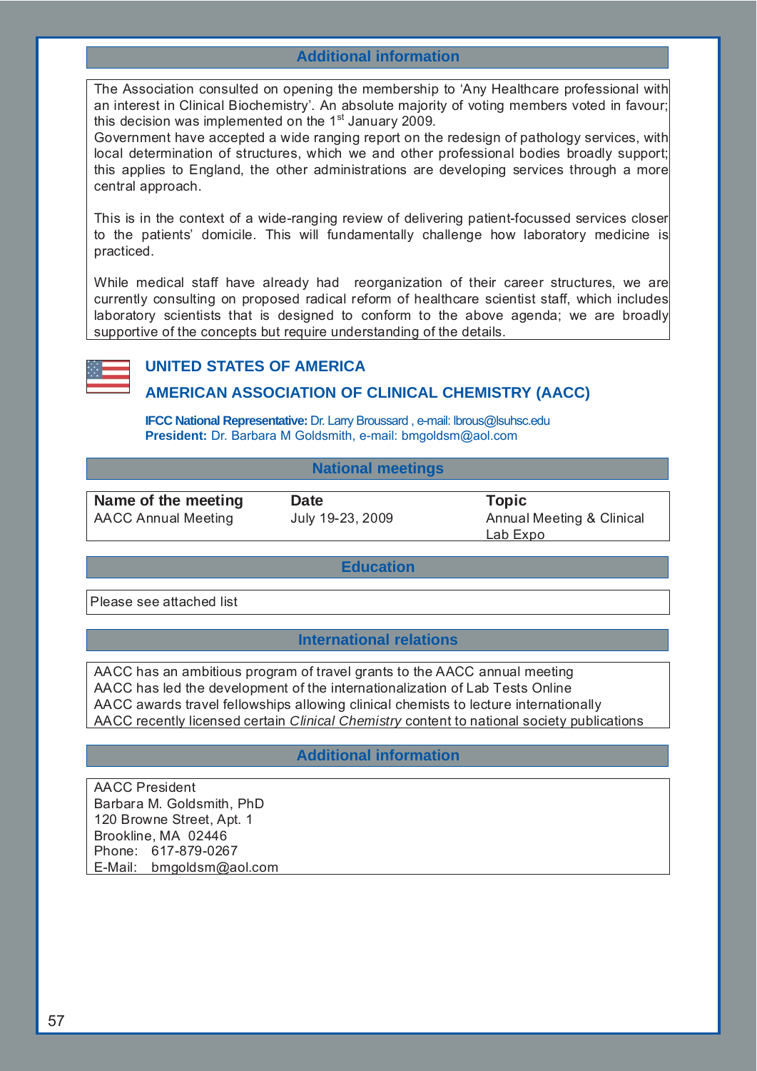### Additional information

The Association consulted on opening the membership to 'Any Healthcare professional with an interest in Clinical Biochemistry'. An absolute majority of voting members voted in favour; this decision was implemented on the 1st January 2009.
Government have accepted a wide ranging report on the redesign of pathology services, with local determination of structures, which we and other professional bodies broadly support; this applies to England, the other administrations are developing services through a more central approach.

This is in the context of a wide-ranging review of delivering patient-focussed services closer to the patients' domicile. This will fundamentally challenge how laboratory medicine is practiced.

While medical staff have already had reorganization of their career structures, we are currently consulting on proposed radical reform of healthcare scientist staff, which includes laboratory scientists that is designed to conform to the above agenda; we are broadly supportive of the concepts but require understanding of the details.

## UNITED STATES OF AMERICA

## AMERICAN ASSOCIATION OF CLINICAL CHEMISTRY (AACC)

**IFCC National Representative:** Dr. Larry Broussard , e-mail: lbrous@lsuhsc.edu
**President:** Dr. Barbara M Goldsmith, e-mail: bmgoldsm@aol.com

### National meetings

| Name of the meeting | Date | Topic |
|---|---|---|
| AACC Annual Meeting | July 19-23, 2009 | Annual Meeting & Clinical Lab Expo |

### Education

Please see attached list

### International relations

AACC has an ambitious program of travel grants to the AACC annual meeting
AACC has led the development of the internationalization of Lab Tests Online
AACC awards travel fellowships allowing clinical chemists to lecture internationally
AACC recently licensed certain *Clinical Chemistry* content to national society publications

### Additional information

AACC President
Barbara M. Goldsmith, PhD
120 Browne Street, Apt. 1
Brookline, MA 02446
Phone: 617-879-0267
E-Mail: bmgoldsm@aol.com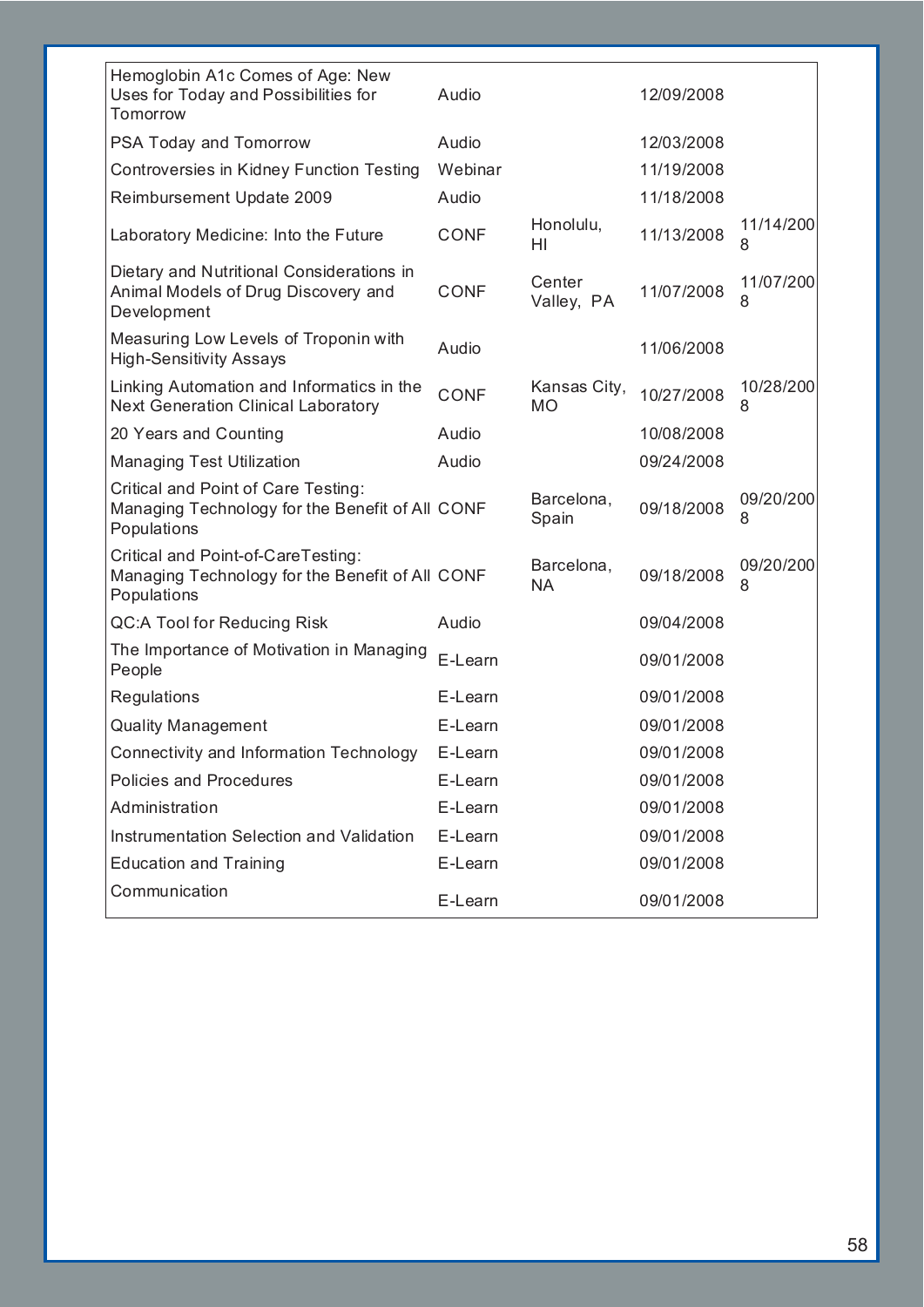| | | | | |
|---|---|---|---|---|
| Hemoglobin A1c Comes of Age: New Uses for Today and Possibilities for Tomorrow | Audio | | 12/09/2008 | |
| PSA Today and Tomorrow | Audio | | 12/03/2008 | |
| Controversies in Kidney Function Testing | Webinar | | 11/19/2008 | |
| Reimbursement Update 2009 | Audio | | 11/18/2008 | |
| Laboratory Medicine: Into the Future | CONF | Honolulu, HI | 11/13/2008 | 11/14/2008 |
| Dietary and Nutritional Considerations in Animal Models of Drug Discovery and Development | CONF | Center Valley, PA | 11/07/2008 | 11/07/2008 |
| Measuring Low Levels of Troponin with High-Sensitivity Assays | Audio | | 11/06/2008 | |
| Linking Automation and Informatics in the Next Generation Clinical Laboratory | CONF | Kansas City, MO | 10/27/2008 | 10/28/2008 |
| 20 Years and Counting | Audio | | 10/08/2008 | |
| Managing Test Utilization | Audio | | 09/24/2008 | |
| Critical and Point of Care Testing: Managing Technology for the Benefit of All Populations | CONF | Barcelona, Spain | 09/18/2008 | 09/20/2008 |
| Critical and Point-of-CareTesting: Managing Technology for the Benefit of All Populations | CONF | Barcelona, NA | 09/18/2008 | 09/20/2008 |
| QC:A Tool for Reducing Risk | Audio | | 09/04/2008 | |
| The Importance of Motivation in Managing People | E-Learn | | 09/01/2008 | |
| Regulations | E-Learn | | 09/01/2008 | |
| Quality Management | E-Learn | | 09/01/2008 | |
| Connectivity and Information Technology | E-Learn | | 09/01/2008 | |
| Policies and Procedures | E-Learn | | 09/01/2008 | |
| Administration | E-Learn | | 09/01/2008 | |
| Instrumentation Selection and Validation | E-Learn | | 09/01/2008 | |
| Education and Training | E-Learn | | 09/01/2008 | |
| Communication | E-Learn | | 09/01/2008 | |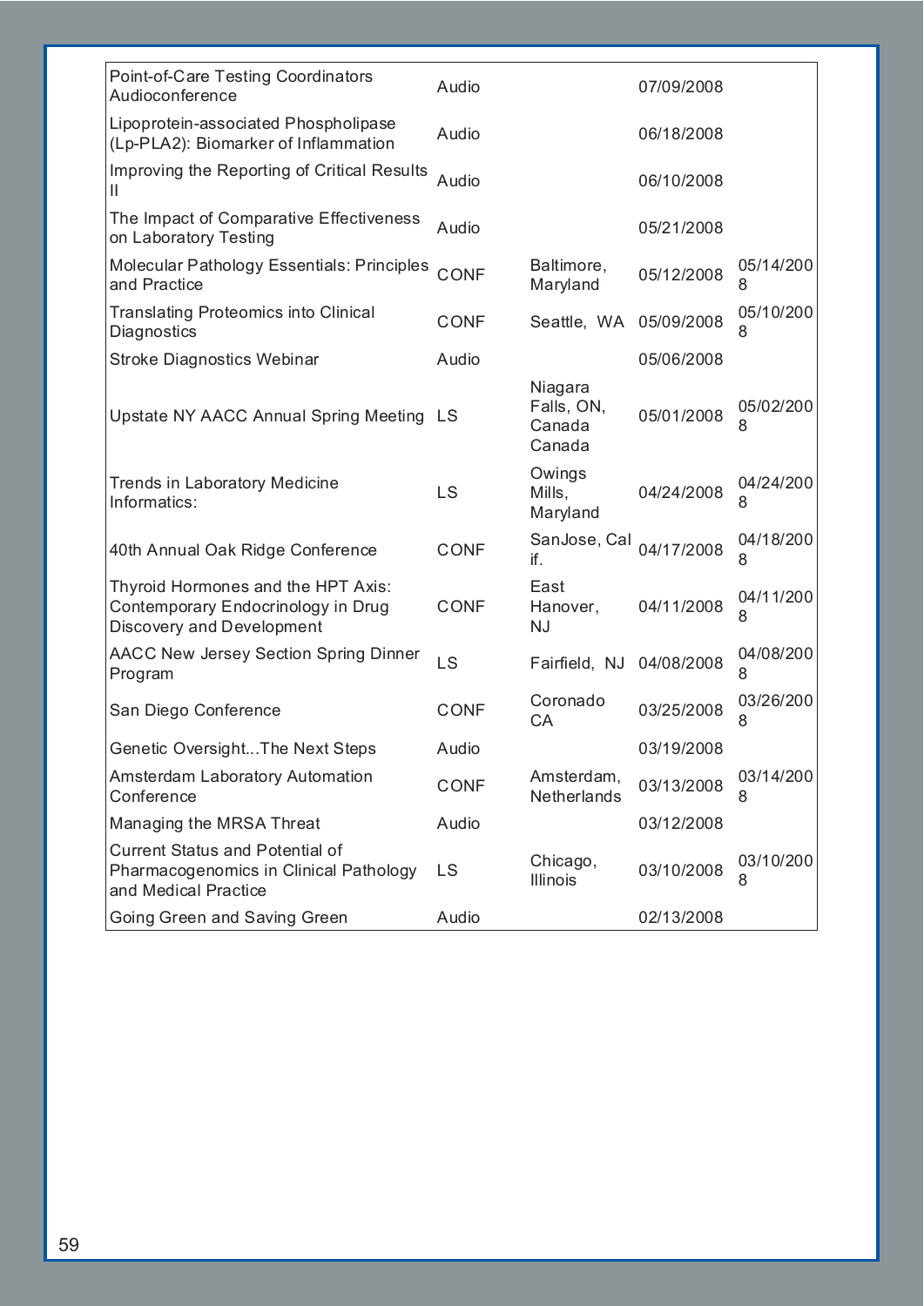| | | | | |
|---|---|---|---|---|
| Point-of-Care Testing Coordinators Audioconference | Audio | | 07/09/2008 | |
| Lipoprotein-associated Phospholipase (Lp-PLA2): Biomarker of Inflammation | Audio | | 06/18/2008 | |
| Improving the Reporting of Critical Results II | Audio | | 06/10/2008 | |
| The Impact of Comparative Effectiveness on Laboratory Testing | Audio | | 05/21/2008 | |
| Molecular Pathology Essentials: Principles and Practice | CONF | Baltimore, Maryland | 05/12/2008 | 05/14/2008 |
| Translating Proteomics into Clinical Diagnostics | CONF | Seattle, WA | 05/09/2008 | 05/10/2008 |
| Stroke Diagnostics Webinar | Audio | | 05/06/2008 | |
| Upstate NY AACC Annual Spring Meeting | LS | Niagara Falls, ON, Canada Canada | 05/01/2008 | 05/02/2008 |
| Trends in Laboratory Medicine Informatics: | LS | Owings Mills, Maryland | 04/24/2008 | 04/24/2008 |
| 40th Annual Oak Ridge Conference | CONF | SanJose, Calif. | 04/17/2008 | 04/18/2008 |
| Thyroid Hormones and the HPT Axis: Contemporary Endocrinology in Drug Discovery and Development | CONF | East Hanover, NJ | 04/11/2008 | 04/11/2008 |
| AACC New Jersey Section Spring Dinner Program | LS | Fairfield, NJ | 04/08/2008 | 04/08/2008 |
| San Diego Conference | CONF | Coronado CA | 03/25/2008 | 03/26/2008 |
| Genetic Oversight...The Next Steps | Audio | | 03/19/2008 | |
| Amsterdam Laboratory Automation Conference | CONF | Amsterdam, Netherlands | 03/13/2008 | 03/14/2008 |
| Managing the MRSA Threat | Audio | | 03/12/2008 | |
| Current Status and Potential of Pharmacogenomics in Clinical Pathology and Medical Practice | LS | Chicago, Illinois | 03/10/2008 | 03/10/2008 |
| Going Green and Saving Green | Audio | | 02/13/2008 | |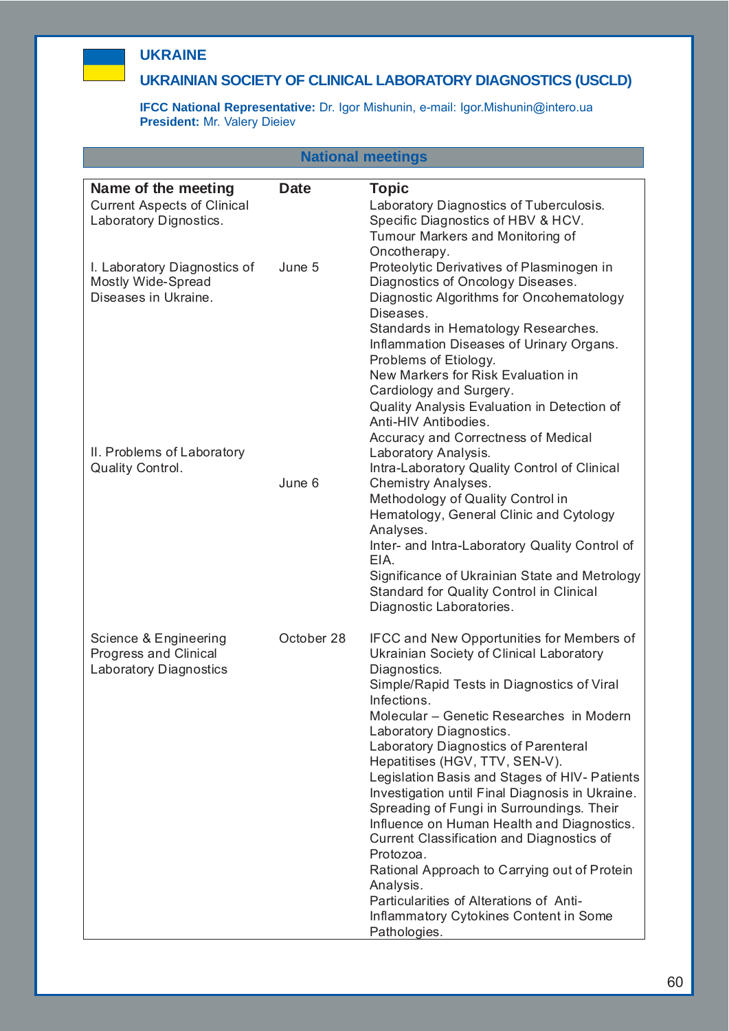## UKRAINE

## UKRAINIAN SOCIETY OF CLINICAL LABORATORY DIAGNOSTICS (USCLD)

**IFCC National Representative:** Dr. Igor Mishunin, e-mail: Igor.Mishunin@intero.ua
**President:** Mr. Valery Dieiev

### National meetings

| Name of the meeting | Date | Topic |
|---|---|---|
| Current Aspects of Clinical Laboratory Dignostics. | | Laboratory Diagnostics of Tuberculosis. Specific Diagnostics of HBV & HCV. Tumour Markers and Monitoring of Oncotherapy. |
| I. Laboratory Diagnostics of Mostly Wide-Spread Diseases in Ukraine. | June 5 | Proteolytic Derivatives of Plasminogen in Diagnostics of Oncology Diseases. Diagnostic Algorithms for Oncohematology Diseases. Standards in Hematology Researches. Inflammation Diseases of Urinary Organs. Problems of Etiology. New Markers for Risk Evaluation in Cardiology and Surgery. Quality Analysis Evaluation in Detection of Anti-HIV Antibodies. |
| II. Problems of Laboratory Quality Control. | June 6 | Accuracy and Correctness of Medical Laboratory Analysis. Intra-Laboratory Quality Control of Clinical Chemistry Analyses. Methodology of Quality Control in Hematology, General Clinic and Cytology Analyses. Inter- and Intra-Laboratory Quality Control of EIA. Significance of Ukrainian State and Metrology Standard for Quality Control in Clinical Diagnostic Laboratories. |
| Science & Engineering Progress and Clinical Laboratory Diagnostics | October 28 | IFCC and New Opportunities for Members of Ukrainian Society of Clinical Laboratory Diagnostics. Simple/Rapid Tests in Diagnostics of Viral Infections. Molecular – Genetic Researches in Modern Laboratory Diagnostics. Laboratory Diagnostics of Parenteral Hepatitises (HGV, TTV, SEN-V). Legislation Basis and Stages of HIV- Patients Investigation until Final Diagnosis in Ukraine. Spreading of Fungi in Surroundings. Their Influence on Human Health and Diagnostics. Current Classification and Diagnostics of Protozoa. Rational Approach to Carrying out of Protein Analysis. Particularities of Alterations of Anti-Inflammatory Cytokines Content in Some Pathologies. |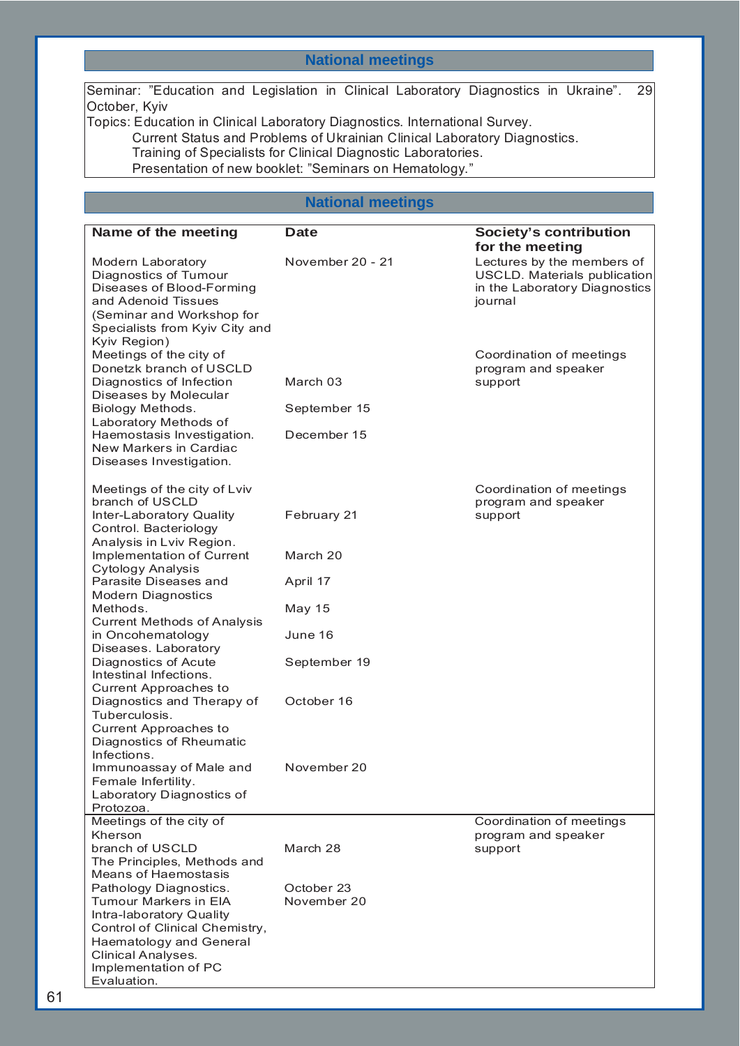## National meetings

Seminar: "Education and Legislation in Clinical Laboratory Diagnostics in Ukraine". 29 October, Kyiv

Topics: Education in Clinical Laboratory Diagnostics. International Survey.
Current Status and Problems of Ukrainian Clinical Laboratory Diagnostics.
Training of Specialists for Clinical Diagnostic Laboratories.
Presentation of new booklet: "Seminars on Hematology."

## National meetings

| Name of the meeting | Date | Society's contribution for the meeting |
|---|---|---|
| Modern Laboratory Diagnostics of Tumour Diseases of Blood-Forming and Adenoid Tissues (Seminar and Workshop for Specialists from Kyiv City and Kyiv Region) | November 20 - 21 | Lectures by the members of USCLD. Materials publication in the Laboratory Diagnostics journal |
| Meetings of the city of Donetzk branch of USCLD | | Coordination of meetings program and speaker support |
| Diagnostics of Infection Diseases by Molecular Biology Methods. | March 03 | |
| Laboratory Methods of Haemostasis Investigation. | September 15 | |
| New Markers in Cardiac Diseases Investigation. | December 15 | |
| Meetings of the city of Lviv branch of USCLD | | Coordination of meetings program and speaker support |
| Inter-Laboratory Quality Control. Bacteriology Analysis in Lviv Region. | February 21 | |
| Implementation of Current Cytology Analysis | March 20 | |
| Parasite Diseases and Modern Diagnostics Methods. | April 17 | |
| Current Methods of Analysis in Oncohematology Diseases. | May 15 | |
| Laboratory Diagnostics of Acute Intestinal Infections. | June 16 | |
| Current Approaches to Diagnostics and Therapy of Tuberculosis. | September 19 | |
| Current Approaches to Diagnostics of Rheumatic Infections. | October 16 | |
| Immunoassay of Male and Female Infertility. | November 20 | |
| Laboratory Diagnostics of Protozoa. | | |
| Meetings of the city of Kherson branch of USCLD | | Coordination of meetings program and speaker support |
| The Principles, Methods and Means of Haemostasis Pathology Diagnostics. | March 28 | |
| Tumour Markers in EIA | October 23 | |
| Intra-laboratory Quality Control of Clinical Chemistry, Haematology and General Clinical Analyses. Implementation of PC Evaluation. | November 20 | |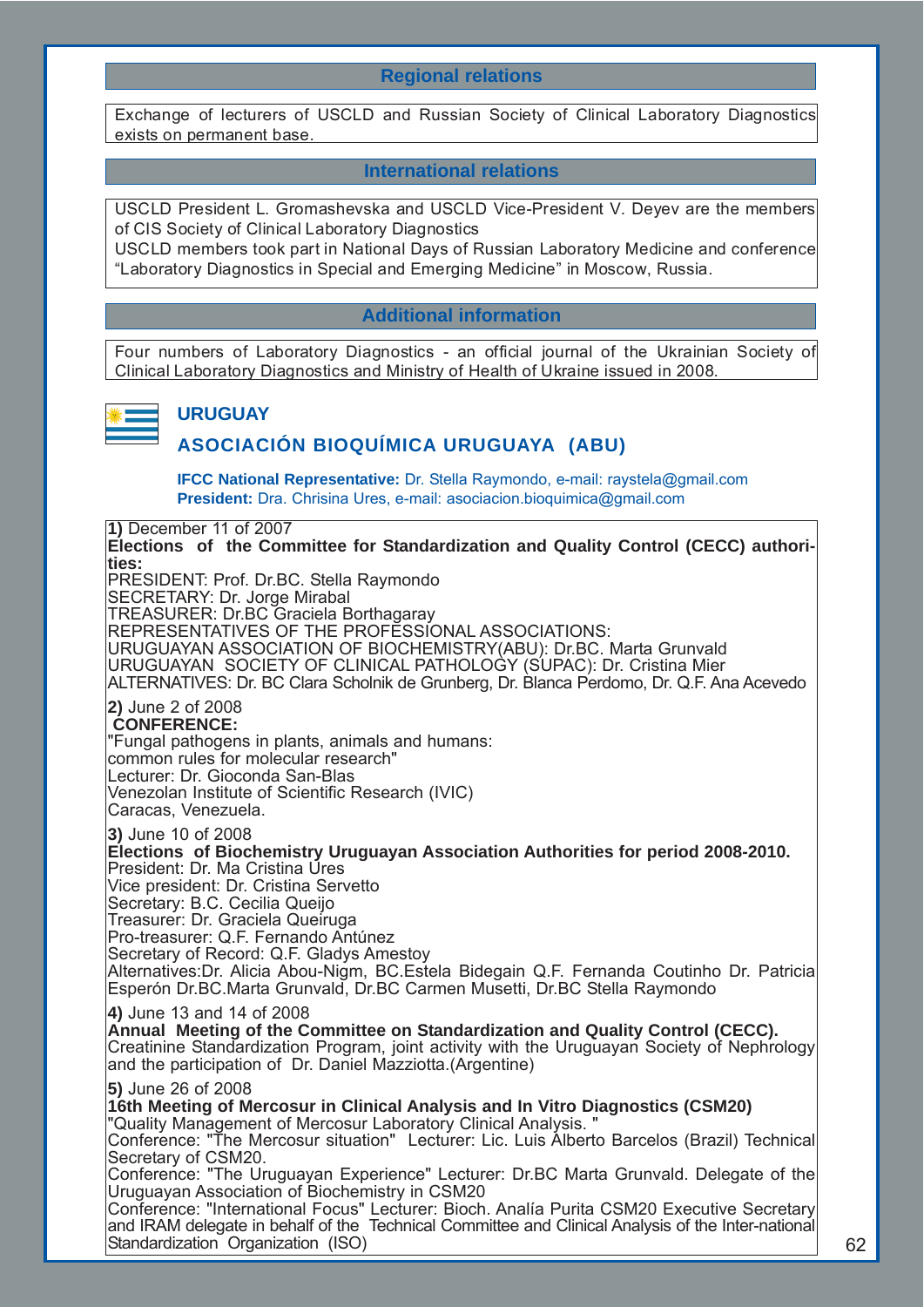## Regional relations

Exchange of lecturers of USCLD and Russian Society of Clinical Laboratory Diagnostics exists on permanent base.

## International relations

USCLD President L. Gromashevska and USCLD Vice-President V. Deyev are the members of CIS Society of Clinical Laboratory Diagnostics

USCLD members took part in National Days of Russian Laboratory Medicine and conference “Laboratory Diagnostics in Special and Emerging Medicine” in Moscow, Russia.

## Additional information

Four numbers of Laboratory Diagnostics - an official journal of the Ukrainian Society of Clinical Laboratory Diagnostics and Ministry of Health of Ukraine issued in 2008.

# URUGUAY

## ASOCIACIÓN BIOQUÍMICA URUGUAYA (ABU)

**IFCC National Representative:** Dr. Stella Raymondo, e-mail: raystela@gmail.com
**President:** Dra. Chrisina Ures, e-mail: asociacion.bioquimica@gmail.com

**1)** December 11 of 2007
**Elections of the Committee for Standardization and Quality Control (CECC) authorities:**
PRESIDENT: Prof. Dr.BC. Stella Raymondo
SECRETARY: Dr. Jorge Mirabal
TREASURER: Dr.BC Graciela Borthagaray
REPRESENTATIVES OF THE PROFESSIONAL ASSOCIATIONS:
URUGUAYAN ASSOCIATION OF BIOCHEMISTRY(ABU): Dr.BC. Marta Grunvald
URUGUAYAN SOCIETY OF CLINICAL PATHOLOGY (SUPAC): Dr. Cristina Mier
ALTERNATIVES: Dr. BC Clara Scholnik de Grunberg, Dr. Blanca Perdomo, Dr. Q.F. Ana Acevedo

**2)** June 2 of 2008
**CONFERENCE:**
"Fungal pathogens in plants, animals and humans:
common rules for molecular research"
Lecturer: Dr. Gioconda San-Blas
Venezolan Institute of Scientific Research (IVIC)
Caracas, Venezuela.

**3)** June 10 of 2008
**Elections of Biochemistry Uruguayan Association Authorities for period 2008-2010.**
President: Dr. Ma Cristina Ures
Vice president: Dr. Cristina Servetto
Secretary: B.C. Cecilia Queijo
Treasurer: Dr. Graciela Queiruga
Pro-treasurer: Q.F. Fernando Antúnez
Secretary of Record: Q.F. Gladys Amestoy
Alternatives:Dr. Alicia Abou-Nigm, BC.Estela Bidegain Q.F. Fernanda Coutinho Dr. Patricia Esperón Dr.BC.Marta Grunvald, Dr.BC Carmen Musetti, Dr.BC Stella Raymondo

**4)** June 13 and 14 of 2008
**Annual Meeting of the Committee on Standardization and Quality Control (CECC).**
Creatinine Standardization Program, joint activity with the Uruguayan Society of Nephrology and the participation of Dr. Daniel Mazziotta.(Argentine)

**5)** June 26 of 2008
**16th Meeting of Mercosur in Clinical Analysis and In Vitro Diagnostics (CSM20)**
"Quality Management of Mercosur Laboratory Clinical Analysis. "
Conference: "The Mercosur situation" Lecturer: Lic. Luis Alberto Barcelos (Brazil) Technical Secretary of CSM20.
Conference: "The Uruguayan Experience" Lecturer: Dr.BC Marta Grunvald. Delegate of the Uruguayan Association of Biochemistry in CSM20
Conference: "International Focus" Lecturer: Bioch. Analía Purita CSM20 Executive Secretary and IRAM delegate in behalf of the Technical Committee and Clinical Analysis of the Inter-national Standardization Organization (ISO)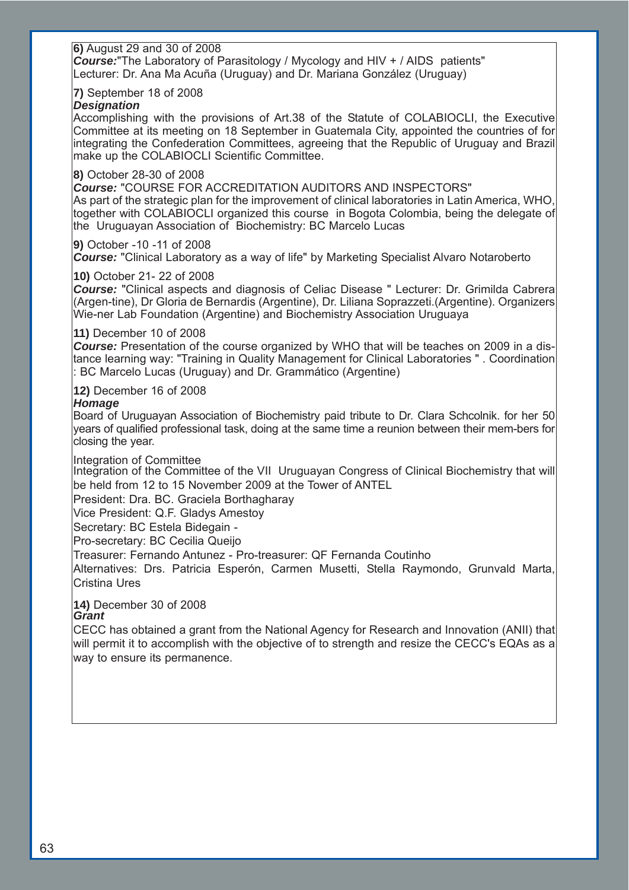**6)** August 29 and 30 of 2008
***Course:***"The Laboratory of Parasitology / Mycology and HIV + / AIDS patients"
Lecturer: Dr. Ana Ma Acuña (Uruguay) and Dr. Mariana González (Uruguay)

**7)** September 18 of 2008
***Designation***
Accomplishing with the provisions of Art.38 of the Statute of COLABIOCLI, the Executive Committee at its meeting on 18 September in Guatemala City, appointed the countries of for integrating the Confederation Committees, agreeing that the Republic of Uruguay and Brazil make up the COLABIOCLI Scientific Committee.

**8)** October 28-30 of 2008
***Course:*** "COURSE FOR ACCREDITATION AUDITORS AND INSPECTORS"
As part of the strategic plan for the improvement of clinical laboratories in Latin America, WHO, together with COLABIOCLI organized this course in Bogota Colombia, being the delegate of the Uruguayan Association of Biochemistry: BC Marcelo Lucas

**9)** October -10 -11 of 2008
***Course:*** "Clinical Laboratory as a way of life" by Marketing Specialist Alvaro Notaroberto

**10)** October 21- 22 of 2008
***Course:*** "Clinical aspects and diagnosis of Celiac Disease " Lecturer: Dr. Grimilda Cabrera (Argen-tine), Dr Gloria de Bernardis (Argentine), Dr. Liliana Soprazzeti.(Argentine). Organizers Wie-ner Lab Foundation (Argentine) and Biochemistry Association Uruguaya

**11)** December 10 of 2008
***Course:*** Presentation of the course organized by WHO that will be teaches on 2009 in a dis-tance learning way: "Training in Quality Management for Clinical Laboratories " . Coordination : BC Marcelo Lucas (Uruguay) and Dr. Grammático (Argentine)

**12)** December 16 of 2008
***Homage***
Board of Uruguayan Association of Biochemistry paid tribute to Dr. Clara Schcolnik. for her 50 years of qualified professional task, doing at the same time a reunion between their mem-bers for closing the year.

Integration of Committee
Integration of the Committee of the VII Uruguayan Congress of Clinical Biochemistry that will be held from 12 to 15 November 2009 at the Tower of ANTEL

President: Dra. BC. Graciela Borthagharay

Vice President: Q.F. Gladys Amestoy

Secretary: BC Estela Bidegain -

Pro-secretary: BC Cecilia Queijo

Treasurer: Fernando Antunez - Pro-treasurer: QF Fernanda Coutinho

Alternatives: Drs. Patricia Esperón, Carmen Musetti, Stella Raymondo, Grunvald Marta, Cristina Ures

**14)** December 30 of 2008
***Grant***
CECC has obtained a grant from the National Agency for Research and Innovation (ANII) that will permit it to accomplish with the objective of to strength and resize the CECC's EQAs as a way to ensure its permanence.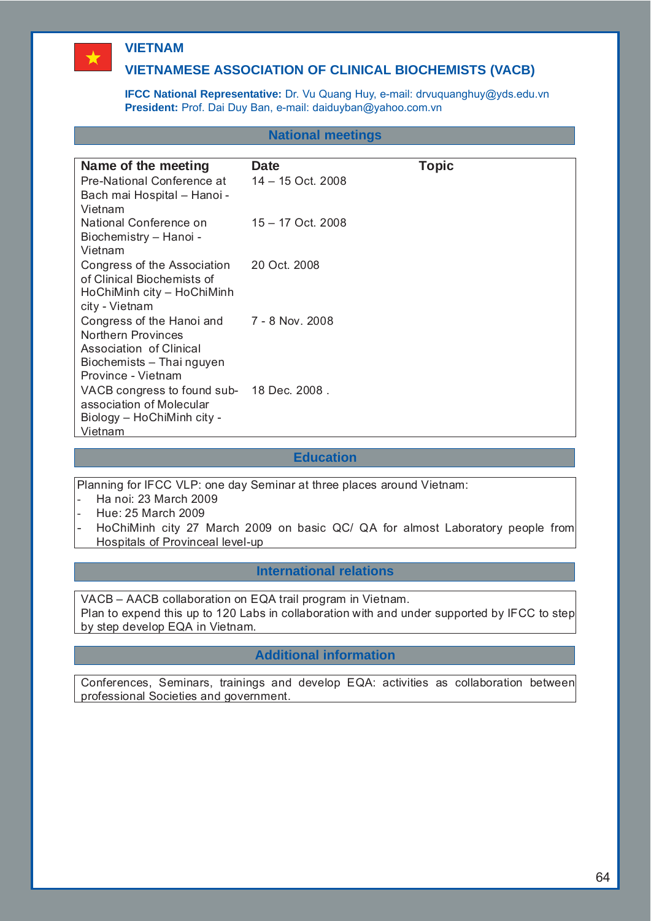# VIETNAM

## VIETNAMESE ASSOCIATION OF CLINICAL BIOCHEMISTS (VACB)

**IFCC National Representative:** Dr. Vu Quang Huy, e-mail: drvuquanghuy@yds.edu.vn
**President:** Prof. Dai Duy Ban, e-mail: daiduyban@yahoo.com.vn

### National meetings

| Name of the meeting | Date | Topic |
|---|---|---|
| Pre-National Conference at Bach mai Hospital – Hanoi - Vietnam | 14 – 15 Oct. 2008 | |
| National Conference on Biochemistry – Hanoi - Vietnam | 15 – 17 Oct. 2008 | |
| Congress of the Association of Clinical Biochemists of HoChiMinh city – HoChiMinh city - Vietnam | 20 Oct. 2008 | |
| Congress of the Hanoi and Northern Provinces Association of Clinical Biochemists – Thai nguyen Province - Vietnam | 7 - 8 Nov. 2008 | |
| VACB congress to found sub-association of Molecular Biology – HoChiMinh city - Vietnam | 18 Dec. 2008 . | |

### Education

Planning for IFCC VLP: one day Seminar at three places around Vietnam:

- Ha noi: 23 March 2009
- Hue: 25 March 2009
- HoChiMinh city 27 March 2009 on basic QC/ QA for almost Laboratory people from Hospitals of Provinceal level-up

### International relations

VACB – AACB collaboration on EQA trail program in Vietnam.
Plan to expend this up to 120 Labs in collaboration with and under supported by IFCC to step by step develop EQA in Vietnam.

### Additional information

Conferences, Seminars, trainings and develop EQA: activities as collaboration between professional Societies and government.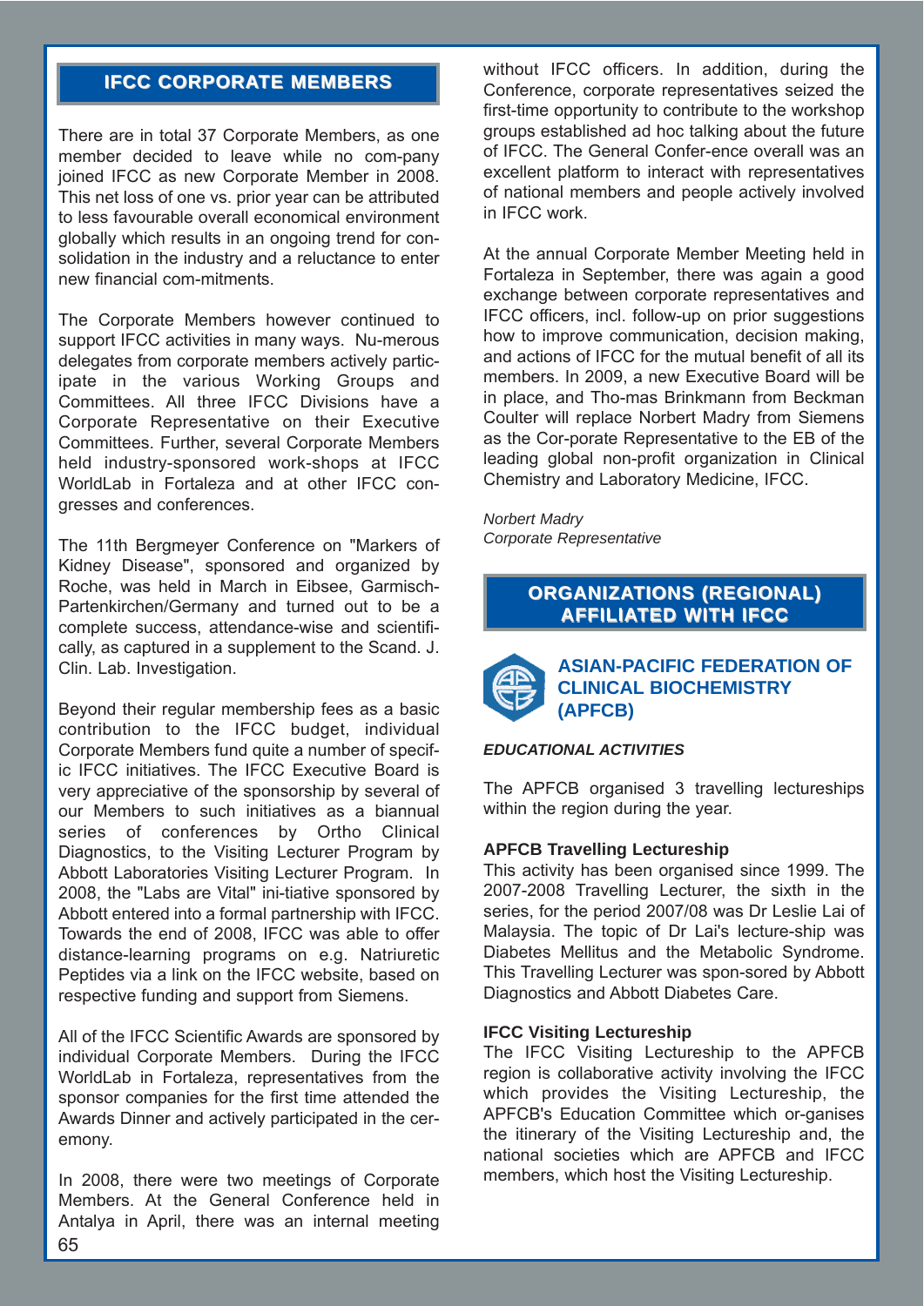## IFCC CORPORATE MEMBERS

There are in total 37 Corporate Members, as one member decided to leave while no com-pany joined IFCC as new Corporate Member in 2008. This net loss of one vs. prior year can be attributed to less favourable overall economical environment globally which results in an ongoing trend for con-solidation in the industry and a reluctance to enter new financial com-mitments.

The Corporate Members however continued to support IFCC activities in many ways. Nu-merous delegates from corporate members actively partic-ipate in the various Working Groups and Committees. All three IFCC Divisions have a Corporate Representative on their Executive Committees. Further, several Corporate Members held industry-sponsored work-shops at IFCC WorldLab in Fortaleza and at other IFCC con-gresses and conferences.

The 11th Bergmeyer Conference on "Markers of Kidney Disease", sponsored and organized by Roche, was held in March in Eibsee, Garmisch-Partenkirchen/Germany and turned out to be a complete success, attendance-wise and scientifi-cally, as captured in a supplement to the Scand. J. Clin. Lab. Investigation.

Beyond their regular membership fees as a basic contribution to the IFCC budget, individual Corporate Members fund quite a number of specif-ic IFCC initiatives. The IFCC Executive Board is very appreciative of the sponsorship by several of our Members to such initiatives as a biannual series of conferences by Ortho Clinical Diagnostics, to the Visiting Lecturer Program by Abbott Laboratories Visiting Lecturer Program. In 2008, the "Labs are Vital" ini-tiative sponsored by Abbott entered into a formal partnership with IFCC. Towards the end of 2008, IFCC was able to offer distance-learning programs on e.g. Natriuretic Peptides via a link on the IFCC website, based on respective funding and support from Siemens.

All of the IFCC Scientific Awards are sponsored by individual Corporate Members. During the IFCC WorldLab in Fortaleza, representatives from the sponsor companies for the first time attended the Awards Dinner and actively participated in the cer-emony.

In 2008, there were two meetings of Corporate Members. At the General Conference held in Antalya in April, there was an internal meeting without IFCC officers. In addition, during the Conference, corporate representatives seized the first-time opportunity to contribute to the workshop groups established ad hoc talking about the future of IFCC. The General Confer-ence overall was an excellent platform to interact with representatives of national members and people actively involved in IFCC work.

At the annual Corporate Member Meeting held in Fortaleza in September, there was again a good exchange between corporate representatives and IFCC officers, incl. follow-up on prior suggestions how to improve communication, decision making, and actions of IFCC for the mutual benefit of all its members. In 2009, a new Executive Board will be in place, and Tho-mas Brinkmann from Beckman Coulter will replace Norbert Madry from Siemens as the Cor-porate Representative to the EB of the leading global non-profit organization in Clinical Chemistry and Laboratory Medicine, IFCC.

*Norbert Madry*
*Corporate Representative*

## ORGANIZATIONS (REGIONAL) AFFILIATED WITH IFCC

### ASIAN-PACIFIC FEDERATION OF CLINICAL BIOCHEMISTRY (APFCB)

***EDUCATIONAL ACTIVITIES***

The APFCB organised 3 travelling lectureships within the region during the year.

**APFCB Travelling Lectureship**
This activity has been organised since 1999. The 2007-2008 Travelling Lecturer, the sixth in the series, for the period 2007/08 was Dr Leslie Lai of Malaysia. The topic of Dr Lai's lecture-ship was Diabetes Mellitus and the Metabolic Syndrome. This Travelling Lecturer was spon-sored by Abbott Diagnostics and Abbott Diabetes Care.

**IFCC Visiting Lectureship**
The IFCC Visiting Lectureship to the APFCB region is collaborative activity involving the IFCC which provides the Visiting Lectureship, the APFCB's Education Committee which or-ganises the itinerary of the Visiting Lectureship and, the national societies which are APFCB and IFCC members, which host the Visiting Lectureship.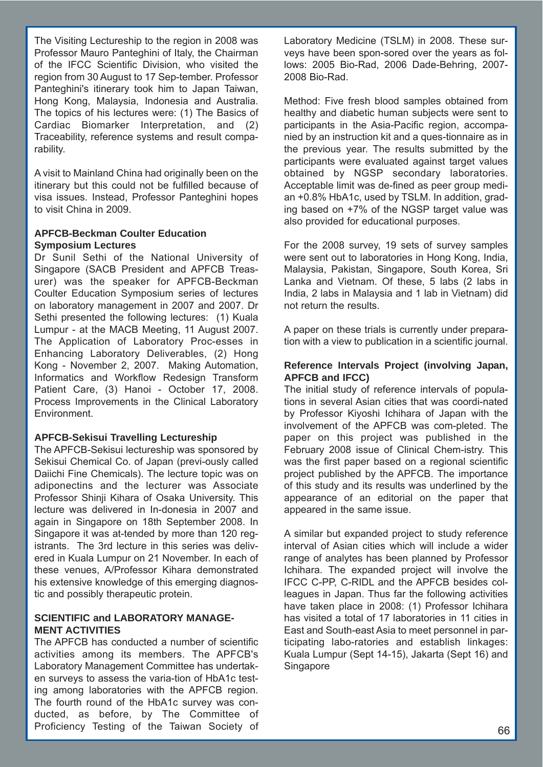The Visiting Lectureship to the region in 2008 was Professor Mauro Panteghini of Italy, the Chairman of the IFCC Scientific Division, who visited the region from 30 August to 17 Sep-tember. Professor Panteghini's itinerary took him to Japan Taiwan, Hong Kong, Malaysia, Indonesia and Australia. The topics of his lectures were: (1) The Basics of Cardiac Biomarker Interpretation, and (2) Traceability, reference systems and result compa-rability.

A visit to Mainland China had originally been on the itinerary but this could not be fulfilled because of visa issues. Instead, Professor Panteghini hopes to visit China in 2009.

**APFCB-Beckman Coulter Education Symposium Lectures**

Dr Sunil Sethi of the National University of Singapore (SACB President and APFCB Treas-urer) was the speaker for APFCB-Beckman Coulter Education Symposium series of lectures on laboratory management in 2007 and 2007. Dr Sethi presented the following lectures: (1) Kuala Lumpur - at the MACB Meeting, 11 August 2007. The Application of Laboratory Proc-esses in Enhancing Laboratory Deliverables, (2) Hong Kong - November 2, 2007. Making Automation, Informatics and Workflow Redesign Transform Patient Care, (3) Hanoi - October 17, 2008. Process Improvements in the Clinical Laboratory Environment.

**APFCB-Sekisui Travelling Lectureship**

The APFCB-Sekisui lectureship was sponsored by Sekisui Chemical Co. of Japan (previ-ously called Daiichi Fine Chemicals). The lecture topic was on adiponectins and the lecturer was Associate Professor Shinji Kihara of Osaka University. This lecture was delivered in In-donesia in 2007 and again in Singapore on 18th September 2008. In Singapore it was at-tended by more than 120 reg-istrants. The 3rd lecture in this series was deliv-ered in Kuala Lumpur on 21 November. In each of these venues, A/Professor Kihara demonstrated his extensive knowledge of this emerging diagnos-tic and possibly therapeutic protein.

**SCIENTIFIC and LABORATORY MANAGE-MENT ACTIVITIES**

The APFCB has conducted a number of scientific activities among its members. The APFCB's Laboratory Management Committee has undertak-en surveys to assess the varia-tion of HbA1c test-ing among laboratories with the APFCB region. The fourth round of the HbA1c survey was con-ducted, as before, by The Committee of Proficiency Testing of the Taiwan Society of Laboratory Medicine (TSLM) in 2008. These sur-veys have been spon-sored over the years as fol-lows: 2005 Bio-Rad, 2006 Dade-Behring, 2007-2008 Bio-Rad.

Method: Five fresh blood samples obtained from healthy and diabetic human subjects were sent to participants in the Asia-Pacific region, accompa-nied by an instruction kit and a ques-tionnaire as in the previous year. The results submitted by the participants were evaluated against target values obtained by NGSP secondary laboratories. Acceptable limit was de-fined as peer group medi-an +0.8% HbA1c, used by TSLM. In addition, grad-ing based on +7% of the NGSP target value was also provided for educational purposes.

For the 2008 survey, 19 sets of survey samples were sent out to laboratories in Hong Kong, India, Malaysia, Pakistan, Singapore, South Korea, Sri Lanka and Vietnam. Of these, 5 labs (2 labs in India, 2 labs in Malaysia and 1 lab in Vietnam) did not return the results.

A paper on these trials is currently under prepara-tion with a view to publication in a scientific journal.

**Reference Intervals Project (involving Japan, APFCB and IFCC)**

The initial study of reference intervals of popula-tions in several Asian cities that was coordi-nated by Professor Kiyoshi Ichihara of Japan with the involvement of the APFCB was com-pleted. The paper on this project was published in the February 2008 issue of Clinical Chem-istry. This was the first paper based on a regional scientific project published by the APFCB. The importance of this study and its results was underlined by the appearance of an editorial on the paper that appeared in the same issue.

A similar but expanded project to study reference interval of Asian cities which will include a wider range of analytes has been planned by Professor Ichihara. The expanded project will involve the IFCC C-PP, C-RIDL and the APFCB besides col-leagues in Japan. Thus far the following activities have taken place in 2008: (1) Professor Ichihara has visited a total of 17 laboratories in 11 cities in East and South-east Asia to meet personnel in par-ticipating labo-ratories and establish linkages: Kuala Lumpur (Sept 14-15), Jakarta (Sept 16) and Singapore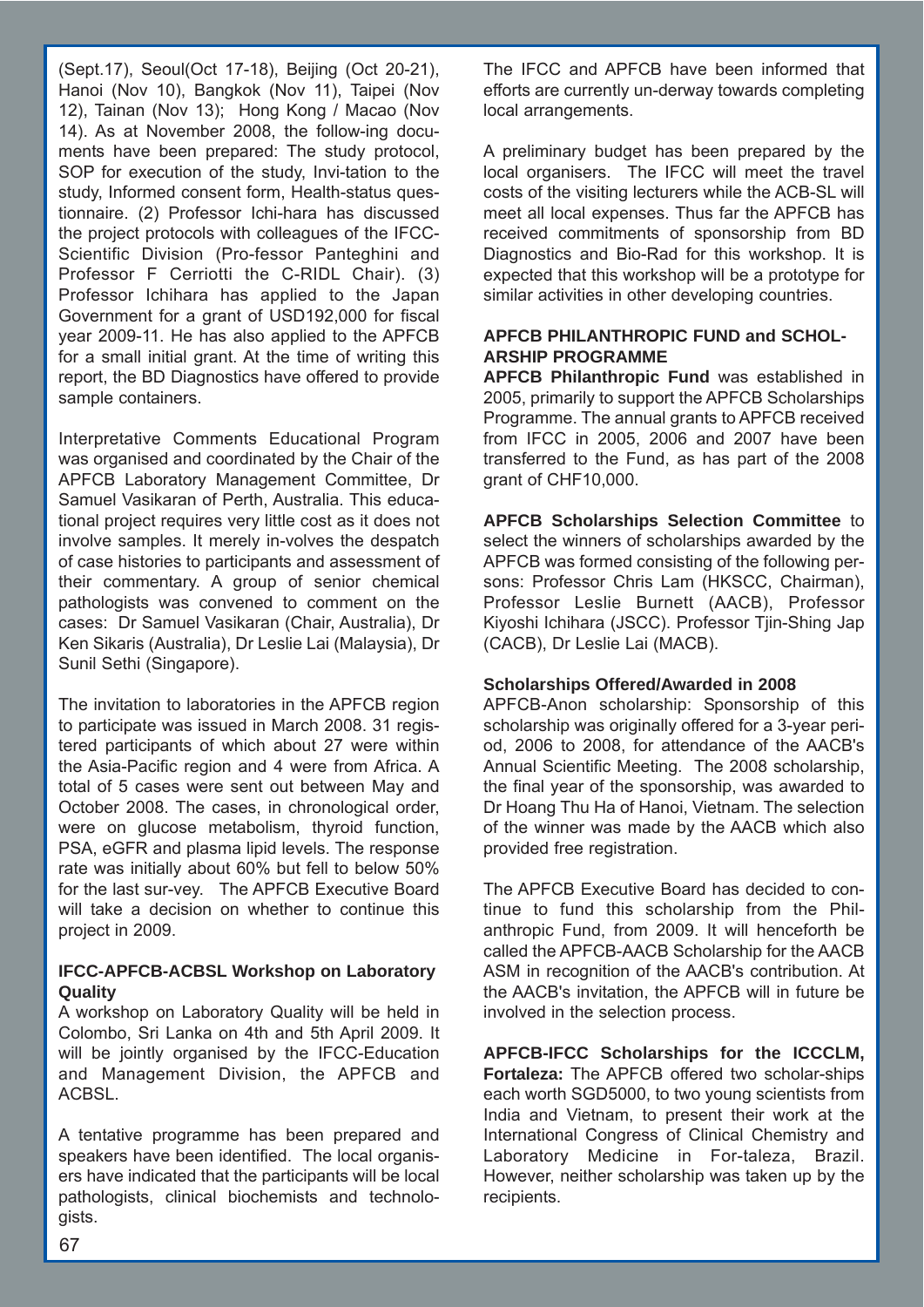(Sept.17), Seoul(Oct 17-18), Beijing (Oct 20-21), Hanoi (Nov 10), Bangkok (Nov 11), Taipei (Nov 12), Tainan (Nov 13); Hong Kong / Macao (Nov 14). As at November 2008, the follow-ing documents have been prepared: The study protocol, SOP for execution of the study, Invi-tation to the study, Informed consent form, Health-status questionnaire. (2) Professor Ichi-hara has discussed the project protocols with colleagues of the IFCC-Scientific Division (Pro-fessor Panteghini and Professor F Cerriotti the C-RIDL Chair). (3) Professor Ichihara has applied to the Japan Government for a grant of USD192,000 for fiscal year 2009-11. He has also applied to the APFCB for a small initial grant. At the time of writing this report, the BD Diagnostics have offered to provide sample containers.

Interpretative Comments Educational Program was organised and coordinated by the Chair of the APFCB Laboratory Management Committee, Dr Samuel Vasikaran of Perth, Australia. This educational project requires very little cost as it does not involve samples. It merely in-volves the despatch of case histories to participants and assessment of their commentary. A group of senior chemical pathologists was convened to comment on the cases: Dr Samuel Vasikaran (Chair, Australia), Dr Ken Sikaris (Australia), Dr Leslie Lai (Malaysia), Dr Sunil Sethi (Singapore).

The invitation to laboratories in the APFCB region to participate was issued in March 2008. 31 registered participants of which about 27 were within the Asia-Pacific region and 4 were from Africa. A total of 5 cases were sent out between May and October 2008. The cases, in chronological order, were on glucose metabolism, thyroid function, PSA, eGFR and plasma lipid levels. The response rate was initially about 60% but fell to below 50% for the last sur-vey. The APFCB Executive Board will take a decision on whether to continue this project in 2009.

### IFCC-APFCB-ACBSL Workshop on Laboratory Quality

A workshop on Laboratory Quality will be held in Colombo, Sri Lanka on 4th and 5th April 2009. It will be jointly organised by the IFCC-Education and Management Division, the APFCB and ACBSL.

A tentative programme has been prepared and speakers have been identified. The local organisers have indicated that the participants will be local pathologists, clinical biochemists and technologists.

The IFCC and APFCB have been informed that efforts are currently un-derway towards completing local arrangements.

A preliminary budget has been prepared by the local organisers. The IFCC will meet the travel costs of the visiting lecturers while the ACB-SL will meet all local expenses. Thus far the APFCB has received commitments of sponsorship from BD Diagnostics and Bio-Rad for this workshop. It is expected that this workshop will be a prototype for similar activities in other developing countries.

### APFCB PHILANTHROPIC FUND and SCHOLARSHIP PROGRAMME

**APFCB Philanthropic Fund** was established in 2005, primarily to support the APFCB Scholarships Programme. The annual grants to APFCB received from IFCC in 2005, 2006 and 2007 have been transferred to the Fund, as has part of the 2008 grant of CHF10,000.

**APFCB Scholarships Selection Committee** to select the winners of scholarships awarded by the APFCB was formed consisting of the following persons: Professor Chris Lam (HKSCC, Chairman), Professor Leslie Burnett (AACB), Professor Kiyoshi Ichihara (JSCC). Professor Tjin-Shing Jap (CACB), Dr Leslie Lai (MACB).

### Scholarships Offered/Awarded in 2008

APFCB-Anon scholarship: Sponsorship of this scholarship was originally offered for a 3-year period, 2006 to 2008, for attendance of the AACB's Annual Scientific Meeting. The 2008 scholarship, the final year of the sponsorship, was awarded to Dr Hoang Thu Ha of Hanoi, Vietnam. The selection of the winner was made by the AACB which also provided free registration.

The APFCB Executive Board has decided to continue to fund this scholarship from the Philanthropic Fund, from 2009. It will henceforth be called the APFCB-AACB Scholarship for the AACB ASM in recognition of the AACB's contribution. At the AACB's invitation, the APFCB will in future be involved in the selection process.

**APFCB-IFCC Scholarships for the ICCCLM, Fortaleza:** The APFCB offered two scholar-ships each worth SGD5000, to two young scientists from India and Vietnam, to present their work at the International Congress of Clinical Chemistry and Laboratory Medicine in For-taleza, Brazil. However, neither scholarship was taken up by the recipients.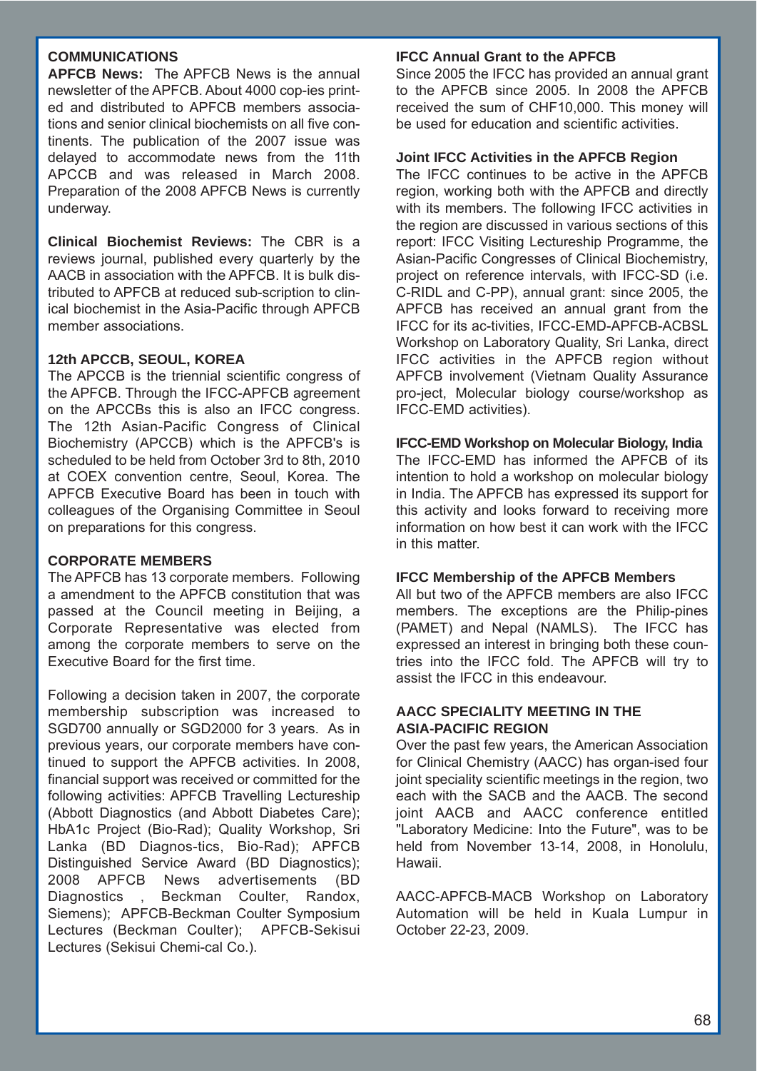## COMMUNICATIONS

**APFCB News:** The APFCB News is the annual newsletter of the APFCB. About 4000 cop-ies printed and distributed to APFCB members associations and senior clinical biochemists on all five continents. The publication of the 2007 issue was delayed to accommodate news from the 11th APCCB and was released in March 2008. Preparation of the 2008 APFCB News is currently underway.

**Clinical Biochemist Reviews:** The CBR is a reviews journal, published every quarterly by the AACB in association with the APFCB. It is bulk distributed to APFCB at reduced sub-scription to clinical biochemist in the Asia-Pacific through APFCB member associations.

## 12th APCCB, SEOUL, KOREA

The APCCB is the triennial scientific congress of the APFCB. Through the IFCC-APFCB agreement on the APCCBs this is also an IFCC congress. The 12th Asian-Pacific Congress of Clinical Biochemistry (APCCB) which is the APFCB's is scheduled to be held from October 3rd to 8th, 2010 at COEX convention centre, Seoul, Korea. The APFCB Executive Board has been in touch with colleagues of the Organising Committee in Seoul on preparations for this congress.

## CORPORATE MEMBERS

The APFCB has 13 corporate members. Following a amendment to the APFCB constitution that was passed at the Council meeting in Beijing, a Corporate Representative was elected from among the corporate members to serve on the Executive Board for the first time.

Following a decision taken in 2007, the corporate membership subscription was increased to SGD700 annually or SGD2000 for 3 years. As in previous years, our corporate members have continued to support the APFCB activities. In 2008, financial support was received or committed for the following activities: APFCB Travelling Lectureship (Abbott Diagnostics (and Abbott Diabetes Care); HbA1c Project (Bio-Rad); Quality Workshop, Sri Lanka (BD Diagnos-tics, Bio-Rad); APFCB Distinguished Service Award (BD Diagnostics); 2008 APFCB News advertisements (BD Diagnostics , Beckman Coulter, Randox, Siemens); APFCB-Beckman Coulter Symposium Lectures (Beckman Coulter); APFCB-Sekisui Lectures (Sekisui Chemi-cal Co.).

## IFCC Annual Grant to the APFCB

Since 2005 the IFCC has provided an annual grant to the APFCB since 2005. In 2008 the APFCB received the sum of CHF10,000. This money will be used for education and scientific activities.

## Joint IFCC Activities in the APFCB Region

The IFCC continues to be active in the APFCB region, working both with the APFCB and directly with its members. The following IFCC activities in the region are discussed in various sections of this report: IFCC Visiting Lectureship Programme, the Asian-Pacific Congresses of Clinical Biochemistry, project on reference intervals, with IFCC-SD (i.e. C-RIDL and C-PP), annual grant: since 2005, the APFCB has received an annual grant from the IFCC for its ac-tivities, IFCC-EMD-APFCB-ACBSL Workshop on Laboratory Quality, Sri Lanka, direct IFCC activities in the APFCB region without APFCB involvement (Vietnam Quality Assurance pro-ject, Molecular biology course/workshop as IFCC-EMD activities).

## IFCC-EMD Workshop on Molecular Biology, India

The IFCC-EMD has informed the APFCB of its intention to hold a workshop on molecular biology in India. The APFCB has expressed its support for this activity and looks forward to receiving more information on how best it can work with the IFCC in this matter.

## IFCC Membership of the APFCB Members

All but two of the APFCB members are also IFCC members. The exceptions are the Philip-pines (PAMET) and Nepal (NAMLS). The IFCC has expressed an interest in bringing both these countries into the IFCC fold. The APFCB will try to assist the IFCC in this endeavour.

## AACC SPECIALITY MEETING IN THE ASIA-PACIFIC REGION

Over the past few years, the American Association for Clinical Chemistry (AACC) has organ-ised four joint speciality scientific meetings in the region, two each with the SACB and the AACB. The second joint AACB and AACC conference entitled "Laboratory Medicine: Into the Future", was to be held from November 13-14, 2008, in Honolulu, Hawaii.

AACC-APFCB-MACB Workshop on Laboratory Automation will be held in Kuala Lumpur in October 22-23, 2009.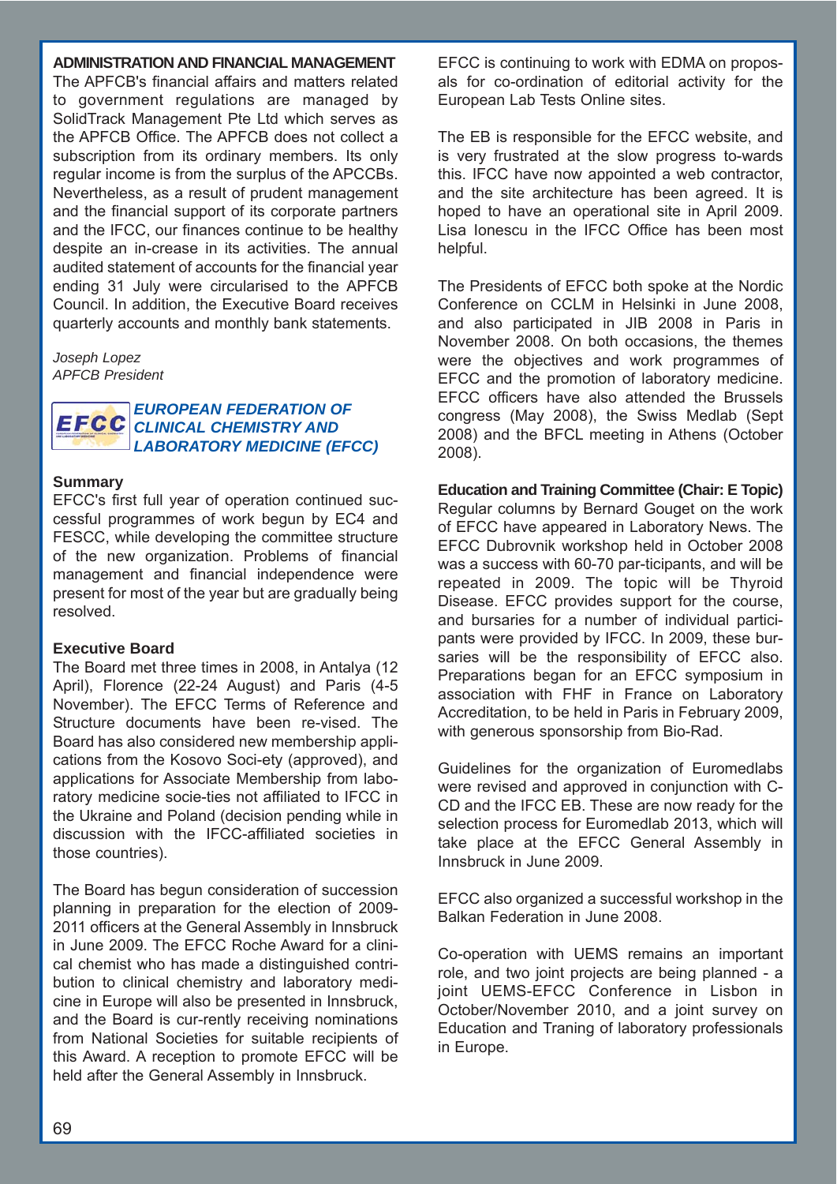## ADMINISTRATION AND FINANCIAL MANAGEMENT

The APFCB's financial affairs and matters related to government regulations are managed by SolidTrack Management Pte Ltd which serves as the APFCB Office. The APFCB does not collect a subscription from its ordinary members. Its only regular income is from the surplus of the APCCBs. Nevertheless, as a result of prudent management and the financial support of its corporate partners and the IFCC, our finances continue to be healthy despite an in-crease in its activities. The annual audited statement of accounts for the financial year ending 31 July were circularised to the APFCB Council. In addition, the Executive Board receives quarterly accounts and monthly bank statements.

*Joseph Lopez*
*APFCB President*

## *EUROPEAN FEDERATION OF CLINICAL CHEMISTRY AND LABORATORY MEDICINE (EFCC)*

### Summary

EFCC's first full year of operation continued suc-cessful programmes of work begun by EC4 and FESCC, while developing the committee structure of the new organization. Problems of financial management and financial independence were present for most of the year but are gradually being resolved.

### Executive Board

The Board met three times in 2008, in Antalya (12 April), Florence (22-24 August) and Paris (4-5 November). The EFCC Terms of Reference and Structure documents have been re-vised. The Board has also considered new membership appli-cations from the Kosovo Soci-ety (approved), and applications for Associate Membership from labo-ratory medicine socie-ties not affiliated to IFCC in the Ukraine and Poland (decision pending while in discussion with the IFCC-affiliated societies in those countries).

The Board has begun consideration of succession planning in preparation for the election of 2009-2011 officers at the General Assembly in Innsbruck in June 2009. The EFCC Roche Award for a clini-cal chemist who has made a distinguished contri-bution to clinical chemistry and laboratory medi-cine in Europe will also be presented in Innsbruck, and the Board is cur-rently receiving nominations from National Societies for suitable recipients of this Award. A reception to promote EFCC will be held after the General Assembly in Innsbruck.

EFCC is continuing to work with EDMA on propos-als for co-ordination of editorial activity for the European Lab Tests Online sites.

The EB is responsible for the EFCC website, and is very frustrated at the slow progress to-wards this. IFCC have now appointed a web contractor, and the site architecture has been agreed. It is hoped to have an operational site in April 2009. Lisa Ionescu in the IFCC Office has been most helpful.

The Presidents of EFCC both spoke at the Nordic Conference on CCLM in Helsinki in June 2008, and also participated in JIB 2008 in Paris in November 2008. On both occasions, the themes were the objectives and work programmes of EFCC and the promotion of laboratory medicine. EFCC officers have also attended the Brussels congress (May 2008), the Swiss Medlab (Sept 2008) and the BFCL meeting in Athens (October 2008).

### Education and Training Committee (Chair: E Topic)

Regular columns by Bernard Gouget on the work of EFCC have appeared in Laboratory News. The EFCC Dubrovnik workshop held in October 2008 was a success with 60-70 par-ticipants, and will be repeated in 2009. The topic will be Thyroid Disease. EFCC provides support for the course, and bursaries for a number of individual partici-pants were provided by IFCC. In 2009, these bur-saries will be the responsibility of EFCC also. Preparations began for an EFCC symposium in association with FHF in France on Laboratory Accreditation, to be held in Paris in February 2009, with generous sponsorship from Bio-Rad.

Guidelines for the organization of Euromedlabs were revised and approved in conjunction with C-CD and the IFCC EB. These are now ready for the selection process for Euromedlab 2013, which will take place at the EFCC General Assembly in Innsbruck in June 2009.

EFCC also organized a successful workshop in the Balkan Federation in June 2008.

Co-operation with UEMS remains an important role, and two joint projects are being planned - a joint UEMS-EFCC Conference in Lisbon in October/November 2010, and a joint survey on Education and Traning of laboratory professionals in Europe.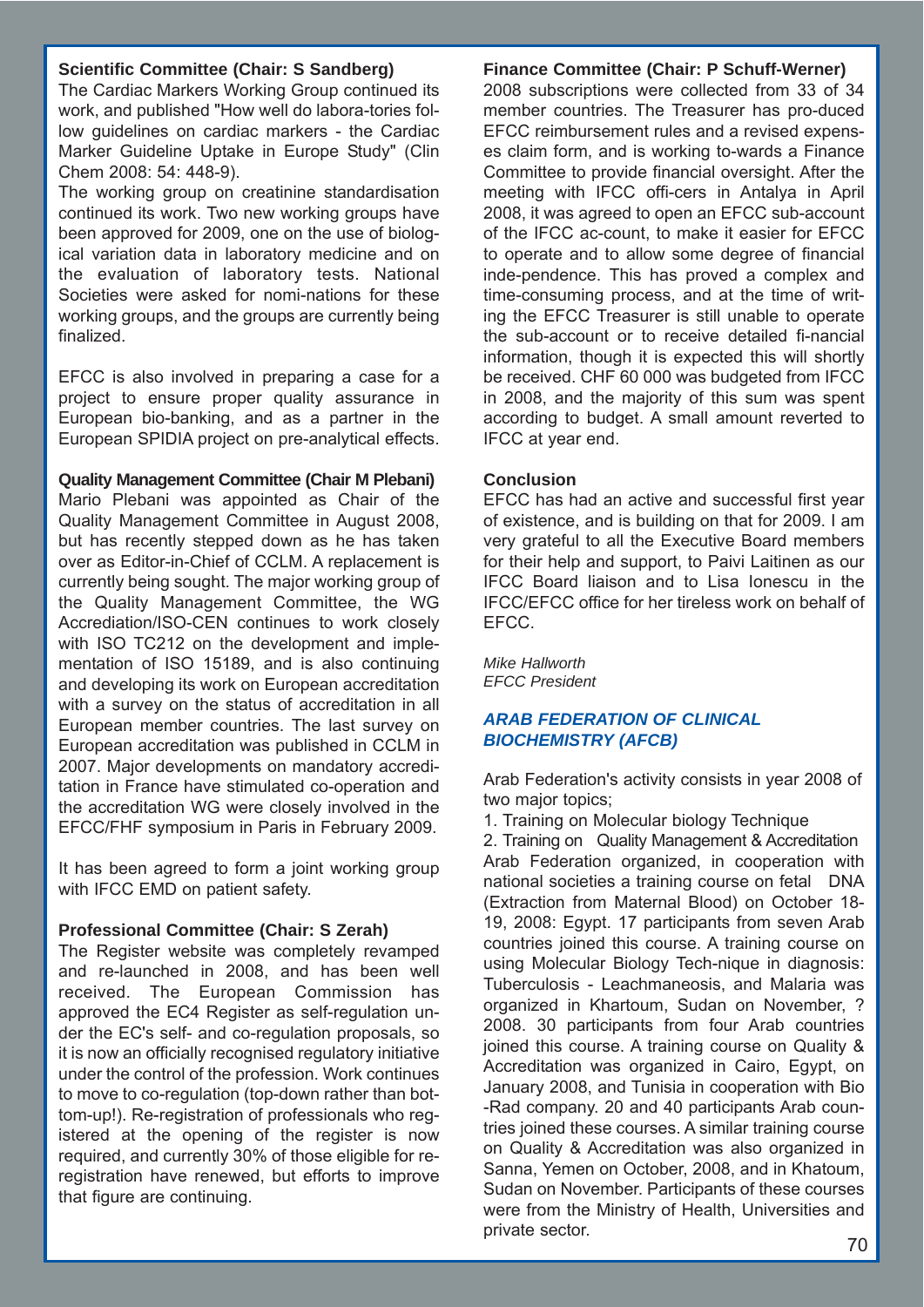**Scientific Committee (Chair: S Sandberg)**

The Cardiac Markers Working Group continued its work, and published "How well do labora-tories follow guidelines on cardiac markers - the Cardiac Marker Guideline Uptake in Europe Study" (Clin Chem 2008: 54: 448-9).

The working group on creatinine standardisation continued its work. Two new working groups have been approved for 2009, one on the use of biological variation data in laboratory medicine and on the evaluation of laboratory tests. National Societies were asked for nomi-nations for these working groups, and the groups are currently being finalized.

EFCC is also involved in preparing a case for a project to ensure proper quality assurance in European bio-banking, and as a partner in the European SPIDIA project on pre-analytical effects.

**Quality Management Committee (Chair M Plebani)**

Mario Plebani was appointed as Chair of the Quality Management Committee in August 2008, but has recently stepped down as he has taken over as Editor-in-Chief of CCLM. A replacement is currently being sought. The major working group of the Quality Management Committee, the WG Accrediation/ISO-CEN continues to work closely with ISO TC212 on the development and implementation of ISO 15189, and is also continuing and developing its work on European accreditation with a survey on the status of accreditation in all European member countries. The last survey on European accreditation was published in CCLM in 2007. Major developments on mandatory accreditation in France have stimulated co-operation and the accreditation WG were closely involved in the EFCC/FHF symposium in Paris in February 2009.

It has been agreed to form a joint working group with IFCC EMD on patient safety.

**Professional Committee (Chair: S Zerah)**

The Register website was completely revamped and re-launched in 2008, and has been well received. The European Commission has approved the EC4 Register as self-regulation under the EC's self- and co-regulation proposals, so it is now an officially recognised regulatory initiative under the control of the profession. Work continues to move to co-regulation (top-down rather than bottom-up!). Re-registration of professionals who registered at the opening of the register is now required, and currently 30% of those eligible for re-registration have renewed, but efforts to improve that figure are continuing.

**Finance Committee (Chair: P Schuff-Werner)**

2008 subscriptions were collected from 33 of 34 member countries. The Treasurer has pro-duced EFCC reimbursement rules and a revised expenses claim form, and is working to-wards a Finance Committee to provide financial oversight. After the meeting with IFCC offi-cers in Antalya in April 2008, it was agreed to open an EFCC sub-account of the IFCC ac-count, to make it easier for EFCC to operate and to allow some degree of financial inde-pendence. This has proved a complex and time-consuming process, and at the time of writing the EFCC Treasurer is still unable to operate the sub-account or to receive detailed fi-nancial information, though it is expected this will shortly be received. CHF 60 000 was budgeted from IFCC in 2008, and the majority of this sum was spent according to budget. A small amount reverted to IFCC at year end.

**Conclusion**

EFCC has had an active and successful first year of existence, and is building on that for 2009. I am very grateful to all the Executive Board members for their help and support, to Paivi Laitinen as our IFCC Board liaison and to Lisa Ionescu in the IFCC/EFCC office for her tireless work on behalf of EFCC.

*Mike Hallworth*
*EFCC President*

## *ARAB FEDERATION OF CLINICAL BIOCHEMISTRY (AFCB)*

Arab Federation's activity consists in year 2008 of two major topics;

1. Training on Molecular biology Technique
2. Training on Quality Management & Accreditation

Arab Federation organized, in cooperation with national societies a training course on fetal DNA (Extraction from Maternal Blood) on October 18-19, 2008: Egypt. 17 participants from seven Arab countries joined this course. A training course on using Molecular Biology Tech-nique in diagnosis: Tuberculosis - Leachmaneosis, and Malaria was organized in Khartoum, Sudan on November, ? 2008. 30 participants from four Arab countries joined this course. A training course on Quality & Accreditation was organized in Cairo, Egypt, on January 2008, and Tunisia in cooperation with Bio -Rad company. 20 and 40 participants Arab countries joined these courses. A similar training course on Quality & Accreditation was also organized in Sanna, Yemen on October, 2008, and in Khatoum, Sudan on November. Participants of these courses were from the Ministry of Health, Universities and private sector.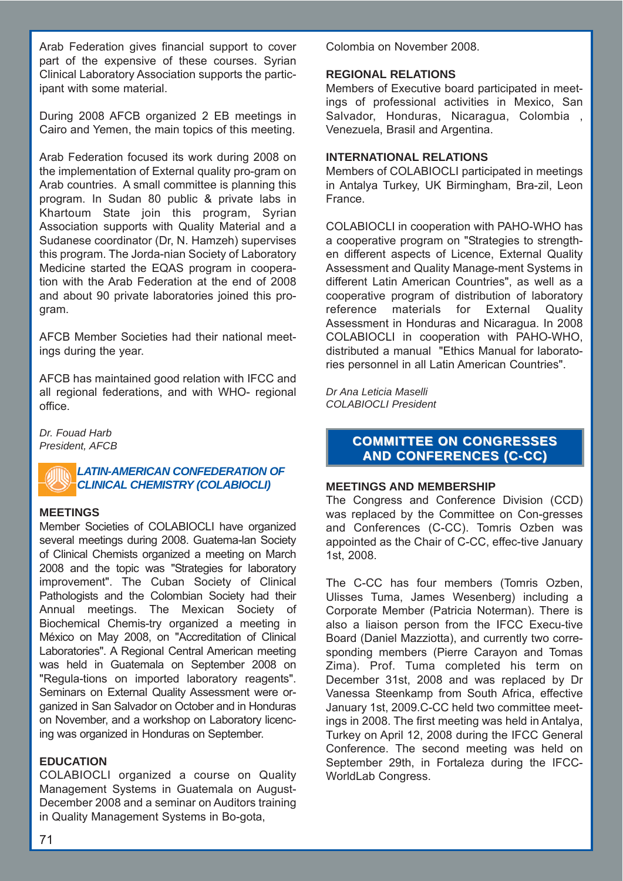Arab Federation gives financial support to cover part of the expensive of these courses. Syrian Clinical Laboratory Association supports the participant with some material.

During 2008 AFCB organized 2 EB meetings in Cairo and Yemen, the main topics of this meeting.

Arab Federation focused its work during 2008 on the implementation of External quality pro-gram on Arab countries. A small committee is planning this program. In Sudan 80 public & private labs in Khartoum State join this program, Syrian Association supports with Quality Material and a Sudanese coordinator (Dr, N. Hamzeh) supervises this program. The Jorda-nian Society of Laboratory Medicine started the EQAS program in coopera-tion with the Arab Federation at the end of 2008 and about 90 private laboratories joined this program.

AFCB Member Societies had their national meetings during the year.

AFCB has maintained good relation with IFCC and all regional federations, and with WHO- regional office.

*Dr. Fouad Harb*
*President, AFCB*

## *LATIN-AMERICAN CONFEDERATION OF CLINICAL CHEMISTRY (COLABIOCLI)*

### MEETINGS

Member Societies of COLABIOCLI have organized several meetings during 2008. Guatema-lan Society of Clinical Chemists organized a meeting on March 2008 and the topic was "Strategies for laboratory improvement". The Cuban Society of Clinical Pathologists and the Colombian Society had their Annual meetings. The Mexican Society of Biochemical Chemis-try organized a meeting in México on May 2008, on "Accreditation of Clinical Laboratories". A Regional Central American meeting was held in Guatemala on September 2008 on "Regula-tions on imported laboratory reagents". Seminars on External Quality Assessment were or-ganized in San Salvador on October and in Honduras on November, and a workshop on Laboratory licencing was organized in Honduras on September.

### EDUCATION

COLABIOCLI organized a course on Quality Management Systems in Guatemala on August-December 2008 and a seminar on Auditors training in Quality Management Systems in Bo-gota, Colombia on November 2008.

### REGIONAL RELATIONS

Members of Executive board participated in meetings of professional activities in Mexico, San Salvador, Honduras, Nicaragua, Colombia , Venezuela, Brasil and Argentina.

### INTERNATIONAL RELATIONS

Members of COLABIOCLI participated in meetings in Antalya Turkey, UK Birmingham, Bra-zil, Leon France.

COLABIOCLI in cooperation with PAHO-WHO has a cooperative program on "Strategies to strengthen different aspects of Licence, External Quality Assessment and Quality Manage-ment Systems in different Latin American Countries", as well as a cooperative program of distribution of laboratory reference materials for External Quality Assessment in Honduras and Nicaragua. In 2008 COLABIOCLI in cooperation with PAHO-WHO, distributed a manual "Ethics Manual for laboratories personnel in all Latin American Countries".

*Dr Ana Leticia Maselli*
*COLABIOCLI President*

## COMMITTEE ON CONGRESSES AND CONFERENCES (C-CC)

### MEETINGS AND MEMBERSHIP

The Congress and Conference Division (CCD) was replaced by the Committee on Con-gresses and Conferences (C-CC). Tomris Ozben was appointed as the Chair of C-CC, effec-tive January 1st, 2008.

The C-CC has four members (Tomris Ozben, Ulisses Tuma, James Wesenberg) including a Corporate Member (Patricia Noterman). There is also a liaison person from the IFCC Execu-tive Board (Daniel Mazziotta), and currently two corresponding members (Pierre Carayon and Tomas Zima). Prof. Tuma completed his term on December 31st, 2008 and was replaced by Dr Vanessa Steenkamp from South Africa, effective January 1st, 2009.C-CC held two committee meetings in 2008. The first meeting was held in Antalya, Turkey on April 12, 2008 during the IFCC General Conference. The second meeting was held on September 29th, in Fortaleza during the IFCC-WorldLab Congress.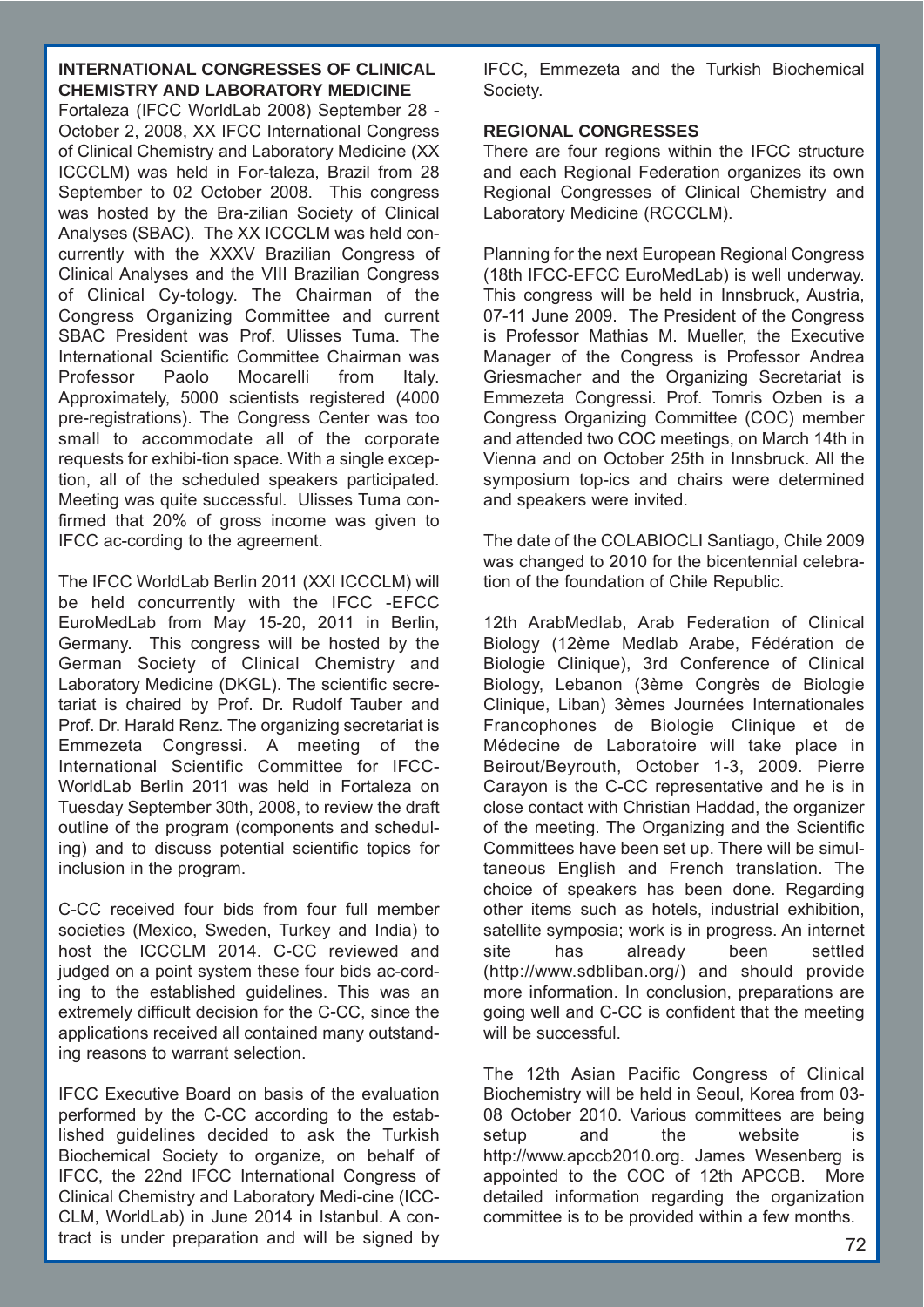## INTERNATIONAL CONGRESSES OF CLINICAL CHEMISTRY AND LABORATORY MEDICINE

Fortaleza (IFCC WorldLab 2008) September 28 - October 2, 2008, XX IFCC International Congress of Clinical Chemistry and Laboratory Medicine (XX ICCCLM) was held in For-taleza, Brazil from 28 September to 02 October 2008. This congress was hosted by the Bra-zilian Society of Clinical Analyses (SBAC). The XX ICCCLM was held con-currently with the XXXV Brazilian Congress of Clinical Analyses and the VIII Brazilian Congress of Clinical Cy-tology. The Chairman of the Congress Organizing Committee and current SBAC President was Prof. Ulisses Tuma. The International Scientific Committee Chairman was Professor Paolo Mocarelli from Italy. Approximately, 5000 scientists registered (4000 pre-registrations). The Congress Center was too small to accommodate all of the corporate requests for exhibi-tion space. With a single excep-tion, all of the scheduled speakers participated. Meeting was quite successful. Ulisses Tuma con-firmed that 20% of gross income was given to IFCC ac-cording to the agreement.

The IFCC WorldLab Berlin 2011 (XXI ICCCLM) will be held concurrently with the IFCC -EFCC EuroMedLab from May 15-20, 2011 in Berlin, Germany. This congress will be hosted by the German Society of Clinical Chemistry and Laboratory Medicine (DKGL). The scientific secre-tariat is chaired by Prof. Dr. Rudolf Tauber and Prof. Dr. Harald Renz. The organizing secretariat is Emmezeta Congressi. A meeting of the International Scientific Committee for IFCC-WorldLab Berlin 2011 was held in Fortaleza on Tuesday September 30th, 2008, to review the draft outline of the program (components and schedul-ing) and to discuss potential scientific topics for inclusion in the program.

C-CC received four bids from four full member societies (Mexico, Sweden, Turkey and India) to host the ICCCLM 2014. C-CC reviewed and judged on a point system these four bids ac-cord-ing to the established guidelines. This was an extremely difficult decision for the C-CC, since the applications received all contained many outstand-ing reasons to warrant selection.

IFCC Executive Board on basis of the evaluation performed by the C-CC according to the estab-lished guidelines decided to ask the Turkish Biochemical Society to organize, on behalf of IFCC, the 22nd IFCC International Congress of Clinical Chemistry and Laboratory Medi-cine (ICC-CLM, WorldLab) in June 2014 in Istanbul. A con-tract is under preparation and will be signed by IFCC, Emmezeta and the Turkish Biochemical Society.

## REGIONAL CONGRESSES

There are four regions within the IFCC structure and each Regional Federation organizes its own Regional Congresses of Clinical Chemistry and Laboratory Medicine (RCCCLM).

Planning for the next European Regional Congress (18th IFCC-EFCC EuroMedLab) is well underway. This congress will be held in Innsbruck, Austria, 07-11 June 2009. The President of the Congress is Professor Mathias M. Mueller, the Executive Manager of the Congress is Professor Andrea Griesmacher and the Organizing Secretariat is Emmezeta Congressi. Prof. Tomris Ozben is a Congress Organizing Committee (COC) member and attended two COC meetings, on March 14th in Vienna and on October 25th in Innsbruck. All the symposium top-ics and chairs were determined and speakers were invited.

The date of the COLABIOCLI Santiago, Chile 2009 was changed to 2010 for the bicentennial celebra-tion of the foundation of Chile Republic.

12th ArabMedlab, Arab Federation of Clinical Biology (12ème Medlab Arabe, Fédération de Biologie Clinique), 3rd Conference of Clinical Biology, Lebanon (3ème Congrès de Biologie Clinique, Liban) 3èmes Journées Internationales Francophones de Biologie Clinique et de Médecine de Laboratoire will take place in Beirout/Beyrouth, October 1-3, 2009. Pierre Carayon is the C-CC representative and he is in close contact with Christian Haddad, the organizer of the meeting. The Organizing and the Scientific Committees have been set up. There will be simul-taneous English and French translation. The choice of speakers has been done. Regarding other items such as hotels, industrial exhibition, satellite symposia; work is in progress. An internet site has already been settled (http://www.sdbliban.org/) and should provide more information. In conclusion, preparations are going well and C-CC is confident that the meeting will be successful.

The 12th Asian Pacific Congress of Clinical Biochemistry will be held in Seoul, Korea from 03-08 October 2010. Various committees are being setup and the website is http://www.apccb2010.org. James Wesenberg is appointed to the COC of 12th APCCB. More detailed information regarding the organization committee is to be provided within a few months.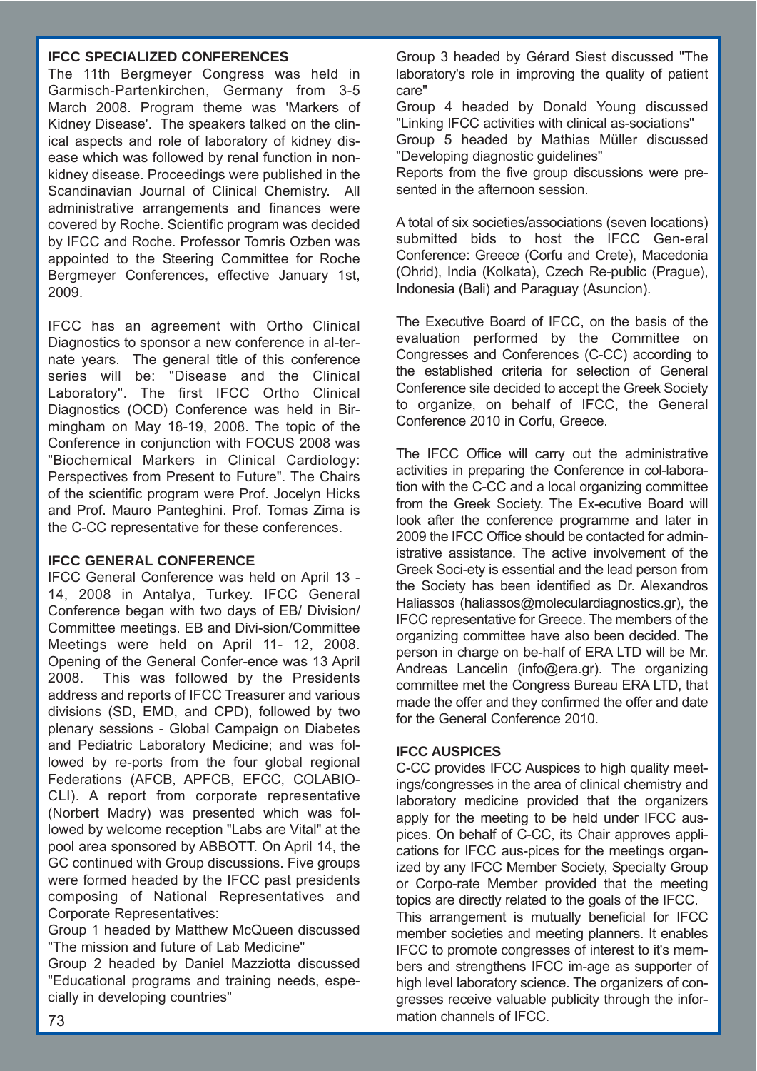### IFCC SPECIALIZED CONFERENCES

The 11th Bergmeyer Congress was held in Garmisch-Partenkirchen, Germany from 3-5 March 2008. Program theme was 'Markers of Kidney Disease'. The speakers talked on the clinical aspects and role of laboratory of kidney disease which was followed by renal function in non-kidney disease. Proceedings were published in the Scandinavian Journal of Clinical Chemistry. All administrative arrangements and finances were covered by Roche. Scientific program was decided by IFCC and Roche. Professor Tomris Ozben was appointed to the Steering Committee for Roche Bergmeyer Conferences, effective January 1st, 2009.

IFCC has an agreement with Ortho Clinical Diagnostics to sponsor a new conference in al-ternate years. The general title of this conference series will be: "Disease and the Clinical Laboratory". The first IFCC Ortho Clinical Diagnostics (OCD) Conference was held in Birmingham on May 18-19, 2008. The topic of the Conference in conjunction with FOCUS 2008 was "Biochemical Markers in Clinical Cardiology: Perspectives from Present to Future". The Chairs of the scientific program were Prof. Jocelyn Hicks and Prof. Mauro Panteghini. Prof. Tomas Zima is the C-CC representative for these conferences.

### IFCC GENERAL CONFERENCE

IFCC General Conference was held on April 13 - 14, 2008 in Antalya, Turkey. IFCC General Conference began with two days of EB/ Division/ Committee meetings. EB and Divi-sion/Committee Meetings were held on April 11- 12, 2008. Opening of the General Confer-ence was 13 April 2008. This was followed by the Presidents address and reports of IFCC Treasurer and various divisions (SD, EMD, and CPD), followed by two plenary sessions - Global Campaign on Diabetes and Pediatric Laboratory Medicine; and was followed by re-ports from the four global regional Federations (AFCB, APFCB, EFCC, COLABIO-CLI). A report from corporate representative (Norbert Madry) was presented which was followed by welcome reception "Labs are Vital" at the pool area sponsored by ABBOTT. On April 14, the GC continued with Group discussions. Five groups were formed headed by the IFCC past presidents composing of National Representatives and Corporate Representatives:

Group 1 headed by Matthew McQueen discussed "The mission and future of Lab Medicine"

Group 2 headed by Daniel Mazziotta discussed "Educational programs and training needs, especially in developing countries"

Group 3 headed by Gérard Siest discussed "The laboratory's role in improving the quality of patient care"

Group 4 headed by Donald Young discussed "Linking IFCC activities with clinical as-sociations"

Group 5 headed by Mathias Müller discussed "Developing diagnostic guidelines"

Reports from the five group discussions were presented in the afternoon session.

A total of six societies/associations (seven locations) submitted bids to host the IFCC Gen-eral Conference: Greece (Corfu and Crete), Macedonia (Ohrid), India (Kolkata), Czech Re-public (Prague), Indonesia (Bali) and Paraguay (Asuncion).

The Executive Board of IFCC, on the basis of the evaluation performed by the Committee on Congresses and Conferences (C-CC) according to the established criteria for selection of General Conference site decided to accept the Greek Society to organize, on behalf of IFCC, the General Conference 2010 in Corfu, Greece.

The IFCC Office will carry out the administrative activities in preparing the Conference in col-laboration with the C-CC and a local organizing committee from the Greek Society. The Ex-ecutive Board will look after the conference programme and later in 2009 the IFCC Office should be contacted for administrative assistance. The active involvement of the Greek Soci-ety is essential and the lead person from the Society has been identified as Dr. Alexandros Haliassos (haliassos@moleculardiagnostics.gr), the IFCC representative for Greece. The members of the organizing committee have also been decided. The person in charge on be-half of ERA LTD will be Mr. Andreas Lancelin (info@era.gr). The organizing committee met the Congress Bureau ERA LTD, that made the offer and they confirmed the offer and date for the General Conference 2010.

### IFCC AUSPICES

C-CC provides IFCC Auspices to high quality meetings/congresses in the area of clinical chemistry and laboratory medicine provided that the organizers apply for the meeting to be held under IFCC auspices. On behalf of C-CC, its Chair approves applications for IFCC aus-pices for the meetings organized by any IFCC Member Society, Specialty Group or Corpo-rate Member provided that the meeting topics are directly related to the goals of the IFCC.

This arrangement is mutually beneficial for IFCC member societies and meeting planners. It enables IFCC to promote congresses of interest to it's members and strengthens IFCC im-age as supporter of high level laboratory science. The organizers of congresses receive valuable publicity through the information channels of IFCC.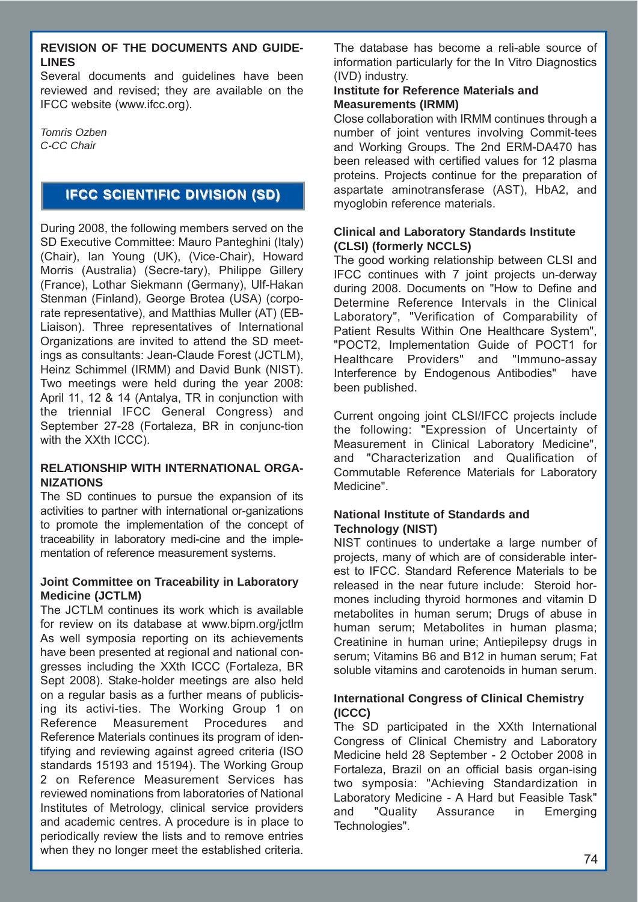## REVISION OF THE DOCUMENTS AND GUIDELINES

Several documents and guidelines have been reviewed and revised; they are available on the IFCC website (www.ifcc.org).

*Tomris Ozben*
*C-CC Chair*

# IFCC SCIENTIFIC DIVISION (SD)

During 2008, the following members served on the SD Executive Committee: Mauro Panteghini (Italy) (Chair), Ian Young (UK), (Vice-Chair), Howard Morris (Australia) (Secre-tary), Philippe Gillery (France), Lothar Siekmann (Germany), Ulf-Hakan Stenman (Finland), George Brotea (USA) (corporate representative), and Matthias Muller (AT) (EB-Liaison). Three representatives of International Organizations are invited to attend the SD meetings as consultants: Jean-Claude Forest (JCTLM), Heinz Schimmel (IRMM) and David Bunk (NIST). Two meetings were held during the year 2008: April 11, 12 & 14 (Antalya, TR in conjunction with the triennial IFCC General Congress) and September 27-28 (Fortaleza, BR in conjunc-tion with the XXth ICCC).

## RELATIONSHIP WITH INTERNATIONAL ORGANIZATIONS

The SD continues to pursue the expansion of its activities to partner with international or-ganizations to promote the implementation of the concept of traceability in laboratory medi-cine and the implementation of reference measurement systems.

### Joint Committee on Traceability in Laboratory Medicine (JCTLM)

The JCTLM continues its work which is available for review on its database at www.bipm.org/jctlm As well symposia reporting on its achievements have been presented at regional and national congresses including the XXth ICCC (Fortaleza, BR Sept 2008). Stake-holder meetings are also held on a regular basis as a further means of publicising its activi-ties. The Working Group 1 on Reference Measurement Procedures and Reference Materials continues its program of identifying and reviewing against agreed criteria (ISO standards 15193 and 15194). The Working Group 2 on Reference Measurement Services has reviewed nominations from laboratories of National Institutes of Metrology, clinical service providers and academic centres. A procedure is in place to periodically review the lists and to remove entries when they no longer meet the established criteria. The database has become a reli-able source of information particularly for the In Vitro Diagnostics (IVD) industry.

### Institute for Reference Materials and Measurements (IRMM)

Close collaboration with IRMM continues through a number of joint ventures involving Commit-tees and Working Groups. The 2nd ERM-DA470 has been released with certified values for 12 plasma proteins. Projects continue for the preparation of aspartate aminotransferase (AST), HbA2, and myoglobin reference materials.

### Clinical and Laboratory Standards Institute (CLSI) (formerly NCCLS)

The good working relationship between CLSI and IFCC continues with 7 joint projects un-derway during 2008. Documents on "How to Define and Determine Reference Intervals in the Clinical Laboratory", "Verification of Comparability of Patient Results Within One Healthcare System", "POCT2, Implementation Guide of POCT1 for Healthcare Providers" and "Immuno-assay Interference by Endogenous Antibodies" have been published.

Current ongoing joint CLSI/IFCC projects include the following: "Expression of Uncertainty of Measurement in Clinical Laboratory Medicine", and "Characterization and Qualification of Commutable Reference Materials for Laboratory Medicine".

### National Institute of Standards and Technology (NIST)

NIST continues to undertake a large number of projects, many of which are of considerable interest to IFCC. Standard Reference Materials to be released in the near future include: Steroid hormones including thyroid hormones and vitamin D metabolites in human serum; Drugs of abuse in human serum; Metabolites in human plasma; Creatinine in human urine; Antiepilepsy drugs in serum; Vitamins B6 and B12 in human serum; Fat soluble vitamins and carotenoids in human serum.

### International Congress of Clinical Chemistry (ICCC)

The SD participated in the XXth International Congress of Clinical Chemistry and Laboratory Medicine held 28 September - 2 October 2008 in Fortaleza, Brazil on an official basis organ-ising two symposia: "Achieving Standardization in Laboratory Medicine - A Hard but Feasible Task" and "Quality Assurance in Emerging Technologies".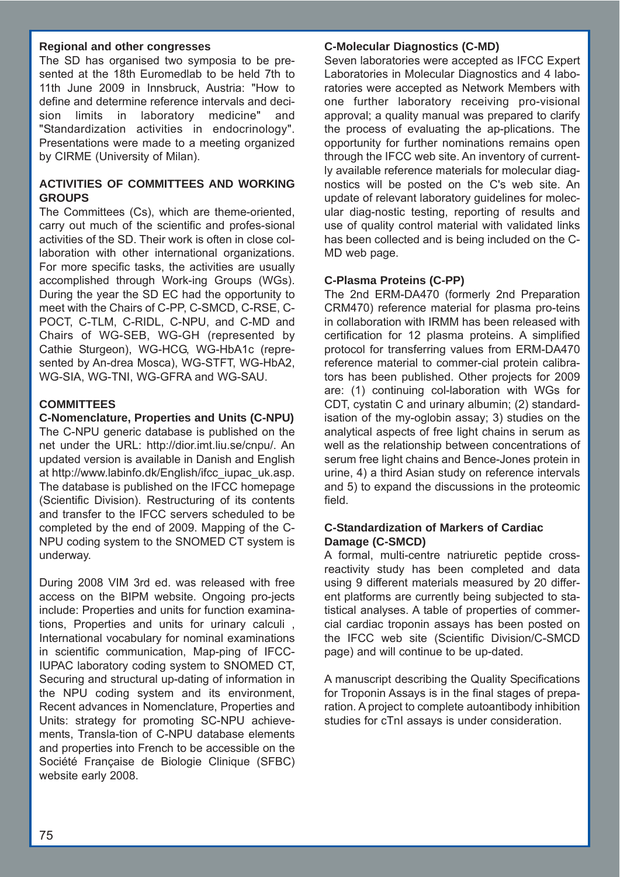**Regional and other congresses**

The SD has organised two symposia to be presented at the 18th Euromedlab to be held 7th to 11th June 2009 in Innsbruck, Austria: "How to define and determine reference intervals and decision limits in laboratory medicine" and "Standardization activities in endocrinology". Presentations were made to a meeting organized by CIRME (University of Milan).

**ACTIVITIES OF COMMITTEES AND WORKING GROUPS**

The Committees (Cs), which are theme-oriented, carry out much of the scientific and profes-sional activities of the SD. Their work is often in close collaboration with other international organizations. For more specific tasks, the activities are usually accomplished through Work-ing Groups (WGs). During the year the SD EC had the opportunity to meet with the Chairs of C-PP, C-SMCD, C-RSE, C-POCT, C-TLM, C-RIDL, C-NPU, and C-MD and Chairs of WG-SEB, WG-GH (represented by Cathie Sturgeon), WG-HCG, WG-HbA1c (represented by An-drea Mosca), WG-STFT, WG-HbA2, WG-SIA, WG-TNI, WG-GFRA and WG-SAU.

**COMMITTEES**

**C-Nomenclature, Properties and Units (C-NPU)**

The C-NPU generic database is published on the net under the URL: http://dior.imt.liu.se/cnpu/. An updated version is available in Danish and English at http://www.labinfo.dk/English/ifcc_iupac_uk.asp. The database is published on the IFCC homepage (Scientific Division). Restructuring of its contents and transfer to the IFCC servers scheduled to be completed by the end of 2009. Mapping of the C-NPU coding system to the SNOMED CT system is underway.

During 2008 VIM 3rd ed. was released with free access on the BIPM website. Ongoing pro-jects include: Properties and units for function examinations, Properties and units for urinary calculi , International vocabulary for nominal examinations in scientific communication, Map-ping of IFCC-IUPAC laboratory coding system to SNOMED CT, Securing and structural up-dating of information in the NPU coding system and its environment, Recent advances in Nomenclature, Properties and Units: strategy for promoting SC-NPU achievements, Transla-tion of C-NPU database elements and properties into French to be accessible on the Société Française de Biologie Clinique (SFBC) website early 2008.

**C-Molecular Diagnostics (C-MD)**

Seven laboratories were accepted as IFCC Expert Laboratories in Molecular Diagnostics and 4 laboratories were accepted as Network Members with one further laboratory receiving pro-visional approval; a quality manual was prepared to clarify the process of evaluating the ap-plications. The opportunity for further nominations remains open through the IFCC web site. An inventory of currently available reference materials for molecular diagnostics will be posted on the C's web site. An update of relevant laboratory guidelines for molecular diag-nostic testing, reporting of results and use of quality control material with validated links has been collected and is being included on the C-MD web page.

**C-Plasma Proteins (C-PP)**

The 2nd ERM-DA470 (formerly 2nd Preparation CRM470) reference material for plasma pro-teins in collaboration with IRMM has been released with certification for 12 plasma proteins. A simplified protocol for transferring values from ERM-DA470 reference material to commer-cial protein calibrators has been published. Other projects for 2009 are: (1) continuing col-laboration with WGs for CDT, cystatin C and urinary albumin; (2) standardisation of the my-oglobin assay; 3) studies on the analytical aspects of free light chains in serum as well as the relationship between concentrations of serum free light chains and Bence-Jones protein in urine, 4) a third Asian study on reference intervals and 5) to expand the discussions in the proteomic field.

**C-Standardization of Markers of Cardiac Damage (C-SMCD)**

A formal, multi-centre natriuretic peptide cross-reactivity study has been completed and data using 9 different materials measured by 20 different platforms are currently being subjected to statistical analyses. A table of properties of commercial cardiac troponin assays has been posted on the IFCC web site (Scientific Division/C-SMCD page) and will continue to be up-dated.

A manuscript describing the Quality Specifications for Troponin Assays is in the final stages of preparation. A project to complete autoantibody inhibition studies for cTnI assays is under consideration.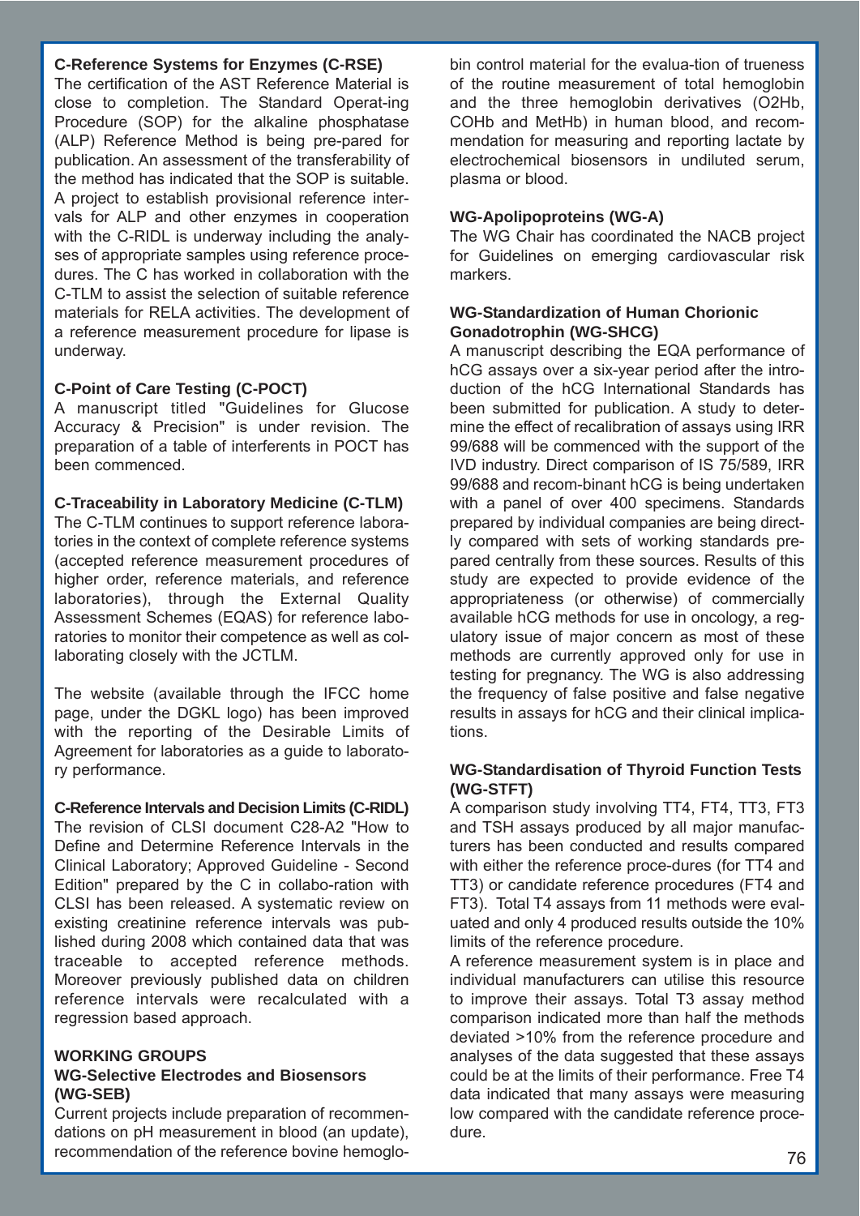### C-Reference Systems for Enzymes (C-RSE)

The certification of the AST Reference Material is close to completion. The Standard Operat-ing Procedure (SOP) for the alkaline phosphatase (ALP) Reference Method is being pre-pared for publication. An assessment of the transferability of the method has indicated that the SOP is suitable. A project to establish provisional reference intervals for ALP and other enzymes in cooperation with the C-RIDL is underway including the analyses of appropriate samples using reference procedures. The C has worked in collaboration with the C-TLM to assist the selection of suitable reference materials for RELA activities. The development of a reference measurement procedure for lipase is underway.

### C-Point of Care Testing (C-POCT)

A manuscript titled "Guidelines for Glucose Accuracy & Precision" is under revision. The preparation of a table of interferents in POCT has been commenced.

### C-Traceability in Laboratory Medicine (C-TLM)

The C-TLM continues to support reference laboratories in the context of complete reference systems (accepted reference measurement procedures of higher order, reference materials, and reference laboratories), through the External Quality Assessment Schemes (EQAS) for reference laboratories to monitor their competence as well as collaborating closely with the JCTLM.

The website (available through the IFCC home page, under the DGKL logo) has been improved with the reporting of the Desirable Limits of Agreement for laboratories as a guide to laboratory performance.

### C-Reference Intervals and Decision Limits (C-RIDL)

The revision of CLSI document C28-A2 "How to Define and Determine Reference Intervals in the Clinical Laboratory; Approved Guideline - Second Edition" prepared by the C in collabo-ration with CLSI has been released. A systematic review on existing creatinine reference intervals was published during 2008 which contained data that was traceable to accepted reference methods. Moreover previously published data on children reference intervals were recalculated with a regression based approach.

## WORKING GROUPS

### WG-Selective Electrodes and Biosensors (WG-SEB)

Current projects include preparation of recommendations on pH measurement in blood (an update), recommendation of the reference bovine hemoglobin control material for the evalua-tion of trueness of the routine measurement of total hemoglobin and the three hemoglobin derivatives ($O_2Hb$, COHb and MetHb) in human blood, and recommendation for measuring and reporting lactate by electrochemical biosensors in undiluted serum, plasma or blood.

### WG-Apolipoproteins (WG-A)

The WG Chair has coordinated the NACB project for Guidelines on emerging cardiovascular risk markers.

### WG-Standardization of Human Chorionic Gonadotrophin (WG-SHCG)

A manuscript describing the EQA performance of hCG assays over a six-year period after the introduction of the hCG International Standards has been submitted for publication. A study to determine the effect of recalibration of assays using IRR 99/688 will be commenced with the support of the IVD industry. Direct comparison of IS 75/589, IRR 99/688 and recom-binant hCG is being undertaken with a panel of over 400 specimens. Standards prepared by individual companies are being directly compared with sets of working standards prepared centrally from these sources. Results of this study are expected to provide evidence of the appropriateness (or otherwise) of commercially available hCG methods for use in oncology, a regulatory issue of major concern as most of these methods are currently approved only for use in testing for pregnancy. The WG is also addressing the frequency of false positive and false negative results in assays for hCG and their clinical implications.

### WG-Standardisation of Thyroid Function Tests (WG-STFT)

A comparison study involving TT4, FT4, TT3, FT3 and TSH assays produced by all major manufacturers has been conducted and results compared with either the reference proce-dures (for TT4 and TT3) or candidate reference procedures (FT4 and FT3). Total T4 assays from 11 methods were evaluated and only 4 produced results outside the 10% limits of the reference procedure.

A reference measurement system is in place and individual manufacturers can utilise this resource to improve their assays. Total T3 assay method comparison indicated more than half the methods deviated >10% from the reference procedure and analyses of the data suggested that these assays could be at the limits of their performance. Free T4 data indicated that many assays were measuring low compared with the candidate reference procedure.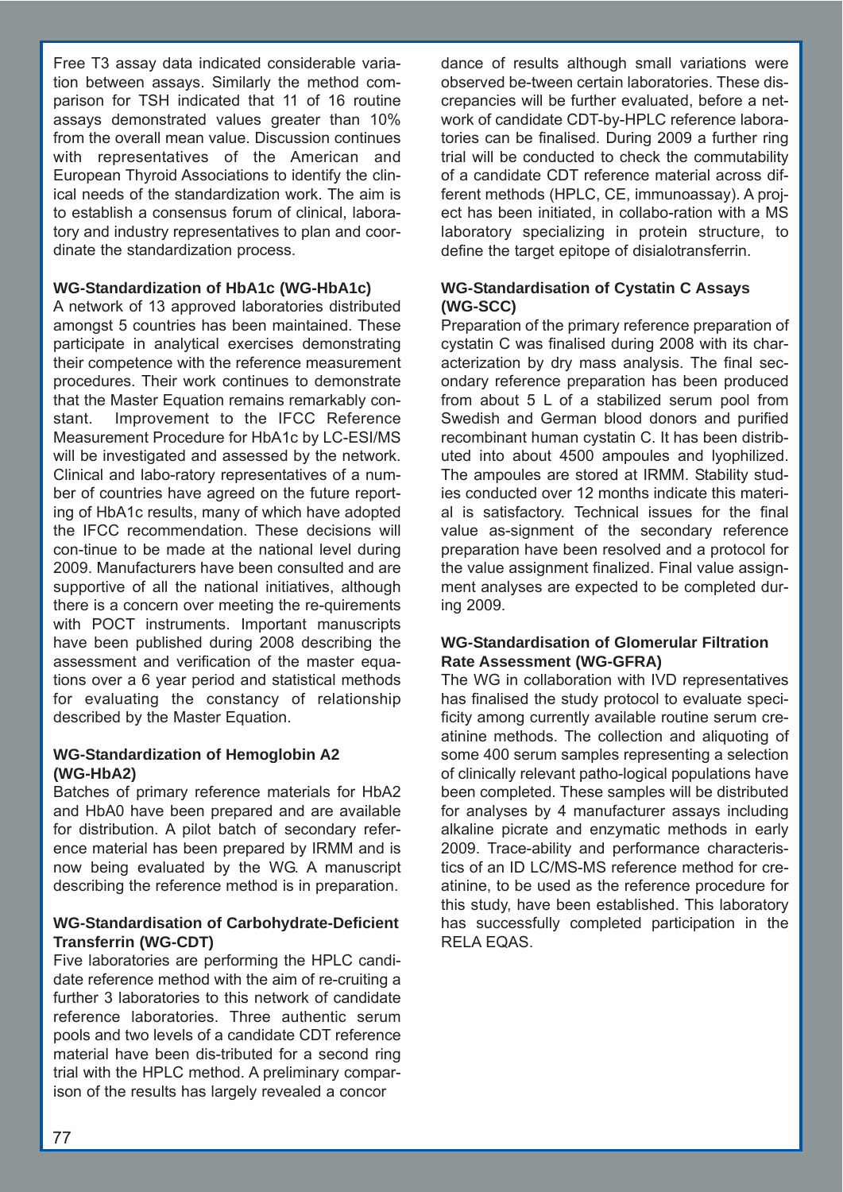Free T3 assay data indicated considerable variation between assays. Similarly the method comparison for TSH indicated that 11 of 16 routine assays demonstrated values greater than 10% from the overall mean value. Discussion continues with representatives of the American and European Thyroid Associations to identify the clinical needs of the standardization work. The aim is to establish a consensus forum of clinical, laboratory and industry representatives to plan and coordinate the standardization process.

**WG-Standardization of HbA1c (WG-HbA1c)**

A network of 13 approved laboratories distributed amongst 5 countries has been maintained. These participate in analytical exercises demonstrating their competence with the reference measurement procedures. Their work continues to demonstrate that the Master Equation remains remarkably constant. Improvement to the IFCC Reference Measurement Procedure for HbA1c by LC-ESI/MS will be investigated and assessed by the network. Clinical and labo-ratory representatives of a number of countries have agreed on the future reporting of HbA1c results, many of which have adopted the IFCC recommendation. These decisions will con-tinue to be made at the national level during 2009. Manufacturers have been consulted and are supportive of all the national initiatives, although there is a concern over meeting the re-quirements with POCT instruments. Important manuscripts have been published during 2008 describing the assessment and verification of the master equations over a 6 year period and statistical methods for evaluating the constancy of relationship described by the Master Equation.

**WG-Standardization of Hemoglobin A2 (WG-HbA2)**

Batches of primary reference materials for HbA2 and HbA0 have been prepared and are available for distribution. A pilot batch of secondary reference material has been prepared by IRMM and is now being evaluated by the WG. A manuscript describing the reference method is in preparation.

**WG-Standardisation of Carbohydrate-Deficient Transferrin (WG-CDT)**

Five laboratories are performing the HPLC candidate reference method with the aim of re-cruiting a further 3 laboratories to this network of candidate reference laboratories. Three authentic serum pools and two levels of a candidate CDT reference material have been dis-tributed for a second ring trial with the HPLC method. A preliminary comparison of the results has largely revealed a concordance of results although small variations were observed be-tween certain laboratories. These discrepancies will be further evaluated, before a network of candidate CDT-by-HPLC reference laboratories can be finalised. During 2009 a further ring trial will be conducted to check the commutability of a candidate CDT reference material across different methods (HPLC, CE, immunoassay). A project has been initiated, in collabo-ration with a MS laboratory specializing in protein structure, to define the target epitope of disialotransferrin.

**WG-Standardisation of Cystatin C Assays (WG-SCC)**

Preparation of the primary reference preparation of cystatin C was finalised during 2008 with its characterization by dry mass analysis. The final secondary reference preparation has been produced from about 5 L of a stabilized serum pool from Swedish and German blood donors and purified recombinant human cystatin C. It has been distributed into about 4500 ampoules and lyophilized. The ampoules are stored at IRMM. Stability studies conducted over 12 months indicate this material is satisfactory. Technical issues for the final value as-signment of the secondary reference preparation have been resolved and a protocol for the value assignment finalized. Final value assignment analyses are expected to be completed during 2009.

**WG-Standardisation of Glomerular Filtration Rate Assessment (WG-GFRA)**

The WG in collaboration with IVD representatives has finalised the study protocol to evaluate specificity among currently available routine serum creatinine methods. The collection and aliquoting of some 400 serum samples representing a selection of clinically relevant patho-logical populations have been completed. These samples will be distributed for analyses by 4 manufacturer assays including alkaline picrate and enzymatic methods in early 2009. Trace-ability and performance characteristics of an ID LC/MS-MS reference method for creatinine, to be used as the reference procedure for this study, have been established. This laboratory has successfully completed participation in the RELA EQAS.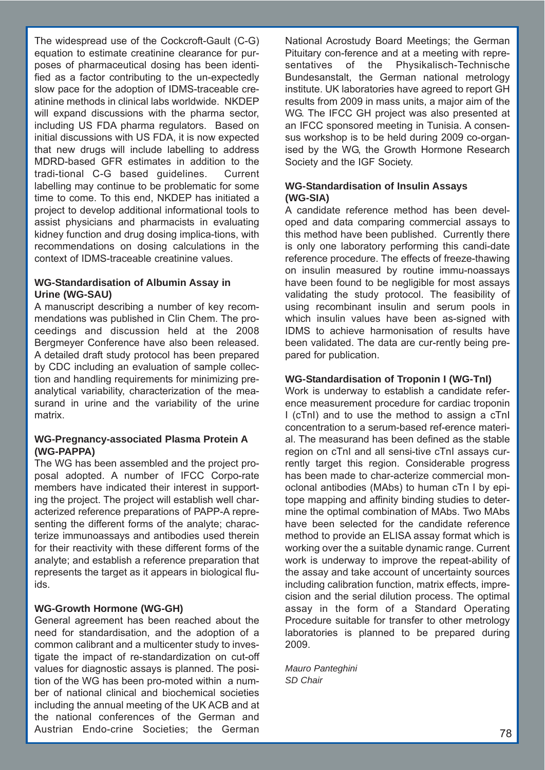The widespread use of the Cockcroft-Gault (C-G) equation to estimate creatinine clearance for purposes of pharmaceutical dosing has been identified as a factor contributing to the un-expectedly slow pace for the adoption of IDMS-traceable creatinine methods in clinical labs worldwide. NKDEP will expand discussions with the pharma sector, including US FDA pharma regulators. Based on initial discussions with US FDA, it is now expected that new drugs will include labelling to address MDRD-based GFR estimates in addition to the tradi-tional C-G based guidelines. Current labelling may continue to be problematic for some time to come. To this end, NKDEP has initiated a project to develop additional informational tools to assist physicians and pharmacists in evaluating kidney function and drug dosing implica-tions, with recommendations on dosing calculations in the context of IDMS-traceable creatinine values.

**WG-Standardisation of Albumin Assay in Urine (WG-SAU)**

A manuscript describing a number of key recommendations was published in Clin Chem. The proceedings and discussion held at the 2008 Bergmeyer Conference have also been released. A detailed draft study protocol has been prepared by CDC including an evaluation of sample collection and handling requirements for minimizing preanalytical variability, characterization of the measurand in urine and the variability of the urine matrix.

**WG-Pregnancy-associated Plasma Protein A (WG-PAPPA)**

The WG has been assembled and the project proposal adopted. A number of IFCC Corpo-rate members have indicated their interest in supporting the project. The project will establish well characterized reference preparations of PAPP-A representing the different forms of the analyte; characterize immunoassays and antibodies used therein for their reactivity with these different forms of the analyte; and establish a reference preparation that represents the target as it appears in biological fluids.

**WG-Growth Hormone (WG-GH)**

General agreement has been reached about the need for standardisation, and the adoption of a common calibrant and a multicenter study to investigate the impact of re-standardization on cut-off values for diagnostic assays is planned. The position of the WG has been pro-moted within a number of national clinical and biochemical societies including the annual meeting of the UK ACB and at the national conferences of the German and Austrian Endo-crine Societies; the German National Acrostudy Board Meetings; the German Pituitary con-ference and at a meeting with representatives of the Physikalisch-Technische Bundesanstalt, the German national metrology institute. UK laboratories have agreed to report GH results from 2009 in mass units, a major aim of the WG. The IFCC GH project was also presented at an IFCC sponsored meeting in Tunisia. A consensus workshop is to be held during 2009 co-organised by the WG, the Growth Hormone Research Society and the IGF Society.

**WG-Standardisation of Insulin Assays (WG-SIA)**

A candidate reference method has been developed and data comparing commercial assays to this method have been published. Currently there is only one laboratory performing this candi-date reference procedure. The effects of freeze-thawing on insulin measured by routine immu-noassays have been found to be negligible for most assays validating the study protocol. The feasibility of using recombinant insulin and serum pools in which insulin values have been as-signed with IDMS to achieve harmonisation of results have been validated. The data are cur-rently being prepared for publication.

**WG-Standardisation of Troponin I (WG-TnI)**

Work is underway to establish a candidate reference measurement procedure for cardiac troponin I (cTnI) and to use the method to assign a cTnI concentration to a serum-based ref-erence material. The measurand has been defined as the stable region on cTnI and all sensi-tive cTnI assays currently target this region. Considerable progress has been made to char-acterize commercial monoclonal antibodies (MAbs) to human cTn I by epitope mapping and affinity binding studies to determine the optimal combination of MAbs. Two MAbs have been selected for the candidate reference method to provide an ELISA assay format which is working over the a suitable dynamic range. Current work is underway to improve the repeat-ability of the assay and take account of uncertainty sources including calibration function, matrix effects, imprecision and the serial dilution process. The optimal assay in the form of a Standard Operating Procedure suitable for transfer to other metrology laboratories is planned to be prepared during 2009.

*Mauro Panteghini*
*SD Chair*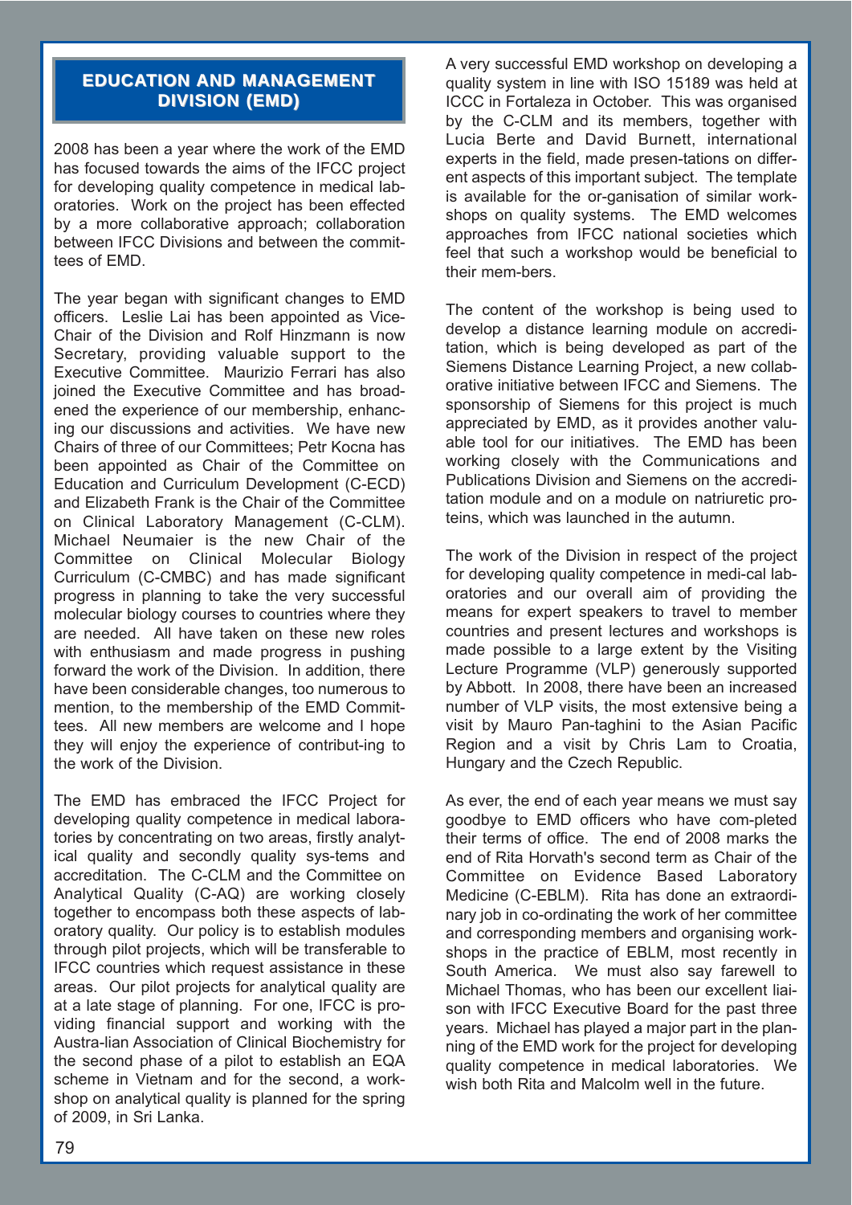## EDUCATION AND MANAGEMENT DIVISION (EMD)

2008 has been a year where the work of the EMD has focused towards the aims of the IFCC project for developing quality competence in medical laboratories. Work on the project has been effected by a more collaborative approach; collaboration between IFCC Divisions and between the committees of EMD.

The year began with significant changes to EMD officers. Leslie Lai has been appointed as Vice-Chair of the Division and Rolf Hinzmann is now Secretary, providing valuable support to the Executive Committee. Maurizio Ferrari has also joined the Executive Committee and has broadened the experience of our membership, enhancing our discussions and activities. We have new Chairs of three of our Committees; Petr Kocna has been appointed as Chair of the Committee on Education and Curriculum Development (C-ECD) and Elizabeth Frank is the Chair of the Committee on Clinical Laboratory Management (C-CLM). Michael Neumaier is the new Chair of the Committee on Clinical Molecular Biology Curriculum (C-CMBC) and has made significant progress in planning to take the very successful molecular biology courses to countries where they are needed. All have taken on these new roles with enthusiasm and made progress in pushing forward the work of the Division. In addition, there have been considerable changes, too numerous to mention, to the membership of the EMD Committees. All new members are welcome and I hope they will enjoy the experience of contribut-ing to the work of the Division.

The EMD has embraced the IFCC Project for developing quality competence in medical laboratories by concentrating on two areas, firstly analytical quality and secondly quality sys-tems and accreditation. The C-CLM and the Committee on Analytical Quality (C-AQ) are working closely together to encompass both these aspects of laboratory quality. Our policy is to establish modules through pilot projects, which will be transferable to IFCC countries which request assistance in these areas. Our pilot projects for analytical quality are at a late stage of planning. For one, IFCC is providing financial support and working with the Austra-lian Association of Clinical Biochemistry for the second phase of a pilot to establish an EQA scheme in Vietnam and for the second, a workshop on analytical quality is planned for the spring of 2009, in Sri Lanka.

A very successful EMD workshop on developing a quality system in line with ISO 15189 was held at ICCC in Fortaleza in October. This was organised by the C-CLM and its members, together with Lucia Berte and David Burnett, international experts in the field, made presen-tations on different aspects of this important subject. The template is available for the or-ganisation of similar workshops on quality systems. The EMD welcomes approaches from IFCC national societies which feel that such a workshop would be beneficial to their mem-bers.

The content of the workshop is being used to develop a distance learning module on accreditation, which is being developed as part of the Siemens Distance Learning Project, a new collaborative initiative between IFCC and Siemens. The sponsorship of Siemens for this project is much appreciated by EMD, as it provides another valuable tool for our initiatives. The EMD has been working closely with the Communications and Publications Division and Siemens on the accreditation module and on a module on natriuretic proteins, which was launched in the autumn.

The work of the Division in respect of the project for developing quality competence in medi-cal laboratories and our overall aim of providing the means for expert speakers to travel to member countries and present lectures and workshops is made possible to a large extent by the Visiting Lecture Programme (VLP) generously supported by Abbott. In 2008, there have been an increased number of VLP visits, the most extensive being a visit by Mauro Pan-taghini to the Asian Pacific Region and a visit by Chris Lam to Croatia, Hungary and the Czech Republic.

As ever, the end of each year means we must say goodbye to EMD officers who have com-pleted their terms of office. The end of 2008 marks the end of Rita Horvath's second term as Chair of the Committee on Evidence Based Laboratory Medicine (C-EBLM). Rita has done an extraordinary job in co-ordinating the work of her committee and corresponding members and organising workshops in the practice of EBLM, most recently in South America. We must also say farewell to Michael Thomas, who has been our excellent liaison with IFCC Executive Board for the past three years. Michael has played a major part in the planning of the EMD work for the project for developing quality competence in medical laboratories. We wish both Rita and Malcolm well in the future.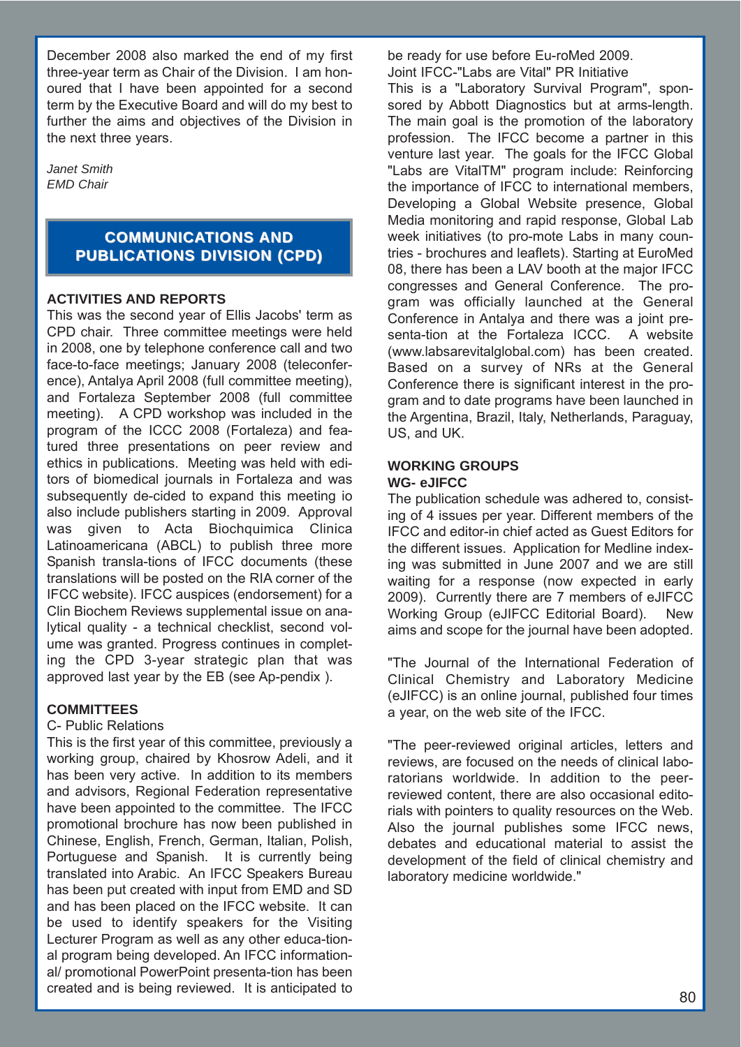December 2008 also marked the end of my first three-year term as Chair of the Division. I am honoured that I have been appointed for a second term by the Executive Board and will do my best to further the aims and objectives of the Division in the next three years.

*Janet Smith*
*EMD Chair*

## COMMUNICATIONS AND PUBLICATIONS DIVISION (CPD)

### ACTIVITIES AND REPORTS

This was the second year of Ellis Jacobs' term as CPD chair. Three committee meetings were held in 2008, one by telephone conference call and two face-to-face meetings; January 2008 (teleconference), Antalya April 2008 (full committee meeting), and Fortaleza September 2008 (full committee meeting). A CPD workshop was included in the program of the ICCC 2008 (Fortaleza) and featured three presentations on peer review and ethics in publications. Meeting was held with editors of biomedical journals in Fortaleza and was subsequently de-cided to expand this meeting io also include publishers starting in 2009. Approval was given to Acta Biochquimica Clinica Latinoamericana (ABCL) to publish three more Spanish transla-tions of IFCC documents (these translations will be posted on the RIA corner of the IFCC website). IFCC auspices (endorsement) for a Clin Biochem Reviews supplemental issue on analytical quality - a technical checklist, second volume was granted. Progress continues in completing the CPD 3-year strategic plan that was approved last year by the EB (see Ap-pendix ).

### COMMITTEES

C- Public Relations

This is the first year of this committee, previously a working group, chaired by Khosrow Adeli, and it has been very active. In addition to its members and advisors, Regional Federation representative have been appointed to the committee. The IFCC promotional brochure has now been published in Chinese, English, French, German, Italian, Polish, Portuguese and Spanish. It is currently being translated into Arabic. An IFCC Speakers Bureau has been put created with input from EMD and SD and has been placed on the IFCC website. It can be used to identify speakers for the Visiting Lecturer Program as well as any other educa-tional program being developed. An IFCC informational/ promotional PowerPoint presenta-tion has been created and is being reviewed. It is anticipated to be ready for use before Eu-roMed 2009.

Joint IFCC-"Labs are Vital" PR Initiative

This is a "Laboratory Survival Program", sponsored by Abbott Diagnostics but at arms-length. The main goal is the promotion of the laboratory profession. The IFCC become a partner in this venture last year. The goals for the IFCC Global "Labs are VitalTM" program include: Reinforcing the importance of IFCC to international members, Developing a Global Website presence, Global Media monitoring and rapid response, Global Lab week initiatives (to pro-mote Labs in many countries - brochures and leaflets). Starting at EuroMed 08, there has been a LAV booth at the major IFCC congresses and General Conference. The program was officially launched at the General Conference in Antalya and there was a joint presenta-tion at the Fortaleza ICCC. A website (www.labsarevitalglobal.com) has been created. Based on a survey of NRs at the General Conference there is significant interest in the program and to date programs have been launched in the Argentina, Brazil, Italy, Netherlands, Paraguay, US, and UK.

### WORKING GROUPS

**WG- eJIFCC**

The publication schedule was adhered to, consisting of 4 issues per year. Different members of the IFCC and editor-in chief acted as Guest Editors for the different issues. Application for Medline indexing was submitted in June 2007 and we are still waiting for a response (now expected in early 2009). Currently there are 7 members of eJIFCC Working Group (eJIFCC Editorial Board). New aims and scope for the journal have been adopted.

"The Journal of the International Federation of Clinical Chemistry and Laboratory Medicine (eJIFCC) is an online journal, published four times a year, on the web site of the IFCC.

"The peer-reviewed original articles, letters and reviews, are focused on the needs of clinical laboratorians worldwide. In addition to the peer-reviewed content, there are also occasional editorials with pointers to quality resources on the Web. Also the journal publishes some IFCC news, debates and educational material to assist the development of the field of clinical chemistry and laboratory medicine worldwide."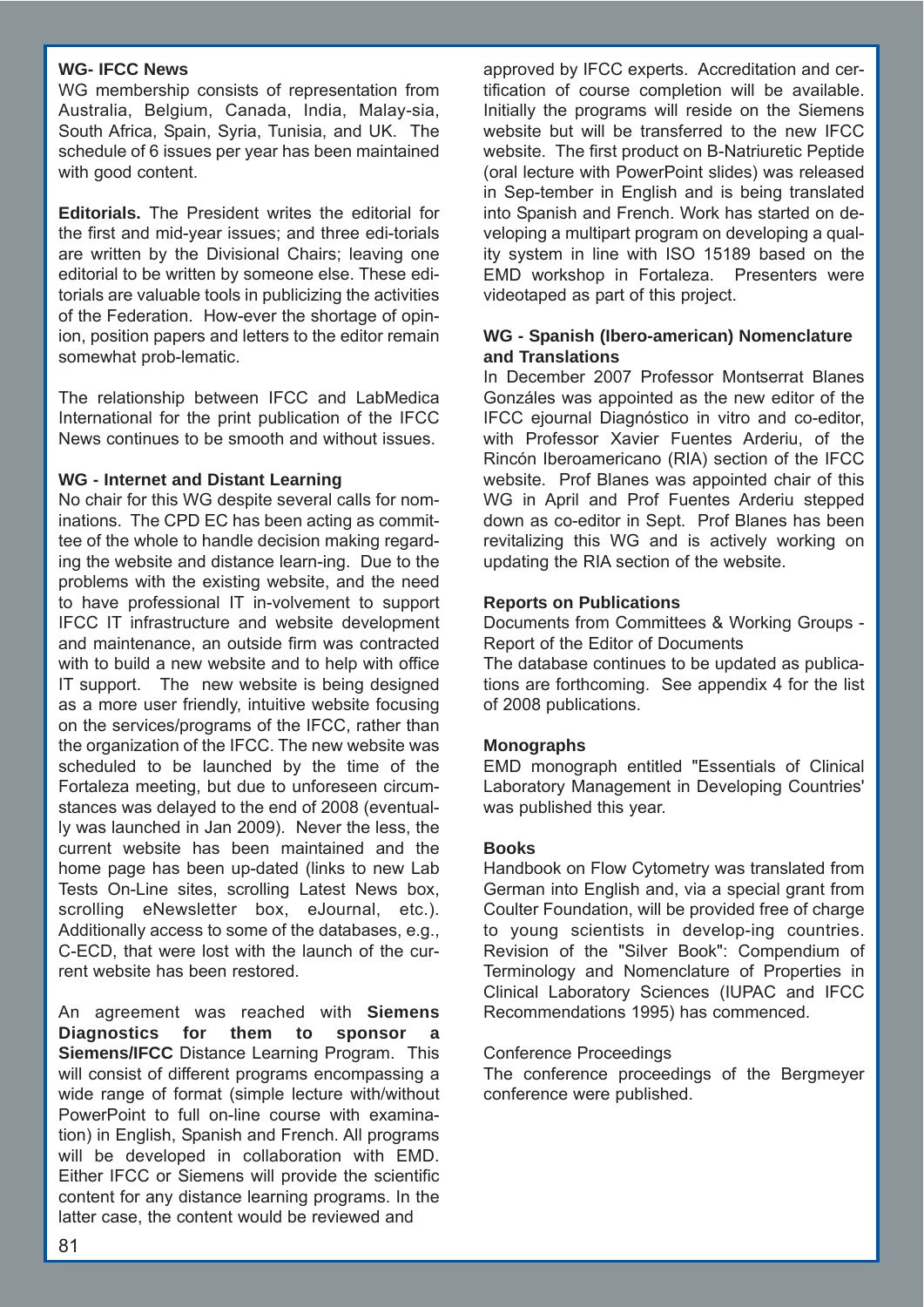**WG- IFCC News**

WG membership consists of representation from Australia, Belgium, Canada, India, Malay-sia, South Africa, Spain, Syria, Tunisia, and UK. The schedule of 6 issues per year has been maintained with good content.

**Editorials.** The President writes the editorial for the first and mid-year issues; and three edi-torials are written by the Divisional Chairs; leaving one editorial to be written by someone else. These edi-torials are valuable tools in publicizing the activities of the Federation. How-ever the shortage of opin-ion, position papers and letters to the editor remain somewhat prob-lematic.

The relationship between IFCC and LabMedica International for the print publication of the IFCC News continues to be smooth and without issues.

**WG - Internet and Distant Learning**

No chair for this WG despite several calls for nom-inations. The CPD EC has been acting as commit-tee of the whole to handle decision making regard-ing the website and distance learn-ing. Due to the problems with the existing website, and the need to have professional IT in-volvement to support IFCC IT infrastructure and website development and maintenance, an outside firm was contracted with to build a new website and to help with office IT support. The new website is being designed as a more user friendly, intuitive website focusing on the services/programs of the IFCC, rather than the organization of the IFCC. The new website was scheduled to be launched by the time of the Fortaleza meeting, but due to unforeseen circum-stances was delayed to the end of 2008 (eventual-ly was launched in Jan 2009). Never the less, the current website has been maintained and the home page has been up-dated (links to new Lab Tests On-Line sites, scrolling Latest News box, scrolling eNewsletter box, eJournal, etc.). Additionally access to some of the databases, e.g., C-ECD, that were lost with the launch of the cur-rent website has been restored.

An agreement was reached with **Siemens Diagnostics for them to sponsor a Siemens/IFCC** Distance Learning Program. This will consist of different programs encompassing a wide range of format (simple lecture with/without PowerPoint to full on-line course with examina-tion) in English, Spanish and French. All programs will be developed in collaboration with EMD. Either IFCC or Siemens will provide the scientific content for any distance learning programs. In the latter case, the content would be reviewed and approved by IFCC experts. Accreditation and cer-tification of course completion will be available. Initially the programs will reside on the Siemens website but will be transferred to the new IFCC website. The first product on B-Natriuretic Peptide (oral lecture with PowerPoint slides) was released in Sep-tember in English and is being translated into Spanish and French. Work has started on de-veloping a multipart program on developing a qual-ity system in line with ISO 15189 based on the EMD workshop in Fortaleza. Presenters were videotaped as part of this project.

**WG - Spanish (Ibero-american) Nomenclature and Translations**

In December 2007 Professor Montserrat Blanes Gonzáles was appointed as the new editor of the IFCC ejournal Diagnóstico in vitro and co-editor, with Professor Xavier Fuentes Arderiu, of the Rincón Iberoamericano (RIA) section of the IFCC website. Prof Blanes was appointed chair of this WG in April and Prof Fuentes Arderiu stepped down as co-editor in Sept. Prof Blanes has been revitalizing this WG and is actively working on updating the RIA section of the website.

**Reports on Publications**

Documents from Committees & Working Groups - Report of the Editor of Documents

The database continues to be updated as publica-tions are forthcoming. See appendix 4 for the list of 2008 publications.

**Monographs**

EMD monograph entitled "Essentials of Clinical Laboratory Management in Developing Countries' was published this year.

**Books**

Handbook on Flow Cytometry was translated from German into English and, via a special grant from Coulter Foundation, will be provided free of charge to young scientists in develop-ing countries. Revision of the "Silver Book": Compendium of Terminology and Nomenclature of Properties in Clinical Laboratory Sciences (IUPAC and IFCC Recommendations 1995) has commenced.

Conference Proceedings

The conference proceedings of the Bergmeyer conference were published.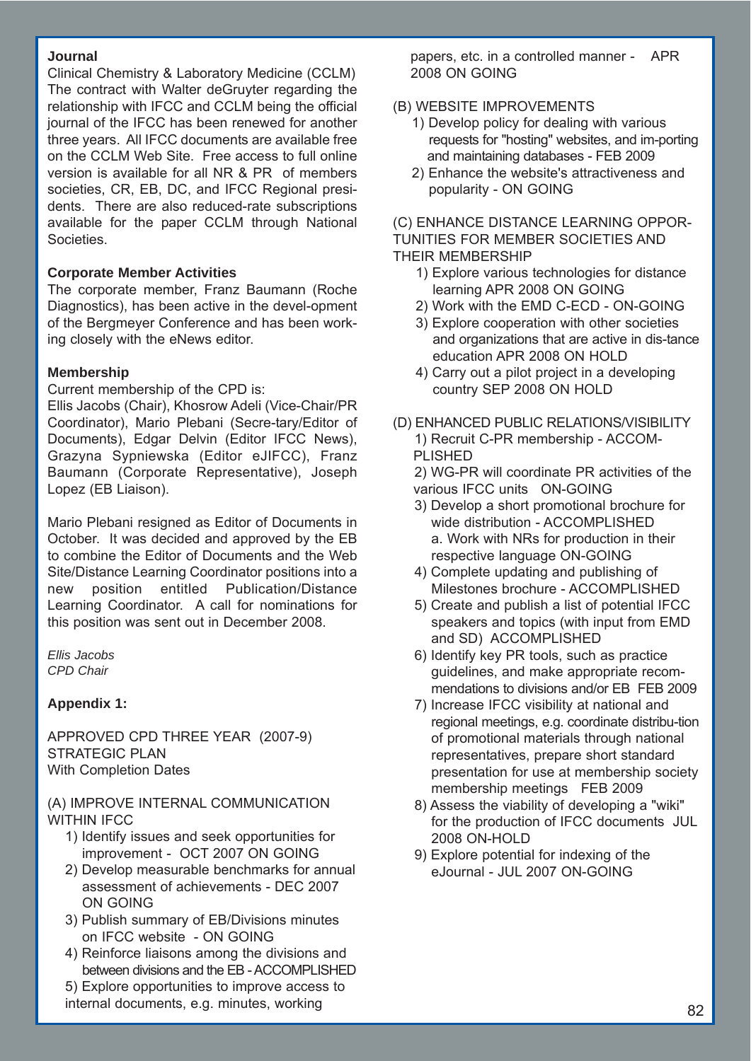**Journal**

Clinical Chemistry & Laboratory Medicine (CCLM) The contract with Walter deGruyter regarding the relationship with IFCC and CCLM being the official journal of the IFCC has been renewed for another three years. All IFCC documents are available free on the CCLM Web Site. Free access to full online version is available for all NR & PR of members societies, CR, EB, DC, and IFCC Regional presidents. There are also reduced-rate subscriptions available for the paper CCLM through National Societies.

**Corporate Member Activities**

The corporate member, Franz Baumann (Roche Diagnostics), has been active in the devel-opment of the Bergmeyer Conference and has been working closely with the eNews editor.

**Membership**

Current membership of the CPD is:

Ellis Jacobs (Chair), Khosrow Adeli (Vice-Chair/PR Coordinator), Mario Plebani (Secre-tary/Editor of Documents), Edgar Delvin (Editor IFCC News), Grazyna Sypniewska (Editor eJIFCC), Franz Baumann (Corporate Representative), Joseph Lopez (EB Liaison).

Mario Plebani resigned as Editor of Documents in October. It was decided and approved by the EB to combine the Editor of Documents and the Web Site/Distance Learning Coordinator positions into a new position entitled Publication/Distance Learning Coordinator. A call for nominations for this position was sent out in December 2008.

*Ellis Jacobs*
*CPD Chair*

**Appendix 1:**

APPROVED CPD THREE YEAR (2007-9) STRATEGIC PLAN
With Completion Dates

(A) IMPROVE INTERNAL COMMUNICATION WITHIN IFCC

1) Identify issues and seek opportunities for improvement - OCT 2007 ON GOING
2) Develop measurable benchmarks for annual assessment of achievements - DEC 2007 ON GOING
3) Publish summary of EB/Divisions minutes on IFCC website - ON GOING
4) Reinforce liaisons among the divisions and between divisions and the EB - ACCOMPLISHED
5) Explore opportunities to improve access to internal documents, e.g. minutes, working papers, etc. in a controlled manner - APR 2008 ON GOING

(B) WEBSITE IMPROVEMENTS

1) Develop policy for dealing with various requests for "hosting" websites, and im-porting and maintaining databases - FEB 2009
2) Enhance the website's attractiveness and popularity - ON GOING

(C) ENHANCE DISTANCE LEARNING OPPOR-TUNITIES FOR MEMBER SOCIETIES AND THEIR MEMBERSHIP

1) Explore various technologies for distance learning APR 2008 ON GOING
2) Work with the EMD C-ECD - ON-GOING
3) Explore cooperation with other societies and organizations that are active in dis-tance education APR 2008 ON HOLD
4) Carry out a pilot project in a developing country SEP 2008 ON HOLD

(D) ENHANCED PUBLIC RELATIONS/VISIBILITY

1) Recruit C-PR membership - ACCOM-PLISHED
2) WG-PR will coordinate PR activities of the various IFCC units ON-GOING
3) Develop a short promotional brochure for wide distribution - ACCOMPLISHED
   a. Work with NRs for production in their respective language ON-GOING
4) Complete updating and publishing of Milestones brochure - ACCOMPLISHED
5) Create and publish a list of potential IFCC speakers and topics (with input from EMD and SD) ACCOMPLISHED
6) Identify key PR tools, such as practice guidelines, and make appropriate recom-mendations to divisions and/or EB FEB 2009
7) Increase IFCC visibility at national and regional meetings, e.g. coordinate distribu-tion of promotional materials through national representatives, prepare short standard presentation for use at membership society membership meetings FEB 2009
8) Assess the viability of developing a "wiki" for the production of IFCC documents JUL 2008 ON-HOLD
9) Explore potential for indexing of the eJournal - JUL 2007 ON-GOING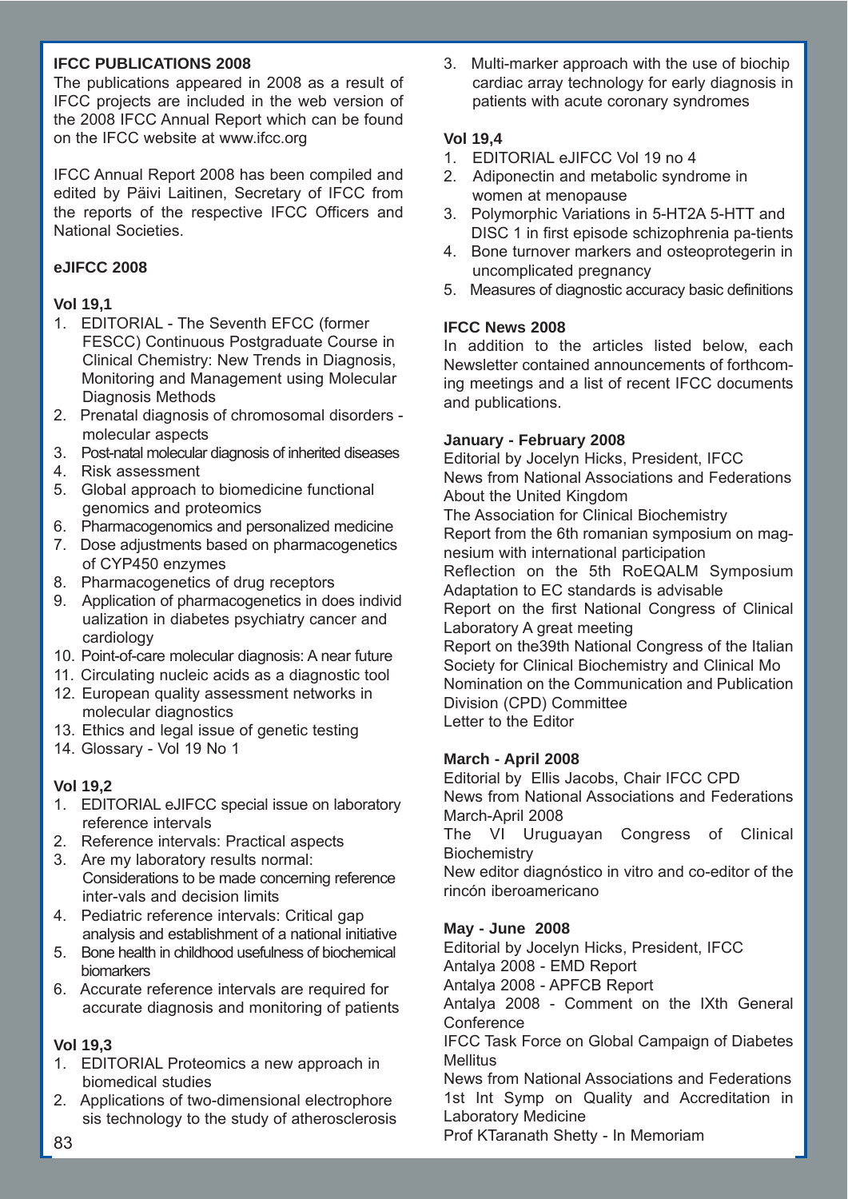## IFCC PUBLICATIONS 2008

The publications appeared in 2008 as a result of IFCC projects are included in the web version of the 2008 IFCC Annual Report which can be found on the IFCC website at www.ifcc.org

IFCC Annual Report 2008 has been compiled and edited by Päivi Laitinen, Secretary of IFCC from the reports of the respective IFCC Officers and National Societies.

### eJIFCC 2008

**Vol 19,1**

1. EDITORIAL - The Seventh EFCC (former FESCC) Continuous Postgraduate Course in Clinical Chemistry: New Trends in Diagnosis, Monitoring and Management using Molecular Diagnosis Methods
2. Prenatal diagnosis of chromosomal disorders - molecular aspects
3. Post-natal molecular diagnosis of inherited diseases
4. Risk assessment
5. Global approach to biomedicine functional genomics and proteomics
6. Pharmacogenomics and personalized medicine
7. Dose adjustments based on pharmacogenetics of CYP450 enzymes
8. Pharmacogenetics of drug receptors
9. Application of pharmacogenetics in does individ ualization in diabetes psychiatry cancer and cardiology
10. Point-of-care molecular diagnosis: A near future
11. Circulating nucleic acids as a diagnostic tool
12. European quality assessment networks in molecular diagnostics
13. Ethics and legal issue of genetic testing
14. Glossary - Vol 19 No 1

**Vol 19,2**

1. EDITORIAL eJIFCC special issue on laboratory reference intervals
2. Reference intervals: Practical aspects
3. Are my laboratory results normal: Considerations to be made concerning reference inter-vals and decision limits
4. Pediatric reference intervals: Critical gap analysis and establishment of a national initiative
5. Bone health in childhood usefulness of biochemical biomarkers
6. Accurate reference intervals are required for accurate diagnosis and monitoring of patients

**Vol 19,3**

1. EDITORIAL Proteomics a new approach in biomedical studies
2. Applications of two-dimensional electrophore sis technology to the study of atherosclerosis
3. Multi-marker approach with the use of biochip cardiac array technology for early diagnosis in patients with acute coronary syndromes

**Vol 19,4**

1. EDITORIAL eJIFCC Vol 19 no 4
2. Adiponectin and metabolic syndrome in women at menopause
3. Polymorphic Variations in 5-HT2A 5-HTT and DISC 1 in first episode schizophrenia pa-tients
4. Bone turnover markers and osteoprotegerin in uncomplicated pregnancy
5. Measures of diagnostic accuracy basic definitions

### IFCC News 2008

In addition to the articles listed below, each Newsletter contained announcements of forthcoming meetings and a list of recent IFCC documents and publications.

**January - February 2008**

Editorial by Jocelyn Hicks, President, IFCC
News from National Associations and Federations
About the United Kingdom
The Association for Clinical Biochemistry
Report from the 6th romanian symposium on magnesium with international participation
Reflection on the 5th RoEQALM Symposium Adaptation to EC standards is advisable
Report on the first National Congress of Clinical Laboratory A great meeting
Report on the39th National Congress of the Italian Society for Clinical Biochemistry and Clinical Mo
Nomination on the Communication and Publication Division (CPD) Committee
Letter to the Editor

**March - April 2008**

Editorial by Ellis Jacobs, Chair IFCC CPD
News from National Associations and Federations March-April 2008
The VI Uruguayan Congress of Clinical Biochemistry
New editor diagnóstico in vitro and co-editor of the rincón iberoamericano

**May - June 2008**

Editorial by Jocelyn Hicks, President, IFCC
Antalya 2008 - EMD Report
Antalya 2008 - APFCB Report
Antalya 2008 - Comment on the IXth General Conference
IFCC Task Force on Global Campaign of Diabetes Mellitus
News from National Associations and Federations
1st Int Symp on Quality and Accreditation in Laboratory Medicine
Prof KTaranath Shetty - In Memoriam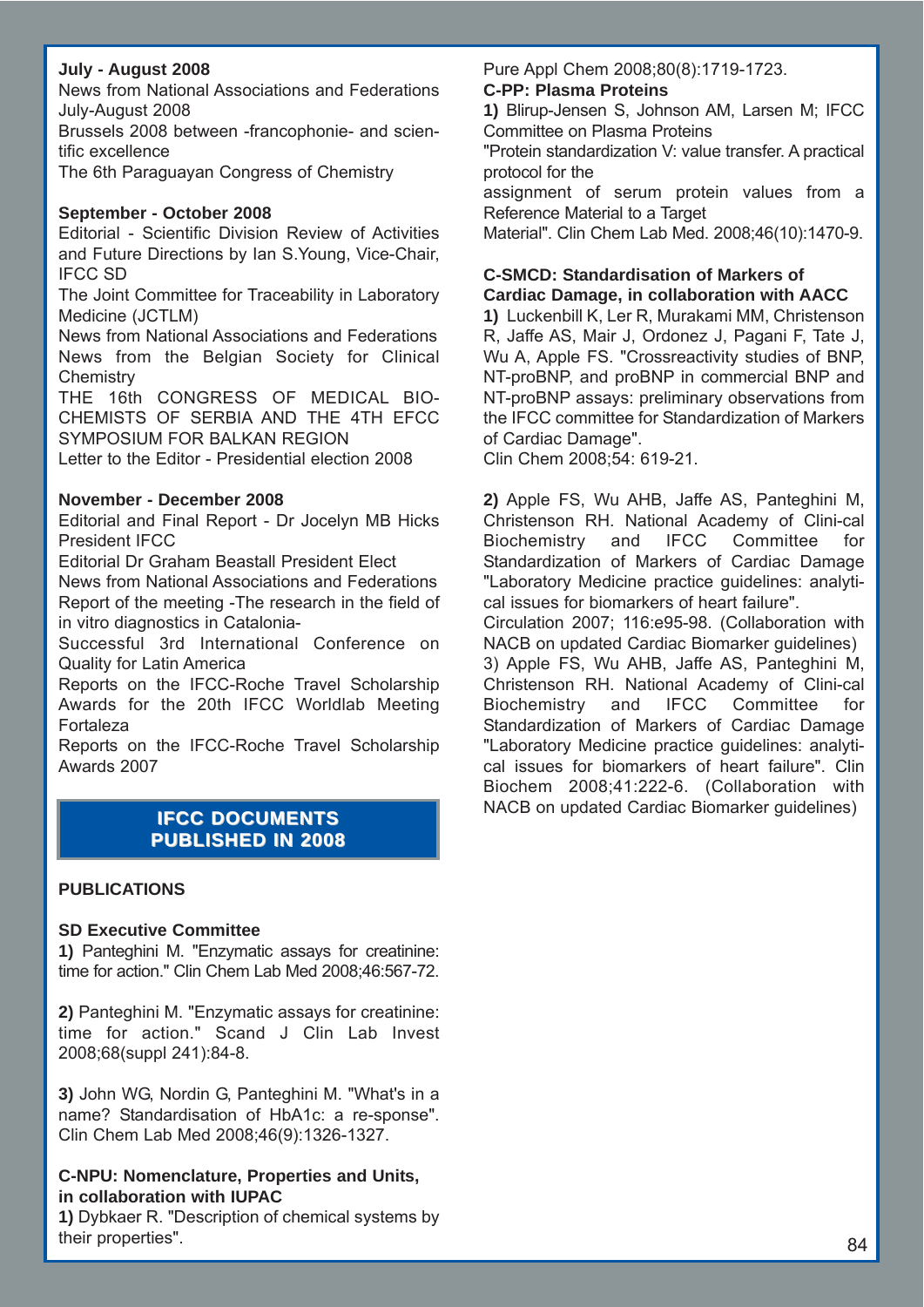**July - August 2008**

News from National Associations and Federations July-August 2008

Brussels 2008 between -francophonie- and scientific excellence

The 6th Paraguayan Congress of Chemistry

**September - October 2008**

Editorial - Scientific Division Review of Activities and Future Directions by Ian S.Young, Vice-Chair, IFCC SD

The Joint Committee for Traceability in Laboratory Medicine (JCTLM)

News from National Associations and Federations

News from the Belgian Society for Clinical Chemistry

THE 16th CONGRESS OF MEDICAL BIOCHEMISTS OF SERBIA AND THE 4TH EFCC SYMPOSIUM FOR BALKAN REGION

Letter to the Editor - Presidential election 2008

**November - December 2008**

Editorial and Final Report - Dr Jocelyn MB Hicks President IFCC

Editorial Dr Graham Beastall President Elect

News from National Associations and Federations

Report of the meeting -The research in the field of in vitro diagnostics in Catalonia-

Successful 3rd International Conference on Quality for Latin America

Reports on the IFCC-Roche Travel Scholarship Awards for the 20th IFCC Worldlab Meeting Fortaleza

Reports on the IFCC-Roche Travel Scholarship Awards 2007

## IFCC DOCUMENTS PUBLISHED IN 2008

**PUBLICATIONS**

**SD Executive Committee**

**1)** Panteghini M. "Enzymatic assays for creatinine: time for action." Clin Chem Lab Med 2008;46:567-72.

**2)** Panteghini M. "Enzymatic assays for creatinine: time for action." Scand J Clin Lab Invest 2008;68(suppl 241):84-8.

**3)** John WG, Nordin G, Panteghini M. "What's in a name? Standardisation of HbA1c: a re-sponse". Clin Chem Lab Med 2008;46(9):1326-1327.

**C-NPU: Nomenclature, Properties and Units, in collaboration with IUPAC**

**1)** Dybkaer R. "Description of chemical systems by their properties". Pure Appl Chem 2008;80(8):1719-1723.

**C-PP: Plasma Proteins**

**1)** Blirup-Jensen S, Johnson AM, Larsen M; IFCC Committee on Plasma Proteins

"Protein standardization V: value transfer. A practical protocol for the assignment of serum protein values from a Reference Material to a Target Material". Clin Chem Lab Med. 2008;46(10):1470-9.

**C-SMCD: Standardisation of Markers of Cardiac Damage, in collaboration with AACC**

**1)** Luckenbill K, Ler R, Murakami MM, Christenson R, Jaffe AS, Mair J, Ordonez J, Pagani F, Tate J, Wu A, Apple FS. "Crossreactivity studies of BNP, NT-proBNP, and proBNP in commercial BNP and NT-proBNP assays: preliminary observations from the IFCC committee for Standardization of Markers of Cardiac Damage".

Clin Chem 2008;54: 619-21.

**2)** Apple FS, Wu AHB, Jaffe AS, Panteghini M, Christenson RH. National Academy of Clini-cal Biochemistry and IFCC Committee for Standardization of Markers of Cardiac Damage "Laboratory Medicine practice guidelines: analytical issues for biomarkers of heart failure".

Circulation 2007; 116:e95-98. (Collaboration with NACB on updated Cardiac Biomarker guidelines)

3) Apple FS, Wu AHB, Jaffe AS, Panteghini M, Christenson RH. National Academy of Clini-cal Biochemistry and IFCC Committee for Standardization of Markers of Cardiac Damage "Laboratory Medicine practice guidelines: analytical issues for biomarkers of heart failure". Clin Biochem 2008;41:222-6. (Collaboration with NACB on updated Cardiac Biomarker guidelines)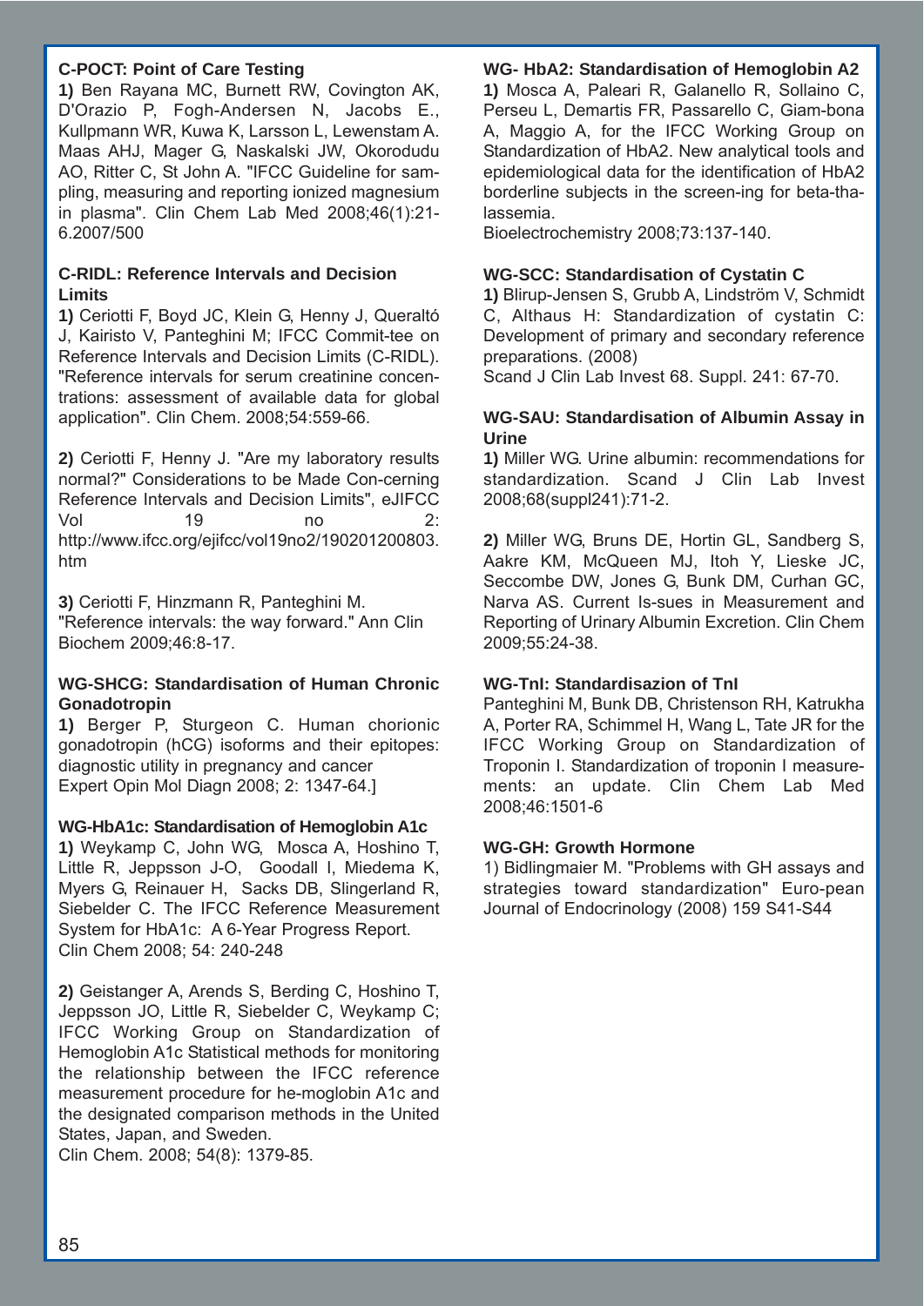**C-POCT: Point of Care Testing**

**1)** Ben Rayana MC, Burnett RW, Covington AK, D'Orazio P, Fogh-Andersen N, Jacobs E., Kullpmann WR, Kuwa K, Larsson L, Lewenstam A. Maas AHJ, Mager G, Naskalski JW, Okorodudu AO, Ritter C, St John A. "IFCC Guideline for sampling, measuring and reporting ionized magnesium in plasma". Clin Chem Lab Med 2008;46(1):21-6.2007/500

**C-RIDL: Reference Intervals and Decision Limits**

**1)** Ceriotti F, Boyd JC, Klein G, Henny J, Queraltó J, Kairisto V, Panteghini M; IFCC Commit-tee on Reference Intervals and Decision Limits (C-RIDL). "Reference intervals for serum creatinine concentrations: assessment of available data for global application". Clin Chem. 2008;54:559-66.

**2)** Ceriotti F, Henny J. "Are my laboratory results normal?" Considerations to be Made Con-cerning Reference Intervals and Decision Limits", eJIFCC Vol 19 no 2: http://www.ifcc.org/ejifcc/vol19no2/190201200803.htm

**3)** Ceriotti F, Hinzmann R, Panteghini M. "Reference intervals: the way forward." Ann Clin Biochem 2009;46:8-17.

**WG-SHCG: Standardisation of Human Chronic Gonadotropin**

**1)** Berger P, Sturgeon C. Human chorionic gonadotropin (hCG) isoforms and their epitopes: diagnostic utility in pregnancy and cancer Expert Opin Mol Diagn 2008; 2: 1347-64.]

**WG-HbA1c: Standardisation of Hemoglobin A1c**

**1)** Weykamp C, John WG, Mosca A, Hoshino T, Little R, Jeppsson J-O, Goodall I, Miedema K, Myers G, Reinauer H, Sacks DB, Slingerland R, Siebelder C. The IFCC Reference Measurement System for HbA1c: A 6-Year Progress Report. Clin Chem 2008; 54: 240-248

**2)** Geistanger A, Arends S, Berding C, Hoshino T, Jeppsson JO, Little R, Siebelder C, Weykamp C; IFCC Working Group on Standardization of Hemoglobin A1c Statistical methods for monitoring the relationship between the IFCC reference measurement procedure for he-moglobin A1c and the designated comparison methods in the United States, Japan, and Sweden. Clin Chem. 2008; 54(8): 1379-85.

**WG- HbA2: Standardisation of Hemoglobin A2**

**1)** Mosca A, Paleari R, Galanello R, Sollaino C, Perseu L, Demartis FR, Passarello C, Giam-bona A, Maggio A, for the IFCC Working Group on Standardization of HbA2. New analytical tools and epidemiological data for the identification of HbA2 borderline subjects in the screen-ing for beta-thalassemia. Bioelectrochemistry 2008;73:137-140.

**WG-SCC: Standardisation of Cystatin C**

**1)** Blirup-Jensen S, Grubb A, Lindström V, Schmidt C, Althaus H: Standardization of cystatin C: Development of primary and secondary reference preparations. (2008) Scand J Clin Lab Invest 68. Suppl. 241: 67-70.

**WG-SAU: Standardisation of Albumin Assay in Urine**

**1)** Miller WG. Urine albumin: recommendations for standardization. Scand J Clin Lab Invest 2008;68(suppl241):71-2.

**2)** Miller WG, Bruns DE, Hortin GL, Sandberg S, Aakre KM, McQueen MJ, Itoh Y, Lieske JC, Seccombe DW, Jones G, Bunk DM, Curhan GC, Narva AS. Current Is-sues in Measurement and Reporting of Urinary Albumin Excretion. Clin Chem 2009;55:24-38.

**WG-TnI: Standardisazion of TnI**

Panteghini M, Bunk DB, Christenson RH, Katrukha A, Porter RA, Schimmel H, Wang L, Tate JR for the IFCC Working Group on Standardization of Troponin I. Standardization of troponin I measurements: an update. Clin Chem Lab Med 2008;46:1501-6

**WG-GH: Growth Hormone**

1) Bidlingmaier M. "Problems with GH assays and strategies toward standardization" Euro-pean Journal of Endocrinology (2008) 159 S41-S44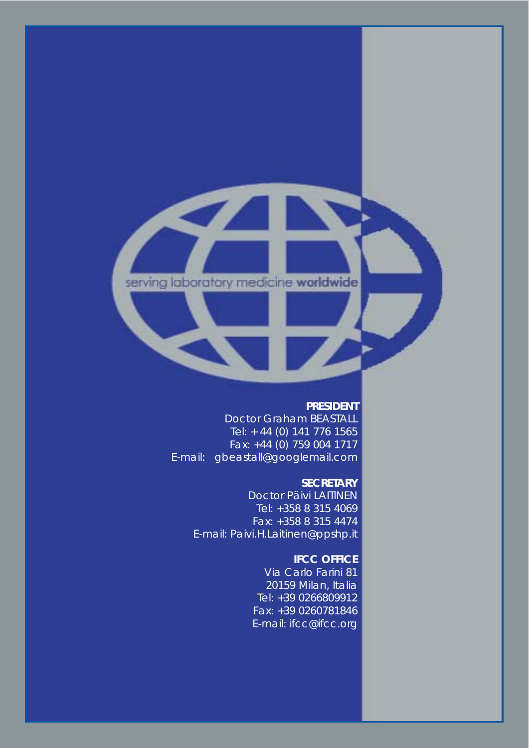serving laboratory medicine **worldwide**

**PRESIDENT**

Doctor Graham BEASTALL
Tel: + 44 (0) 141 776 1565
Fax: +44 (0) 759 004 1717
E-mail: gbeastall@googlemail.com

**SECRETARY**

Doctor Päivi LAITINEN
Tel: +358 8 315 4069
Fax: +358 8 315 4474
E-mail: Paivi.H.Laitinen@ppshp.it

**IFCC OFFICE**

Via Carlo Farini 81
20159 Milan, Italia
Tel: +39 0266809912
Fax: +39 0260781846
E-mail: ifcc@ifcc.org